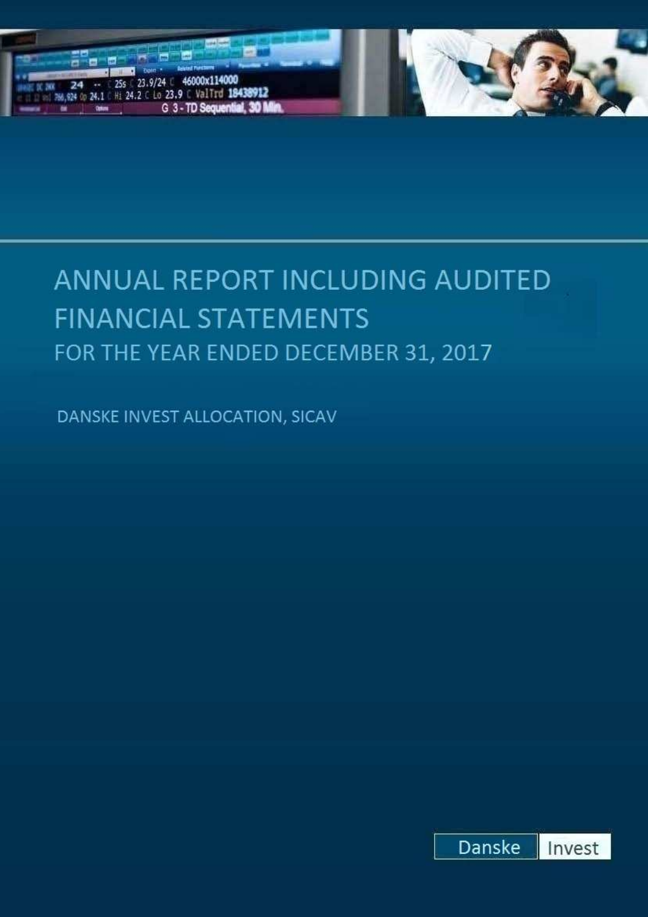# ANNUAL REPORT INCLUDING AUDITED FINANCIAL STATEMENTS

## FOR THE YEAR ENDED DECEMBER 31, 2017

DANSKE INVEST ALLOCATION, SICAV

Danske Invest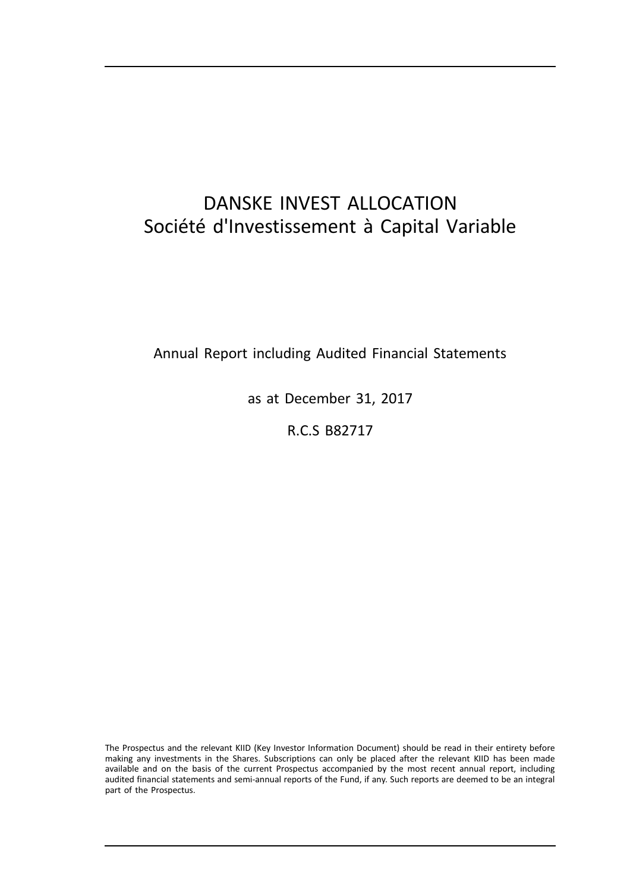# DANSKE INVEST ALLOCATION
## Société d'Investissement à Capital Variable

Annual Report including Audited Financial Statements

as at December 31, 2017

R.C.S B82717

The Prospectus and the relevant KIID (Key Investor Information Document) should be read in their entirety before making any investments in the Shares. Subscriptions can only be placed after the relevant KIID has been made available and on the basis of the current Prospectus accompanied by the most recent annual report, including audited financial statements and semi-annual reports of the Fund, if any. Such reports are deemed to be an integral part of the Prospectus.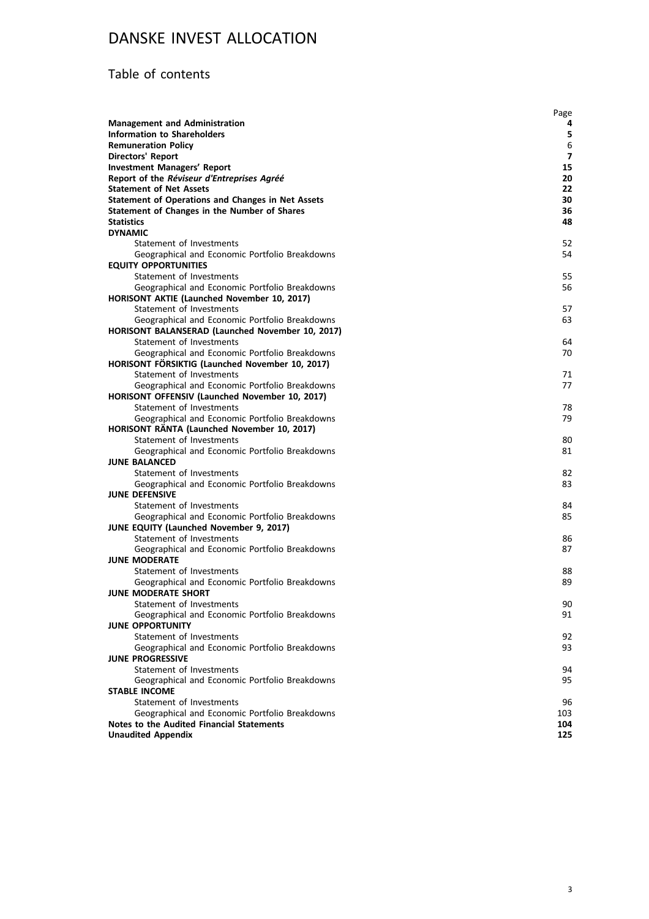# DANSKE INVEST ALLOCATION

## Table of contents

| | Page |
|---|---|
| **Management and Administration** | **4** |
| **Information to Shareholders** | **5** |
| **Remuneration Policy** | 6 |
| **Directors' Report** | **7** |
| **Investment Managers' Report** | **15** |
| **Report of the *Réviseur d'Entreprises Agréé*** | **20** |
| **Statement of Net Assets** | **22** |
| **Statement of Operations and Changes in Net Assets** | **30** |
| **Statement of Changes in the Number of Shares** | **36** |
| **Statistics** | **48** |
| **DYNAMIC** | |
| Statement of Investments | 52 |
| Geographical and Economic Portfolio Breakdowns | 54 |
| **EQUITY OPPORTUNITIES** | |
| Statement of Investments | 55 |
| Geographical and Economic Portfolio Breakdowns | 56 |
| **HORISONT AKTIE (Launched November 10, 2017)** | |
| Statement of Investments | 57 |
| Geographical and Economic Portfolio Breakdowns | 63 |
| **HORISONT BALANSERAD (Launched November 10, 2017)** | |
| Statement of Investments | 64 |
| Geographical and Economic Portfolio Breakdowns | 70 |
| **HORISONT FÖRSIKTIG (Launched November 10, 2017)** | |
| Statement of Investments | 71 |
| Geographical and Economic Portfolio Breakdowns | 77 |
| **HORISONT OFFENSIV (Launched November 10, 2017)** | |
| Statement of Investments | 78 |
| Geographical and Economic Portfolio Breakdowns | 79 |
| **HORISONT RÄNTA (Launched November 10, 2017)** | |
| Statement of Investments | 80 |
| Geographical and Economic Portfolio Breakdowns | 81 |
| **JUNE BALANCED** | |
| Statement of Investments | 82 |
| Geographical and Economic Portfolio Breakdowns | 83 |
| **JUNE DEFENSIVE** | |
| Statement of Investments | 84 |
| Geographical and Economic Portfolio Breakdowns | 85 |
| **JUNE EQUITY (Launched November 9, 2017)** | |
| Statement of Investments | 86 |
| Geographical and Economic Portfolio Breakdowns | 87 |
| **JUNE MODERATE** | |
| Statement of Investments | 88 |
| Geographical and Economic Portfolio Breakdowns | 89 |
| **JUNE MODERATE SHORT** | |
| Statement of Investments | 90 |
| Geographical and Economic Portfolio Breakdowns | 91 |
| **JUNE OPPORTUNITY** | |
| Statement of Investments | 92 |
| Geographical and Economic Portfolio Breakdowns | 93 |
| **JUNE PROGRESSIVE** | |
| Statement of Investments | 94 |
| Geographical and Economic Portfolio Breakdowns | 95 |
| **STABLE INCOME** | |
| Statement of Investments | 96 |
| Geographical and Economic Portfolio Breakdowns | 103 |
| **Notes to the Audited Financial Statements** | **104** |
| **Unaudited Appendix** | **125** |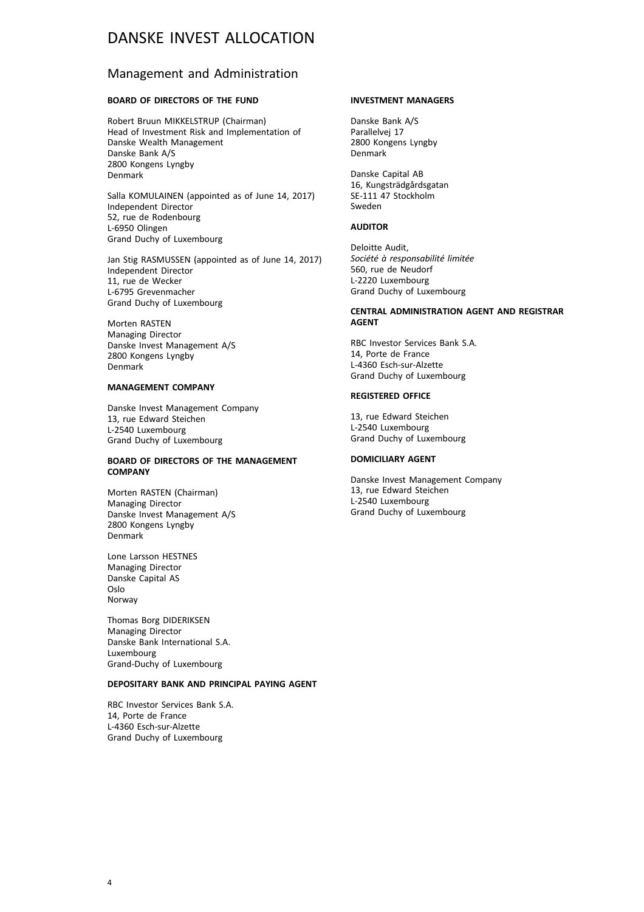# DANSKE INVEST ALLOCATION

## Management and Administration

**BOARD OF DIRECTORS OF THE FUND**

Robert Bruun MIKKELSTRUP (Chairman)
Head of Investment Risk and Implementation of
Danske Wealth Management
Danske Bank A/S
2800 Kongens Lyngby
Denmark

Salla KOMULAINEN (appointed as of June 14, 2017)
Independent Director
52, rue de Rodenbourg
L-6950 Olingen
Grand Duchy of Luxembourg

Jan Stig RASMUSSEN (appointed as of June 14, 2017)
Independent Director
11, rue de Wecker
L-6795 Grevenmacher
Grand Duchy of Luxembourg

Morten RASTEN
Managing Director
Danske Invest Management A/S
2800 Kongens Lyngby
Denmark

**MANAGEMENT COMPANY**

Danske Invest Management Company
13, rue Edward Steichen
L-2540 Luxembourg
Grand Duchy of Luxembourg

**BOARD OF DIRECTORS OF THE MANAGEMENT COMPANY**

Morten RASTEN (Chairman)
Managing Director
Danske Invest Management A/S
2800 Kongens Lyngby
Denmark

Lone Larsson HESTNES
Managing Director
Danske Capital AS
Oslo
Norway

Thomas Borg DIDERIKSEN
Managing Director
Danske Bank International S.A.
Luxembourg
Grand-Duchy of Luxembourg

**DEPOSITARY BANK AND PRINCIPAL PAYING AGENT**

RBC Investor Services Bank S.A.
14, Porte de France
L-4360 Esch-sur-Alzette
Grand Duchy of Luxembourg

**INVESTMENT MANAGERS**

Danske Bank A/S
Parallelvej 17
2800 Kongens Lyngby
Denmark

Danske Capital AB
16, Kungsträdgårdsgatan
SE-111 47 Stockholm
Sweden

**AUDITOR**

Deloitte Audit,
*Société à responsabilité limitée*
560, rue de Neudorf
L-2220 Luxembourg
Grand Duchy of Luxembourg

**CENTRAL ADMINISTRATION AGENT AND REGISTRAR AGENT**

RBC Investor Services Bank S.A.
14, Porte de France
L-4360 Esch-sur-Alzette
Grand Duchy of Luxembourg

**REGISTERED OFFICE**

13, rue Edward Steichen
L-2540 Luxembourg
Grand Duchy of Luxembourg

**DOMICILIARY AGENT**

Danske Invest Management Company
13, rue Edward Steichen
L-2540 Luxembourg
Grand Duchy of Luxembourg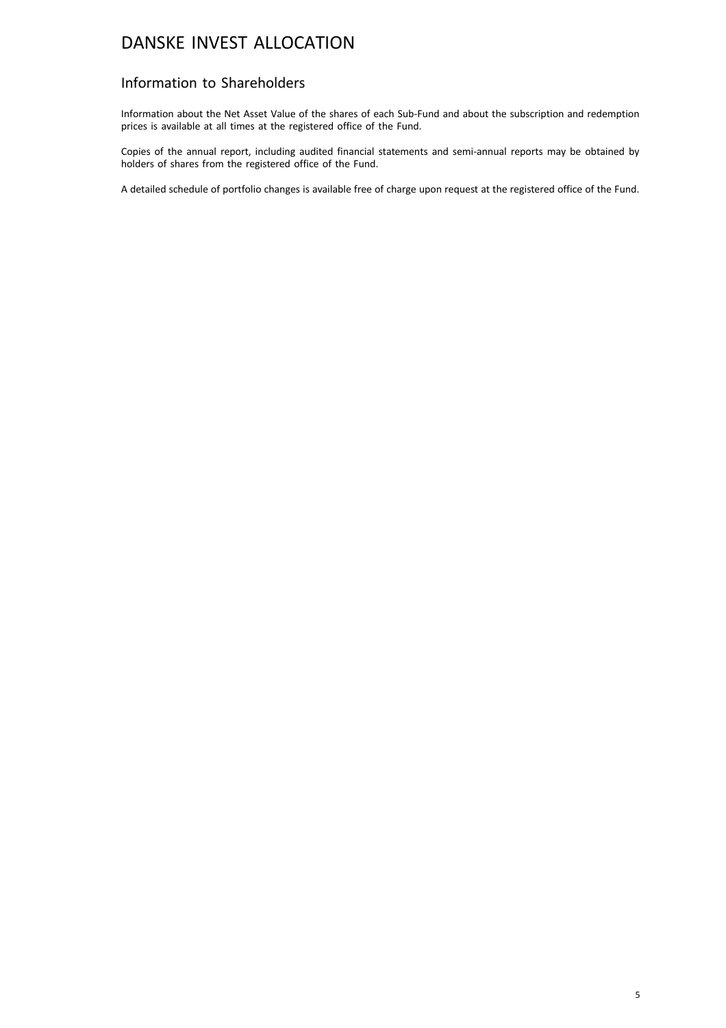# DANSKE INVEST ALLOCATION

## Information to Shareholders

Information about the Net Asset Value of the shares of each Sub-Fund and about the subscription and redemption prices is available at all times at the registered office of the Fund.

Copies of the annual report, including audited financial statements and semi-annual reports may be obtained by holders of shares from the registered office of the Fund.

A detailed schedule of portfolio changes is available free of charge upon request at the registered office of the Fund.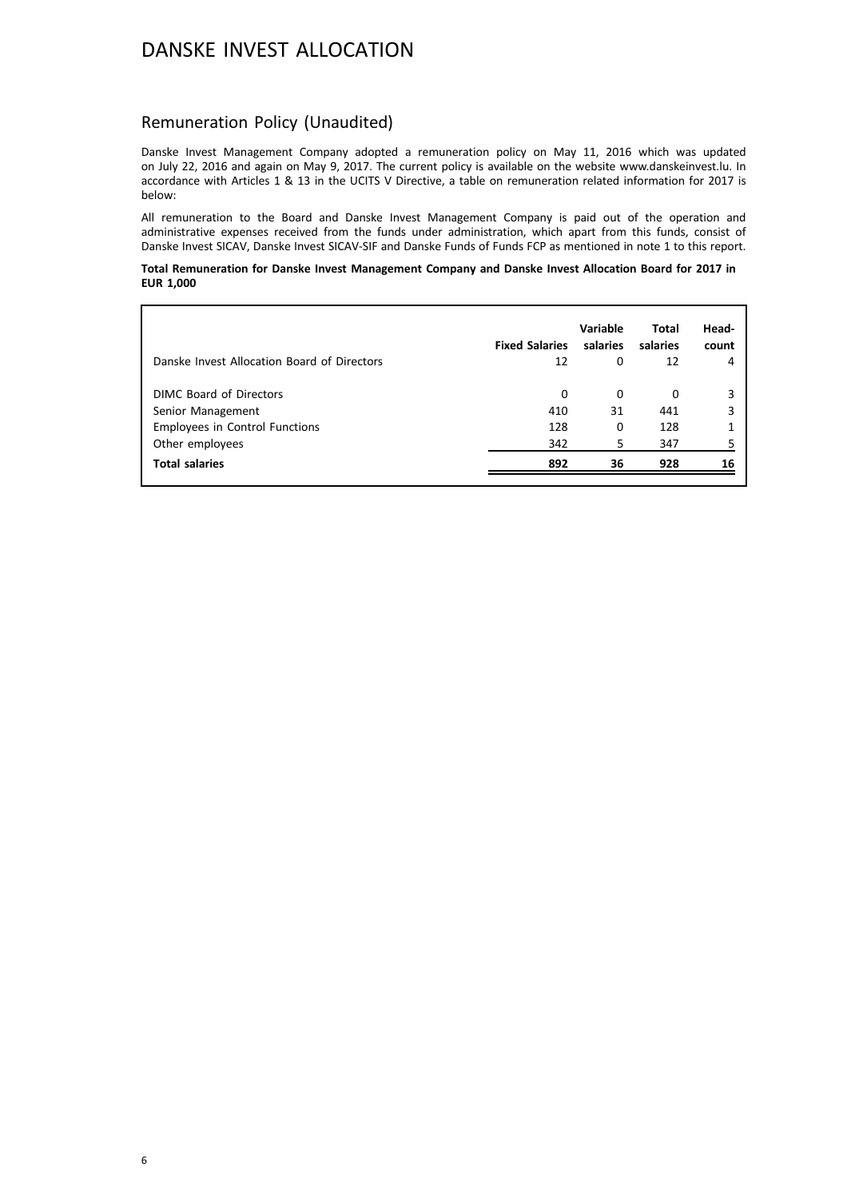# DANSKE INVEST ALLOCATION

## Remuneration Policy (Unaudited)

Danske Invest Management Company adopted a remuneration policy on May 11, 2016 which was updated on July 22, 2016 and again on May 9, 2017. The current policy is available on the website www.danskeinvest.lu. In accordance with Articles 1 & 13 in the UCITS V Directive, a table on remuneration related information for 2017 is below:

All remuneration to the Board and Danske Invest Management Company is paid out of the operation and administrative expenses received from the funds under administration, which apart from this funds, consist of Danske Invest SICAV, Danske Invest SICAV-SIF and Danske Funds of Funds FCP as mentioned in note 1 to this report.

**Total Remuneration for Danske Invest Management Company and Danske Invest Allocation Board for 2017 in EUR 1,000**

| | Fixed Salaries | Variable salaries | Total salaries | Head-count |
|---|---|---|---|---|
| Danske Invest Allocation Board of Directors | 12 | 0 | 12 | 4 |
| DIMC Board of Directors | 0 | 0 | 0 | 3 |
| Senior Management | 410 | 31 | 441 | 3 |
| Employees in Control Functions | 128 | 0 | 128 | 1 |
| Other employees | 342 | 5 | 347 | 5 |
| **Total salaries** | **892** | **36** | **928** | **16** |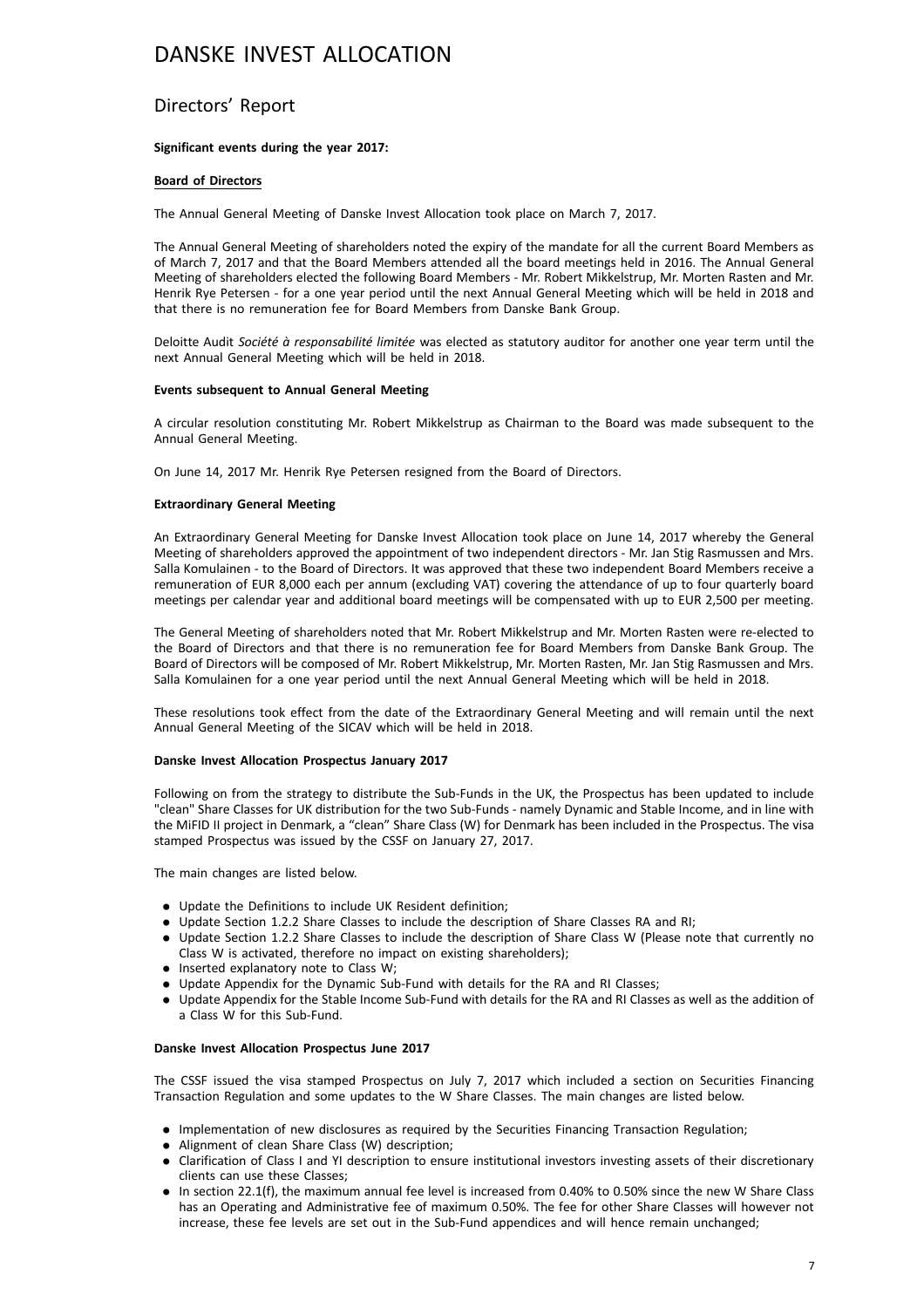# DANSKE INVEST ALLOCATION

## Directors' Report

**Significant events during the year 2017:**

**Board of Directors**

The Annual General Meeting of Danske Invest Allocation took place on March 7, 2017.

The Annual General Meeting of shareholders noted the expiry of the mandate for all the current Board Members as of March 7, 2017 and that the Board Members attended all the board meetings held in 2016. The Annual General Meeting of shareholders elected the following Board Members - Mr. Robert Mikkelstrup, Mr. Morten Rasten and Mr. Henrik Rye Petersen - for a one year period until the next Annual General Meeting which will be held in 2018 and that there is no remuneration fee for Board Members from Danske Bank Group.

Deloitte Audit *Société à responsabilité limitée* was elected as statutory auditor for another one year term until the next Annual General Meeting which will be held in 2018.

**Events subsequent to Annual General Meeting**

A circular resolution constituting Mr. Robert Mikkelstrup as Chairman to the Board was made subsequent to the Annual General Meeting.

On June 14, 2017 Mr. Henrik Rye Petersen resigned from the Board of Directors.

**Extraordinary General Meeting**

An Extraordinary General Meeting for Danske Invest Allocation took place on June 14, 2017 whereby the General Meeting of shareholders approved the appointment of two independent directors - Mr. Jan Stig Rasmussen and Mrs. Salla Komulainen - to the Board of Directors. It was approved that these two independent Board Members receive a remuneration of EUR 8,000 each per annum (excluding VAT) covering the attendance of up to four quarterly board meetings per calendar year and additional board meetings will be compensated with up to EUR 2,500 per meeting.

The General Meeting of shareholders noted that Mr. Robert Mikkelstrup and Mr. Morten Rasten were re-elected to the Board of Directors and that there is no remuneration fee for Board Members from Danske Bank Group. The Board of Directors will be composed of Mr. Robert Mikkelstrup, Mr. Morten Rasten, Mr. Jan Stig Rasmussen and Mrs. Salla Komulainen for a one year period until the next Annual General Meeting which will be held in 2018.

These resolutions took effect from the date of the Extraordinary General Meeting and will remain until the next Annual General Meeting of the SICAV which will be held in 2018.

**Danske Invest Allocation Prospectus January 2017**

Following on from the strategy to distribute the Sub-Funds in the UK, the Prospectus has been updated to include "clean" Share Classes for UK distribution for the two Sub-Funds - namely Dynamic and Stable Income, and in line with the MiFID II project in Denmark, a "clean" Share Class (W) for Denmark has been included in the Prospectus. The visa stamped Prospectus was issued by the CSSF on January 27, 2017.

The main changes are listed below.

- Update the Definitions to include UK Resident definition;
- Update Section 1.2.2 Share Classes to include the description of Share Classes RA and RI;
- Update Section 1.2.2 Share Classes to include the description of Share Class W (Please note that currently no Class W is activated, therefore no impact on existing shareholders);
- Inserted explanatory note to Class W;
- Update Appendix for the Dynamic Sub-Fund with details for the RA and RI Classes;
- Update Appendix for the Stable Income Sub-Fund with details for the RA and RI Classes as well as the addition of a Class W for this Sub-Fund.

**Danske Invest Allocation Prospectus June 2017**

The CSSF issued the visa stamped Prospectus on July 7, 2017 which included a section on Securities Financing Transaction Regulation and some updates to the W Share Classes. The main changes are listed below.

- Implementation of new disclosures as required by the Securities Financing Transaction Regulation;
- Alignment of clean Share Class (W) description;
- Clarification of Class I and YI description to ensure institutional investors investing assets of their discretionary clients can use these Classes;
- In section 22.1(f), the maximum annual fee level is increased from 0.40% to 0.50% since the new W Share Class has an Operating and Administrative fee of maximum 0.50%. The fee for other Share Classes will however not increase, these fee levels are set out in the Sub-Fund appendices and will hence remain unchanged;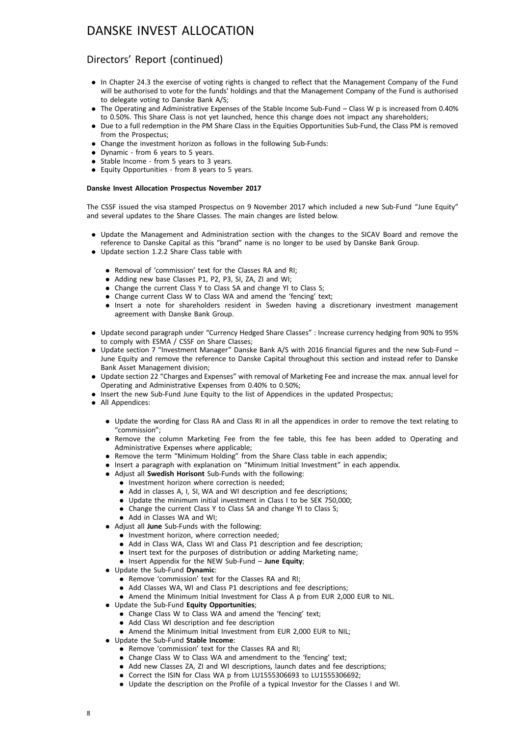# DANSKE INVEST ALLOCATION

## Directors' Report (continued)

- In Chapter 24.3 the exercise of voting rights is changed to reflect that the Management Company of the Fund will be authorised to vote for the funds' holdings and that the Management Company of the Fund is authorised to delegate voting to Danske Bank A/S;
- The Operating and Administrative Expenses of the Stable Income Sub-Fund – Class W p is increased from 0.40% to 0.50%. This Share Class is not yet launched, hence this change does not impact any shareholders;
- Due to a full redemption in the PM Share Class in the Equities Opportunities Sub-Fund, the Class PM is removed from the Prospectus;
- Change the investment horizon as follows in the following Sub-Funds:
- Dynamic - from 6 years to 5 years.
- Stable Income - from 5 years to 3 years.
- Equity Opportunities - from 8 years to 5 years.

**Danske Invest Allocation Prospectus November 2017**

The CSSF issued the visa stamped Prospectus on 9 November 2017 which included a new Sub-Fund "June Equity" and several updates to the Share Classes. The main changes are listed below.

- Update the Management and Administration section with the changes to the SICAV Board and remove the reference to Danske Capital as this "brand" name is no longer to be used by Danske Bank Group.
- Update section 1.2.2 Share Class table with
  - Removal of 'commission' text for the Classes RA and RI;
  - Adding new base Classes P1, P2, P3, SI, ZA, ZI and WI;
  - Change the current Class Y to Class SA and change YI to Class S;
  - Change current Class W to Class WA and amend the 'fencing' text;
  - Insert a note for shareholders resident in Sweden having a discretionary investment management agreement with Danske Bank Group.
- Update second paragraph under "Currency Hedged Share Classes" : Increase currency hedging from 90% to 95% to comply with ESMA / CSSF on Share Classes;
- Update section 7 "Investment Manager" Danske Bank A/S with 2016 financial figures and the new Sub-Fund – June Equity and remove the reference to Danske Capital throughout this section and instead refer to Danske Bank Asset Management division;
- Update section 22 "Charges and Expenses" with removal of Marketing Fee and increase the max. annual level for Operating and Administrative Expenses from 0.40% to 0.50%;
- Insert the new Sub-Fund June Equity to the list of Appendices in the updated Prospectus;
- All Appendices:
  - Update the wording for Class RA and Class RI in all the appendices in order to remove the text relating to "commission";
  - Remove the column Marketing Fee from the fee table, this fee has been added to Operating and Administrative Expenses where applicable;
  - Remove the term "Minimum Holding" from the Share Class table in each appendix;
  - Insert a paragraph with explanation on "Minimum Initial Investment" in each appendix.
  - Adjust all **Swedish Horisont** Sub-Funds with the following:
    - Investment horizon where correction is needed;
    - Add in classes A, I, SI, WA and WI description and fee descriptions;
    - Update the minimum initial investment in Class I to be SEK 750,000;
    - Change the current Class Y to Class SA and change YI to Class S;
    - Add in Classes WA and WI;
  - Adjust all **June** Sub-Funds with the following:
    - Investment horizon, where correction needed;
    - Add in Class WA, Class WI and Class P1 description and fee description;
    - Insert text for the purposes of distribution or adding Marketing name;
    - Insert Appendix for the NEW Sub-Fund – **June Equity**;
  - Update the Sub-Fund **Dynamic**:
    - Remove 'commission' text for the Classes RA and RI;
    - Add Classes WA, WI and Class P1 descriptions and fee descriptions;
    - Amend the Minimum Initial Investment for Class A p from EUR 2,000 EUR to NIL.
  - Update the Sub-Fund **Equity Opportunities**;
    - Change Class W to Class WA and amend the 'fencing' text;
    - Add Class WI description and fee description
    - Amend the Minimum Initial Investment from EUR 2,000 EUR to NIL;
  - Update the Sub-Fund **Stable Income**:
    - Remove 'commission' text for the Classes RA and RI;
    - Change Class W to Class WA and amendment to the 'fencing' text;
    - Add new Classes ZA, ZI and WI descriptions, launch dates and fee descriptions;
    - Correct the ISIN for Class WA p from LU1555306693 to LU1555306692;
    - Update the description on the Profile of a typical Investor for the Classes I and WI.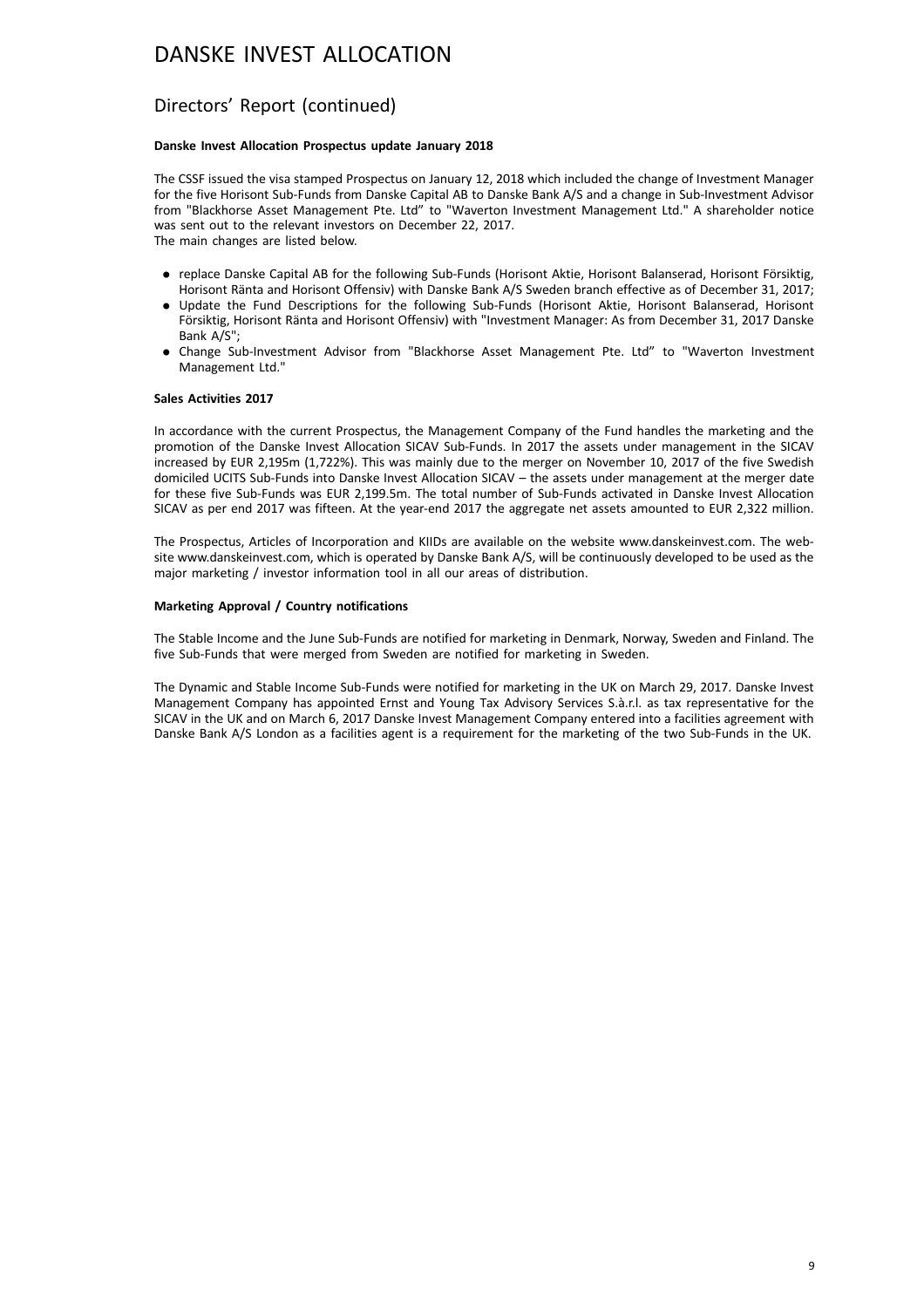# DANSKE INVEST ALLOCATION

## Directors' Report (continued)

**Danske Invest Allocation Prospectus update January 2018**

The CSSF issued the visa stamped Prospectus on January 12, 2018 which included the change of Investment Manager for the five Horisont Sub-Funds from Danske Capital AB to Danske Bank A/S and a change in Sub-Investment Advisor from "Blackhorse Asset Management Pte. Ltd" to "Waverton Investment Management Ltd." A shareholder notice was sent out to the relevant investors on December 22, 2017.
The main changes are listed below.

- replace Danske Capital AB for the following Sub-Funds (Horisont Aktie, Horisont Balanserad, Horisont Försiktig, Horisont Ränta and Horisont Offensiv) with Danske Bank A/S Sweden branch effective as of December 31, 2017;
- Update the Fund Descriptions for the following Sub-Funds (Horisont Aktie, Horisont Balanserad, Horisont Försiktig, Horisont Ränta and Horisont Offensiv) with "Investment Manager: As from December 31, 2017 Danske Bank A/S";
- Change Sub-Investment Advisor from "Blackhorse Asset Management Pte. Ltd" to "Waverton Investment Management Ltd."

**Sales Activities 2017**

In accordance with the current Prospectus, the Management Company of the Fund handles the marketing and the promotion of the Danske Invest Allocation SICAV Sub-Funds. In 2017 the assets under management in the SICAV increased by EUR 2,195m (1,722%). This was mainly due to the merger on November 10, 2017 of the five Swedish domiciled UCITS Sub-Funds into Danske Invest Allocation SICAV – the assets under management at the merger date for these five Sub-Funds was EUR 2,199.5m. The total number of Sub-Funds activated in Danske Invest Allocation SICAV as per end 2017 was fifteen. At the year-end 2017 the aggregate net assets amounted to EUR 2,322 million.

The Prospectus, Articles of Incorporation and KIIDs are available on the website www.danskeinvest.com. The website www.danskeinvest.com, which is operated by Danske Bank A/S, will be continuously developed to be used as the major marketing / investor information tool in all our areas of distribution.

**Marketing Approval / Country notifications**

The Stable Income and the June Sub-Funds are notified for marketing in Denmark, Norway, Sweden and Finland. The five Sub-Funds that were merged from Sweden are notified for marketing in Sweden.

The Dynamic and Stable Income Sub-Funds were notified for marketing in the UK on March 29, 2017. Danske Invest Management Company has appointed Ernst and Young Tax Advisory Services S.à.r.l. as tax representative for the SICAV in the UK and on March 6, 2017 Danske Invest Management Company entered into a facilities agreement with Danske Bank A/S London as a facilities agent is a requirement for the marketing of the two Sub-Funds in the UK.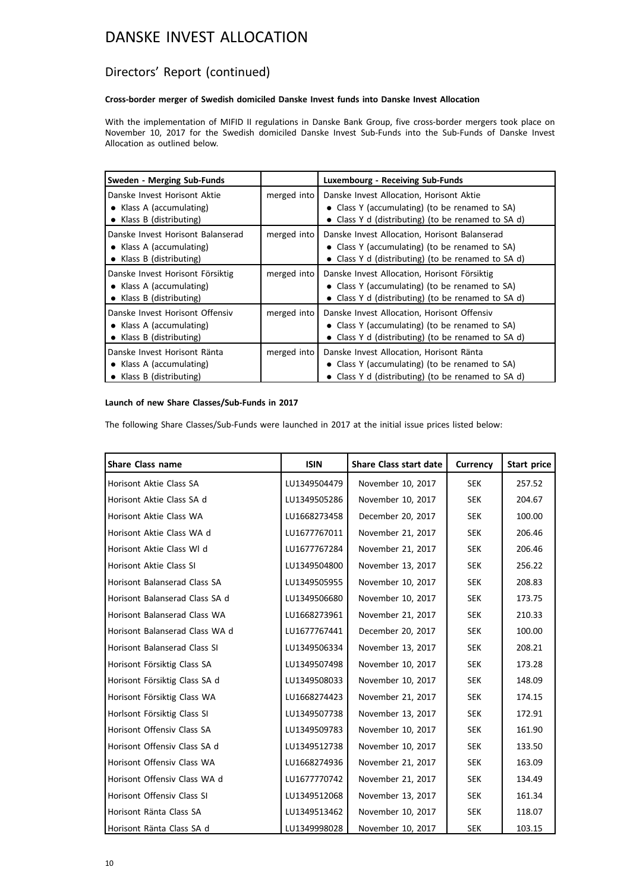# DANSKE INVEST ALLOCATION

## Directors' Report (continued)

### Cross-border merger of Swedish domiciled Danske Invest funds into Danske Invest Allocation

With the implementation of MIFID II regulations in Danske Bank Group, five cross-border mergers took place on November 10, 2017 for the Swedish domiciled Danske Invest Sub-Funds into the Sub-Funds of Danske Invest Allocation as outlined below.

| Sweden - Merging Sub-Funds | | Luxembourg - Receiving Sub-Funds |
|---|---|---|
| Danske Invest Horisont Aktie<br>• Klass A (accumulating)<br>• Klass B (distributing) | merged into | Danske Invest Allocation, Horisont Aktie<br>• Class Y (accumulating) (to be renamed to SA)<br>• Class Y d (distributing) (to be renamed to SA d) |
| Danske Invest Horisont Balanserad<br>• Klass A (accumulating)<br>• Klass B (distributing) | merged into | Danske Invest Allocation, Horisont Balanserad<br>• Class Y (accumulating) (to be renamed to SA)<br>• Class Y d (distributing) (to be renamed to SA d) |
| Danske Invest Horisont Försiktig<br>• Klass A (accumulating)<br>• Klass B (distributing) | merged into | Danske Invest Allocation, Horisont Försiktig<br>• Class Y (accumulating) (to be renamed to SA)<br>• Class Y d (distributing) (to be renamed to SA d) |
| Danske Invest Horisont Offensiv<br>• Klass A (accumulating)<br>• Klass B (distributing) | merged into | Danske Invest Allocation, Horisont Offensiv<br>• Class Y (accumulating) (to be renamed to SA)<br>• Class Y d (distributing) (to be renamed to SA d) |
| Danske Invest Horisont Ränta<br>• Klass A (accumulating)<br>• Klass B (distributing) | merged into | Danske Invest Allocation, Horisont Ränta<br>• Class Y (accumulating) (to be renamed to SA)<br>• Class Y d (distributing) (to be renamed to SA d) |

### Launch of new Share Classes/Sub-Funds in 2017

The following Share Classes/Sub-Funds were launched in 2017 at the initial issue prices listed below:

| Share Class name | ISIN | Share Class start date | Currency | Start price |
|---|---|---|---|---|
| Horisont Aktie Class SA | LU1349504479 | November 10, 2017 | SEK | 257.52 |
| Horisont Aktie Class SA d | LU1349505286 | November 10, 2017 | SEK | 204.67 |
| Horisont Aktie Class WA | LU1668273458 | December 20, 2017 | SEK | 100.00 |
| Horisont Aktie Class WA d | LU1677767011 | November 21, 2017 | SEK | 206.46 |
| Horisont Aktie Class WI d | LU1677767284 | November 21, 2017 | SEK | 206.46 |
| Horisont Aktie Class SI | LU1349504800 | November 13, 2017 | SEK | 256.22 |
| Horisont Balanserad Class SA | LU1349505955 | November 10, 2017 | SEK | 208.83 |
| Horisont Balanserad Class SA d | LU1349506680 | November 10, 2017 | SEK | 173.75 |
| Horisont Balanserad Class WA | LU1668273961 | November 21, 2017 | SEK | 210.33 |
| Horisont Balanserad Class WA d | LU1677767441 | December 20, 2017 | SEK | 100.00 |
| Horisont Balanserad Class SI | LU1349506334 | November 13, 2017 | SEK | 208.21 |
| Horisont Försiktig Class SA | LU1349507498 | November 10, 2017 | SEK | 173.28 |
| Horisont Försiktig Class SA d | LU1349508033 | November 10, 2017 | SEK | 148.09 |
| Horisont Försiktig Class WA | LU1668274423 | November 21, 2017 | SEK | 174.15 |
| Horlsont Försiktig Class SI | LU1349507738 | November 13, 2017 | SEK | 172.91 |
| Horisont Offensiv Class SA | LU1349509783 | November 10, 2017 | SEK | 161.90 |
| Horisont Offensiv Class SA d | LU1349512738 | November 10, 2017 | SEK | 133.50 |
| Horisont Offensiv Class WA | LU1668274936 | November 21, 2017 | SEK | 163.09 |
| Horisont Offensiv Class WA d | LU1677770742 | November 21, 2017 | SEK | 134.49 |
| Horisont Offensiv Class SI | LU1349512068 | November 13, 2017 | SEK | 161.34 |
| Horisont Ränta Class SA | LU1349513462 | November 10, 2017 | SEK | 118.07 |
| Horisont Ränta Class SA d | LU1349998028 | November 10, 2017 | SEK | 103.15 |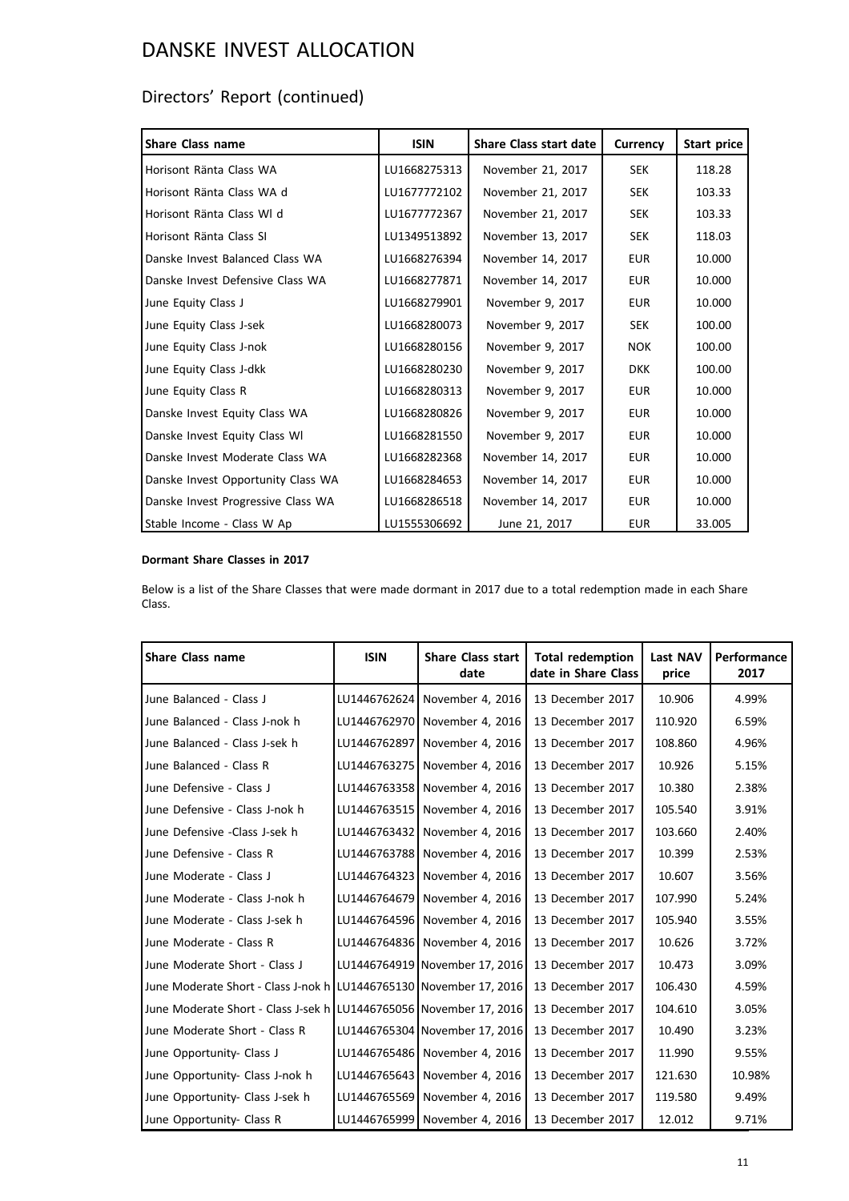# DANSKE INVEST ALLOCATION

## Directors’ Report (continued)

| Share Class name | ISIN | Share Class start date | Currency | Start price |
|---|---|---|---|---|
| Horisont Ränta Class WA | LU1668275313 | November 21, 2017 | SEK | 118.28 |
| Horisont Ränta Class WA d | LU1677772102 | November 21, 2017 | SEK | 103.33 |
| Horisont Ränta Class WI d | LU1677772367 | November 21, 2017 | SEK | 103.33 |
| Horisont Ränta Class SI | LU1349513892 | November 13, 2017 | SEK | 118.03 |
| Danske Invest Balanced Class WA | LU1668276394 | November 14, 2017 | EUR | 10.000 |
| Danske Invest Defensive Class WA | LU1668277871 | November 14, 2017 | EUR | 10.000 |
| June Equity Class J | LU1668279901 | November 9, 2017 | EUR | 10.000 |
| June Equity Class J-sek | LU1668280073 | November 9, 2017 | SEK | 100.00 |
| June Equity Class J-nok | LU1668280156 | November 9, 2017 | NOK | 100.00 |
| June Equity Class J-dkk | LU1668280230 | November 9, 2017 | DKK | 100.00 |
| June Equity Class R | LU1668280313 | November 9, 2017 | EUR | 10.000 |
| Danske Invest Equity Class WA | LU1668280826 | November 9, 2017 | EUR | 10.000 |
| Danske Invest Equity Class WI | LU1668281550 | November 9, 2017 | EUR | 10.000 |
| Danske Invest Moderate Class WA | LU1668282368 | November 14, 2017 | EUR | 10.000 |
| Danske Invest Opportunity Class WA | LU1668284653 | November 14, 2017 | EUR | 10.000 |
| Danske Invest Progressive Class WA | LU1668286518 | November 14, 2017 | EUR | 10.000 |
| Stable Income - Class W Ap | LU1555306692 | June 21, 2017 | EUR | 33.005 |

**Dormant Share Classes in 2017**

Below is a list of the Share Classes that were made dormant in 2017 due to a total redemption made in each Share Class.

| Share Class name | ISIN | Share Class start date | Total redemption date in Share Class | Last NAV price | Performance 2017 |
|---|---|---|---|---|---|
| June Balanced - Class J | LU1446762624 | November 4, 2016 | 13 December 2017 | 10.906 | 4.99% |
| June Balanced - Class J-nok h | LU1446762970 | November 4, 2016 | 13 December 2017 | 110.920 | 6.59% |
| June Balanced - Class J-sek h | LU1446762897 | November 4, 2016 | 13 December 2017 | 108.860 | 4.96% |
| June Balanced - Class R | LU1446763275 | November 4, 2016 | 13 December 2017 | 10.926 | 5.15% |
| June Defensive - Class J | LU1446763358 | November 4, 2016 | 13 December 2017 | 10.380 | 2.38% |
| June Defensive - Class J-nok h | LU1446763515 | November 4, 2016 | 13 December 2017 | 105.540 | 3.91% |
| June Defensive -Class J-sek h | LU1446763432 | November 4, 2016 | 13 December 2017 | 103.660 | 2.40% |
| June Defensive - Class R | LU1446763788 | November 4, 2016 | 13 December 2017 | 10.399 | 2.53% |
| June Moderate - Class J | LU1446764323 | November 4, 2016 | 13 December 2017 | 10.607 | 3.56% |
| June Moderate - Class J-nok h | LU1446764679 | November 4, 2016 | 13 December 2017 | 107.990 | 5.24% |
| June Moderate - Class J-sek h | LU1446764596 | November 4, 2016 | 13 December 2017 | 105.940 | 3.55% |
| June Moderate - Class R | LU1446764836 | November 4, 2016 | 13 December 2017 | 10.626 | 3.72% |
| June Moderate Short - Class J | LU1446764919 | November 17, 2016 | 13 December 2017 | 10.473 | 3.09% |
| June Moderate Short - Class J-nok h | LU1446765130 | November 17, 2016 | 13 December 2017 | 106.430 | 4.59% |
| June Moderate Short - Class J-sek h | LU1446765056 | November 17, 2016 | 13 December 2017 | 104.610 | 3.05% |
| June Moderate Short - Class R | LU1446765304 | November 17, 2016 | 13 December 2017 | 10.490 | 3.23% |
| June Opportunity- Class J | LU1446765486 | November 4, 2016 | 13 December 2017 | 11.990 | 9.55% |
| June Opportunity- Class J-nok h | LU1446765643 | November 4, 2016 | 13 December 2017 | 121.630 | 10.98% |
| June Opportunity- Class J-sek h | LU1446765569 | November 4, 2016 | 13 December 2017 | 119.580 | 9.49% |
| June Opportunity- Class R | LU1446765999 | November 4, 2016 | 13 December 2017 | 12.012 | 9.71% |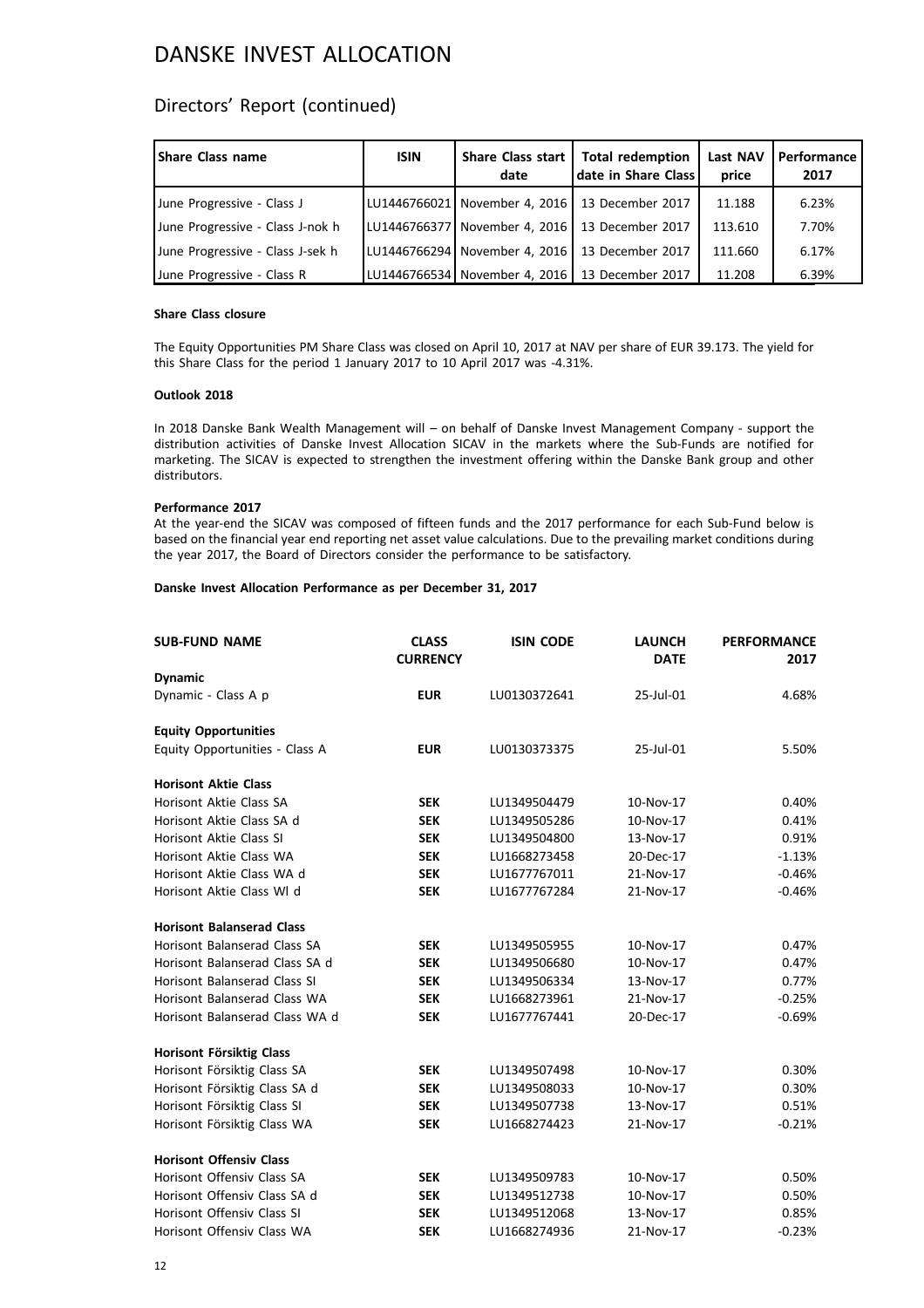# DANSKE INVEST ALLOCATION

## Directors' Report (continued)

| Share Class name | ISIN | Share Class start date | Total redemption date in Share Class | Last NAV price | Performance 2017 |
|---|---|---|---|---|---|
| June Progressive - Class J | LU1446766021 | November 4, 2016 | 13 December 2017 | 11.188 | 6.23% |
| June Progressive - Class J-nok h | LU1446766377 | November 4, 2016 | 13 December 2017 | 113.610 | 7.70% |
| June Progressive - Class J-sek h | LU1446766294 | November 4, 2016 | 13 December 2017 | 111.660 | 6.17% |
| June Progressive - Class R | LU1446766534 | November 4, 2016 | 13 December 2017 | 11.208 | 6.39% |

**Share Class closure**

The Equity Opportunities PM Share Class was closed on April 10, 2017 at NAV per share of EUR 39.173. The yield for this Share Class for the period 1 January 2017 to 10 April 2017 was -4.31%.

**Outlook 2018**

In 2018 Danske Bank Wealth Management will – on behalf of Danske Invest Management Company - support the distribution activities of Danske Invest Allocation SICAV in the markets where the Sub-Funds are notified for marketing. The SICAV is expected to strengthen the investment offering within the Danske Bank group and other distributors.

**Performance 2017**

At the year-end the SICAV was composed of fifteen funds and the 2017 performance for each Sub-Fund below is based on the financial year end reporting net asset value calculations. Due to the prevailing market conditions during the year 2017, the Board of Directors consider the performance to be satisfactory.

**Danske Invest Allocation Performance as per December 31, 2017**

| SUB-FUND NAME | CLASS CURRENCY | ISIN CODE | LAUNCH DATE | PERFORMANCE 2017 |
|---|---|---|---|---|
| **Dynamic** | | | | |
| Dynamic - Class A p | **EUR** | LU0130372641 | 25-Jul-01 | 4.68% |
| **Equity Opportunities** | | | | |
| Equity Opportunities - Class A | **EUR** | LU0130373375 | 25-Jul-01 | 5.50% |
| **Horisont Aktie Class** | | | | |
| Horisont Aktie Class SA | **SEK** | LU1349504479 | 10-Nov-17 | 0.40% |
| Horisont Aktie Class SA d | **SEK** | LU1349505286 | 10-Nov-17 | 0.41% |
| Horisont Aktie Class SI | **SEK** | LU1349504800 | 13-Nov-17 | 0.91% |
| Horisont Aktie Class WA | **SEK** | LU1668273458 | 20-Dec-17 | -1.13% |
| Horisont Aktie Class WA d | **SEK** | LU1677767011 | 21-Nov-17 | -0.46% |
| Horisont Aktie Class WI d | **SEK** | LU1677767284 | 21-Nov-17 | -0.46% |
| **Horisont Balanserad Class** | | | | |
| Horisont Balanserad Class SA | **SEK** | LU1349505955 | 10-Nov-17 | 0.47% |
| Horisont Balanserad Class SA d | **SEK** | LU1349506680 | 10-Nov-17 | 0.47% |
| Horisont Balanserad Class SI | **SEK** | LU1349506334 | 13-Nov-17 | 0.77% |
| Horisont Balanserad Class WA | **SEK** | LU1668273961 | 21-Nov-17 | -0.25% |
| Horisont Balanserad Class WA d | **SEK** | LU1677767441 | 20-Dec-17 | -0.69% |
| **Horisont Försiktig Class** | | | | |
| Horisont Försiktig Class SA | **SEK** | LU1349507498 | 10-Nov-17 | 0.30% |
| Horisont Försiktig Class SA d | **SEK** | LU1349508033 | 10-Nov-17 | 0.30% |
| Horisont Försiktig Class SI | **SEK** | LU1349507738 | 13-Nov-17 | 0.51% |
| Horisont Försiktig Class WA | **SEK** | LU1668274423 | 21-Nov-17 | -0.21% |
| **Horisont Offensiv Class** | | | | |
| Horisont Offensiv Class SA | **SEK** | LU1349509783 | 10-Nov-17 | 0.50% |
| Horisont Offensiv Class SA d | **SEK** | LU1349512738 | 10-Nov-17 | 0.50% |
| Horisont Offensiv Class SI | **SEK** | LU1349512068 | 13-Nov-17 | 0.85% |
| Horisont Offensiv Class WA | **SEK** | LU1668274936 | 21-Nov-17 | -0.23% |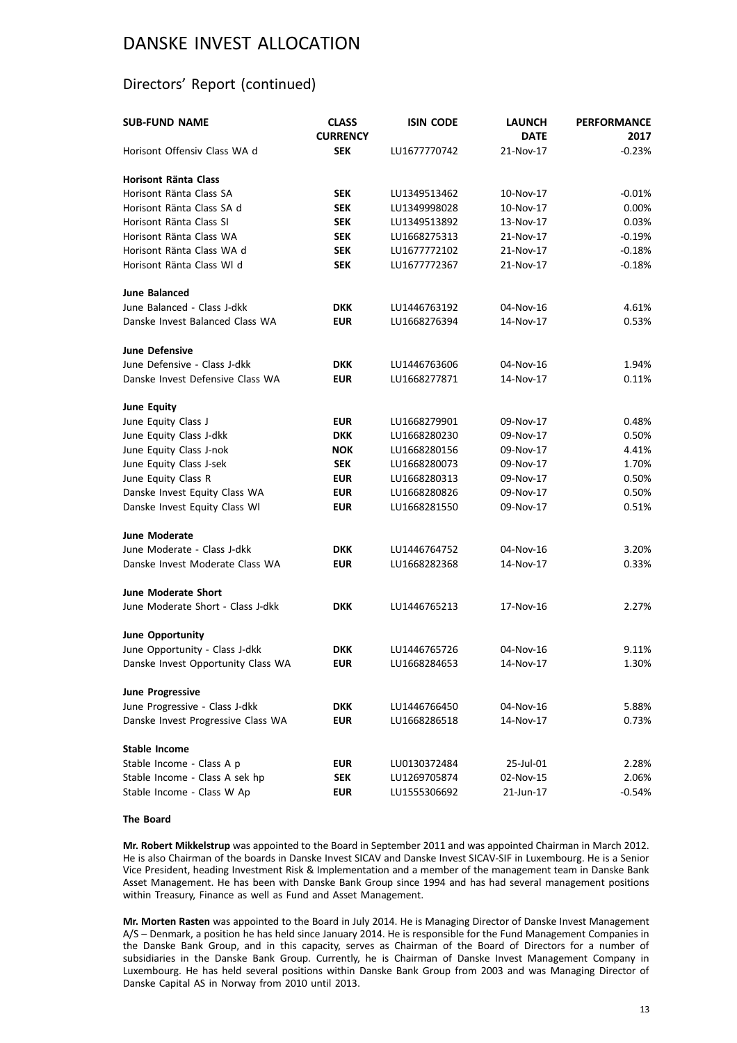# DANSKE INVEST ALLOCATION

## Directors' Report (continued)

| SUB-FUND NAME | CLASS CURRENCY | ISIN CODE | LAUNCH DATE | PERFORMANCE 2017 |
|---|---|---|---|---|
| Horisont Offensiv Class WA d | **SEK** | LU1677770742 | 21-Nov-17 | -0.23% |
| **Horisont Ränta Class** | | | | |
| Horisont Ränta Class SA | **SEK** | LU1349513462 | 10-Nov-17 | -0.01% |
| Horisont Ränta Class SA d | **SEK** | LU1349998028 | 10-Nov-17 | 0.00% |
| Horisont Ränta Class SI | **SEK** | LU1349513892 | 13-Nov-17 | 0.03% |
| Horisont Ränta Class WA | **SEK** | LU1668275313 | 21-Nov-17 | -0.19% |
| Horisont Ränta Class WA d | **SEK** | LU1677772102 | 21-Nov-17 | -0.18% |
| Horisont Ränta Class WI d | **SEK** | LU1677772367 | 21-Nov-17 | -0.18% |
| **June Balanced** | | | | |
| June Balanced - Class J-dkk | **DKK** | LU1446763192 | 04-Nov-16 | 4.61% |
| Danske Invest Balanced Class WA | **EUR** | LU1668276394 | 14-Nov-17 | 0.53% |
| **June Defensive** | | | | |
| June Defensive - Class J-dkk | **DKK** | LU1446763606 | 04-Nov-16 | 1.94% |
| Danske Invest Defensive Class WA | **EUR** | LU1668277871 | 14-Nov-17 | 0.11% |
| **June Equity** | | | | |
| June Equity Class J | **EUR** | LU1668279901 | 09-Nov-17 | 0.48% |
| June Equity Class J-dkk | **DKK** | LU1668280230 | 09-Nov-17 | 0.50% |
| June Equity Class J-nok | **NOK** | LU1668280156 | 09-Nov-17 | 4.41% |
| June Equity Class J-sek | **SEK** | LU1668280073 | 09-Nov-17 | 1.70% |
| June Equity Class R | **EUR** | LU1668280313 | 09-Nov-17 | 0.50% |
| Danske Invest Equity Class WA | **EUR** | LU1668280826 | 09-Nov-17 | 0.50% |
| Danske Invest Equity Class WI | **EUR** | LU1668281550 | 09-Nov-17 | 0.51% |
| **June Moderate** | | | | |
| June Moderate - Class J-dkk | **DKK** | LU1446764752 | 04-Nov-16 | 3.20% |
| Danske Invest Moderate Class WA | **EUR** | LU1668282368 | 14-Nov-17 | 0.33% |
| **June Moderate Short** | | | | |
| June Moderate Short - Class J-dkk | **DKK** | LU1446765213 | 17-Nov-16 | 2.27% |
| **June Opportunity** | | | | |
| June Opportunity - Class J-dkk | **DKK** | LU1446765726 | 04-Nov-16 | 9.11% |
| Danske Invest Opportunity Class WA | **EUR** | LU1668284653 | 14-Nov-17 | 1.30% |
| **June Progressive** | | | | |
| June Progressive - Class J-dkk | **DKK** | LU1446766450 | 04-Nov-16 | 5.88% |
| Danske Invest Progressive Class WA | **EUR** | LU1668286518 | 14-Nov-17 | 0.73% |
| **Stable Income** | | | | |
| Stable Income - Class A p | **EUR** | LU0130372484 | 25-Jul-01 | 2.28% |
| Stable Income - Class A sek hp | **SEK** | LU1269705874 | 02-Nov-15 | 2.06% |
| Stable Income - Class W Ap | **EUR** | LU1555306692 | 21-Jun-17 | -0.54% |

**The Board**

**Mr. Robert Mikkelstrup** was appointed to the Board in September 2011 and was appointed Chairman in March 2012. He is also Chairman of the boards in Danske Invest SICAV and Danske Invest SICAV-SIF in Luxembourg. He is a Senior Vice President, heading Investment Risk & Implementation and a member of the management team in Danske Bank Asset Management. He has been with Danske Bank Group since 1994 and has had several management positions within Treasury, Finance as well as Fund and Asset Management.

**Mr. Morten Rasten** was appointed to the Board in July 2014. He is Managing Director of Danske Invest Management A/S – Denmark, a position he has held since January 2014. He is responsible for the Fund Management Companies in the Danske Bank Group, and in this capacity, serves as Chairman of the Board of Directors for a number of subsidiaries in the Danske Bank Group. Currently, he is Chairman of Danske Invest Management Company in Luxembourg. He has held several positions within Danske Bank Group from 2003 and was Managing Director of Danske Capital AS in Norway from 2010 until 2013.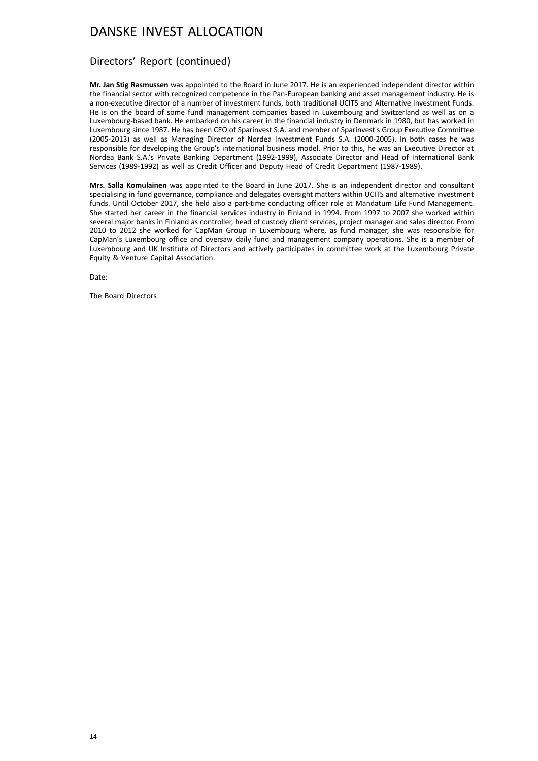## Directors' Report (continued)

**Mr. Jan Stig Rasmussen** was appointed to the Board in June 2017. He is an experienced independent director within the financial sector with recognized competence in the Pan-European banking and asset management industry. He is a non-executive director of a number of investment funds, both traditional UCITS and Alternative Investment Funds. He is on the board of some fund management companies based in Luxembourg and Switzerland as well as on a Luxembourg-based bank. He embarked on his career in the financial industry in Denmark in 1980, but has worked in Luxembourg since 1987. He has been CEO of Sparinvest S.A. and member of Sparinvest's Group Executive Committee (2005-2013) as well as Managing Director of Nordea Investment Funds S.A. (2000-2005). In both cases he was responsible for developing the Group's international business model. Prior to this, he was an Executive Director at Nordea Bank S.A.'s Private Banking Department (1992-1999), Associate Director and Head of International Bank Services (1989-1992) as well as Credit Officer and Deputy Head of Credit Department (1987-1989).

**Mrs. Salla Komulainen** was appointed to the Board in June 2017. She is an independent director and consultant specialising in fund governance, compliance and delegates oversight matters within UCITS and alternative investment funds. Until October 2017, she held also a part-time conducting officer role at Mandatum Life Fund Management. She started her career in the financial services industry in Finland in 1994. From 1997 to 2007 she worked within several major banks in Finland as controller, head of custody client services, project manager and sales director. From 2010 to 2012 she worked for CapMan Group in Luxembourg where, as fund manager, she was responsible for CapMan's Luxembourg office and oversaw daily fund and management company operations. She is a member of Luxembourg and UK Institute of Directors and actively participates in committee work at the Luxembourg Private Equity & Venture Capital Association.

Date:

The Board Directors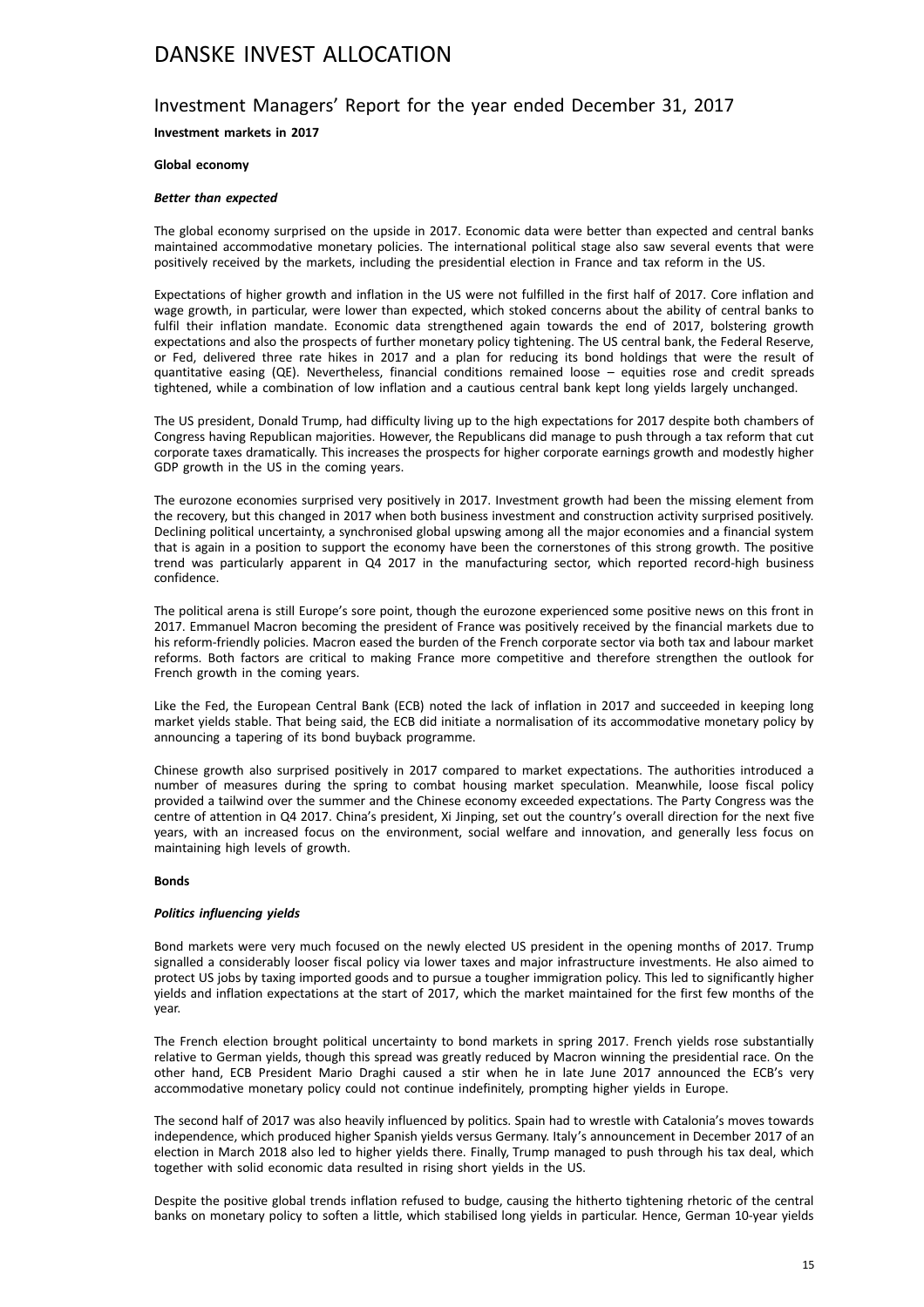# DANSKE INVEST ALLOCATION

## Investment Managers' Report for the year ended December 31, 2017

**Investment markets in 2017**

**Global economy**

***Better than expected***

The global economy surprised on the upside in 2017. Economic data were better than expected and central banks maintained accommodative monetary policies. The international political stage also saw several events that were positively received by the markets, including the presidential election in France and tax reform in the US.

Expectations of higher growth and inflation in the US were not fulfilled in the first half of 2017. Core inflation and wage growth, in particular, were lower than expected, which stoked concerns about the ability of central banks to fulfil their inflation mandate. Economic data strengthened again towards the end of 2017, bolstering growth expectations and also the prospects of further monetary policy tightening. The US central bank, the Federal Reserve, or Fed, delivered three rate hikes in 2017 and a plan for reducing its bond holdings that were the result of quantitative easing (QE). Nevertheless, financial conditions remained loose – equities rose and credit spreads tightened, while a combination of low inflation and a cautious central bank kept long yields largely unchanged.

The US president, Donald Trump, had difficulty living up to the high expectations for 2017 despite both chambers of Congress having Republican majorities. However, the Republicans did manage to push through a tax reform that cut corporate taxes dramatically. This increases the prospects for higher corporate earnings growth and modestly higher GDP growth in the US in the coming years.

The eurozone economies surprised very positively in 2017. Investment growth had been the missing element from the recovery, but this changed in 2017 when both business investment and construction activity surprised positively. Declining political uncertainty, a synchronised global upswing among all the major economies and a financial system that is again in a position to support the economy have been the cornerstones of this strong growth. The positive trend was particularly apparent in Q4 2017 in the manufacturing sector, which reported record-high business confidence.

The political arena is still Europe's sore point, though the eurozone experienced some positive news on this front in 2017. Emmanuel Macron becoming the president of France was positively received by the financial markets due to his reform-friendly policies. Macron eased the burden of the French corporate sector via both tax and labour market reforms. Both factors are critical to making France more competitive and therefore strengthen the outlook for French growth in the coming years.

Like the Fed, the European Central Bank (ECB) noted the lack of inflation in 2017 and succeeded in keeping long market yields stable. That being said, the ECB did initiate a normalisation of its accommodative monetary policy by announcing a tapering of its bond buyback programme.

Chinese growth also surprised positively in 2017 compared to market expectations. The authorities introduced a number of measures during the spring to combat housing market speculation. Meanwhile, loose fiscal policy provided a tailwind over the summer and the Chinese economy exceeded expectations. The Party Congress was the centre of attention in Q4 2017. China's president, Xi Jinping, set out the country's overall direction for the next five years, with an increased focus on the environment, social welfare and innovation, and generally less focus on maintaining high levels of growth.

**Bonds**

***Politics influencing yields***

Bond markets were very much focused on the newly elected US president in the opening months of 2017. Trump signalled a considerably looser fiscal policy via lower taxes and major infrastructure investments. He also aimed to protect US jobs by taxing imported goods and to pursue a tougher immigration policy. This led to significantly higher yields and inflation expectations at the start of 2017, which the market maintained for the first few months of the year.

The French election brought political uncertainty to bond markets in spring 2017. French yields rose substantially relative to German yields, though this spread was greatly reduced by Macron winning the presidential race. On the other hand, ECB President Mario Draghi caused a stir when he in late June 2017 announced the ECB's very accommodative monetary policy could not continue indefinitely, prompting higher yields in Europe.

The second half of 2017 was also heavily influenced by politics. Spain had to wrestle with Catalonia's moves towards independence, which produced higher Spanish yields versus Germany. Italy's announcement in December 2017 of an election in March 2018 also led to higher yields there. Finally, Trump managed to push through his tax deal, which together with solid economic data resulted in rising short yields in the US.

Despite the positive global trends inflation refused to budge, causing the hitherto tightening rhetoric of the central banks on monetary policy to soften a little, which stabilised long yields in particular. Hence, German 10-year yields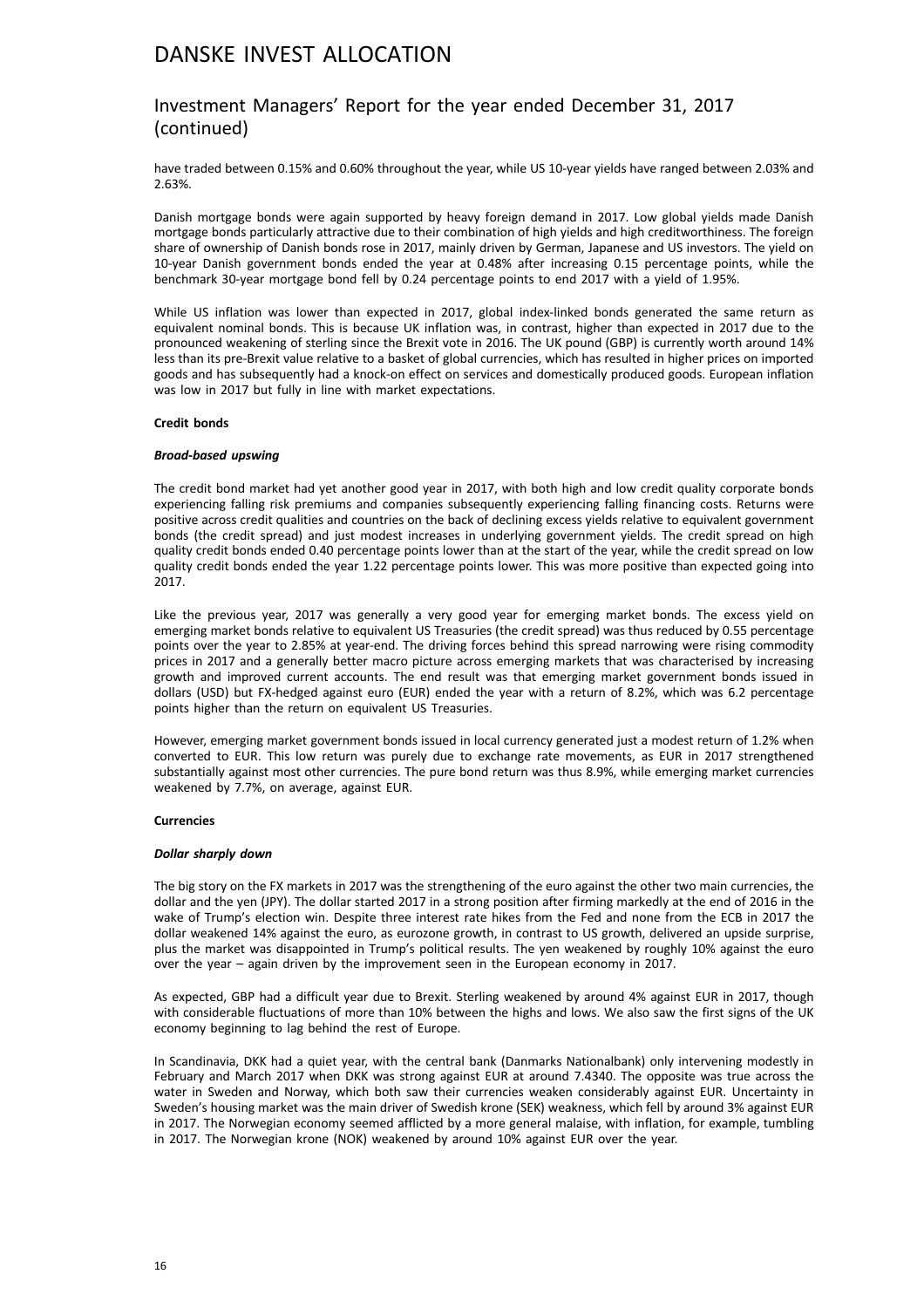have traded between 0.15% and 0.60% throughout the year, while US 10-year yields have ranged between 2.03% and 2.63%.

Danish mortgage bonds were again supported by heavy foreign demand in 2017. Low global yields made Danish mortgage bonds particularly attractive due to their combination of high yields and high creditworthiness. The foreign share of ownership of Danish bonds rose in 2017, mainly driven by German, Japanese and US investors. The yield on 10-year Danish government bonds ended the year at 0.48% after increasing 0.15 percentage points, while the benchmark 30-year mortgage bond fell by 0.24 percentage points to end 2017 with a yield of 1.95%.

While US inflation was lower than expected in 2017, global index-linked bonds generated the same return as equivalent nominal bonds. This is because UK inflation was, in contrast, higher than expected in 2017 due to the pronounced weakening of sterling since the Brexit vote in 2016. The UK pound (GBP) is currently worth around 14% less than its pre-Brexit value relative to a basket of global currencies, which has resulted in higher prices on imported goods and has subsequently had a knock-on effect on services and domestically produced goods. European inflation was low in 2017 but fully in line with market expectations.

**Credit bonds**

***Broad-based upswing***

The credit bond market had yet another good year in 2017, with both high and low credit quality corporate bonds experiencing falling risk premiums and companies subsequently experiencing falling financing costs. Returns were positive across credit qualities and countries on the back of declining excess yields relative to equivalent government bonds (the credit spread) and just modest increases in underlying government yields. The credit spread on high quality credit bonds ended 0.40 percentage points lower than at the start of the year, while the credit spread on low quality credit bonds ended the year 1.22 percentage points lower. This was more positive than expected going into 2017.

Like the previous year, 2017 was generally a very good year for emerging market bonds. The excess yield on emerging market bonds relative to equivalent US Treasuries (the credit spread) was thus reduced by 0.55 percentage points over the year to 2.85% at year-end. The driving forces behind this spread narrowing were rising commodity prices in 2017 and a generally better macro picture across emerging markets that was characterised by increasing growth and improved current accounts. The end result was that emerging market government bonds issued in dollars (USD) but FX-hedged against euro (EUR) ended the year with a return of 8.2%, which was 6.2 percentage points higher than the return on equivalent US Treasuries.

However, emerging market government bonds issued in local currency generated just a modest return of 1.2% when converted to EUR. This low return was purely due to exchange rate movements, as EUR in 2017 strengthened substantially against most other currencies. The pure bond return was thus 8.9%, while emerging market currencies weakened by 7.7%, on average, against EUR.

**Currencies**

***Dollar sharply down***

The big story on the FX markets in 2017 was the strengthening of the euro against the other two main currencies, the dollar and the yen (JPY). The dollar started 2017 in a strong position after firming markedly at the end of 2016 in the wake of Trump's election win. Despite three interest rate hikes from the Fed and none from the ECB in 2017 the dollar weakened 14% against the euro, as eurozone growth, in contrast to US growth, delivered an upside surprise, plus the market was disappointed in Trump's political results. The yen weakened by roughly 10% against the euro over the year – again driven by the improvement seen in the European economy in 2017.

As expected, GBP had a difficult year due to Brexit. Sterling weakened by around 4% against EUR in 2017, though with considerable fluctuations of more than 10% between the highs and lows. We also saw the first signs of the UK economy beginning to lag behind the rest of Europe.

In Scandinavia, DKK had a quiet year, with the central bank (Danmarks Nationalbank) only intervening modestly in February and March 2017 when DKK was strong against EUR at around 7.4340. The opposite was true across the water in Sweden and Norway, which both saw their currencies weaken considerably against EUR. Uncertainty in Sweden's housing market was the main driver of Swedish krone (SEK) weakness, which fell by around 3% against EUR in 2017. The Norwegian economy seemed afflicted by a more general malaise, with inflation, for example, tumbling in 2017. The Norwegian krone (NOK) weakened by around 10% against EUR over the year.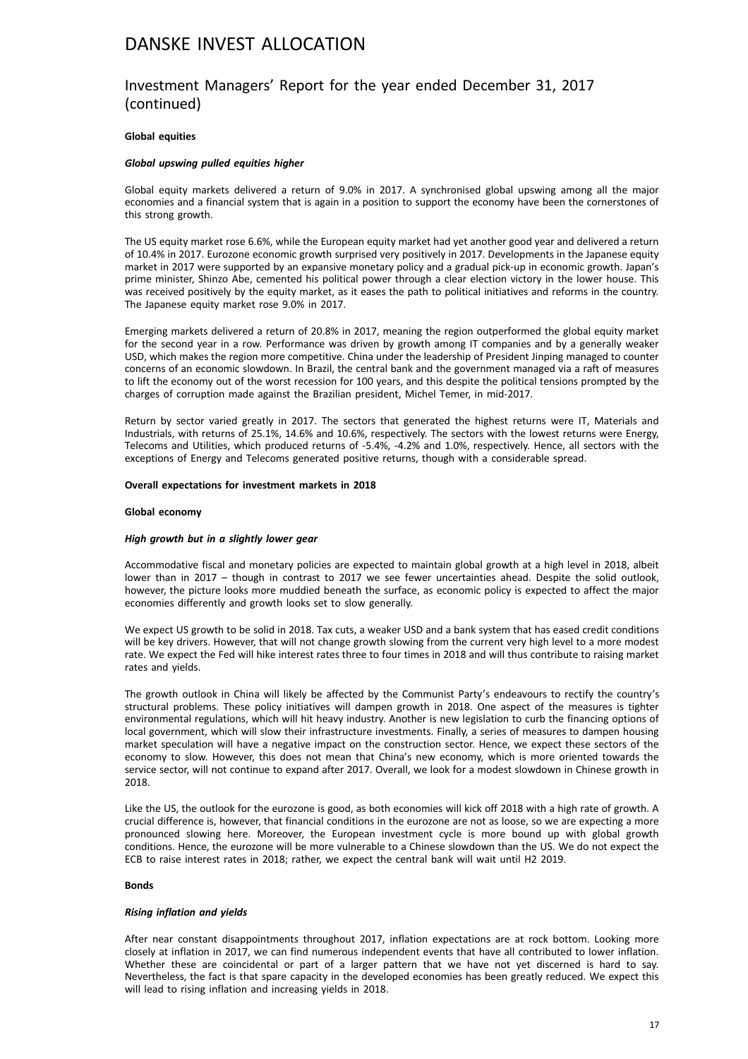# DANSKE INVEST ALLOCATION

## Investment Managers' Report for the year ended December 31, 2017 (continued)

**Global equities**

***Global upswing pulled equities higher***

Global equity markets delivered a return of 9.0% in 2017. A synchronised global upswing among all the major economies and a financial system that is again in a position to support the economy have been the cornerstones of this strong growth.

The US equity market rose 6.6%, while the European equity market had yet another good year and delivered a return of 10.4% in 2017. Eurozone economic growth surprised very positively in 2017. Developments in the Japanese equity market in 2017 were supported by an expansive monetary policy and a gradual pick-up in economic growth. Japan's prime minister, Shinzo Abe, cemented his political power through a clear election victory in the lower house. This was received positively by the equity market, as it eases the path to political initiatives and reforms in the country. The Japanese equity market rose 9.0% in 2017.

Emerging markets delivered a return of 20.8% in 2017, meaning the region outperformed the global equity market for the second year in a row. Performance was driven by growth among IT companies and by a generally weaker USD, which makes the region more competitive. China under the leadership of President Jinping managed to counter concerns of an economic slowdown. In Brazil, the central bank and the government managed via a raft of measures to lift the economy out of the worst recession for 100 years, and this despite the political tensions prompted by the charges of corruption made against the Brazilian president, Michel Temer, in mid-2017.

Return by sector varied greatly in 2017. The sectors that generated the highest returns were IT, Materials and Industrials, with returns of 25.1%, 14.6% and 10.6%, respectively. The sectors with the lowest returns were Energy, Telecoms and Utilities, which produced returns of -5.4%, -4.2% and 1.0%, respectively. Hence, all sectors with the exceptions of Energy and Telecoms generated positive returns, though with a considerable spread.

**Overall expectations for investment markets in 2018**

**Global economy**

***High growth but in a slightly lower gear***

Accommodative fiscal and monetary policies are expected to maintain global growth at a high level in 2018, albeit lower than in 2017 – though in contrast to 2017 we see fewer uncertainties ahead. Despite the solid outlook, however, the picture looks more muddied beneath the surface, as economic policy is expected to affect the major economies differently and growth looks set to slow generally.

We expect US growth to be solid in 2018. Tax cuts, a weaker USD and a bank system that has eased credit conditions will be key drivers. However, that will not change growth slowing from the current very high level to a more modest rate. We expect the Fed will hike interest rates three to four times in 2018 and will thus contribute to raising market rates and yields.

The growth outlook in China will likely be affected by the Communist Party's endeavours to rectify the country's structural problems. These policy initiatives will dampen growth in 2018. One aspect of the measures is tighter environmental regulations, which will hit heavy industry. Another is new legislation to curb the financing options of local government, which will slow their infrastructure investments. Finally, a series of measures to dampen housing market speculation will have a negative impact on the construction sector. Hence, we expect these sectors of the economy to slow. However, this does not mean that China's new economy, which is more oriented towards the service sector, will not continue to expand after 2017. Overall, we look for a modest slowdown in Chinese growth in 2018.

Like the US, the outlook for the eurozone is good, as both economies will kick off 2018 with a high rate of growth. A crucial difference is, however, that financial conditions in the eurozone are not as loose, so we are expecting a more pronounced slowing here. Moreover, the European investment cycle is more bound up with global growth conditions. Hence, the eurozone will be more vulnerable to a Chinese slowdown than the US. We do not expect the ECB to raise interest rates in 2018; rather, we expect the central bank will wait until H2 2019.

**Bonds**

***Rising inflation and yields***

After near constant disappointments throughout 2017, inflation expectations are at rock bottom. Looking more closely at inflation in 2017, we can find numerous independent events that have all contributed to lower inflation. Whether these are coincidental or part of a larger pattern that we have not yet discerned is hard to say. Nevertheless, the fact is that spare capacity in the developed economies has been greatly reduced. We expect this will lead to rising inflation and increasing yields in 2018.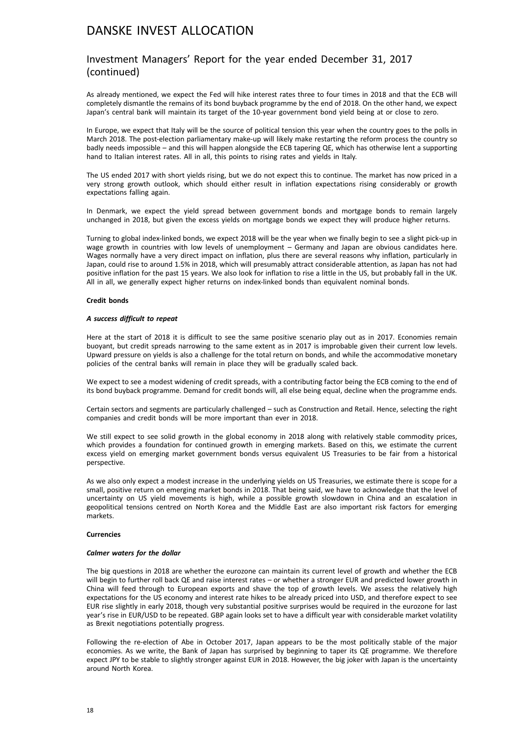# DANSKE INVEST ALLOCATION

## Investment Managers' Report for the year ended December 31, 2017 (continued)

As already mentioned, we expect the Fed will hike interest rates three to four times in 2018 and that the ECB will completely dismantle the remains of its bond buyback programme by the end of 2018. On the other hand, we expect Japan's central bank will maintain its target of the 10-year government bond yield being at or close to zero.

In Europe, we expect that Italy will be the source of political tension this year when the country goes to the polls in March 2018. The post-election parliamentary make-up will likely make restarting the reform process the country so badly needs impossible – and this will happen alongside the ECB tapering QE, which has otherwise lent a supporting hand to Italian interest rates. All in all, this points to rising rates and yields in Italy.

The US ended 2017 with short yields rising, but we do not expect this to continue. The market has now priced in a very strong growth outlook, which should either result in inflation expectations rising considerably or growth expectations falling again.

In Denmark, we expect the yield spread between government bonds and mortgage bonds to remain largely unchanged in 2018, but given the excess yields on mortgage bonds we expect they will produce higher returns.

Turning to global index-linked bonds, we expect 2018 will be the year when we finally begin to see a slight pick-up in wage growth in countries with low levels of unemployment – Germany and Japan are obvious candidates here. Wages normally have a very direct impact on inflation, plus there are several reasons why inflation, particularly in Japan, could rise to around 1.5% in 2018, which will presumably attract considerable attention, as Japan has not had positive inflation for the past 15 years. We also look for inflation to rise a little in the US, but probably fall in the UK. All in all, we generally expect higher returns on index-linked bonds than equivalent nominal bonds.

**Credit bonds**

***A success difficult to repeat***

Here at the start of 2018 it is difficult to see the same positive scenario play out as in 2017. Economies remain buoyant, but credit spreads narrowing to the same extent as in 2017 is improbable given their current low levels. Upward pressure on yields is also a challenge for the total return on bonds, and while the accommodative monetary policies of the central banks will remain in place they will be gradually scaled back.

We expect to see a modest widening of credit spreads, with a contributing factor being the ECB coming to the end of its bond buyback programme. Demand for credit bonds will, all else being equal, decline when the programme ends.

Certain sectors and segments are particularly challenged – such as Construction and Retail. Hence, selecting the right companies and credit bonds will be more important than ever in 2018.

We still expect to see solid growth in the global economy in 2018 along with relatively stable commodity prices, which provides a foundation for continued growth in emerging markets. Based on this, we estimate the current excess yield on emerging market government bonds versus equivalent US Treasuries to be fair from a historical perspective.

As we also only expect a modest increase in the underlying yields on US Treasuries, we estimate there is scope for a small, positive return on emerging market bonds in 2018. That being said, we have to acknowledge that the level of uncertainty on US yield movements is high, while a possible growth slowdown in China and an escalation in geopolitical tensions centred on North Korea and the Middle East are also important risk factors for emerging markets.

**Currencies**

***Calmer waters for the dollar***

The big questions in 2018 are whether the eurozone can maintain its current level of growth and whether the ECB will begin to further roll back QE and raise interest rates – or whether a stronger EUR and predicted lower growth in China will feed through to European exports and shave the top of growth levels. We assess the relatively high expectations for the US economy and interest rate hikes to be already priced into USD, and therefore expect to see EUR rise slightly in early 2018, though very substantial positive surprises would be required in the eurozone for last year's rise in EUR/USD to be repeated. GBP again looks set to have a difficult year with considerable market volatility as Brexit negotiations potentially progress.

Following the re-election of Abe in October 2017, Japan appears to be the most politically stable of the major economies. As we write, the Bank of Japan has surprised by beginning to taper its QE programme. We therefore expect JPY to be stable to slightly stronger against EUR in 2018. However, the big joker with Japan is the uncertainty around North Korea.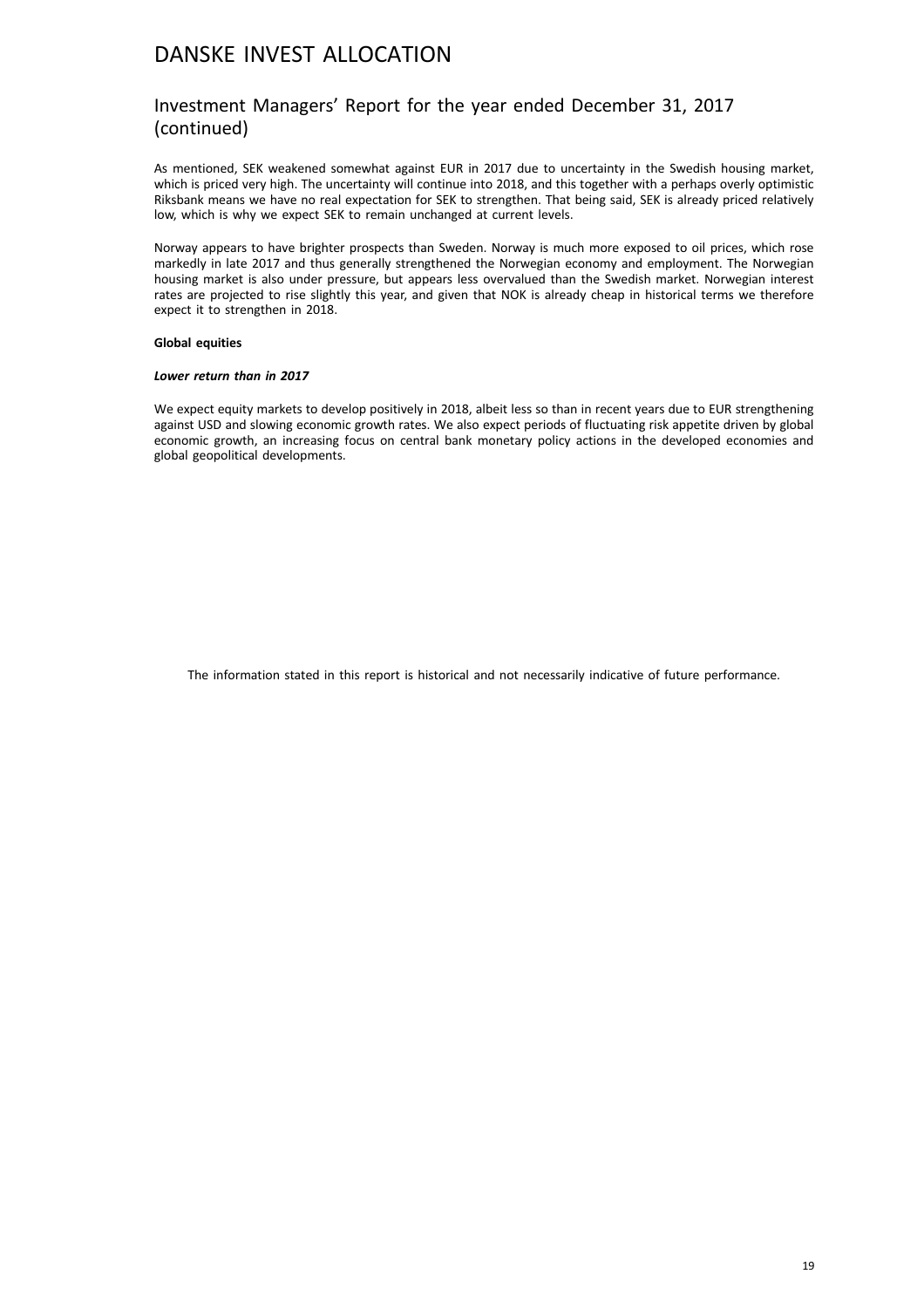# DANSKE INVEST ALLOCATION

## Investment Managers' Report for the year ended December 31, 2017 (continued)

As mentioned, SEK weakened somewhat against EUR in 2017 due to uncertainty in the Swedish housing market, which is priced very high. The uncertainty will continue into 2018, and this together with a perhaps overly optimistic Riksbank means we have no real expectation for SEK to strengthen. That being said, SEK is already priced relatively low, which is why we expect SEK to remain unchanged at current levels.

Norway appears to have brighter prospects than Sweden. Norway is much more exposed to oil prices, which rose markedly in late 2017 and thus generally strengthened the Norwegian economy and employment. The Norwegian housing market is also under pressure, but appears less overvalued than the Swedish market. Norwegian interest rates are projected to rise slightly this year, and given that NOK is already cheap in historical terms we therefore expect it to strengthen in 2018.

**Global equities**

***Lower return than in 2017***

We expect equity markets to develop positively in 2018, albeit less so than in recent years due to EUR strengthening against USD and slowing economic growth rates. We also expect periods of fluctuating risk appetite driven by global economic growth, an increasing focus on central bank monetary policy actions in the developed economies and global geopolitical developments.

The information stated in this report is historical and not necessarily indicative of future performance.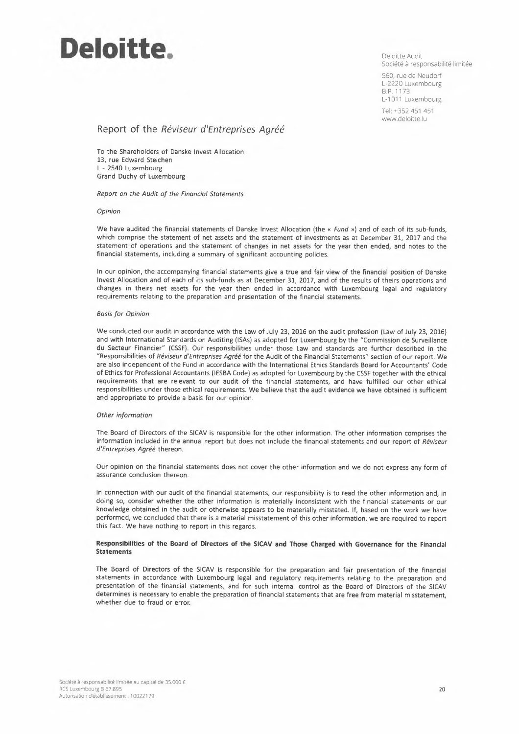**Deloitte.**

Deloitte Audit
Société à responsabilité limitée

560, rue de Neudorf
L-2220 Luxembourg
B.P. 1173
L-1011 Luxembourg

Tel: +352 451 451
www.deloitte.lu

## Report of the *Réviseur d'Entreprises Agréé*

To the Shareholders of Danske Invest Allocation
13, rue Edward Steichen
L - 2540 Luxembourg
Grand Duchy of Luxembourg

*Report on the Audit of the Financial Statements*

*Opinion*

We have audited the financial statements of Danske Invest Allocation (the « *Fund* ») and of each of its sub-funds, which comprise the statement of net assets and the statement of investments as at December 31, 2017 and the statement of operations and the statement of changes in net assets for the year then ended, and notes to the financial statements, including a summary of significant accounting policies.

In our opinion, the accompanying financial statements give a true and fair view of the financial position of Danske Invest Allocation and of each of its sub-funds as at December 31, 2017, and of the results of theirs operations and changes in theirs net assets for the year then ended in accordance with Luxembourg legal and regulatory requirements relating to the preparation and presentation of the financial statements.

*Basis for Opinion*

We conducted our audit in accordance with the Law of July 23, 2016 on the audit profession (Law of July 23, 2016) and with International Standards on Auditing (ISAs) as adopted for Luxembourg by the "Commission de Surveillance du Secteur Financier" (CSSF). Our responsibilities under those Law and standards are further described in the "Responsibilities of *Réviseur d'Entreprises Agréé* for the Audit of the Financial Statements" section of our report. We are also independent of the Fund in accordance with the International Ethics Standards Board for Accountants' Code of Ethics for Professional Accountants (IESBA Code) as adopted for Luxembourg by the CSSF together with the ethical requirements that are relevant to our audit of the financial statements, and have fulfilled our other ethical responsibilities under those ethical requirements. We believe that the audit evidence we have obtained is sufficient and appropriate to provide a basis for our opinion.

*Other information*

The Board of Directors of the SICAV is responsible for the other information. The other information comprises the information included in the annual report but does not include the financial statements and our report of *Réviseur d'Entreprises Agréé* thereon.

Our opinion on the financial statements does not cover the other information and we do not express any form of assurance conclusion thereon.

In connection with our audit of the financial statements, our responsibility is to read the other information and, in doing so, consider whether the other information is materially inconsistent with the financial statements or our knowledge obtained in the audit or otherwise appears to be materially misstated. If, based on the work we have performed, we concluded that there is a material misstatement of this other information, we are required to report this fact. We have nothing to report in this regards.

**Responsibilities of the Board of Directors of the SICAV and Those Charged with Governance for the Financial Statements**

The Board of Directors of the SICAV is responsible for the preparation and fair presentation of the financial statements in accordance with Luxembourg legal and regulatory requirements relating to the preparation and presentation of the financial statements, and for such internal control as the Board of Directors of the SICAV determines is necessary to enable the preparation of financial statements that are free from material misstatement, whether due to fraud or error.

Société à responsabilité limitée au capital de 35.000 €
RCS Luxembourg B 67.895
Autorisation d'établissement : 10022179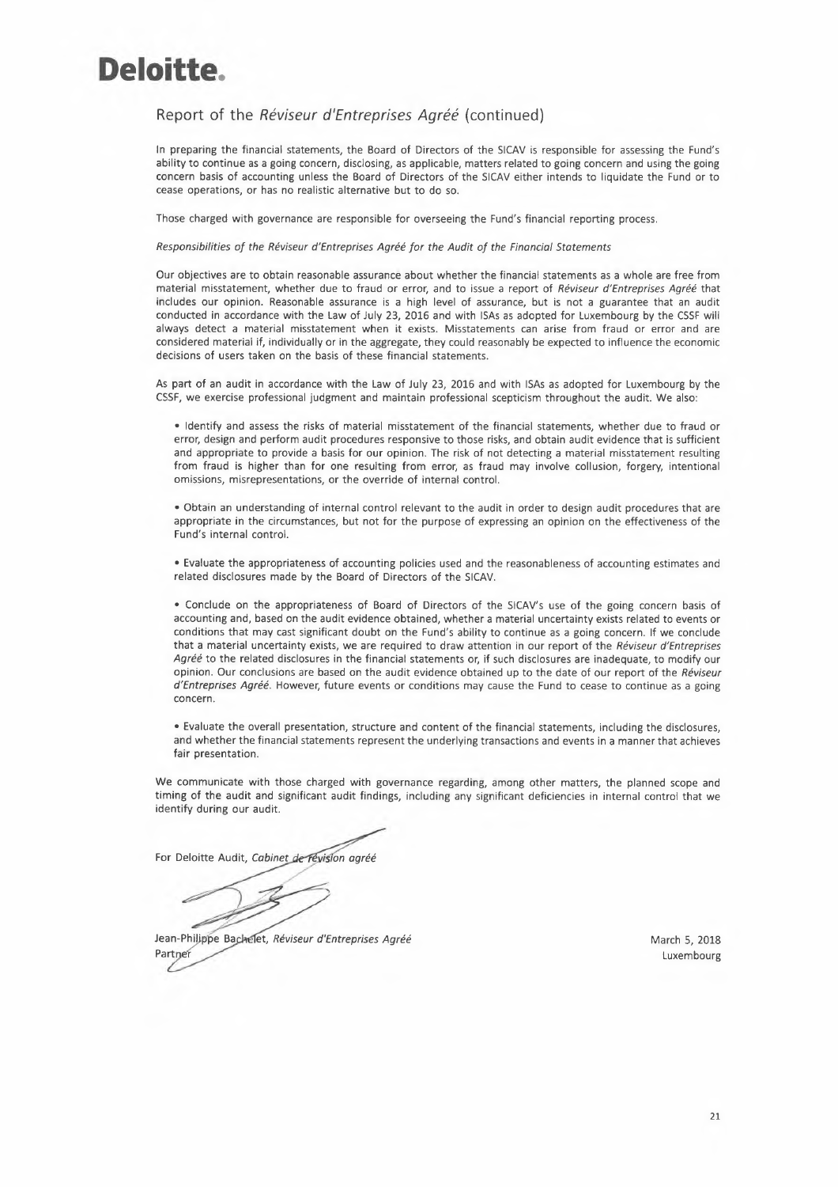# Deloitte.

## Report of the *Réviseur d'Entreprises Agréé* (continued)

In preparing the financial statements, the Board of Directors of the SICAV is responsible for assessing the Fund's ability to continue as a going concern, disclosing, as applicable, matters related to going concern and using the going concern basis of accounting unless the Board of Directors of the SICAV either intends to liquidate the Fund or to cease operations, or has no realistic alternative but to do so.

Those charged with governance are responsible for overseeing the Fund's financial reporting process.

*Responsibilities of the Réviseur d'Entreprises Agréé for the Audit of the Financial Statements*

Our objectives are to obtain reasonable assurance about whether the financial statements as a whole are free from material misstatement, whether due to fraud or error, and to issue a report of *Réviseur d'Entreprises Agréé* that includes our opinion. Reasonable assurance is a high level of assurance, but is not a guarantee that an audit conducted in accordance with the Law of July 23, 2016 and with ISAs as adopted for Luxembourg by the CSSF will always detect a material misstatement when it exists. Misstatements can arise from fraud or error and are considered material if, individually or in the aggregate, they could reasonably be expected to influence the economic decisions of users taken on the basis of these financial statements.

As part of an audit in accordance with the Law of July 23, 2016 and with ISAs as adopted for Luxembourg by the CSSF, we exercise professional judgment and maintain professional scepticism throughout the audit. We also:

- Identify and assess the risks of material misstatement of the financial statements, whether due to fraud or error, design and perform audit procedures responsive to those risks, and obtain audit evidence that is sufficient and appropriate to provide a basis for our opinion. The risk of not detecting a material misstatement resulting from fraud is higher than for one resulting from error, as fraud may involve collusion, forgery, intentional omissions, misrepresentations, or the override of internal control.

- Obtain an understanding of internal control relevant to the audit in order to design audit procedures that are appropriate in the circumstances, but not for the purpose of expressing an opinion on the effectiveness of the Fund's internal control.

- Evaluate the appropriateness of accounting policies used and the reasonableness of accounting estimates and related disclosures made by the Board of Directors of the SICAV.

- Conclude on the appropriateness of Board of Directors of the SICAV's use of the going concern basis of accounting and, based on the audit evidence obtained, whether a material uncertainty exists related to events or conditions that may cast significant doubt on the Fund's ability to continue as a going concern. If we conclude that a material uncertainty exists, we are required to draw attention in our report of the *Réviseur d'Entreprises Agréé* to the related disclosures in the financial statements or, if such disclosures are inadequate, to modify our opinion. Our conclusions are based on the audit evidence obtained up to the date of our report of the *Réviseur d'Entreprises Agréé*. However, future events or conditions may cause the Fund to cease to continue as a going concern.

- Evaluate the overall presentation, structure and content of the financial statements, including the disclosures, and whether the financial statements represent the underlying transactions and events in a manner that achieves fair presentation.

We communicate with those charged with governance regarding, among other matters, the planned scope and timing of the audit and significant audit findings, including any significant deficiencies in internal control that we identify during our audit.

For Deloitte Audit, *Cabinet de révision agréé*

Jean-Philippe Bachelet, *Réviseur d'Entreprises Agréé*
Partner

March 5, 2018
Luxembourg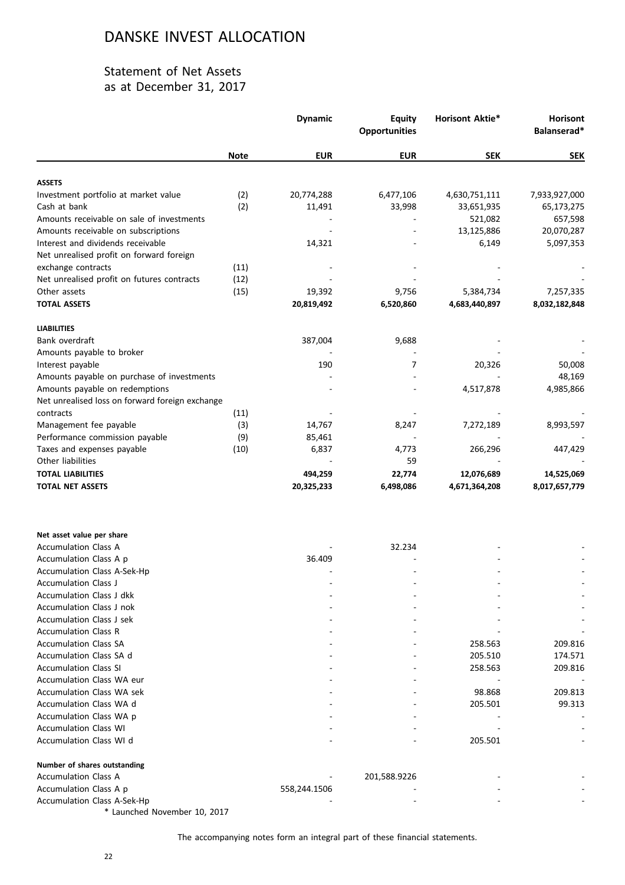# DANSKE INVEST ALLOCATION

## Statement of Net Assets
## as at December 31, 2017

| | Note | Dynamic | Equity Opportunities | Horisont Aktie* | Horisont Balanserad* |
|---|---|---|---|---|---|
| | | **EUR** | **EUR** | **SEK** | **SEK** |
| **ASSETS** | | | | | |
| Investment portfolio at market value | (2) | 20,774,288 | 6,477,106 | 4,630,751,111 | 7,933,927,000 |
| Cash at bank | (2) | 11,491 | 33,998 | 33,651,935 | 65,173,275 |
| Amounts receivable on sale of investments | | - | - | 521,082 | 657,598 |
| Amounts receivable on subscriptions | | - | - | 13,125,886 | 20,070,287 |
| Interest and dividends receivable | | 14,321 | - | 6,149 | 5,097,353 |
| Net unrealised profit on forward foreign exchange contracts | (11) | - | - | - | - |
| Net unrealised profit on futures contracts | (12) | - | - | - | - |
| Other assets | (15) | 19,392 | 9,756 | 5,384,734 | 7,257,335 |
| **TOTAL ASSETS** | | **20,819,492** | **6,520,860** | **4,683,440,897** | **8,032,182,848** |
| **LIABILITIES** | | | | | |
| Bank overdraft | | 387,004 | 9,688 | - | - |
| Amounts payable to broker | | - | - | - | - |
| Interest payable | | 190 | 7 | 20,326 | 50,008 |
| Amounts payable on purchase of investments | | - | - | - | 48,169 |
| Amounts payable on redemptions | | - | - | 4,517,878 | 4,985,866 |
| Net unrealised loss on forward foreign exchange contracts | (11) | - | - | - | - |
| Management fee payable | (3) | 14,767 | 8,247 | 7,272,189 | 8,993,597 |
| Performance commission payable | (9) | 85,461 | - | - | - |
| Taxes and expenses payable | (10) | 6,837 | 4,773 | 266,296 | 447,429 |
| Other liabilities | | - | 59 | - | - |
| **TOTAL LIABILITIES** | | **494,259** | **22,774** | **12,076,689** | **14,525,069** |
| **TOTAL NET ASSETS** | | **20,325,233** | **6,498,086** | **4,671,364,208** | **8,017,657,779** |
| | | | | | |
| **Net asset value per share** | | | | | |
| Accumulation Class A | | - | 32.234 | - | - |
| Accumulation Class A p | | 36.409 | - | - | - |
| Accumulation Class A-Sek-Hp | | - | - | - | - |
| Accumulation Class J | | - | - | - | - |
| Accumulation Class J dkk | | - | - | - | - |
| Accumulation Class J nok | | - | - | - | - |
| Accumulation Class J sek | | - | - | - | - |
| Accumulation Class R | | - | - | - | - |
| Accumulation Class SA | | - | - | 258.563 | 209.816 |
| Accumulation Class SA d | | - | - | 205.510 | 174.571 |
| Accumulation Class SI | | - | - | 258.563 | 209.816 |
| Accumulation Class WA eur | | - | - | - | - |
| Accumulation Class WA sek | | - | - | 98.868 | 209.813 |
| Accumulation Class WA d | | - | - | 205.501 | 99.313 |
| Accumulation Class WA p | | - | - | - | - |
| Accumulation Class WI | | - | - | - | - |
| Accumulation Class WI d | | - | - | 205.501 | - |
| | | | | | |
| **Number of shares outstanding** | | | | | |
| Accumulation Class A | | - | 201,588.9226 | - | - |
| Accumulation Class A p | | 558,244.1506 | - | - | - |
| Accumulation Class A-Sek-Hp | | - | - | - | - |

\* Launched November 10, 2017

The accompanying notes form an integral part of these financial statements.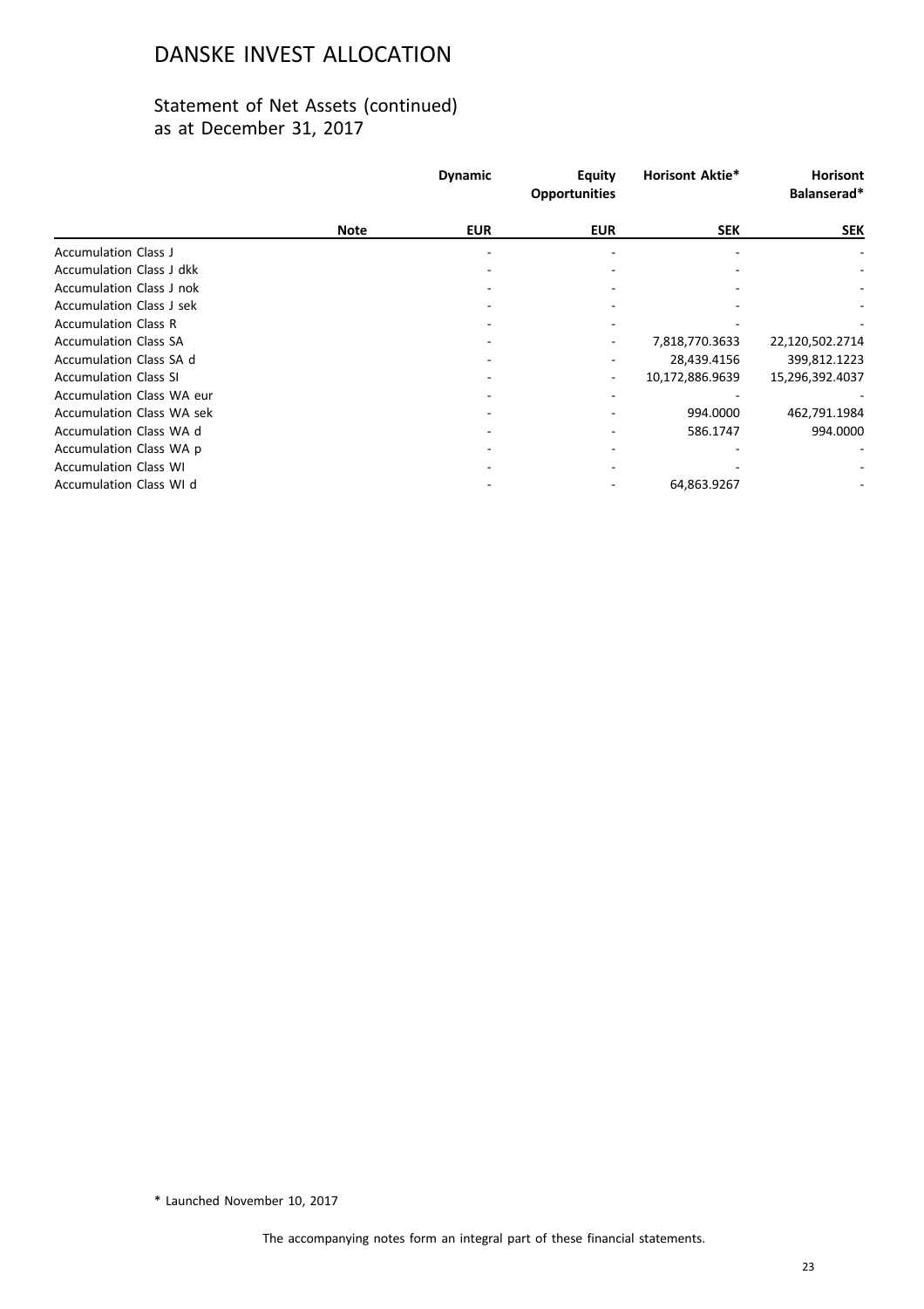# DANSKE INVEST ALLOCATION

## Statement of Net Assets (continued)
as at December 31, 2017

| | Note | Dynamic | Equity Opportunities | Horisont Aktie* | Horisont Balanserad* |
|---|---|---|---|---|---|
| | | EUR | EUR | SEK | SEK |
| Accumulation Class J | | - | - | - | - |
| Accumulation Class J dkk | | - | - | - | - |
| Accumulation Class J nok | | - | - | - | - |
| Accumulation Class J sek | | - | - | - | - |
| Accumulation Class R | | - | - | - | - |
| Accumulation Class SA | | - | - | 7,818,770.3633 | 22,120,502.2714 |
| Accumulation Class SA d | | - | - | 28,439.4156 | 399,812.1223 |
| Accumulation Class SI | | - | - | 10,172,886.9639 | 15,296,392.4037 |
| Accumulation Class WA eur | | - | - | - | - |
| Accumulation Class WA sek | | - | - | 994.0000 | 462,791.1984 |
| Accumulation Class WA d | | - | - | 586.1747 | 994.0000 |
| Accumulation Class WA p | | - | - | - | - |
| Accumulation Class WI | | - | - | - | - |
| Accumulation Class WI d | | - | - | 64,863.9267 | - |

\* Launched November 10, 2017

The accompanying notes form an integral part of these financial statements.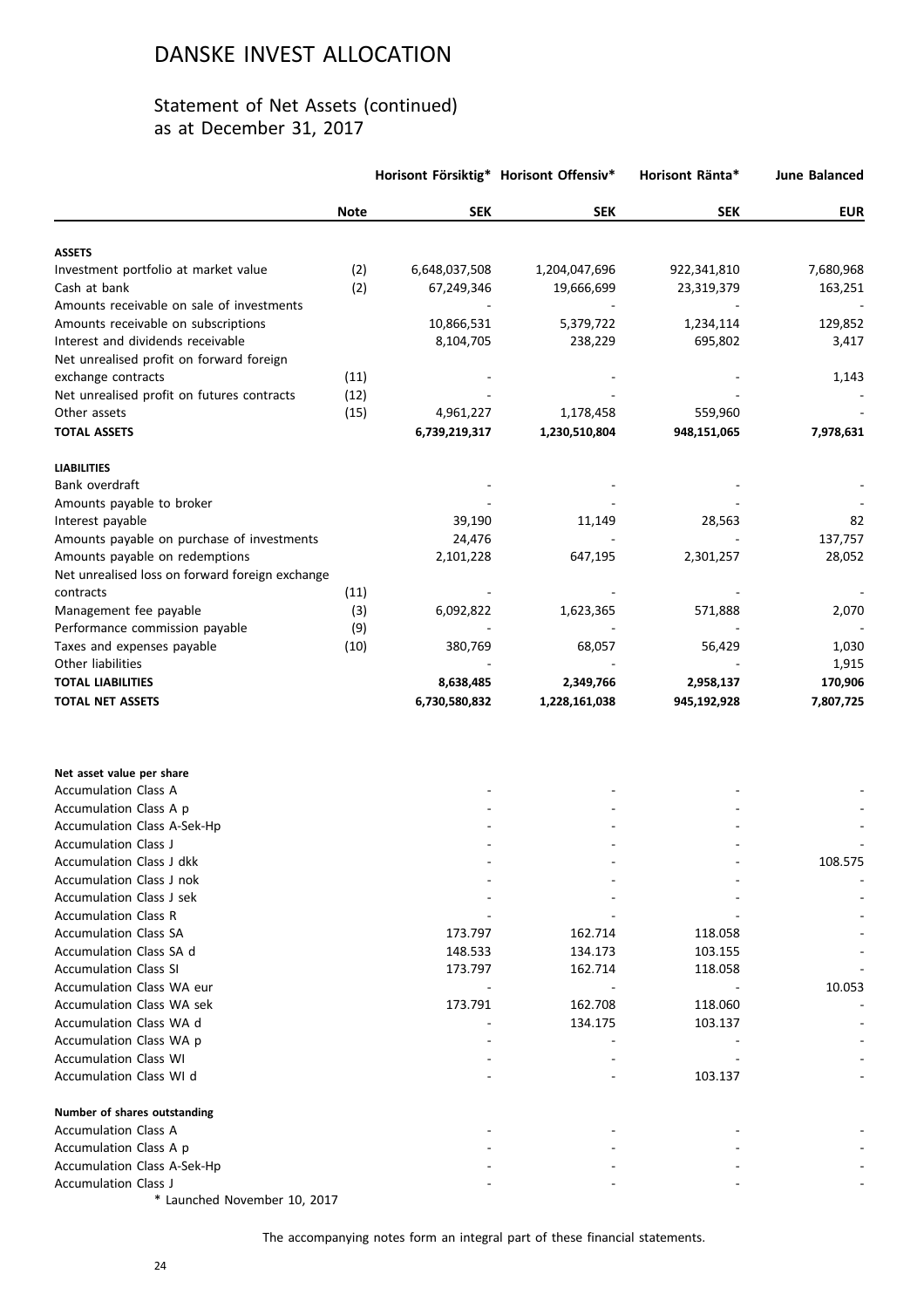# DANSKE INVEST ALLOCATION

## Statement of Net Assets (continued)
as at December 31, 2017

| | Note | Horisont Försiktig* SEK | Horisont Offensiv* SEK | Horisont Ränta* SEK | June Balanced EUR |
|---|---|---|---|---|---|
| **ASSETS** | | | | | |
| Investment portfolio at market value | (2) | 6,648,037,508 | 1,204,047,696 | 922,341,810 | 7,680,968 |
| Cash at bank | (2) | 67,249,346 | 19,666,699 | 23,319,379 | 163,251 |
| Amounts receivable on sale of investments | | - | - | - | - |
| Amounts receivable on subscriptions | | 10,866,531 | 5,379,722 | 1,234,114 | 129,852 |
| Interest and dividends receivable | | 8,104,705 | 238,229 | 695,802 | 3,417 |
| Net unrealised profit on forward foreign exchange contracts | (11) | - | - | - | 1,143 |
| Net unrealised profit on futures contracts | (12) | - | - | - | - |
| Other assets | (15) | 4,961,227 | 1,178,458 | 559,960 | - |
| **TOTAL ASSETS** | | **6,739,219,317** | **1,230,510,804** | **948,151,065** | **7,978,631** |
| **LIABILITIES** | | | | | |
| Bank overdraft | | - | - | - | - |
| Amounts payable to broker | | - | - | - | - |
| Interest payable | | 39,190 | 11,149 | 28,563 | 82 |
| Amounts payable on purchase of investments | | 24,476 | - | - | 137,757 |
| Amounts payable on redemptions | | 2,101,228 | 647,195 | 2,301,257 | 28,052 |
| Net unrealised loss on forward foreign exchange contracts | (11) | - | - | - | - |
| Management fee payable | (3) | 6,092,822 | 1,623,365 | 571,888 | 2,070 |
| Performance commission payable | (9) | - | - | - | - |
| Taxes and expenses payable | (10) | 380,769 | 68,057 | 56,429 | 1,030 |
| Other liabilities | | - | - | - | 1,915 |
| **TOTAL LIABILITIES** | | **8,638,485** | **2,349,766** | **2,958,137** | **170,906** |
| **TOTAL NET ASSETS** | | **6,730,580,832** | **1,228,161,038** | **945,192,928** | **7,807,725** |
| **Net asset value per share** | | | | | |
| Accumulation Class A | | - | - | - | - |
| Accumulation Class A p | | - | - | - | - |
| Accumulation Class A-Sek-Hp | | - | - | - | - |
| Accumulation Class J | | - | - | - | - |
| Accumulation Class J dkk | | - | - | - | 108.575 |
| Accumulation Class J nok | | - | - | - | - |
| Accumulation Class J sek | | - | - | - | - |
| Accumulation Class R | | - | - | - | - |
| Accumulation Class SA | | 173.797 | 162.714 | 118.058 | - |
| Accumulation Class SA d | | 148.533 | 134.173 | 103.155 | - |
| Accumulation Class SI | | 173.797 | 162.714 | 118.058 | - |
| Accumulation Class WA eur | | - | - | - | 10.053 |
| Accumulation Class WA sek | | 173.791 | 162.708 | 118.060 | - |
| Accumulation Class WA d | | - | 134.175 | 103.137 | - |
| Accumulation Class WA p | | - | - | - | - |
| Accumulation Class WI | | - | - | - | - |
| Accumulation Class WI d | | - | - | 103.137 | - |
| **Number of shares outstanding** | | | | | |
| Accumulation Class A | | - | - | - | - |
| Accumulation Class A p | | - | - | - | - |
| Accumulation Class A-Sek-Hp | | - | - | - | - |
| Accumulation Class J | | - | - | - | - |

\* Launched November 10, 2017

The accompanying notes form an integral part of these financial statements.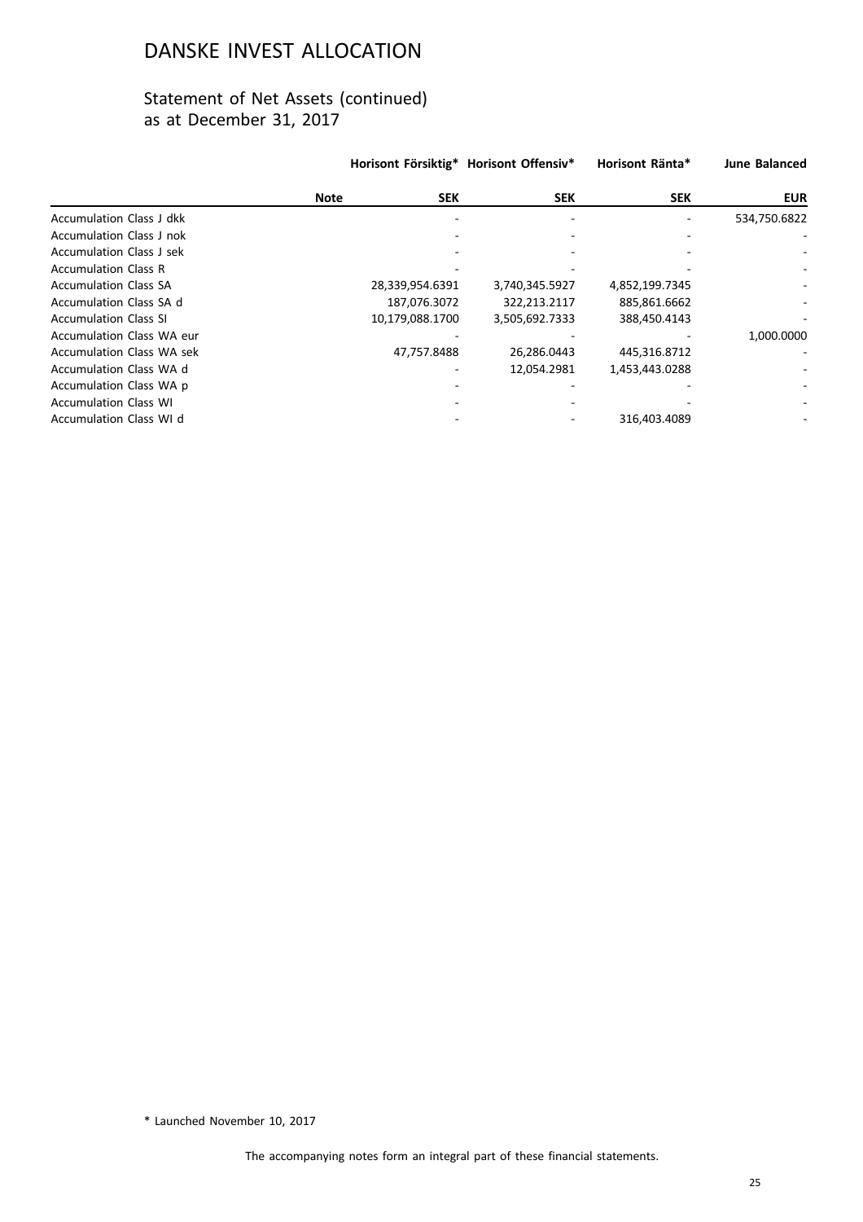# DANSKE INVEST ALLOCATION

## Statement of Net Assets (continued)
as at December 31, 2017

| | Note | Horisont Försiktig* SEK | Horisont Offensiv* SEK | Horisont Ränta* SEK | June Balanced EUR |
|---|---|---|---|---|---|
| Accumulation Class J dkk | | - | - | - | 534,750.6822 |
| Accumulation Class J nok | | - | - | - | - |
| Accumulation Class J sek | | - | - | - | - |
| Accumulation Class R | | - | - | - | - |
| Accumulation Class SA | | 28,339,954.6391 | 3,740,345.5927 | 4,852,199.7345 | - |
| Accumulation Class SA d | | 187,076.3072 | 322,213.2117 | 885,861.6662 | - |
| Accumulation Class SI | | 10,179,088.1700 | 3,505,692.7333 | 388,450.4143 | - |
| Accumulation Class WA eur | | - | - | - | 1,000.0000 |
| Accumulation Class WA sek | | 47,757.8488 | 26,286.0443 | 445,316.8712 | - |
| Accumulation Class WA d | | - | 12,054.2981 | 1,453,443.0288 | - |
| Accumulation Class WA p | | - | - | - | - |
| Accumulation Class WI | | - | - | - | - |
| Accumulation Class WI d | | - | - | 316,403.4089 | - |

* Launched November 10, 2017

The accompanying notes form an integral part of these financial statements.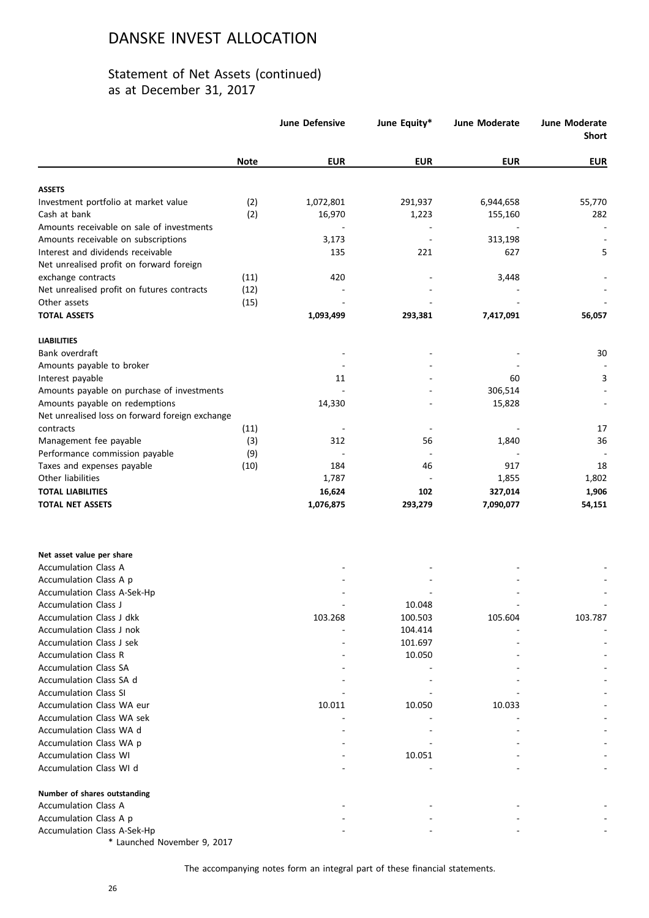# DANSKE INVEST ALLOCATION

## Statement of Net Assets (continued)
as at December 31, 2017

| | Note | June Defensive | June Equity* | June Moderate | June Moderate Short |
|---|---|---|---|---|---|
| | | EUR | EUR | EUR | EUR |
| **ASSETS** | | | | | |
| Investment portfolio at market value | (2) | 1,072,801 | 291,937 | 6,944,658 | 55,770 |
| Cash at bank | (2) | 16,970 | 1,223 | 155,160 | 282 |
| Amounts receivable on sale of investments | | - | - | - | - |
| Amounts receivable on subscriptions | | 3,173 | - | 313,198 | - |
| Interest and dividends receivable | | 135 | 221 | 627 | 5 |
| Net unrealised profit on forward foreign exchange contracts | (11) | 420 | - | 3,448 | - |
| Net unrealised profit on futures contracts | (12) | - | - | - | - |
| Other assets | (15) | - | - | - | - |
| **TOTAL ASSETS** | | **1,093,499** | **293,381** | **7,417,091** | **56,057** |
| **LIABILITIES** | | | | | |
| Bank overdraft | | - | - | - | 30 |
| Amounts payable to broker | | - | - | - | - |
| Interest payable | | 11 | - | 60 | 3 |
| Amounts payable on purchase of investments | | - | - | 306,514 | - |
| Amounts payable on redemptions | | 14,330 | - | 15,828 | - |
| Net unrealised loss on forward foreign exchange contracts | (11) | - | - | - | 17 |
| Management fee payable | (3) | 312 | 56 | 1,840 | 36 |
| Performance commission payable | (9) | - | - | - | - |
| Taxes and expenses payable | (10) | 184 | 46 | 917 | 18 |
| Other liabilities | | 1,787 | - | 1,855 | 1,802 |
| **TOTAL LIABILITIES** | | **16,624** | **102** | **327,014** | **1,906** |
| **TOTAL NET ASSETS** | | **1,076,875** | **293,279** | **7,090,077** | **54,151** |
| **Net asset value per share** | | | | | |
| Accumulation Class A | | - | - | - | - |
| Accumulation Class A p | | - | - | - | - |
| Accumulation Class A-Sek-Hp | | - | - | - | - |
| Accumulation Class J | | - | 10.048 | - | - |
| Accumulation Class J dkk | | 103.268 | 100.503 | 105.604 | 103.787 |
| Accumulation Class J nok | | - | 104.414 | - | - |
| Accumulation Class J sek | | - | 101.697 | - | - |
| Accumulation Class R | | - | 10.050 | - | - |
| Accumulation Class SA | | - | - | - | - |
| Accumulation Class SA d | | - | - | - | - |
| Accumulation Class SI | | - | - | - | - |
| Accumulation Class WA eur | | 10.011 | 10.050 | 10.033 | - |
| Accumulation Class WA sek | | - | - | - | - |
| Accumulation Class WA d | | - | - | - | - |
| Accumulation Class WA p | | - | - | - | - |
| Accumulation Class WI | | - | 10.051 | - | - |
| Accumulation Class WI d | | - | - | - | - |
| **Number of shares outstanding** | | | | | |
| Accumulation Class A | | - | - | - | - |
| Accumulation Class A p | | - | - | - | - |
| Accumulation Class A-Sek-Hp | | - | - | - | - |

\* Launched November 9, 2017

The accompanying notes form an integral part of these financial statements.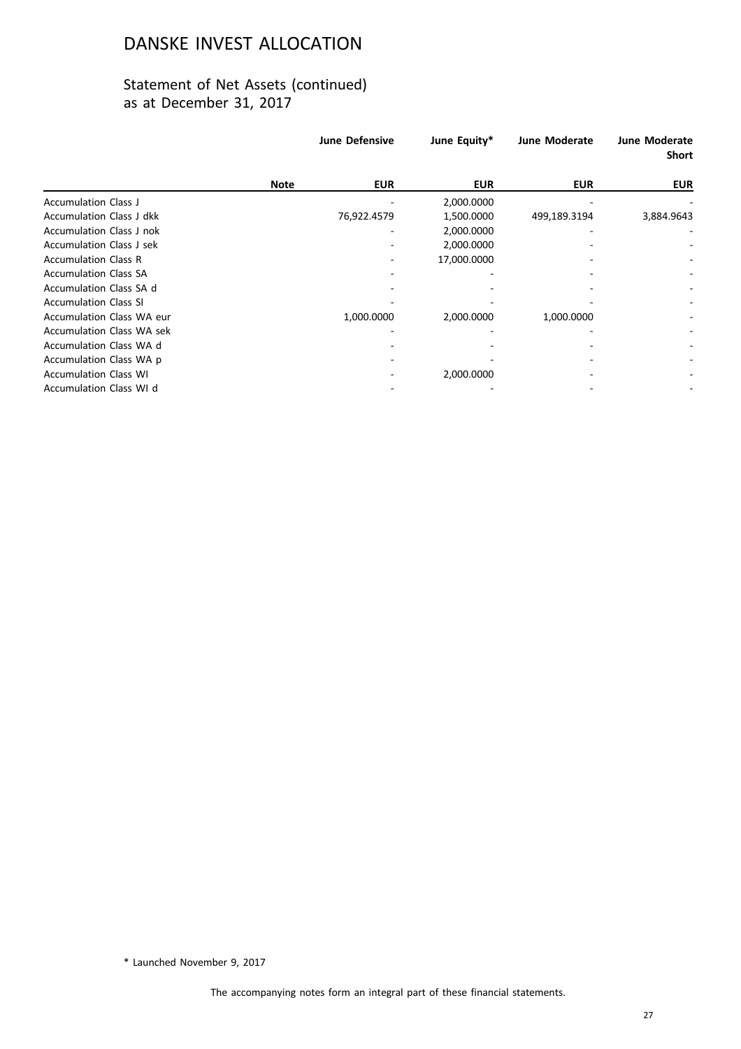# DANSKE INVEST ALLOCATION

## Statement of Net Assets (continued)
as at December 31, 2017

| | Note | June Defensive | June Equity* | June Moderate | June Moderate Short |
|---|---|---|---|---|---|
| | | EUR | EUR | EUR | EUR |
| Accumulation Class J | | - | 2,000.0000 | - | - |
| Accumulation Class J dkk | | 76,922.4579 | 1,500.0000 | 499,189.3194 | 3,884.9643 |
| Accumulation Class J nok | | - | 2,000.0000 | - | - |
| Accumulation Class J sek | | - | 2,000.0000 | - | - |
| Accumulation Class R | | - | 17,000.0000 | - | - |
| Accumulation Class SA | | - | - | - | - |
| Accumulation Class SA d | | - | - | - | - |
| Accumulation Class SI | | - | - | - | - |
| Accumulation Class WA eur | | 1,000.0000 | 2,000.0000 | 1,000.0000 | - |
| Accumulation Class WA sek | | - | - | - | - |
| Accumulation Class WA d | | - | - | - | - |
| Accumulation Class WA p | | - | - | - | - |
| Accumulation Class WI | | - | 2,000.0000 | - | - |
| Accumulation Class WI d | | - | - | - | - |

\* Launched November 9, 2017

The accompanying notes form an integral part of these financial statements.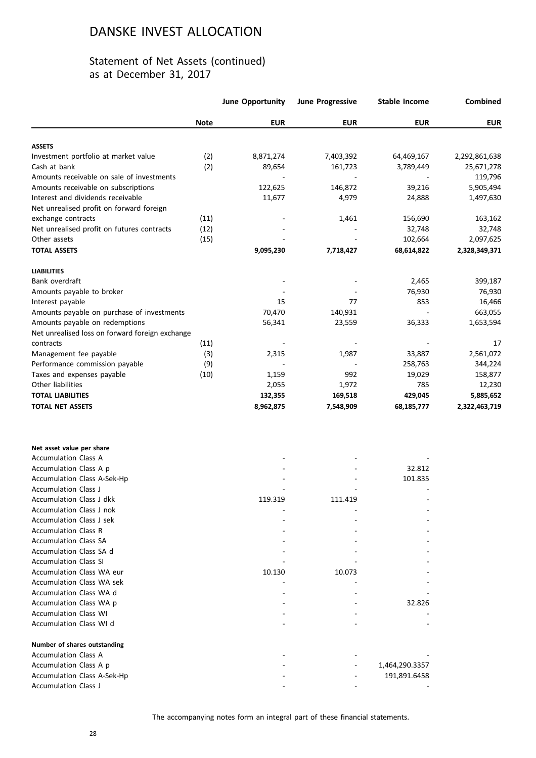# DANSKE INVEST ALLOCATION

## Statement of Net Assets (continued)
as at December 31, 2017

| | Note | June Opportunity EUR | June Progressive EUR | Stable Income EUR | Combined EUR |
|---|---|---|---|---|---|
| **ASSETS** | | | | | |
| Investment portfolio at market value | (2) | 8,871,274 | 7,403,392 | 64,469,167 | 2,292,861,638 |
| Cash at bank | (2) | 89,654 | 161,723 | 3,789,449 | 25,671,278 |
| Amounts receivable on sale of investments | | - | - | - | 119,796 |
| Amounts receivable on subscriptions | | 122,625 | 146,872 | 39,216 | 5,905,494 |
| Interest and dividends receivable | | 11,677 | 4,979 | 24,888 | 1,497,630 |
| Net unrealised profit on forward foreign exchange contracts | (11) | - | 1,461 | 156,690 | 163,162 |
| Net unrealised profit on futures contracts | (12) | - | - | 32,748 | 32,748 |
| Other assets | (15) | - | - | 102,664 | 2,097,625 |
| **TOTAL ASSETS** | | **9,095,230** | **7,718,427** | **68,614,822** | **2,328,349,371** |
| **LIABILITIES** | | | | | |
| Bank overdraft | | - | - | 2,465 | 399,187 |
| Amounts payable to broker | | - | - | 76,930 | 76,930 |
| Interest payable | | 15 | 77 | 853 | 16,466 |
| Amounts payable on purchase of investments | | 70,470 | 140,931 | - | 663,055 |
| Amounts payable on redemptions | | 56,341 | 23,559 | 36,333 | 1,653,594 |
| Net unrealised loss on forward foreign exchange contracts | (11) | - | - | - | 17 |
| Management fee payable | (3) | 2,315 | 1,987 | 33,887 | 2,561,072 |
| Performance commission payable | (9) | - | - | 258,763 | 344,224 |
| Taxes and expenses payable | (10) | 1,159 | 992 | 19,029 | 158,877 |
| Other liabilities | | 2,055 | 1,972 | 785 | 12,230 |
| **TOTAL LIABILITIES** | | **132,355** | **169,518** | **429,045** | **5,885,652** |
| **TOTAL NET ASSETS** | | **8,962,875** | **7,548,909** | **68,185,777** | **2,322,463,719** |
| | | | | | |
| **Net asset value per share** | | | | | |
| Accumulation Class A | | - | - | - | |
| Accumulation Class A p | | - | - | 32.812 | |
| Accumulation Class A-Sek-Hp | | - | - | 101.835 | |
| Accumulation Class J | | - | - | - | |
| Accumulation Class J dkk | | 119.319 | 111.419 | - | |
| Accumulation Class J nok | | - | - | - | |
| Accumulation Class J sek | | - | - | - | |
| Accumulation Class R | | - | - | - | |
| Accumulation Class SA | | - | - | - | |
| Accumulation Class SA d | | - | - | - | |
| Accumulation Class SI | | - | - | - | |
| Accumulation Class WA eur | | 10.130 | 10.073 | - | |
| Accumulation Class WA sek | | - | - | - | |
| Accumulation Class WA d | | - | - | - | |
| Accumulation Class WA p | | - | - | 32.826 | |
| Accumulation Class WI | | - | - | - | |
| Accumulation Class WI d | | - | - | - | |
| | | | | | |
| **Number of shares outstanding** | | | | | |
| Accumulation Class A | | - | - | - | |
| Accumulation Class A p | | - | - | 1,464,290.3357 | |
| Accumulation Class A-Sek-Hp | | - | - | 191,891.6458 | |
| Accumulation Class J | | - | - | - | |

The accompanying notes form an integral part of these financial statements.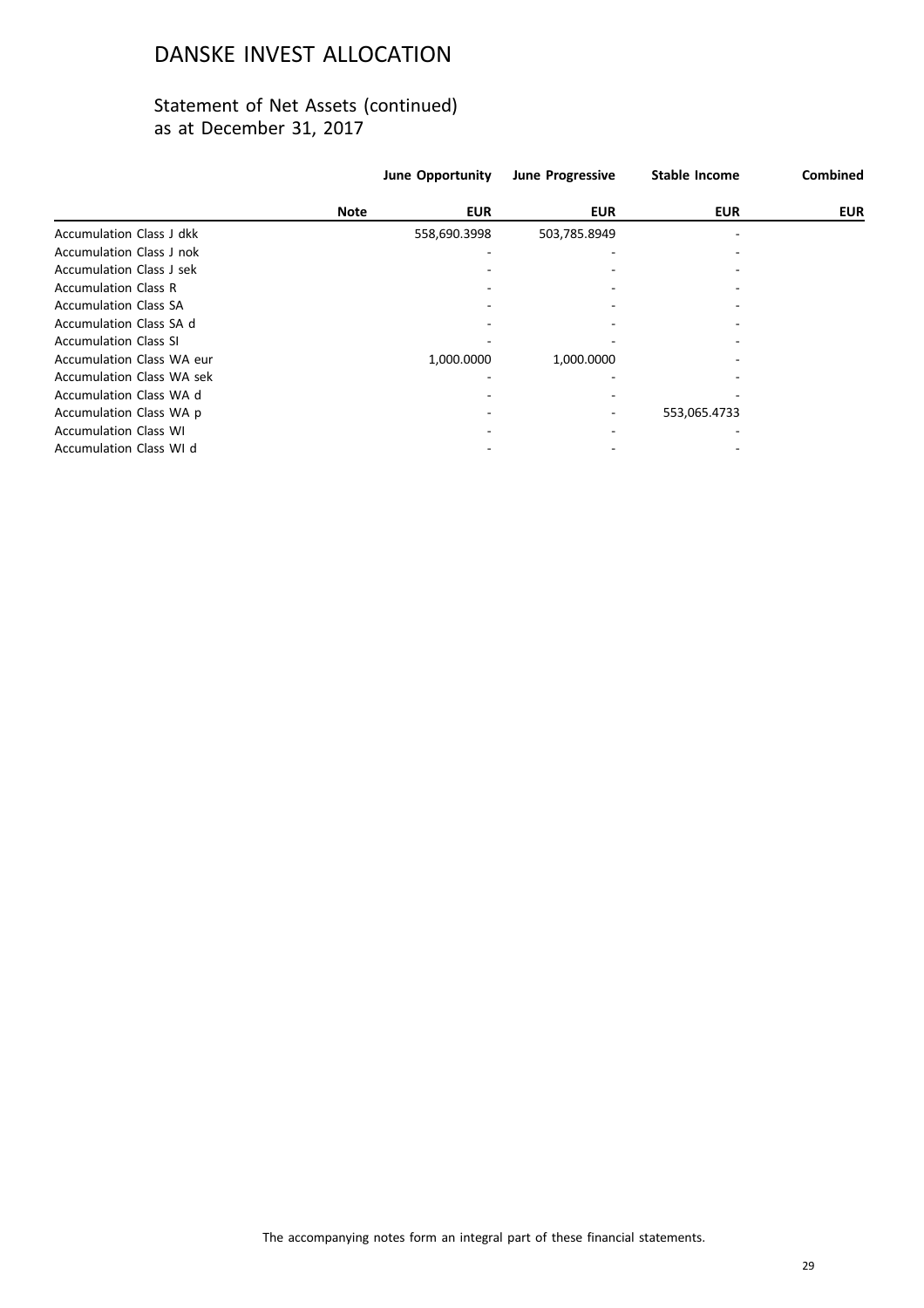# DANSKE INVEST ALLOCATION

## Statement of Net Assets (continued)
as at December 31, 2017

| | Note | June Opportunity EUR | June Progressive EUR | Stable Income EUR | Combined EUR |
|---|---|---|---|---|---|
| Accumulation Class J dkk | | 558,690.3998 | 503,785.8949 | - | |
| Accumulation Class J nok | | - | - | - | |
| Accumulation Class J sek | | - | - | - | |
| Accumulation Class R | | - | - | - | |
| Accumulation Class SA | | - | - | - | |
| Accumulation Class SA d | | - | - | - | |
| Accumulation Class SI | | - | - | - | |
| Accumulation Class WA eur | | 1,000.0000 | 1,000.0000 | - | |
| Accumulation Class WA sek | | - | - | - | |
| Accumulation Class WA d | | - | - | - | |
| Accumulation Class WA p | | - | - | 553,065.4733 | |
| Accumulation Class WI | | - | - | - | |
| Accumulation Class WI d | | - | - | - | |

The accompanying notes form an integral part of these financial statements.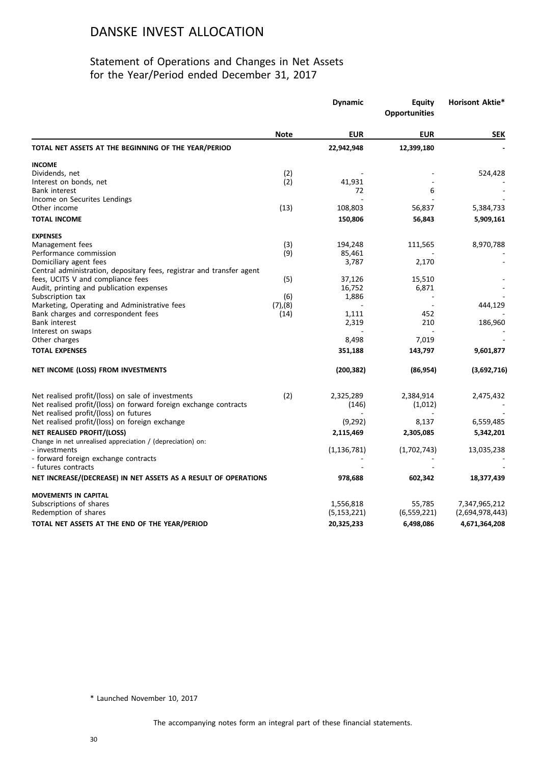# DANSKE INVEST ALLOCATION

## Statement of Operations and Changes in Net Assets for the Year/Period ended December 31, 2017

| | Note | Dynamic | Equity Opportunities | Horisont Aktie* |
|---|---|---|---|---|
| | | **EUR** | **EUR** | **SEK** |
| **TOTAL NET ASSETS AT THE BEGINNING OF THE YEAR/PERIOD** | | **22,942,948** | **12,399,180** | **-** |
| **INCOME** | | | | |
| Dividends, net | (2) | - | - | 524,428 |
| Interest on bonds, net | (2) | 41,931 | - | - |
| Bank interest | | 72 | 6 | - |
| Income on Securites Lendings | | - | - | - |
| Other income | (13) | 108,803 | 56,837 | 5,384,733 |
| **TOTAL INCOME** | | **150,806** | **56,843** | **5,909,161** |
| **EXPENSES** | | | | |
| Management fees | (3) | 194,248 | 111,565 | 8,970,788 |
| Performance commission | (9) | 85,461 | - | - |
| Domiciliary agent fees | | 3,787 | 2,170 | - |
| Central administration, depositary fees, registrar and transfer agent fees, UCITS V and compliance fees | (5) | 37,126 | 15,510 | - |
| Audit, printing and publication expenses | | 16,752 | 6,871 | - |
| Subscription tax | (6) | 1,886 | - | - |
| Marketing, Operating and Administrative fees | (7),(8) | - | - | 444,129 |
| Bank charges and correspondent fees | (14) | 1,111 | 452 | - |
| Bank interest | | 2,319 | 210 | 186,960 |
| Interest on swaps | | - | - | - |
| Other charges | | 8,498 | 7,019 | - |
| **TOTAL EXPENSES** | | **351,188** | **143,797** | **9,601,877** |
| **NET INCOME (LOSS) FROM INVESTMENTS** | | **(200,382)** | **(86,954)** | **(3,692,716)** |
| Net realised profit/(loss) on sale of investments | (2) | 2,325,289 | 2,384,914 | 2,475,432 |
| Net realised profit/(loss) on forward foreign exchange contracts | | (146) | (1,012) | - |
| Net realised profit/(loss) on futures | | - | - | - |
| Net realised profit/(loss) on foreign exchange | | (9,292) | 8,137 | 6,559,485 |
| **NET REALISED PROFIT/(LOSS)** | | **2,115,469** | **2,305,085** | **5,342,201** |
| Change in net unrealised appreciation / (depreciation) on: | | | | |
| - investments | | (1,136,781) | (1,702,743) | 13,035,238 |
| - forward foreign exchange contracts | | - | - | - |
| - futures contracts | | - | - | - |
| **NET INCREASE/(DECREASE) IN NET ASSETS AS A RESULT OF OPERATIONS** | | **978,688** | **602,342** | **18,377,439** |
| **MOVEMENTS IN CAPITAL** | | | | |
| Subscriptions of shares | | 1,556,818 | 55,785 | 7,347,965,212 |
| Redemption of shares | | (5,153,221) | (6,559,221) | (2,694,978,443) |
| **TOTAL NET ASSETS AT THE END OF THE YEAR/PERIOD** | | **20,325,233** | **6,498,086** | **4,671,364,208** |

\* Launched November 10, 2017

The accompanying notes form an integral part of these financial statements.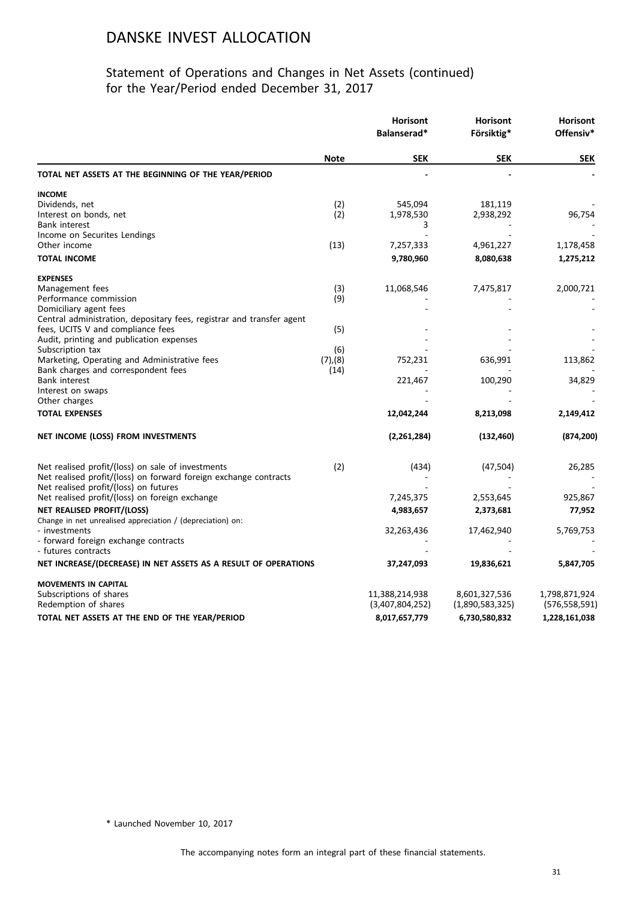# DANSKE INVEST ALLOCATION

## Statement of Operations and Changes in Net Assets (continued) for the Year/Period ended December 31, 2017

| | Note | Horisont Balanserad* | Horisont Försiktig* | Horisont Offensiv* |
|---|---|---|---|---|
| | | SEK | SEK | SEK |
| **TOTAL NET ASSETS AT THE BEGINNING OF THE YEAR/PERIOD** | | - | - | - |
| **INCOME** | | | | |
| Dividends, net | (2) | 545,094 | 181,119 | - |
| Interest on bonds, net | (2) | 1,978,530 | 2,938,292 | 96,754 |
| Bank interest | | 3 | - | - |
| Income on Securites Lendings | | - | - | - |
| Other income | (13) | 7,257,333 | 4,961,227 | 1,178,458 |
| **TOTAL INCOME** | | **9,780,960** | **8,080,638** | **1,275,212** |
| **EXPENSES** | | | | |
| Management fees | (3) | 11,068,546 | 7,475,817 | 2,000,721 |
| Performance commission | (9) | - | - | - |
| Domiciliary agent fees | | - | - | - |
| Central administration, depositary fees, registrar and transfer agent fees, UCITS V and compliance fees | (5) | - | - | - |
| Audit, printing and publication expenses | | - | - | - |
| Subscription tax | (6) | - | - | - |
| Marketing, Operating and Administrative fees | (7),(8) | 752,231 | 636,991 | 113,862 |
| Bank charges and correspondent fees | (14) | - | - | - |
| Bank interest | | 221,467 | 100,290 | 34,829 |
| Interest on swaps | | - | - | - |
| Other charges | | - | - | - |
| **TOTAL EXPENSES** | | **12,042,244** | **8,213,098** | **2,149,412** |
| **NET INCOME (LOSS) FROM INVESTMENTS** | | **(2,261,284)** | **(132,460)** | **(874,200)** |
| Net realised profit/(loss) on sale of investments | (2) | (434) | (47,504) | 26,285 |
| Net realised profit/(loss) on forward foreign exchange contracts | | - | - | - |
| Net realised profit/(loss) on futures | | - | - | - |
| Net realised profit/(loss) on foreign exchange | | 7,245,375 | 2,553,645 | 925,867 |
| **NET REALISED PROFIT/(LOSS)** | | **4,983,657** | **2,373,681** | **77,952** |
| Change in net unrealised appreciation / (depreciation) on: | | | | |
| - investments | | 32,263,436 | 17,462,940 | 5,769,753 |
| - forward foreign exchange contracts | | - | - | - |
| - futures contracts | | - | - | - |
| **NET INCREASE/(DECREASE) IN NET ASSETS AS A RESULT OF OPERATIONS** | | **37,247,093** | **19,836,621** | **5,847,705** |
| **MOVEMENTS IN CAPITAL** | | | | |
| Subscriptions of shares | | 11,388,214,938 | 8,601,327,536 | 1,798,871,924 |
| Redemption of shares | | (3,407,804,252) | (1,890,583,325) | (576,558,591) |
| **TOTAL NET ASSETS AT THE END OF THE YEAR/PERIOD** | | **8,017,657,779** | **6,730,580,832** | **1,228,161,038** |

\* Launched November 10, 2017

The accompanying notes form an integral part of these financial statements.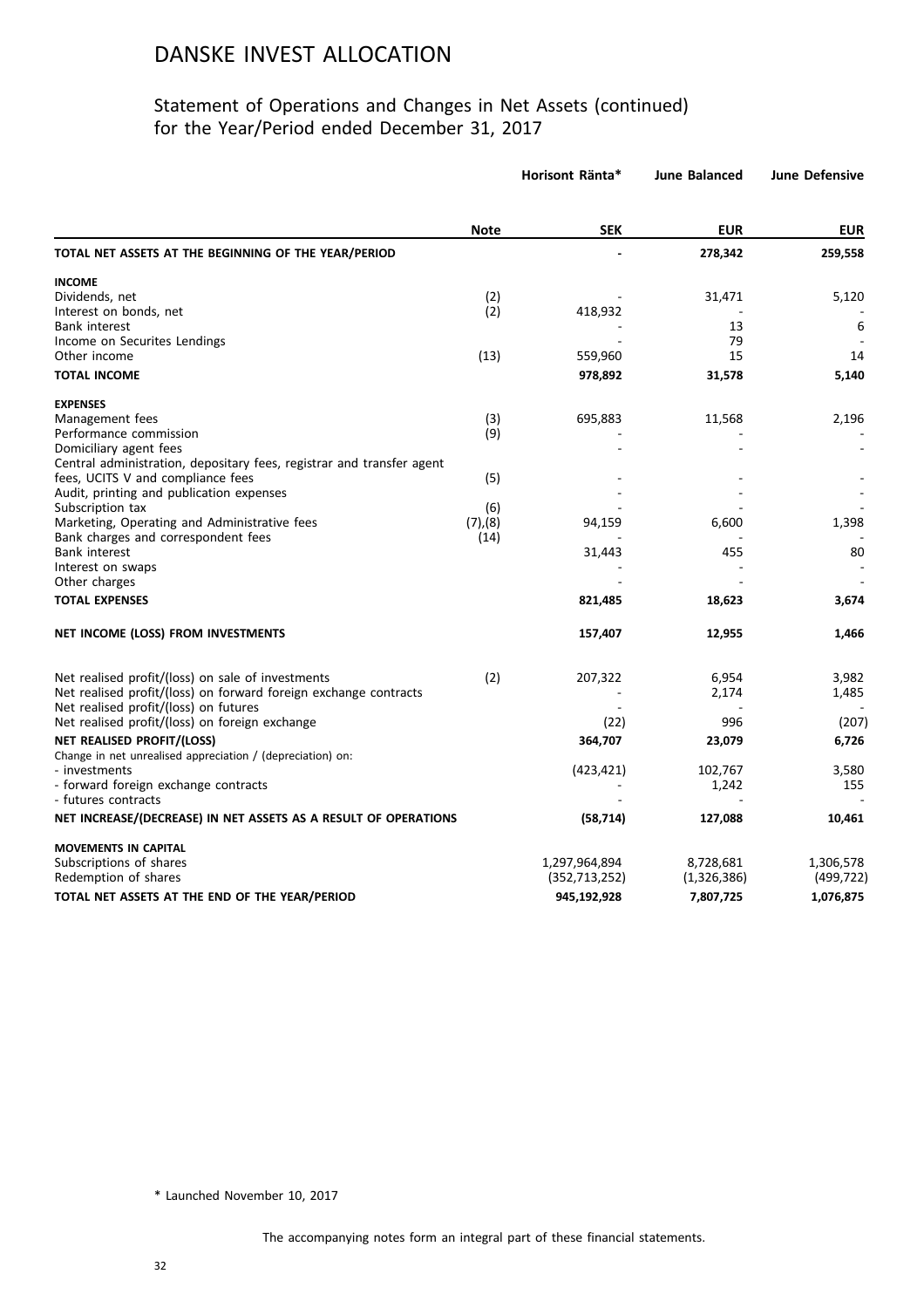# DANSKE INVEST ALLOCATION

## Statement of Operations and Changes in Net Assets (continued) for the Year/Period ended December 31, 2017

| | Note | Horisont Ränta* | June Balanced | June Defensive |
|---|---|---|---|---|
| | | **SEK** | **EUR** | **EUR** |
| **TOTAL NET ASSETS AT THE BEGINNING OF THE YEAR/PERIOD** | | - | 278,342 | 259,558 |
| **INCOME** | | | | |
| Dividends, net | (2) | - | 31,471 | 5,120 |
| Interest on bonds, net | (2) | 418,932 | - | - |
| Bank interest | | - | 13 | 6 |
| Income on Securites Lendings | | - | 79 | - |
| Other income | (13) | 559,960 | 15 | 14 |
| **TOTAL INCOME** | | **978,892** | **31,578** | **5,140** |
| **EXPENSES** | | | | |
| Management fees | (3) | 695,883 | 11,568 | 2,196 |
| Performance commission | (9) | - | - | - |
| Domiciliary agent fees | | - | - | - |
| Central administration, depositary fees, registrar and transfer agent fees, UCITS V and compliance fees | (5) | - | - | - |
| Audit, printing and publication expenses | | - | - | - |
| Subscription tax | (6) | - | - | - |
| Marketing, Operating and Administrative fees | (7),(8) | 94,159 | 6,600 | 1,398 |
| Bank charges and correspondent fees | (14) | - | - | - |
| Bank interest | | 31,443 | 455 | 80 |
| Interest on swaps | | - | - | - |
| Other charges | | - | - | - |
| **TOTAL EXPENSES** | | **821,485** | **18,623** | **3,674** |
| **NET INCOME (LOSS) FROM INVESTMENTS** | | **157,407** | **12,955** | **1,466** |
| Net realised profit/(loss) on sale of investments | (2) | 207,322 | 6,954 | 3,982 |
| Net realised profit/(loss) on forward foreign exchange contracts | | - | 2,174 | 1,485 |
| Net realised profit/(loss) on futures | | - | - | - |
| Net realised profit/(loss) on foreign exchange | | (22) | 996 | (207) |
| **NET REALISED PROFIT/(LOSS)** | | **364,707** | **23,079** | **6,726** |
| Change in net unrealised appreciation / (depreciation) on: | | | | |
| - investments | | (423,421) | 102,767 | 3,580 |
| - forward foreign exchange contracts | | - | 1,242 | 155 |
| - futures contracts | | - | - | - |
| **NET INCREASE/(DECREASE) IN NET ASSETS AS A RESULT OF OPERATIONS** | | **(58,714)** | **127,088** | **10,461** |
| **MOVEMENTS IN CAPITAL** | | | | |
| Subscriptions of shares | | 1,297,964,894 | 8,728,681 | 1,306,578 |
| Redemption of shares | | (352,713,252) | (1,326,386) | (499,722) |
| **TOTAL NET ASSETS AT THE END OF THE YEAR/PERIOD** | | **945,192,928** | **7,807,725** | **1,076,875** |

\* Launched November 10, 2017

The accompanying notes form an integral part of these financial statements.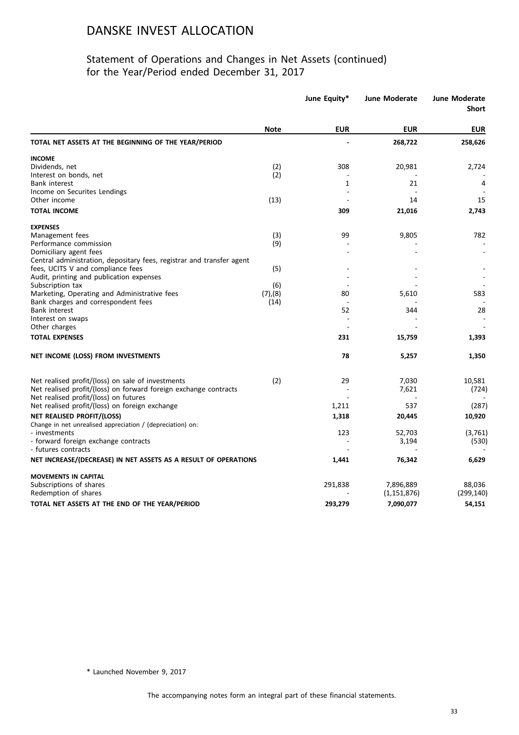# DANSKE INVEST ALLOCATION

## Statement of Operations and Changes in Net Assets (continued) for the Year/Period ended December 31, 2017

| | Note | June Equity* | June Moderate | June Moderate Short |
|---|---|---|---|---|
| | | **EUR** | **EUR** | **EUR** |
| **TOTAL NET ASSETS AT THE BEGINNING OF THE YEAR/PERIOD** | | - | 268,722 | 258,626 |
| **INCOME** | | | | |
| Dividends, net | (2) | 308 | 20,981 | 2,724 |
| Interest on bonds, net | (2) | - | - | - |
| Bank interest | | 1 | 21 | 4 |
| Income on Securites Lendings | | - | - | - |
| Other income | (13) | - | 14 | 15 |
| **TOTAL INCOME** | | **309** | **21,016** | **2,743** |
| **EXPENSES** | | | | |
| Management fees | (3) | 99 | 9,805 | 782 |
| Performance commission | (9) | - | - | - |
| Domiciliary agent fees | | - | - | - |
| Central administration, depositary fees, registrar and transfer agent fees, UCITS V and compliance fees | (5) | - | - | - |
| Audit, printing and publication expenses | | - | - | - |
| Subscription tax | (6) | - | - | - |
| Marketing, Operating and Administrative fees | (7),(8) | 80 | 5,610 | 583 |
| Bank charges and correspondent fees | (14) | - | - | - |
| Bank interest | | 52 | 344 | 28 |
| Interest on swaps | | - | - | - |
| Other charges | | - | - | - |
| **TOTAL EXPENSES** | | **231** | **15,759** | **1,393** |
| **NET INCOME (LOSS) FROM INVESTMENTS** | | **78** | **5,257** | **1,350** |
| Net realised profit/(loss) on sale of investments | (2) | 29 | 7,030 | 10,581 |
| Net realised profit/(loss) on forward foreign exchange contracts | | - | 7,621 | (724) |
| Net realised profit/(loss) on futures | | - | - | - |
| Net realised profit/(loss) on foreign exchange | | 1,211 | 537 | (287) |
| **NET REALISED PROFIT/(LOSS)** | | **1,318** | **20,445** | **10,920** |
| Change in net unrealised appreciation / (depreciation) on: | | | | |
| - investments | | 123 | 52,703 | (3,761) |
| - forward foreign exchange contracts | | - | 3,194 | (530) |
| - futures contracts | | - | - | - |
| **NET INCREASE/(DECREASE) IN NET ASSETS AS A RESULT OF OPERATIONS** | | **1,441** | **76,342** | **6,629** |
| **MOVEMENTS IN CAPITAL** | | | | |
| Subscriptions of shares | | 291,838 | 7,896,889 | 88,036 |
| Redemption of shares | | - | (1,151,876) | (299,140) |
| **TOTAL NET ASSETS AT THE END OF THE YEAR/PERIOD** | | **293,279** | **7,090,077** | **54,151** |

\* Launched November 9, 2017

The accompanying notes form an integral part of these financial statements.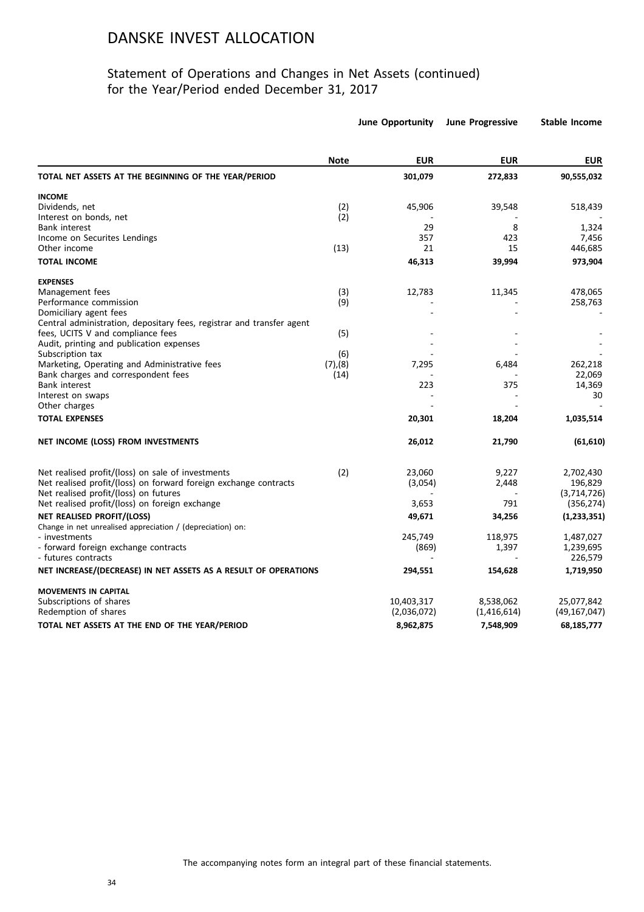# DANSKE INVEST ALLOCATION

## Statement of Operations and Changes in Net Assets (continued) for the Year/Period ended December 31, 2017

| | Note | June Opportunity | June Progressive | Stable Income |
|---|---|---|---|---|
| | | **EUR** | **EUR** | **EUR** |
| **TOTAL NET ASSETS AT THE BEGINNING OF THE YEAR/PERIOD** | | **301,079** | **272,833** | **90,555,032** |
| **INCOME** | | | | |
| Dividends, net | (2) | 45,906 | 39,548 | 518,439 |
| Interest on bonds, net | (2) | - | - | - |
| Bank interest | | 29 | 8 | 1,324 |
| Income on Securites Lendings | | 357 | 423 | 7,456 |
| Other income | (13) | 21 | 15 | 446,685 |
| **TOTAL INCOME** | | **46,313** | **39,994** | **973,904** |
| **EXPENSES** | | | | |
| Management fees | (3) | 12,783 | 11,345 | 478,065 |
| Performance commission | (9) | - | - | 258,763 |
| Domiciliary agent fees | | - | - | - |
| Central administration, depositary fees, registrar and transfer agent fees, UCITS V and compliance fees | (5) | - | - | - |
| Audit, printing and publication expenses | | - | - | - |
| Subscription tax | (6) | - | - | - |
| Marketing, Operating and Administrative fees | (7),(8) | 7,295 | 6,484 | 262,218 |
| Bank charges and correspondent fees | (14) | - | - | 22,069 |
| Bank interest | | 223 | 375 | 14,369 |
| Interest on swaps | | - | - | 30 |
| Other charges | | - | - | - |
| **TOTAL EXPENSES** | | **20,301** | **18,204** | **1,035,514** |
| **NET INCOME (LOSS) FROM INVESTMENTS** | | **26,012** | **21,790** | **(61,610)** |
| Net realised profit/(loss) on sale of investments | (2) | 23,060 | 9,227 | 2,702,430 |
| Net realised profit/(loss) on forward foreign exchange contracts | | (3,054) | 2,448 | 196,829 |
| Net realised profit/(loss) on futures | | - | - | (3,714,726) |
| Net realised profit/(loss) on foreign exchange | | 3,653 | 791 | (356,274) |
| **NET REALISED PROFIT/(LOSS)** | | **49,671** | **34,256** | **(1,233,351)** |
| Change in net unrealised appreciation / (depreciation) on: | | | | |
| - investments | | 245,749 | 118,975 | 1,487,027 |
| - forward foreign exchange contracts | | (869) | 1,397 | 1,239,695 |
| - futures contracts | | - | - | 226,579 |
| **NET INCREASE/(DECREASE) IN NET ASSETS AS A RESULT OF OPERATIONS** | | **294,551** | **154,628** | **1,719,950** |
| **MOVEMENTS IN CAPITAL** | | | | |
| Subscriptions of shares | | 10,403,317 | 8,538,062 | 25,077,842 |
| Redemption of shares | | (2,036,072) | (1,416,614) | (49,167,047) |
| **TOTAL NET ASSETS AT THE END OF THE YEAR/PERIOD** | | **8,962,875** | **7,548,909** | **68,185,777** |

The accompanying notes form an integral part of these financial statements.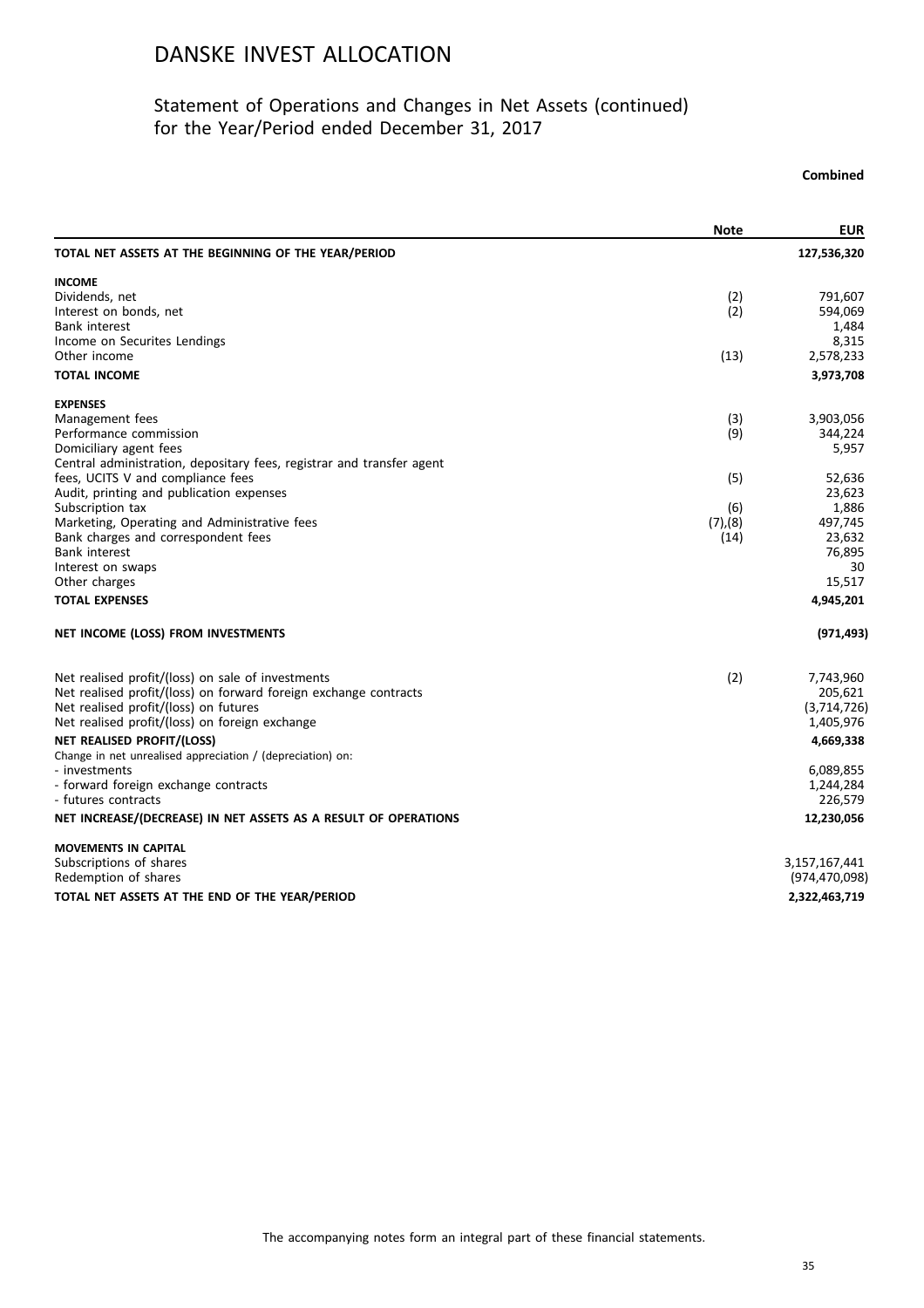# DANSKE INVEST ALLOCATION

## Statement of Operations and Changes in Net Assets (continued) for the Year/Period ended December 31, 2017

**Combined**

| | Note | EUR |
|---|---|---|
| **TOTAL NET ASSETS AT THE BEGINNING OF THE YEAR/PERIOD** | | **127,536,320** |
| **INCOME** | | |
| Dividends, net | (2) | 791,607 |
| Interest on bonds, net | (2) | 594,069 |
| Bank interest | | 1,484 |
| Income on Securites Lendings | | 8,315 |
| Other income | (13) | 2,578,233 |
| **TOTAL INCOME** | | **3,973,708** |
| **EXPENSES** | | |
| Management fees | (3) | 3,903,056 |
| Performance commission | (9) | 344,224 |
| Domiciliary agent fees | | 5,957 |
| Central administration, depositary fees, registrar and transfer agent fees, UCITS V and compliance fees | (5) | 52,636 |
| Audit, printing and publication expenses | | 23,623 |
| Subscription tax | (6) | 1,886 |
| Marketing, Operating and Administrative fees | (7),(8) | 497,745 |
| Bank charges and correspondent fees | (14) | 23,632 |
| Bank interest | | 76,895 |
| Interest on swaps | | 30 |
| Other charges | | 15,517 |
| **TOTAL EXPENSES** | | **4,945,201** |
| **NET INCOME (LOSS) FROM INVESTMENTS** | | **(971,493)** |
| Net realised profit/(loss) on sale of investments | (2) | 7,743,960 |
| Net realised profit/(loss) on forward foreign exchange contracts | | 205,621 |
| Net realised profit/(loss) on futures | | (3,714,726) |
| Net realised profit/(loss) on foreign exchange | | 1,405,976 |
| **NET REALISED PROFIT/(LOSS)** | | **4,669,338** |
| Change in net unrealised appreciation / (depreciation) on: | | |
| - investments | | 6,089,855 |
| - forward foreign exchange contracts | | 1,244,284 |
| - futures contracts | | 226,579 |
| **NET INCREASE/(DECREASE) IN NET ASSETS AS A RESULT OF OPERATIONS** | | **12,230,056** |
| **MOVEMENTS IN CAPITAL** | | |
| Subscriptions of shares | | 3,157,167,441 |
| Redemption of shares | | (974,470,098) |
| **TOTAL NET ASSETS AT THE END OF THE YEAR/PERIOD** | | **2,322,463,719** |

The accompanying notes form an integral part of these financial statements.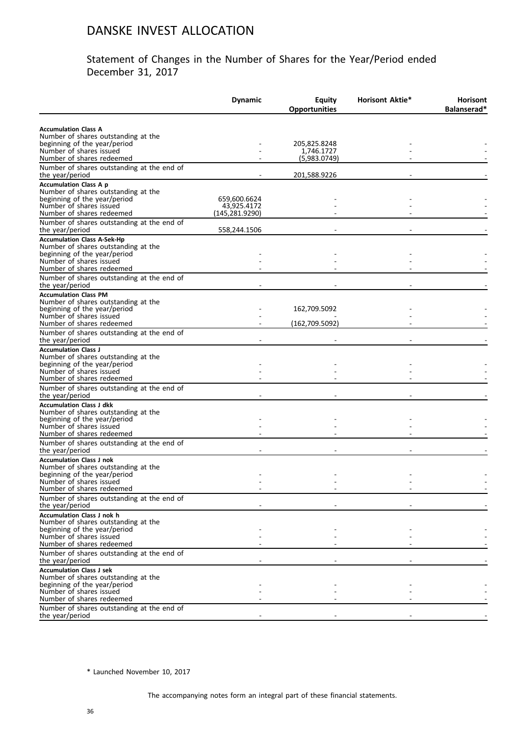# DANSKE INVEST ALLOCATION

## Statement of Changes in the Number of Shares for the Year/Period ended December 31, 2017

| | Dynamic | Equity Opportunities | Horisont Aktie* | Horisont Balanserad* |
|---|---|---|---|---|
| **Accumulation Class A** | | | | |
| Number of shares outstanding at the beginning of the year/period | - | 205,825.8248 | - | - |
| Number of shares issued | - | 1,746.1727 | - | - |
| Number of shares redeemed | - | (5,983.0749) | - | - |
| Number of shares outstanding at the end of the year/period | - | 201,588.9226 | - | - |
| **Accumulation Class A p** | | | | |
| Number of shares outstanding at the beginning of the year/period | 659,600.6624 | - | - | - |
| Number of shares issued | 43,925.4172 | - | - | - |
| Number of shares redeemed | (145,281.9290) | - | - | - |
| Number of shares outstanding at the end of the year/period | 558,244.1506 | - | - | - |
| **Accumulation Class A-Sek-Hp** | | | | |
| Number of shares outstanding at the beginning of the year/period | - | - | - | - |
| Number of shares issued | - | - | - | - |
| Number of shares redeemed | - | - | - | - |
| Number of shares outstanding at the end of the year/period | - | - | - | - |
| **Accumulation Class PM** | | | | |
| Number of shares outstanding at the beginning of the year/period | - | 162,709.5092 | - | - |
| Number of shares issued | - | - | - | - |
| Number of shares redeemed | - | (162,709.5092) | - | - |
| Number of shares outstanding at the end of the year/period | - | - | - | - |
| **Accumulation Class J** | | | | |
| Number of shares outstanding at the beginning of the year/period | - | - | - | - |
| Number of shares issued | - | - | - | - |
| Number of shares redeemed | - | - | - | - |
| Number of shares outstanding at the end of the year/period | - | - | - | - |
| **Accumulation Class J dkk** | | | | |
| Number of shares outstanding at the beginning of the year/period | - | - | - | - |
| Number of shares issued | - | - | - | - |
| Number of shares redeemed | - | - | - | - |
| Number of shares outstanding at the end of the year/period | - | - | - | - |
| **Accumulation Class J nok** | | | | |
| Number of shares outstanding at the beginning of the year/period | - | - | - | - |
| Number of shares issued | - | - | - | - |
| Number of shares redeemed | - | - | - | - |
| Number of shares outstanding at the end of the year/period | - | - | - | - |
| **Accumulation Class J nok h** | | | | |
| Number of shares outstanding at the beginning of the year/period | - | - | - | - |
| Number of shares issued | - | - | - | - |
| Number of shares redeemed | - | - | - | - |
| Number of shares outstanding at the end of the year/period | - | - | - | - |
| **Accumulation Class J sek** | | | | |
| Number of shares outstanding at the beginning of the year/period | - | - | - | - |
| Number of shares issued | - | - | - | - |
| Number of shares redeemed | - | - | - | - |
| Number of shares outstanding at the end of the year/period | - | - | - | - |

\* Launched November 10, 2017

The accompanying notes form an integral part of these financial statements.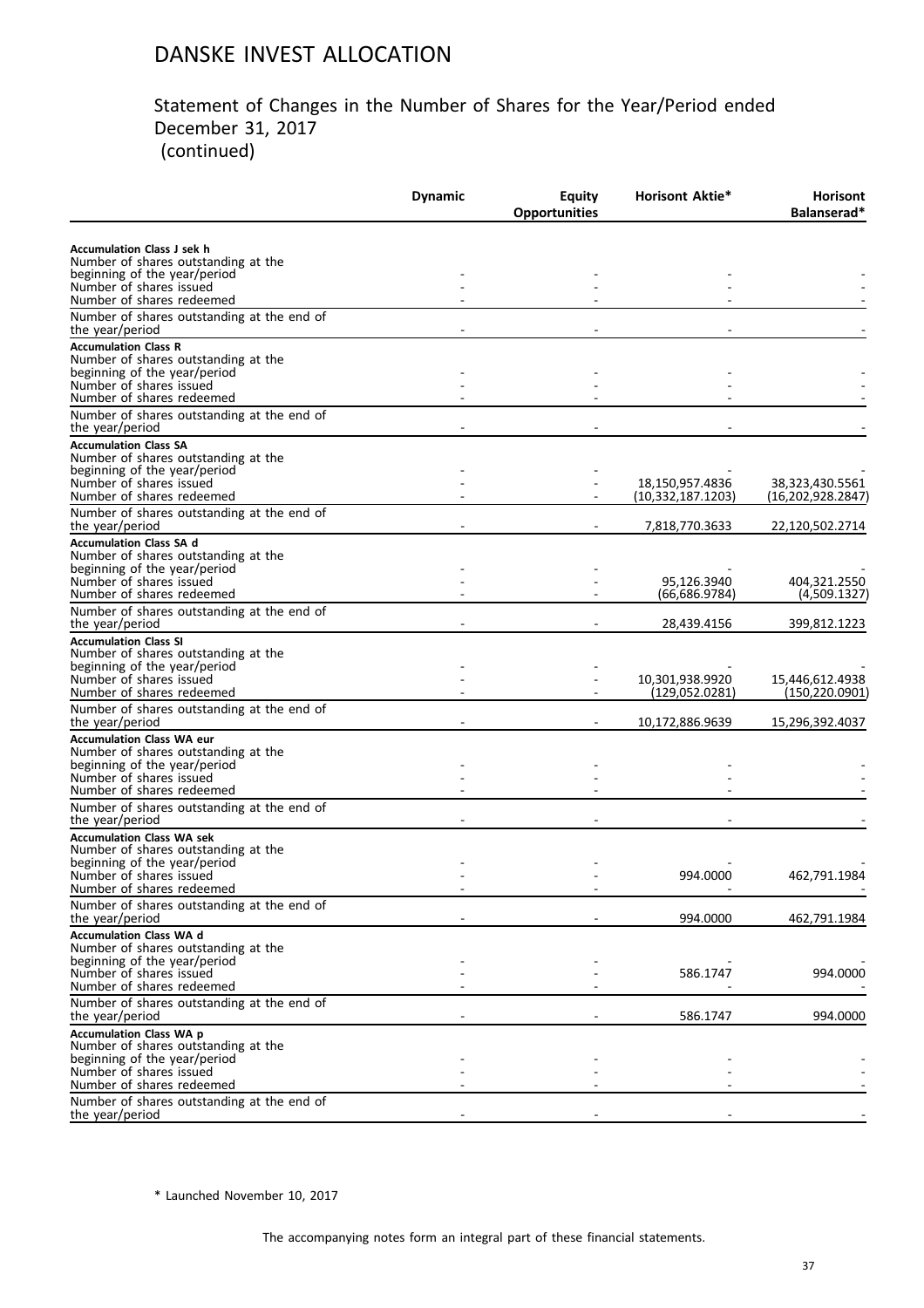# DANSKE INVEST ALLOCATION

## Statement of Changes in the Number of Shares for the Year/Period ended December 31, 2017 (continued)

| | Dynamic | Equity Opportunities | Horisont Aktie* | Horisont Balanserad* |
|---|---|---|---|---|
| **Accumulation Class J sek h** | | | | |
| Number of shares outstanding at the beginning of the year/period | - | - | - | - |
| Number of shares issued | - | - | - | - |
| Number of shares redeemed | - | - | - | - |
| Number of shares outstanding at the end of the year/period | - | - | - | - |
| **Accumulation Class R** | | | | |
| Number of shares outstanding at the beginning of the year/period | - | - | - | - |
| Number of shares issued | - | - | - | - |
| Number of shares redeemed | - | - | - | - |
| Number of shares outstanding at the end of the year/period | - | - | - | - |
| **Accumulation Class SA** | | | | |
| Number of shares outstanding at the beginning of the year/period | - | - | - | - |
| Number of shares issued | - | - | 18,150,957.4836 | 38,323,430.5561 |
| Number of shares redeemed | - | - | (10,332,187.1203) | (16,202,928.2847) |
| Number of shares outstanding at the end of the year/period | - | - | 7,818,770.3633 | 22,120,502.2714 |
| **Accumulation Class SA d** | | | | |
| Number of shares outstanding at the beginning of the year/period | - | - | - | - |
| Number of shares issued | - | - | 95,126.3940 | 404,321.2550 |
| Number of shares redeemed | - | - | (66,686.9784) | (4,509.1327) |
| Number of shares outstanding at the end of the year/period | - | - | 28,439.4156 | 399,812.1223 |
| **Accumulation Class SI** | | | | |
| Number of shares outstanding at the beginning of the year/period | - | - | - | - |
| Number of shares issued | - | - | 10,301,938.9920 | 15,446,612.4938 |
| Number of shares redeemed | - | - | (129,052.0281) | (150,220.0901) |
| Number of shares outstanding at the end of the year/period | - | - | 10,172,886.9639 | 15,296,392.4037 |
| **Accumulation Class WA eur** | | | | |
| Number of shares outstanding at the beginning of the year/period | - | - | - | - |
| Number of shares issued | - | - | - | - |
| Number of shares redeemed | - | - | - | - |
| Number of shares outstanding at the end of the year/period | - | - | - | - |
| **Accumulation Class WA sek** | | | | |
| Number of shares outstanding at the beginning of the year/period | - | - | - | - |
| Number of shares issued | - | - | 994.0000 | 462,791.1984 |
| Number of shares redeemed | - | - | - | - |
| Number of shares outstanding at the end of the year/period | - | - | 994.0000 | 462,791.1984 |
| **Accumulation Class WA d** | | | | |
| Number of shares outstanding at the beginning of the year/period | - | - | - | - |
| Number of shares issued | - | - | 586.1747 | 994.0000 |
| Number of shares redeemed | - | - | - | - |
| Number of shares outstanding at the end of the year/period | - | - | 586.1747 | 994.0000 |
| **Accumulation Class WA p** | | | | |
| Number of shares outstanding at the beginning of the year/period | - | - | - | - |
| Number of shares issued | - | - | - | - |
| Number of shares redeemed | - | - | - | - |
| Number of shares outstanding at the end of the year/period | - | - | - | - |

\* Launched November 10, 2017

The accompanying notes form an integral part of these financial statements.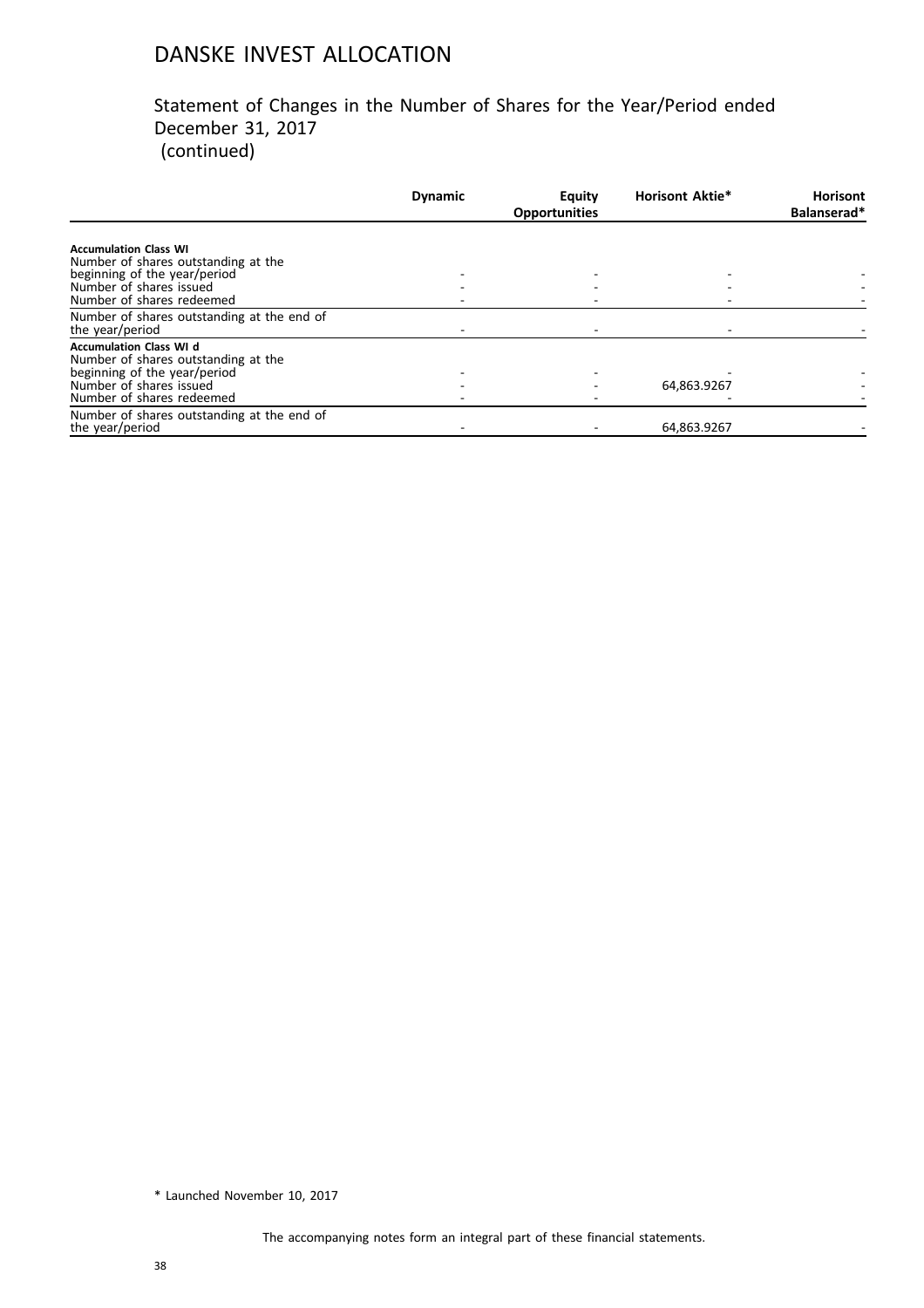# DANSKE INVEST ALLOCATION

## Statement of Changes in the Number of Shares for the Year/Period ended December 31, 2017 (continued)

| | Dynamic | Equity Opportunities | Horisont Aktie* | Horisont Balanserad* |
|---|---|---|---|---|
| **Accumulation Class WI** | | | | |
| Number of shares outstanding at the beginning of the year/period | - | - | - | - |
| Number of shares issued | - | - | - | - |
| Number of shares redeemed | - | - | - | - |
| Number of shares outstanding at the end of the year/period | - | - | - | - |
| **Accumulation Class WI d** | | | | |
| Number of shares outstanding at the beginning of the year/period | - | - | - | - |
| Number of shares issued | - | - | 64,863.9267 | - |
| Number of shares redeemed | - | - | - | - |
| Number of shares outstanding at the end of the year/period | - | - | 64,863.9267 | - |

* Launched November 10, 2017

The accompanying notes form an integral part of these financial statements.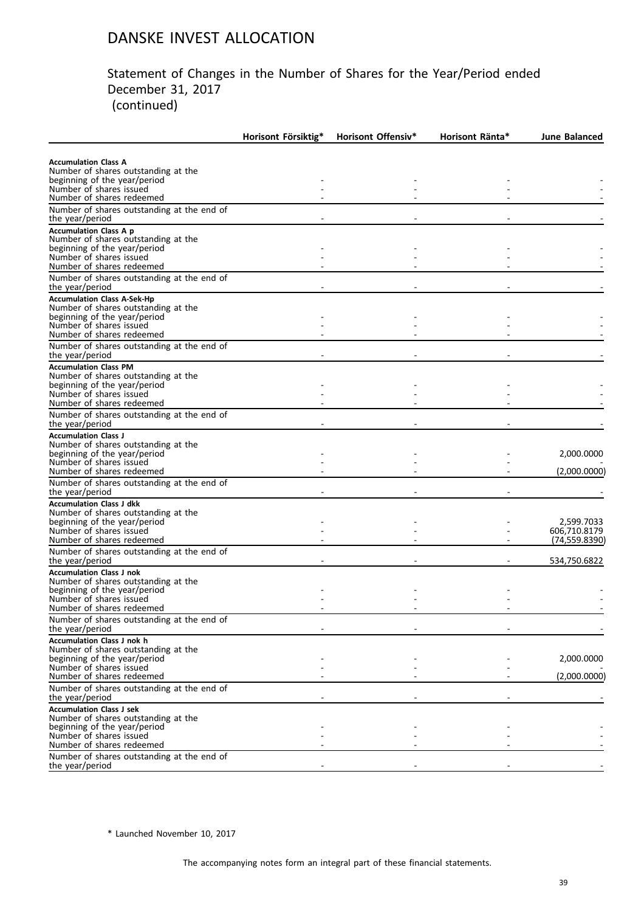# DANSKE INVEST ALLOCATION

## Statement of Changes in the Number of Shares for the Year/Period ended December 31, 2017 (continued)

| | Horisont Försiktig* | Horisont Offensiv* | Horisont Ränta* | June Balanced |
|---|---|---|---|---|
| **Accumulation Class A** | | | | |
| Number of shares outstanding at the beginning of the year/period | - | - | - | - |
| Number of shares issued | - | - | - | - |
| Number of shares redeemed | - | - | - | - |
| Number of shares outstanding at the end of the year/period | - | - | - | - |
| **Accumulation Class A p** | | | | |
| Number of shares outstanding at the beginning of the year/period | - | - | - | - |
| Number of shares issued | - | - | - | - |
| Number of shares redeemed | - | - | - | - |
| Number of shares outstanding at the end of the year/period | - | - | - | - |
| **Accumulation Class A-Sek-Hp** | | | | |
| Number of shares outstanding at the beginning of the year/period | - | - | - | - |
| Number of shares issued | - | - | - | - |
| Number of shares redeemed | - | - | - | - |
| Number of shares outstanding at the end of the year/period | - | - | - | - |
| **Accumulation Class PM** | | | | |
| Number of shares outstanding at the beginning of the year/period | - | - | - | - |
| Number of shares issued | - | - | - | - |
| Number of shares redeemed | - | - | - | - |
| Number of shares outstanding at the end of the year/period | - | - | - | - |
| **Accumulation Class J** | | | | |
| Number of shares outstanding at the beginning of the year/period | - | - | - | 2,000.0000 |
| Number of shares issued | - | - | - | - |
| Number of shares redeemed | - | - | - | (2,000.0000) |
| Number of shares outstanding at the end of the year/period | - | - | - | - |
| **Accumulation Class J dkk** | | | | |
| Number of shares outstanding at the beginning of the year/period | - | - | - | 2,599.7033 |
| Number of shares issued | - | - | - | 606,710.8179 |
| Number of shares redeemed | - | - | - | (74,559.8390) |
| Number of shares outstanding at the end of the year/period | - | - | - | 534,750.6822 |
| **Accumulation Class J nok** | | | | |
| Number of shares outstanding at the beginning of the year/period | - | - | - | - |
| Number of shares issued | - | - | - | - |
| Number of shares redeemed | - | - | - | - |
| Number of shares outstanding at the end of the year/period | - | - | - | - |
| **Accumulation Class J nok h** | | | | |
| Number of shares outstanding at the beginning of the year/period | - | - | - | 2,000.0000 |
| Number of shares issued | - | - | - | - |
| Number of shares redeemed | - | - | - | (2,000.0000) |
| Number of shares outstanding at the end of the year/period | - | - | - | - |
| **Accumulation Class J sek** | | | | |
| Number of shares outstanding at the beginning of the year/period | - | - | - | - |
| Number of shares issued | - | - | - | - |
| Number of shares redeemed | - | - | - | - |
| Number of shares outstanding at the end of the year/period | - | - | - | - |

\* Launched November 10, 2017

The accompanying notes form an integral part of these financial statements.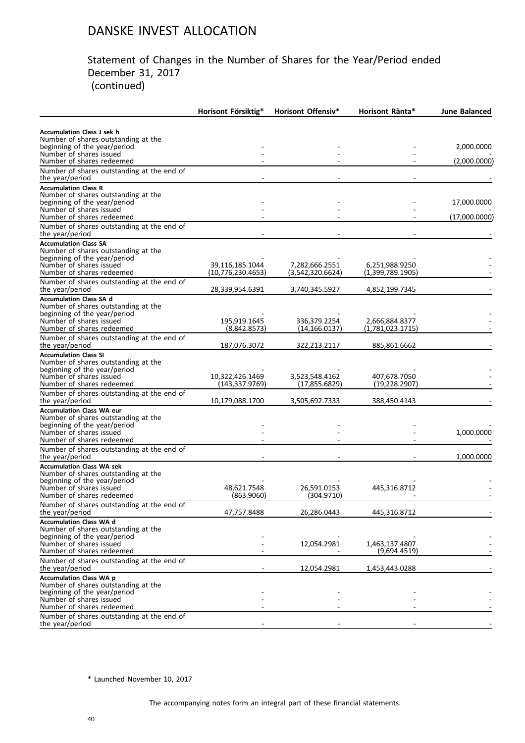# DANSKE INVEST ALLOCATION

## Statement of Changes in the Number of Shares for the Year/Period ended December 31, 2017 (continued)

| | Horisont Försiktig* | Horisont Offensiv* | Horisont Ränta* | June Balanced |
|---|---|---|---|---|
| **Accumulation Class J sek h** | | | | |
| Number of shares outstanding at the beginning of the year/period | - | - | - | 2,000.0000 |
| Number of shares issued | - | - | - | - |
| Number of shares redeemed | - | - | - | (2,000.0000) |
| Number of shares outstanding at the end of the year/period | - | - | - | - |
| **Accumulation Class R** | | | | |
| Number of shares outstanding at the beginning of the year/period | - | - | - | 17,000.0000 |
| Number of shares issued | - | - | - | - |
| Number of shares redeemed | - | - | - | (17,000.0000) |
| Number of shares outstanding at the end of the year/period | - | - | - | - |
| **Accumulation Class SA** | | | | |
| Number of shares outstanding at the beginning of the year/period | - | - | - | - |
| Number of shares issued | 39,116,185.1044 | 7,282,666.2551 | 6,251,988.9250 | - |
| Number of shares redeemed | (10,776,230.4653) | (3,542,320.6624) | (1,399,789.1905) | - |
| Number of shares outstanding at the end of the year/period | 28,339,954.6391 | 3,740,345.5927 | 4,852,199.7345 | - |
| **Accumulation Class SA d** | | | | |
| Number of shares outstanding at the beginning of the year/period | - | - | - | - |
| Number of shares issued | 195,919.1645 | 336,379.2254 | 2,666,884.8377 | - |
| Number of shares redeemed | (8,842.8573) | (14,166.0137) | (1,781,023.1715) | - |
| Number of shares outstanding at the end of the year/period | 187,076.3072 | 322,213.2117 | 885,861.6662 | - |
| **Accumulation Class SI** | | | | |
| Number of shares outstanding at the beginning of the year/period | - | - | - | - |
| Number of shares issued | 10,322,426.1469 | 3,523,548.4162 | 407,678.7050 | - |
| Number of shares redeemed | (143,337.9769) | (17,855.6829) | (19,228.2907) | - |
| Number of shares outstanding at the end of the year/period | 10,179,088.1700 | 3,505,692.7333 | 388,450.4143 | - |
| **Accumulation Class WA eur** | | | | |
| Number of shares outstanding at the beginning of the year/period | - | - | - | - |
| Number of shares issued | - | - | - | 1,000.0000 |
| Number of shares redeemed | - | - | - | - |
| Number of shares outstanding at the end of the year/period | - | - | - | 1,000.0000 |
| **Accumulation Class WA sek** | | | | |
| Number of shares outstanding at the beginning of the year/period | - | - | - | - |
| Number of shares issued | 48,621.7548 | 26,591.0153 | 445,316.8712 | - |
| Number of shares redeemed | (863.9060) | (304.9710) | - | - |
| Number of shares outstanding at the end of the year/period | 47,757.8488 | 26,286.0443 | 445,316.8712 | - |
| **Accumulation Class WA d** | | | | |
| Number of shares outstanding at the beginning of the year/period | - | - | - | - |
| Number of shares issued | - | 12,054.2981 | 1,463,137.4807 | - |
| Number of shares redeemed | - | - | (9,694.4519) | - |
| Number of shares outstanding at the end of the year/period | - | 12,054.2981 | 1,453,443.0288 | - |
| **Accumulation Class WA p** | | | | |
| Number of shares outstanding at the beginning of the year/period | - | - | - | - |
| Number of shares issued | - | - | - | - |
| Number of shares redeemed | - | - | - | - |
| Number of shares outstanding at the end of the year/period | - | - | - | - |

\* Launched November 10, 2017

The accompanying notes form an integral part of these financial statements.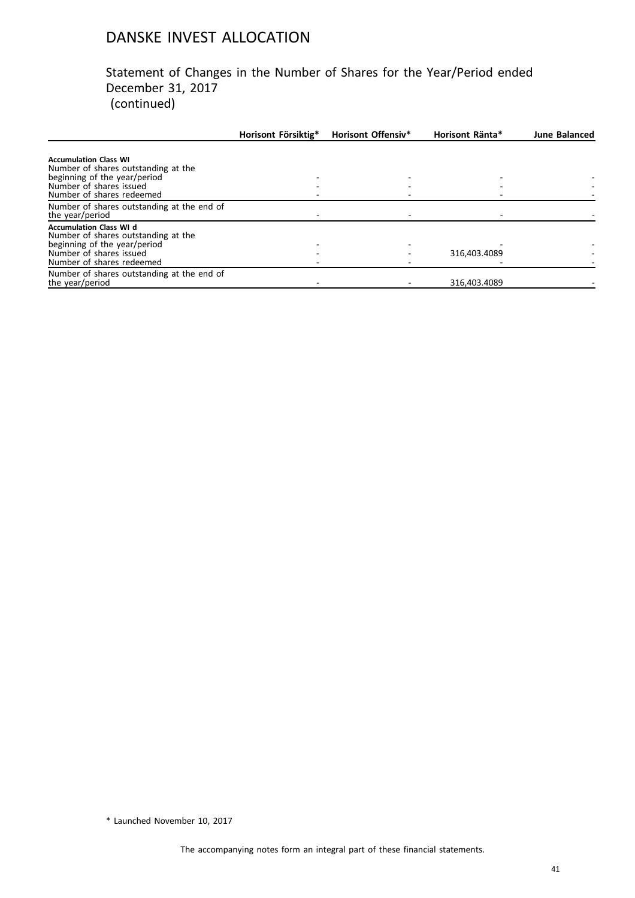# DANSKE INVEST ALLOCATION

## Statement of Changes in the Number of Shares for the Year/Period ended December 31, 2017 (continued)

| | Horisont Försiktig* | Horisont Offensiv* | Horisont Ränta* | June Balanced |
|---|---|---|---|---|
| **Accumulation Class WI** | | | | |
| Number of shares outstanding at the beginning of the year/period | - | - | - | - |
| Number of shares issued | - | - | - | - |
| Number of shares redeemed | - | - | - | - |
| Number of shares outstanding at the end of the year/period | - | - | - | - |
| **Accumulation Class WI d** | | | | |
| Number of shares outstanding at the beginning of the year/period | - | - | - | - |
| Number of shares issued | - | - | 316,403.4089 | - |
| Number of shares redeemed | - | - | - | - |
| Number of shares outstanding at the end of the year/period | - | - | 316,403.4089 | - |

\* Launched November 10, 2017

The accompanying notes form an integral part of these financial statements.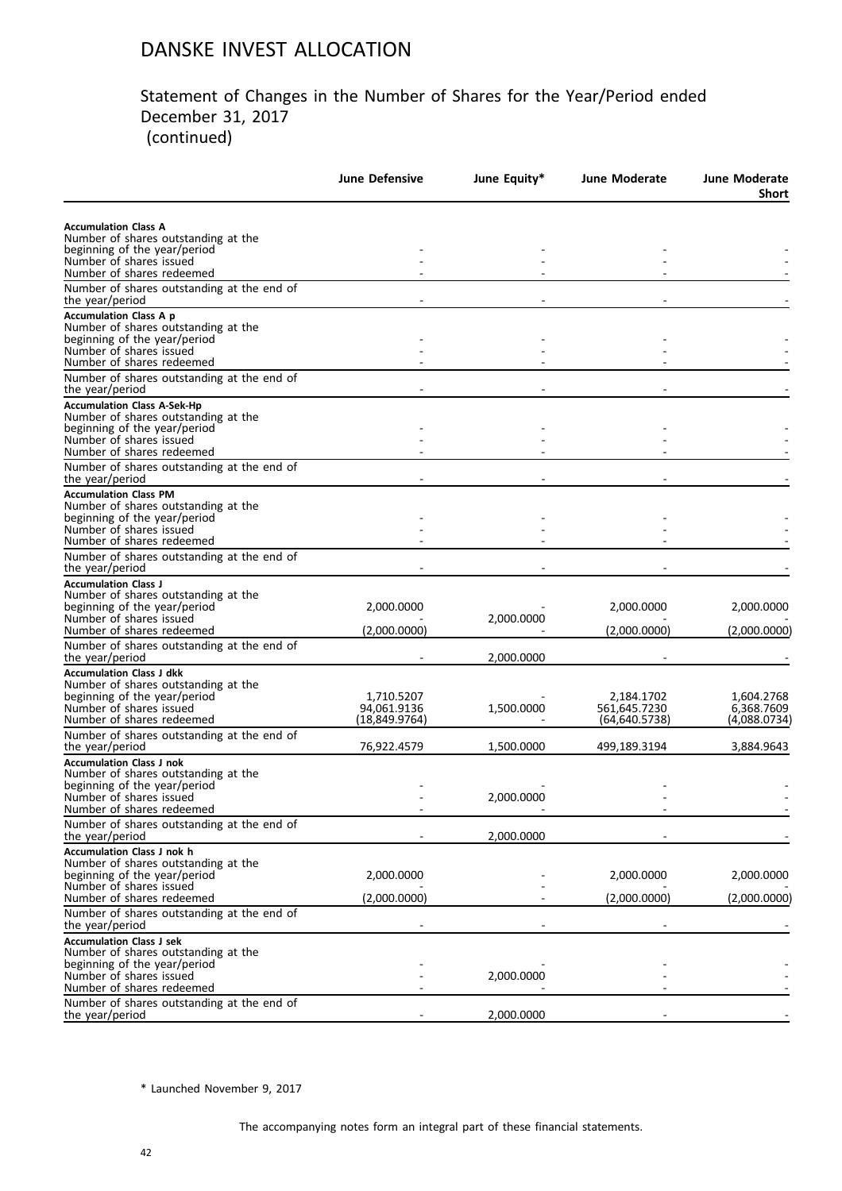# DANSKE INVEST ALLOCATION

## Statement of Changes in the Number of Shares for the Year/Period ended December 31, 2017 (continued)

| | June Defensive | June Equity* | June Moderate | June Moderate Short |
|---|---|---|---|---|
| **Accumulation Class A** | | | | |
| Number of shares outstanding at the beginning of the year/period | - | - | - | - |
| Number of shares issued | - | - | - | - |
| Number of shares redeemed | - | - | - | - |
| Number of shares outstanding at the end of the year/period | - | - | - | - |
| **Accumulation Class A p** | | | | |
| Number of shares outstanding at the beginning of the year/period | - | - | - | - |
| Number of shares issued | - | - | - | - |
| Number of shares redeemed | - | - | - | - |
| Number of shares outstanding at the end of the year/period | - | - | - | - |
| **Accumulation Class A-Sek-Hp** | | | | |
| Number of shares outstanding at the beginning of the year/period | - | - | - | - |
| Number of shares issued | - | - | - | - |
| Number of shares redeemed | - | - | - | - |
| Number of shares outstanding at the end of the year/period | - | - | - | - |
| **Accumulation Class PM** | | | | |
| Number of shares outstanding at the beginning of the year/period | - | - | - | - |
| Number of shares issued | - | - | - | - |
| Number of shares redeemed | - | - | - | - |
| Number of shares outstanding at the end of the year/period | - | - | - | - |
| **Accumulation Class J** | | | | |
| Number of shares outstanding at the beginning of the year/period | 2,000.0000 | - | 2,000.0000 | 2,000.0000 |
| Number of shares issued | - | 2,000.0000 | - | - |
| Number of shares redeemed | (2,000.0000) | - | (2,000.0000) | (2,000.0000) |
| Number of shares outstanding at the end of the year/period | - | 2,000.0000 | - | - |
| **Accumulation Class J dkk** | | | | |
| Number of shares outstanding at the beginning of the year/period | 1,710.5207 | - | 2,184.1702 | 1,604.2768 |
| Number of shares issued | 94,061.9136 | 1,500.0000 | 561,645.7230 | 6,368.7609 |
| Number of shares redeemed | (18,849.9764) | - | (64,640.5738) | (4,088.0734) |
| Number of shares outstanding at the end of the year/period | 76,922.4579 | 1,500.0000 | 499,189.3194 | 3,884.9643 |
| **Accumulation Class J nok** | | | | |
| Number of shares outstanding at the beginning of the year/period | - | - | - | - |
| Number of shares issued | - | 2,000.0000 | - | - |
| Number of shares redeemed | - | - | - | - |
| Number of shares outstanding at the end of the year/period | - | 2,000.0000 | - | - |
| **Accumulation Class J nok h** | | | | |
| Number of shares outstanding at the beginning of the year/period | 2,000.0000 | - | 2,000.0000 | 2,000.0000 |
| Number of shares issued | - | - | - | - |
| Number of shares redeemed | (2,000.0000) | - | (2,000.0000) | (2,000.0000) |
| Number of shares outstanding at the end of the year/period | - | - | - | - |
| **Accumulation Class J sek** | | | | |
| Number of shares outstanding at the beginning of the year/period | - | - | - | - |
| Number of shares issued | - | 2,000.0000 | - | - |
| Number of shares redeemed | - | - | - | - |
| Number of shares outstanding at the end of the year/period | - | 2,000.0000 | - | - |

\* Launched November 9, 2017

The accompanying notes form an integral part of these financial statements.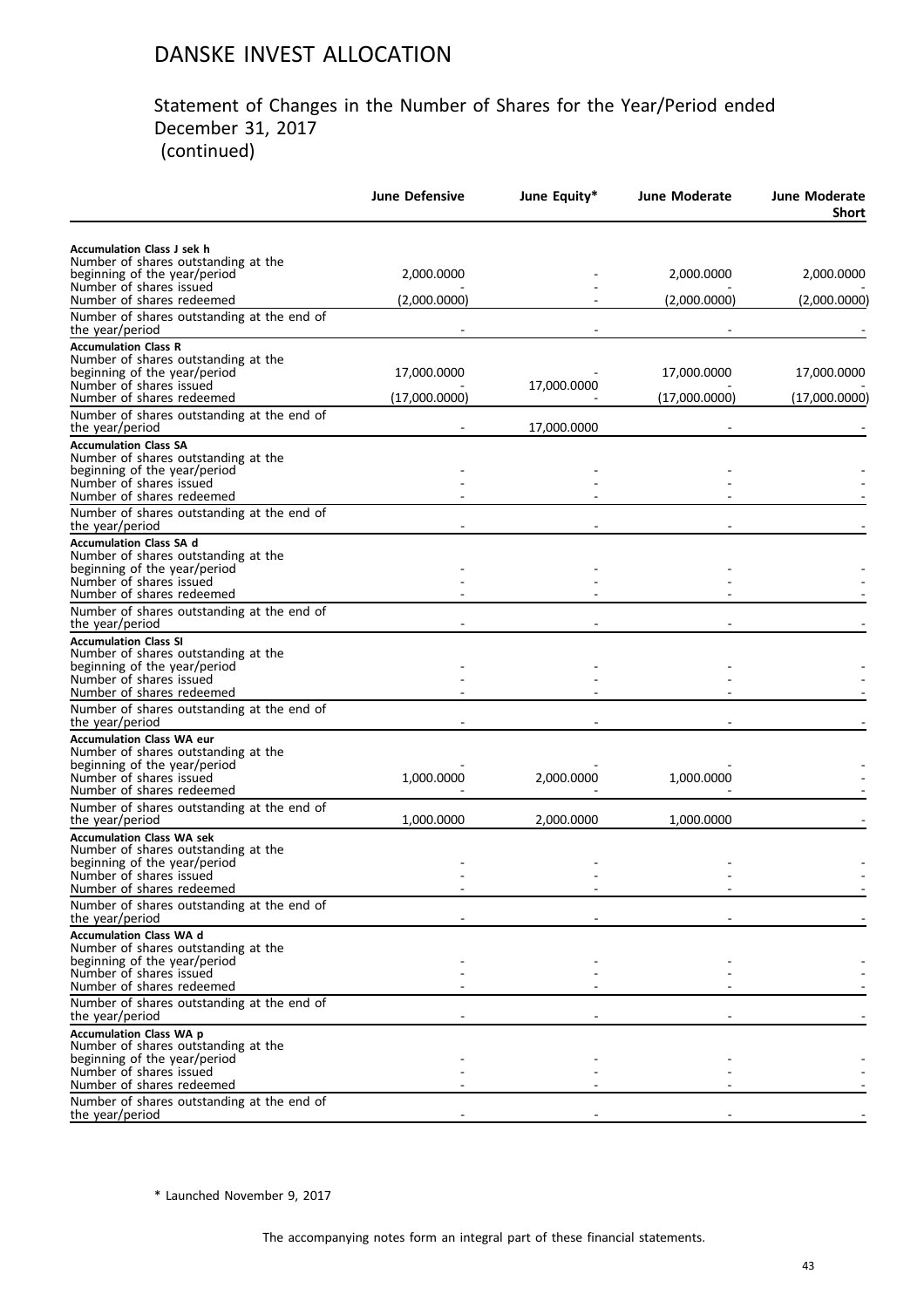# DANSKE INVEST ALLOCATION

## Statement of Changes in the Number of Shares for the Year/Period ended December 31, 2017 (continued)

| | June Defensive | June Equity* | June Moderate | June Moderate Short |
|---|---|---|---|---|
| **Accumulation Class J sek h** | | | | |
| Number of shares outstanding at the beginning of the year/period | 2,000.0000 | - | 2,000.0000 | 2,000.0000 |
| Number of shares issued | - | - | - | - |
| Number of shares redeemed | (2,000.0000) | - | (2,000.0000) | (2,000.0000) |
| Number of shares outstanding at the end of the year/period | - | - | - | - |
| **Accumulation Class R** | | | | |
| Number of shares outstanding at the beginning of the year/period | 17,000.0000 | - | 17,000.0000 | 17,000.0000 |
| Number of shares issued | - | 17,000.0000 | - | - |
| Number of shares redeemed | (17,000.0000) | - | (17,000.0000) | (17,000.0000) |
| Number of shares outstanding at the end of the year/period | - | 17,000.0000 | - | - |
| **Accumulation Class SA** | | | | |
| Number of shares outstanding at the beginning of the year/period | - | - | - | - |
| Number of shares issued | - | - | - | - |
| Number of shares redeemed | - | - | - | - |
| Number of shares outstanding at the end of the year/period | - | - | - | - |
| **Accumulation Class SA d** | | | | |
| Number of shares outstanding at the beginning of the year/period | - | - | - | - |
| Number of shares issued | - | - | - | - |
| Number of shares redeemed | - | - | - | - |
| Number of shares outstanding at the end of the year/period | - | - | - | - |
| **Accumulation Class SI** | | | | |
| Number of shares outstanding at the beginning of the year/period | - | - | - | - |
| Number of shares issued | - | - | - | - |
| Number of shares redeemed | - | - | - | - |
| Number of shares outstanding at the end of the year/period | - | - | - | - |
| **Accumulation Class WA eur** | | | | |
| Number of shares outstanding at the beginning of the year/period | - | - | - | - |
| Number of shares issued | 1,000.0000 | 2,000.0000 | 1,000.0000 | - |
| Number of shares redeemed | - | - | - | - |
| Number of shares outstanding at the end of the year/period | 1,000.0000 | 2,000.0000 | 1,000.0000 | - |
| **Accumulation Class WA sek** | | | | |
| Number of shares outstanding at the beginning of the year/period | - | - | - | - |
| Number of shares issued | - | - | - | - |
| Number of shares redeemed | - | - | - | - |
| Number of shares outstanding at the end of the year/period | - | - | - | - |
| **Accumulation Class WA d** | | | | |
| Number of shares outstanding at the beginning of the year/period | - | - | - | - |
| Number of shares issued | - | - | - | - |
| Number of shares redeemed | - | - | - | - |
| Number of shares outstanding at the end of the year/period | - | - | - | - |
| **Accumulation Class WA p** | | | | |
| Number of shares outstanding at the beginning of the year/period | - | - | - | - |
| Number of shares issued | - | - | - | - |
| Number of shares redeemed | - | - | - | - |
| Number of shares outstanding at the end of the year/period | - | - | - | - |

\* Launched November 9, 2017

The accompanying notes form an integral part of these financial statements.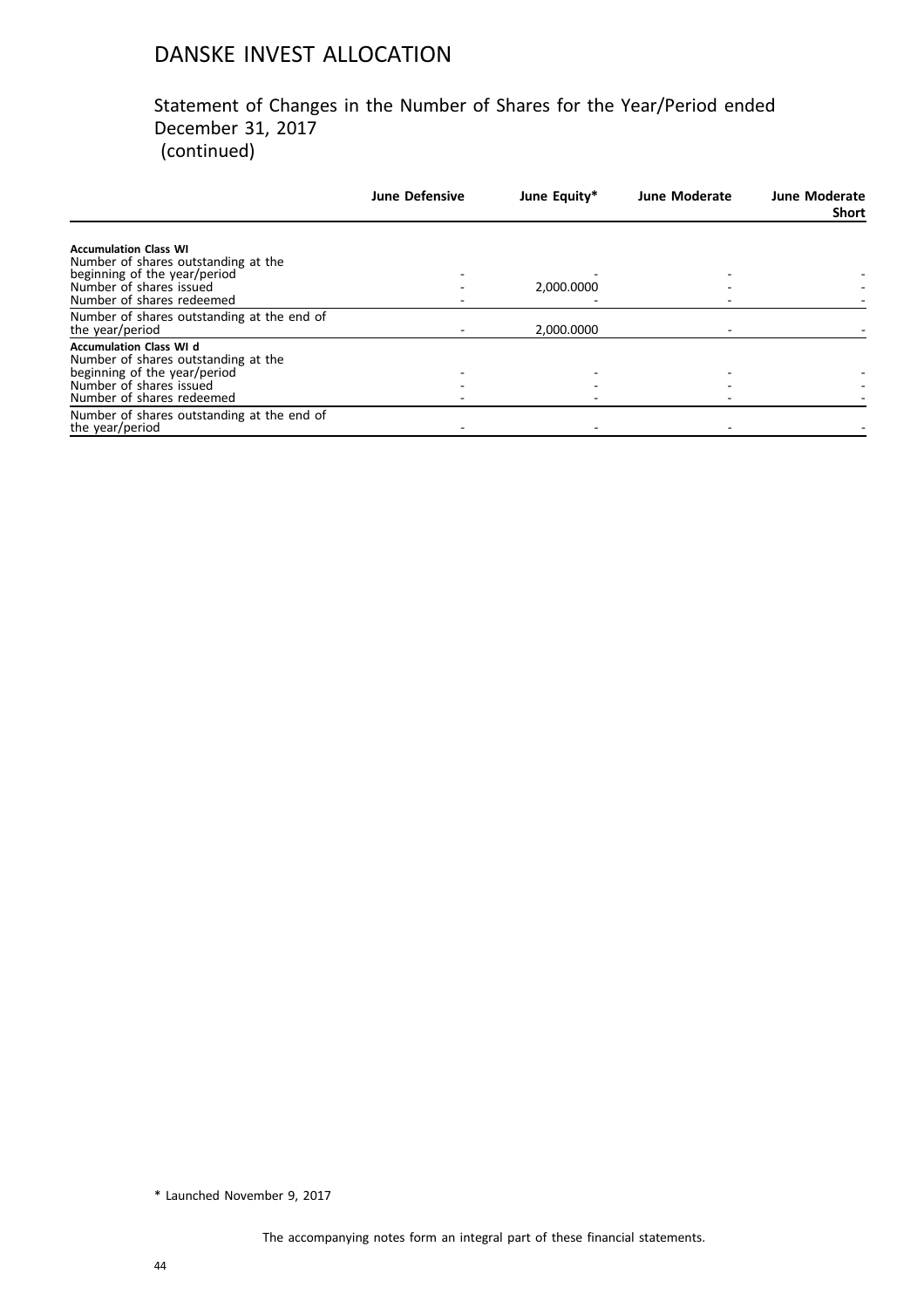# DANSKE INVEST ALLOCATION

## Statement of Changes in the Number of Shares for the Year/Period ended December 31, 2017 (continued)

| | June Defensive | June Equity* | June Moderate | June Moderate Short |
|---|---|---|---|---|
| **Accumulation Class WI** | | | | |
| Number of shares outstanding at the beginning of the year/period | - | - | - | - |
| Number of shares issued | - | 2,000.0000 | - | - |
| Number of shares redeemed | - | - | - | - |
| Number of shares outstanding at the end of the year/period | - | 2,000.0000 | - | - |
| **Accumulation Class WI d** | | | | |
| Number of shares outstanding at the beginning of the year/period | - | - | - | - |
| Number of shares issued | - | - | - | - |
| Number of shares redeemed | - | - | - | - |
| Number of shares outstanding at the end of the year/period | - | - | - | - |

* Launched November 9, 2017

The accompanying notes form an integral part of these financial statements.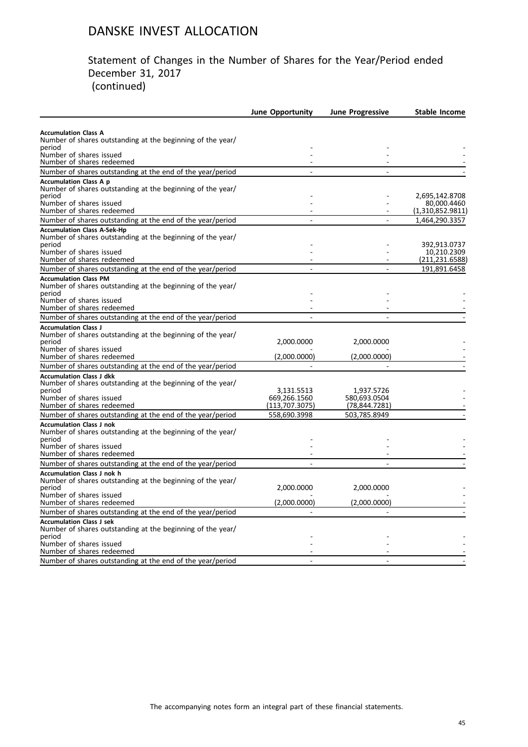# DANSKE INVEST ALLOCATION

## Statement of Changes in the Number of Shares for the Year/Period ended December 31, 2017 (continued)

| | June Opportunity | June Progressive | Stable Income |
|---|---|---|---|
| **Accumulation Class A** | | | |
| Number of shares outstanding at the beginning of the year/ period | - | - | - |
| Number of shares issued | - | - | - |
| Number of shares redeemed | - | - | - |
| Number of shares outstanding at the end of the year/period | - | - | - |
| **Accumulation Class A p** | | | |
| Number of shares outstanding at the beginning of the year/ period | - | - | 2,695,142.8708 |
| Number of shares issued | - | - | 80,000.4460 |
| Number of shares redeemed | - | - | (1,310,852.9811) |
| Number of shares outstanding at the end of the year/period | - | - | 1,464,290.3357 |
| **Accumulation Class A-Sek-Hp** | | | |
| Number of shares outstanding at the beginning of the year/ period | - | - | 392,913.0737 |
| Number of shares issued | - | - | 10,210.2309 |
| Number of shares redeemed | - | - | (211,231.6588) |
| Number of shares outstanding at the end of the year/period | - | - | 191,891.6458 |
| **Accumulation Class PM** | | | |
| Number of shares outstanding at the beginning of the year/ period | - | - | - |
| Number of shares issued | - | - | - |
| Number of shares redeemed | - | - | - |
| Number of shares outstanding at the end of the year/period | - | - | - |
| **Accumulation Class J** | | | |
| Number of shares outstanding at the beginning of the year/ period | 2,000.0000 | 2,000.0000 | - |
| Number of shares issued | - | - | - |
| Number of shares redeemed | (2,000.0000) | (2,000.0000) | - |
| Number of shares outstanding at the end of the year/period | - | - | - |
| **Accumulation Class J dkk** | | | |
| Number of shares outstanding at the beginning of the year/ period | 3,131.5513 | 1,937.5726 | - |
| Number of shares issued | 669,266.1560 | 580,693.0504 | - |
| Number of shares redeemed | (113,707.3075) | (78,844.7281) | - |
| Number of shares outstanding at the end of the year/period | 558,690.3998 | 503,785.8949 | - |
| **Accumulation Class J nok** | | | |
| Number of shares outstanding at the beginning of the year/ period | - | - | - |
| Number of shares issued | - | - | - |
| Number of shares redeemed | - | - | - |
| Number of shares outstanding at the end of the year/period | - | - | - |
| **Accumulation Class J nok h** | | | |
| Number of shares outstanding at the beginning of the year/ period | 2,000.0000 | 2,000.0000 | - |
| Number of shares issued | - | - | - |
| Number of shares redeemed | (2,000.0000) | (2,000.0000) | - |
| Number of shares outstanding at the end of the year/period | - | - | - |
| **Accumulation Class J sek** | | | |
| Number of shares outstanding at the beginning of the year/ period | - | - | - |
| Number of shares issued | - | - | - |
| Number of shares redeemed | - | - | - |
| Number of shares outstanding at the end of the year/period | - | - | - |

The accompanying notes form an integral part of these financial statements.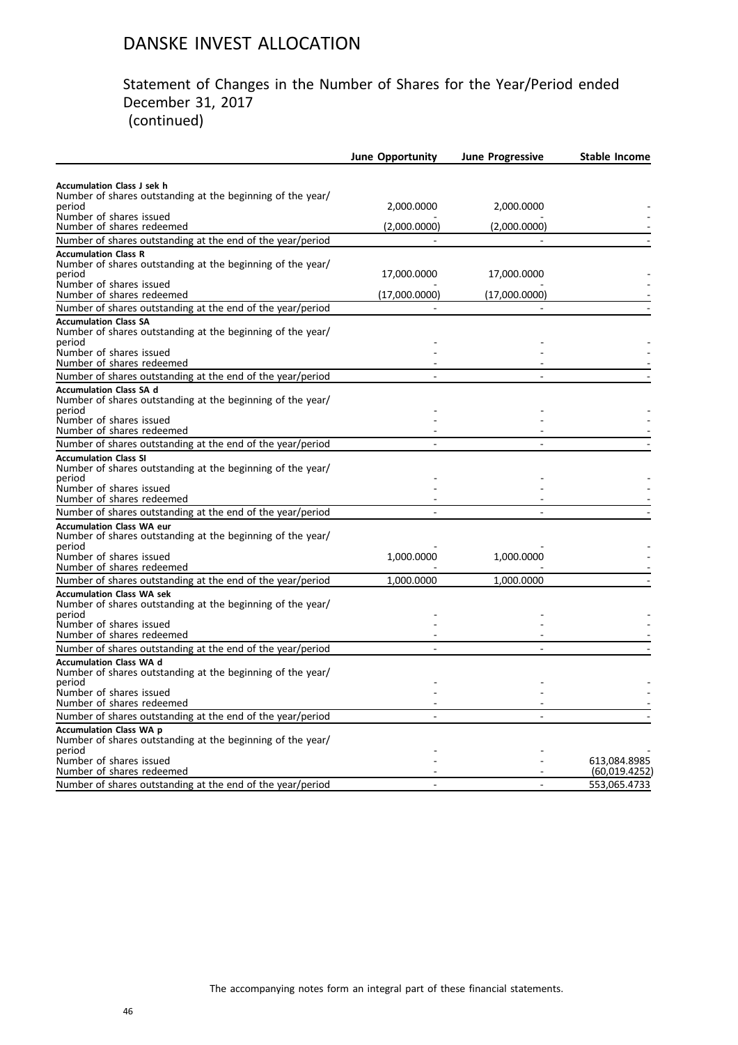# DANSKE INVEST ALLOCATION

## Statement of Changes in the Number of Shares for the Year/Period ended December 31, 2017 (continued)

| | June Opportunity | June Progressive | Stable Income |
|---|---|---|---|
| **Accumulation Class J sek h** | | | |
| Number of shares outstanding at the beginning of the year/period | 2,000.0000 | 2,000.0000 | - |
| Number of shares issued | - | - | - |
| Number of shares redeemed | (2,000.0000) | (2,000.0000) | - |
| Number of shares outstanding at the end of the year/period | - | - | - |
| **Accumulation Class R** | | | |
| Number of shares outstanding at the beginning of the year/period | 17,000.0000 | 17,000.0000 | - |
| Number of shares issued | - | - | - |
| Number of shares redeemed | (17,000.0000) | (17,000.0000) | - |
| Number of shares outstanding at the end of the year/period | - | - | - |
| **Accumulation Class SA** | | | |
| Number of shares outstanding at the beginning of the year/period | - | - | - |
| Number of shares issued | - | - | - |
| Number of shares redeemed | - | - | - |
| Number of shares outstanding at the end of the year/period | - | - | - |
| **Accumulation Class SA d** | | | |
| Number of shares outstanding at the beginning of the year/period | - | - | - |
| Number of shares issued | - | - | - |
| Number of shares redeemed | - | - | - |
| Number of shares outstanding at the end of the year/period | - | - | - |
| **Accumulation Class SI** | | | |
| Number of shares outstanding at the beginning of the year/period | - | - | - |
| Number of shares issued | - | - | - |
| Number of shares redeemed | - | - | - |
| Number of shares outstanding at the end of the year/period | - | - | - |
| **Accumulation Class WA eur** | | | |
| Number of shares outstanding at the beginning of the year/period | - | - | - |
| Number of shares issued | 1,000.0000 | 1,000.0000 | - |
| Number of shares redeemed | - | - | - |
| Number of shares outstanding at the end of the year/period | 1,000.0000 | 1,000.0000 | - |
| **Accumulation Class WA sek** | | | |
| Number of shares outstanding at the beginning of the year/period | - | - | - |
| Number of shares issued | - | - | - |
| Number of shares redeemed | - | - | - |
| Number of shares outstanding at the end of the year/period | - | - | - |
| **Accumulation Class WA d** | | | |
| Number of shares outstanding at the beginning of the year/period | - | - | - |
| Number of shares issued | - | - | - |
| Number of shares redeemed | - | - | - |
| Number of shares outstanding at the end of the year/period | - | - | - |
| **Accumulation Class WA p** | | | |
| Number of shares outstanding at the beginning of the year/period | - | - | - |
| Number of shares issued | - | - | 613,084.8985 |
| Number of shares redeemed | - | - | (60,019.4252) |
| Number of shares outstanding at the end of the year/period | - | - | 553,065.4733 |

The accompanying notes form an integral part of these financial statements.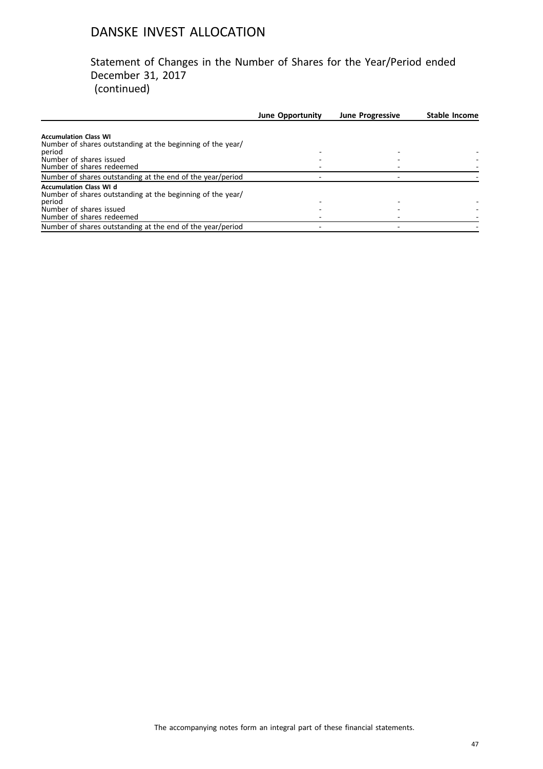# DANSKE INVEST ALLOCATION

## Statement of Changes in the Number of Shares for the Year/Period ended December 31, 2017 (continued)

| | June Opportunity | June Progressive | Stable Income |
|---|---|---|---|
| **Accumulation Class WI** | | | |
| Number of shares outstanding at the beginning of the year/period | - | - | - |
| Number of shares issued | - | - | - |
| Number of shares redeemed | - | - | - |
| Number of shares outstanding at the end of the year/period | - | - | - |
| **Accumulation Class WI d** | | | |
| Number of shares outstanding at the beginning of the year/period | - | - | - |
| Number of shares issued | - | - | - |
| Number of shares redeemed | - | - | - |
| Number of shares outstanding at the end of the year/period | - | - | - |

The accompanying notes form an integral part of these financial statements.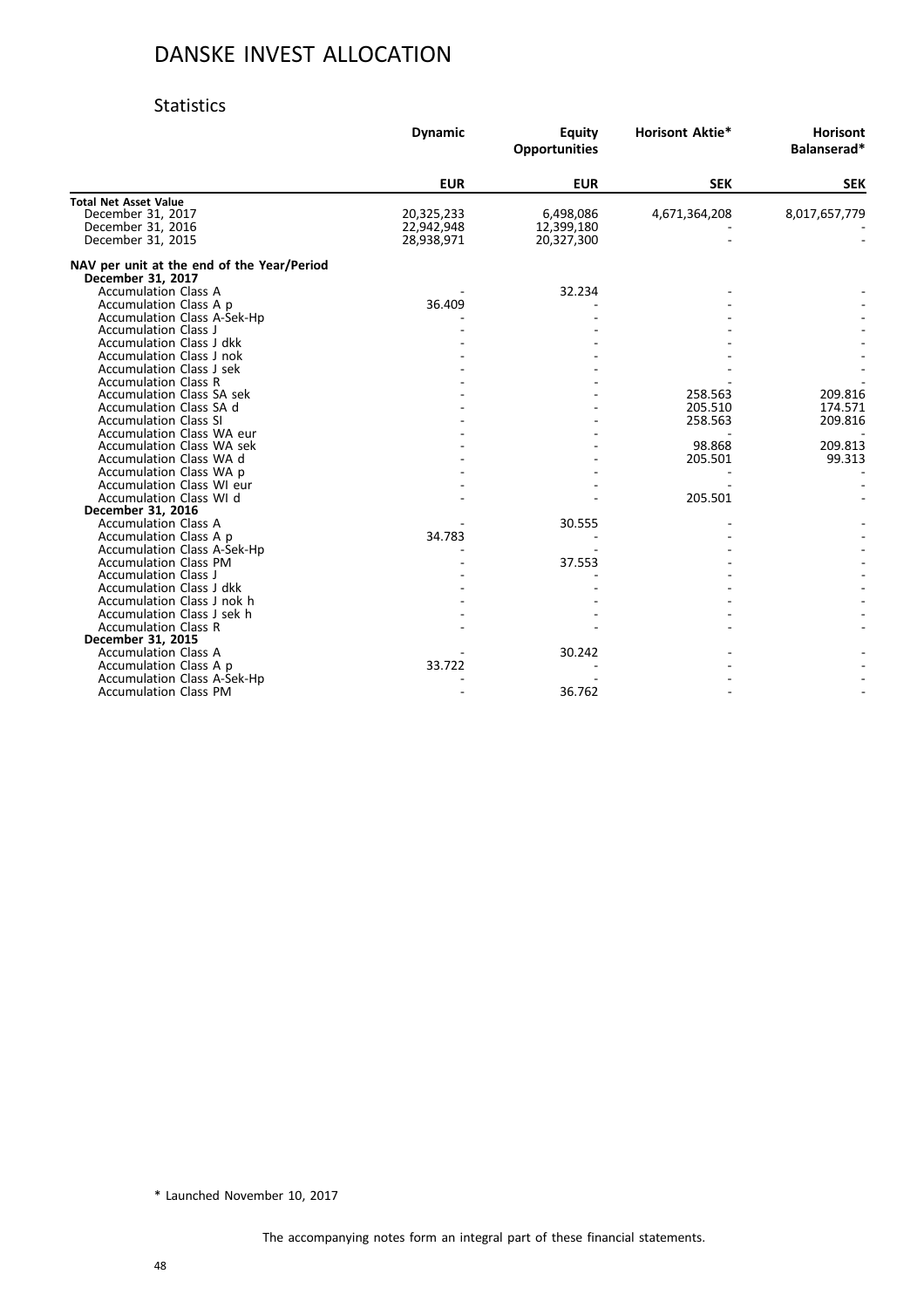# DANSKE INVEST ALLOCATION

## Statistics

| | Dynamic | Equity Opportunities | Horisont Aktie* | Horisont Balanserad* |
|---|---|---|---|---|
| | EUR | EUR | SEK | SEK |
| **Total Net Asset Value** | | | | |
| December 31, 2017 | 20,325,233 | 6,498,086 | 4,671,364,208 | 8,017,657,779 |
| December 31, 2016 | 22,942,948 | 12,399,180 | - | - |
| December 31, 2015 | 28,938,971 | 20,327,300 | - | - |
| **NAV per unit at the end of the Year/Period** | | | | |
| **December 31, 2017** | | | | |
| Accumulation Class A | - | 32.234 | - | - |
| Accumulation Class A p | 36.409 | - | - | - |
| Accumulation Class A-Sek-Hp | - | - | - | - |
| Accumulation Class J | - | - | - | - |
| Accumulation Class J dkk | - | - | - | - |
| Accumulation Class J nok | - | - | - | - |
| Accumulation Class J sek | - | - | - | - |
| Accumulation Class R | - | - | - | - |
| Accumulation Class SA sek | - | - | 258.563 | 209.816 |
| Accumulation Class SA d | - | - | 205.510 | 174.571 |
| Accumulation Class SI | - | - | 258.563 | 209.816 |
| Accumulation Class WA eur | - | - | - | - |
| Accumulation Class WA sek | - | - | 98.868 | 209.813 |
| Accumulation Class WA d | - | - | 205.501 | 99.313 |
| Accumulation Class WA p | - | - | - | - |
| Accumulation Class WI eur | - | - | - | - |
| Accumulation Class WI d | - | - | 205.501 | - |
| **December 31, 2016** | | | | |
| Accumulation Class A | - | 30.555 | - | - |
| Accumulation Class A p | 34.783 | - | - | - |
| Accumulation Class A-Sek-Hp | - | - | - | - |
| Accumulation Class PM | - | 37.553 | - | - |
| Accumulation Class J | - | - | - | - |
| Accumulation Class J dkk | - | - | - | - |
| Accumulation Class J nok h | - | - | - | - |
| Accumulation Class J sek h | - | - | - | - |
| Accumulation Class R | - | - | - | - |
| **December 31, 2015** | | | | |
| Accumulation Class A | - | 30.242 | - | - |
| Accumulation Class A p | 33.722 | - | - | - |
| Accumulation Class A-Sek-Hp | - | - | - | - |
| Accumulation Class PM | - | 36.762 | - | - |

\* Launched November 10, 2017

The accompanying notes form an integral part of these financial statements.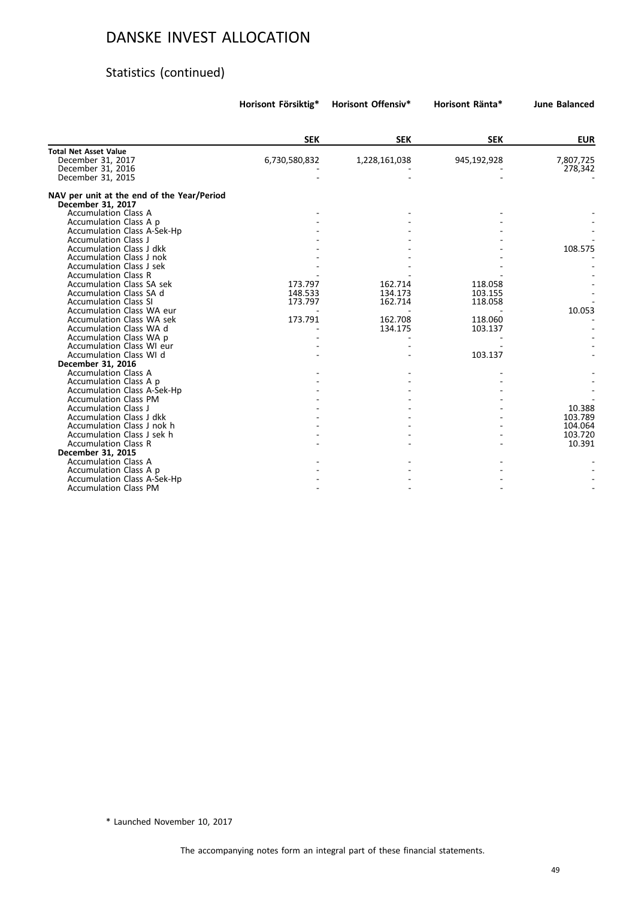# DANSKE INVEST ALLOCATION

## Statistics (continued)

| | Horisont Försiktig* | Horisont Offensiv* | Horisont Ränta* | June Balanced |
|---|---|---|---|---|
| | **SEK** | **SEK** | **SEK** | **EUR** |
| **Total Net Asset Value** | | | | |
| December 31, 2017 | 6,730,580,832 | 1,228,161,038 | 945,192,928 | 7,807,725 |
| December 31, 2016 | - | - | - | 278,342 |
| December 31, 2015 | - | - | - | - |
| **NAV per unit at the end of the Year/Period** | | | | |
| **December 31, 2017** | | | | |
| Accumulation Class A | - | - | - | - |
| Accumulation Class A p | - | - | - | - |
| Accumulation Class A-Sek-Hp | - | - | - | - |
| Accumulation Class J | - | - | - | - |
| Accumulation Class J dkk | - | - | - | 108.575 |
| Accumulation Class J nok | - | - | - | - |
| Accumulation Class J sek | - | - | - | - |
| Accumulation Class R | - | - | - | - |
| Accumulation Class SA sek | 173.797 | 162.714 | 118.058 | - |
| Accumulation Class SA d | 148.533 | 134.173 | 103.155 | - |
| Accumulation Class SI | 173.797 | 162.714 | 118.058 | - |
| Accumulation Class WA eur | - | - | - | 10.053 |
| Accumulation Class WA sek | 173.791 | 162.708 | 118.060 | - |
| Accumulation Class WA d | - | 134.175 | 103.137 | - |
| Accumulation Class WA p | - | - | - | - |
| Accumulation Class WI eur | - | - | - | - |
| Accumulation Class WI d | - | - | 103.137 | - |
| **December 31, 2016** | | | | |
| Accumulation Class A | - | - | - | - |
| Accumulation Class A p | - | - | - | - |
| Accumulation Class A-Sek-Hp | - | - | - | - |
| Accumulation Class PM | - | - | - | - |
| Accumulation Class J | - | - | - | 10.388 |
| Accumulation Class J dkk | - | - | - | 103.789 |
| Accumulation Class J nok h | - | - | - | 104.064 |
| Accumulation Class J sek h | - | - | - | 103.720 |
| Accumulation Class R | - | - | - | 10.391 |
| **December 31, 2015** | | | | |
| Accumulation Class A | - | - | - | - |
| Accumulation Class A p | - | - | - | - |
| Accumulation Class A-Sek-Hp | - | - | - | - |
| Accumulation Class PM | - | - | - | - |

* Launched November 10, 2017

The accompanying notes form an integral part of these financial statements.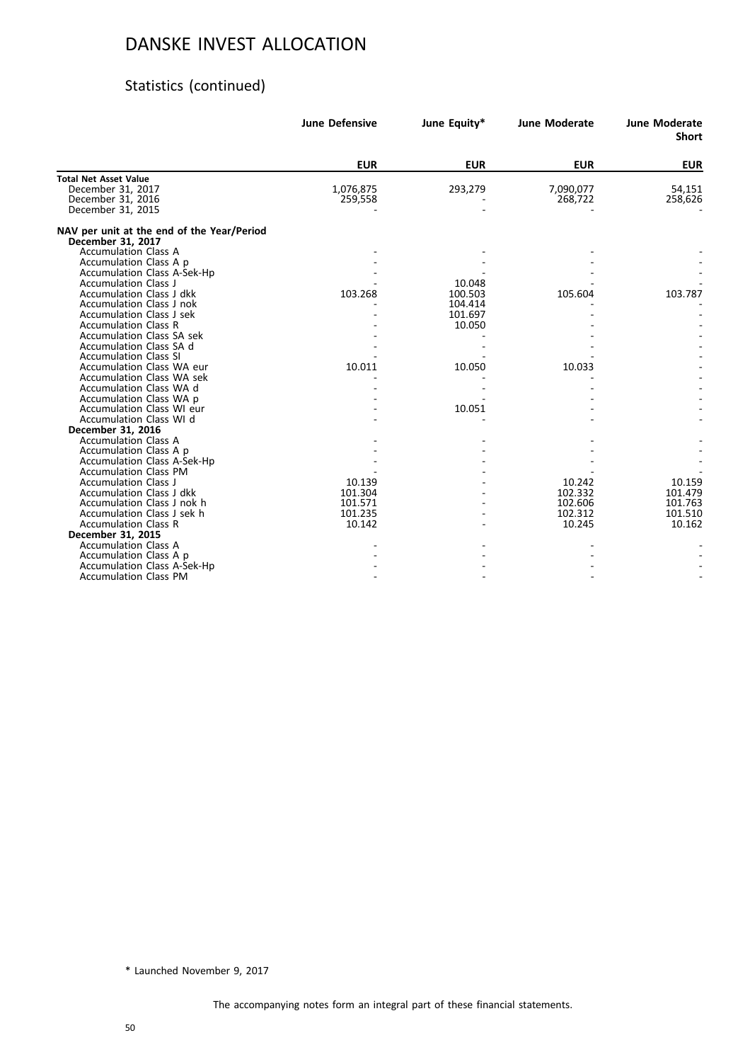# DANSKE INVEST ALLOCATION

## Statistics (continued)

| | June Defensive | June Equity* | June Moderate | June Moderate Short |
|---|---|---|---|---|
| | **EUR** | **EUR** | **EUR** | **EUR** |
| **Total Net Asset Value** | | | | |
| December 31, 2017 | 1,076,875 | 293,279 | 7,090,077 | 54,151 |
| December 31, 2016 | 259,558 | - | 268,722 | 258,626 |
| December 31, 2015 | - | - | - | - |
| **NAV per unit at the end of the Year/Period** | | | | |
| **December 31, 2017** | | | | |
| Accumulation Class A | - | - | - | - |
| Accumulation Class A p | - | - | - | - |
| Accumulation Class A-Sek-Hp | - | - | - | - |
| Accumulation Class J | - | 10.048 | - | - |
| Accumulation Class J dkk | 103.268 | 100.503 | 105.604 | 103.787 |
| Accumulation Class J nok | - | 104.414 | - | - |
| Accumulation Class J sek | - | 101.697 | - | - |
| Accumulation Class R | - | 10.050 | - | - |
| Accumulation Class SA sek | - | - | - | - |
| Accumulation Class SA d | - | - | - | - |
| Accumulation Class SI | - | - | - | - |
| Accumulation Class WA eur | 10.011 | 10.050 | 10.033 | - |
| Accumulation Class WA sek | - | - | - | - |
| Accumulation Class WA d | - | - | - | - |
| Accumulation Class WA p | - | - | - | - |
| Accumulation Class WI eur | - | 10.051 | - | - |
| Accumulation Class WI d | - | - | - | - |
| **December 31, 2016** | | | | |
| Accumulation Class A | - | - | - | - |
| Accumulation Class A p | - | - | - | - |
| Accumulation Class A-Sek-Hp | - | - | - | - |
| Accumulation Class PM | - | - | - | - |
| Accumulation Class J | 10.139 | - | 10.242 | 10.159 |
| Accumulation Class J dkk | 101.304 | - | 102.332 | 101.479 |
| Accumulation Class J nok h | 101.571 | - | 102.606 | 101.763 |
| Accumulation Class J sek h | 101.235 | - | 102.312 | 101.510 |
| Accumulation Class R | 10.142 | - | 10.245 | 10.162 |
| **December 31, 2015** | | | | |
| Accumulation Class A | - | - | - | - |
| Accumulation Class A p | - | - | - | - |
| Accumulation Class A-Sek-Hp | - | - | - | - |
| Accumulation Class PM | - | - | - | - |

\* Launched November 9, 2017

The accompanying notes form an integral part of these financial statements.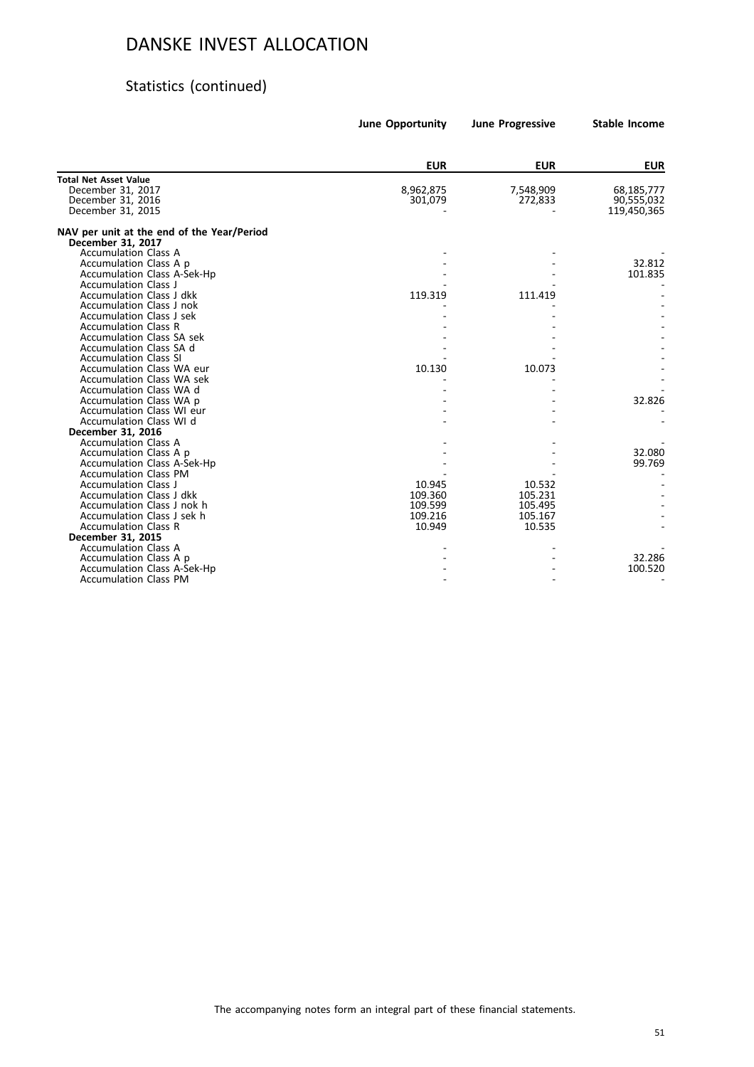# DANSKE INVEST ALLOCATION

## Statistics (continued)

| | June Opportunity | June Progressive | Stable Income |
|---|---|---|---|
| | **EUR** | **EUR** | **EUR** |
| **Total Net Asset Value** | | | |
| December 31, 2017 | 8,962,875 | 7,548,909 | 68,185,777 |
| December 31, 2016 | 301,079 | 272,833 | 90,555,032 |
| December 31, 2015 | - | - | 119,450,365 |
| **NAV per unit at the end of the Year/Period** | | | |
| **December 31, 2017** | | | |
| Accumulation Class A | - | - | - |
| Accumulation Class A p | - | - | 32.812 |
| Accumulation Class A-Sek-Hp | - | - | 101.835 |
| Accumulation Class J | - | - | - |
| Accumulation Class J dkk | 119.319 | 111.419 | - |
| Accumulation Class J nok | - | - | - |
| Accumulation Class J sek | - | - | - |
| Accumulation Class R | - | - | - |
| Accumulation Class SA sek | - | - | - |
| Accumulation Class SA d | - | - | - |
| Accumulation Class SI | - | - | - |
| Accumulation Class WA eur | 10.130 | 10.073 | - |
| Accumulation Class WA sek | - | - | - |
| Accumulation Class WA d | - | - | - |
| Accumulation Class WA p | - | - | 32.826 |
| Accumulation Class WI eur | - | - | - |
| Accumulation Class WI d | - | - | - |
| **December 31, 2016** | | | |
| Accumulation Class A | - | - | - |
| Accumulation Class A p | - | - | 32.080 |
| Accumulation Class A-Sek-Hp | - | - | 99.769 |
| Accumulation Class PM | - | - | - |
| Accumulation Class J | 10.945 | 10.532 | - |
| Accumulation Class J dkk | 109.360 | 105.231 | - |
| Accumulation Class J nok h | 109.599 | 105.495 | - |
| Accumulation Class J sek h | 109.216 | 105.167 | - |
| Accumulation Class R | 10.949 | 10.535 | - |
| **December 31, 2015** | | | |
| Accumulation Class A | - | - | - |
| Accumulation Class A p | - | - | 32.286 |
| Accumulation Class A-Sek-Hp | - | - | 100.520 |
| Accumulation Class PM | - | - | - |

The accompanying notes form an integral part of these financial statements.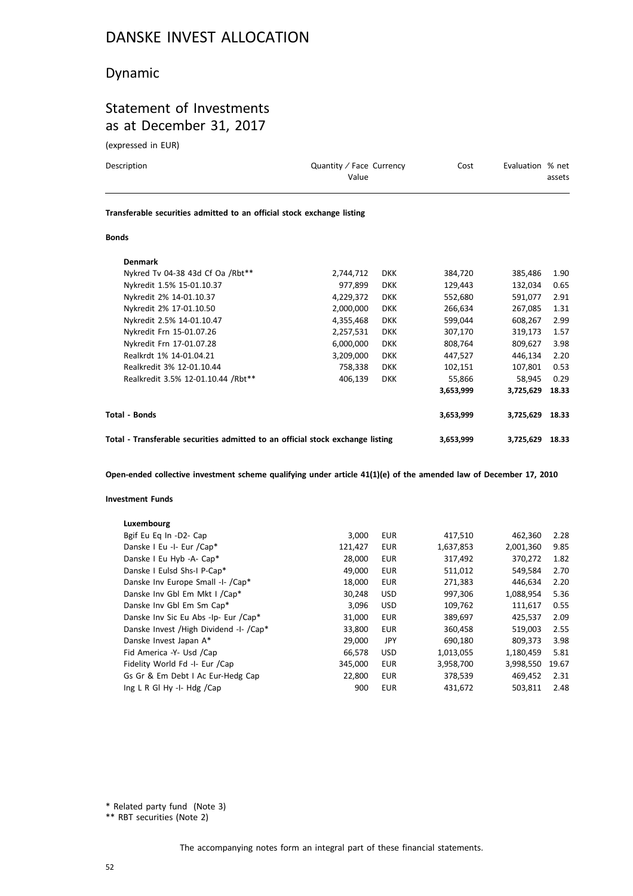# DANSKE INVEST ALLOCATION

## Dynamic

## Statement of Investments as at December 31, 2017

(expressed in EUR)

| Description | Quantity / Face Value | Currency | Cost | Evaluation | % net assets |
|---|---|---|---|---|---|
| **Transferable securities admitted to an official stock exchange listing** | | | | | |
| **Bonds** | | | | | |
| **Denmark** | | | | | |
| Nykred Tv 04-38 43d Cf Oa /Rbt** | 2,744,712 | DKK | 384,720 | 385,486 | 1.90 |
| Nykredit 1.5% 15-01.10.37 | 977,899 | DKK | 129,443 | 132,034 | 0.65 |
| Nykredit 2% 14-01.10.37 | 4,229,372 | DKK | 552,680 | 591,077 | 2.91 |
| Nykredit 2% 17-01.10.50 | 2,000,000 | DKK | 266,634 | 267,085 | 1.31 |
| Nykredit 2.5% 14-01.10.47 | 4,355,468 | DKK | 599,044 | 608,267 | 2.99 |
| Nykredit Frn 15-01.07.26 | 2,257,531 | DKK | 307,170 | 319,173 | 1.57 |
| Nykredit Frn 17-01.07.28 | 6,000,000 | DKK | 808,764 | 809,627 | 3.98 |
| Realkrdt 1% 14-01.04.21 | 3,209,000 | DKK | 447,527 | 446,134 | 2.20 |
| Realkredit 3% 12-01.10.44 | 758,338 | DKK | 102,151 | 107,801 | 0.53 |
| Realkredit 3.5% 12-01.10.44 /Rbt** | 406,139 | DKK | 55,866 | 58,945 | 0.29 |
| | | | **3,653,999** | **3,725,629** | **18.33** |
| **Total - Bonds** | | | **3,653,999** | **3,725,629** | **18.33** |
| **Total - Transferable securities admitted to an official stock exchange listing** | | | **3,653,999** | **3,725,629** | **18.33** |
| **Open-ended collective investment scheme qualifying under article 41(1)(e) of the amended law of December 17, 2010** | | | | | |
| **Investment Funds** | | | | | |
| **Luxembourg** | | | | | |
| Bgif Eu Eq In -D2- Cap | 3,000 | EUR | 417,510 | 462,360 | 2.28 |
| Danske I Eu -I- Eur /Cap* | 121,427 | EUR | 1,637,853 | 2,001,360 | 9.85 |
| Danske I Eu Hyb -A- Cap* | 28,000 | EUR | 317,492 | 370,272 | 1.82 |
| Danske I Eulsd Shs-I P-Cap* | 49,000 | EUR | 511,012 | 549,584 | 2.70 |
| Danske Inv Europe Small -I- /Cap* | 18,000 | EUR | 271,383 | 446,634 | 2.20 |
| Danske Inv Gbl Em Mkt I /Cap* | 30,248 | USD | 997,306 | 1,088,954 | 5.36 |
| Danske Inv Gbl Em Sm Cap* | 3,096 | USD | 109,762 | 111,617 | 0.55 |
| Danske Inv Sic Eu Abs -Ip- Eur /Cap* | 31,000 | EUR | 389,697 | 425,537 | 2.09 |
| Danske Invest /High Dividend -I- /Cap* | 33,800 | EUR | 360,458 | 519,003 | 2.55 |
| Danske Invest Japan A* | 29,000 | JPY | 690,180 | 809,373 | 3.98 |
| Fid America -Y- Usd /Cap | 66,578 | USD | 1,013,055 | 1,180,459 | 5.81 |
| Fidelity World Fd -I- Eur /Cap | 345,000 | EUR | 3,958,700 | 3,998,550 | 19.67 |
| Gs Gr & Em Debt I Ac Eur-Hedg Cap | 22,800 | EUR | 378,539 | 469,452 | 2.31 |
| Ing L R Gl Hy -I- Hdg /Cap | 900 | EUR | 431,672 | 503,811 | 2.48 |

\* Related party fund (Note 3)

\*\* RBT securities (Note 2)

The accompanying notes form an integral part of these financial statements.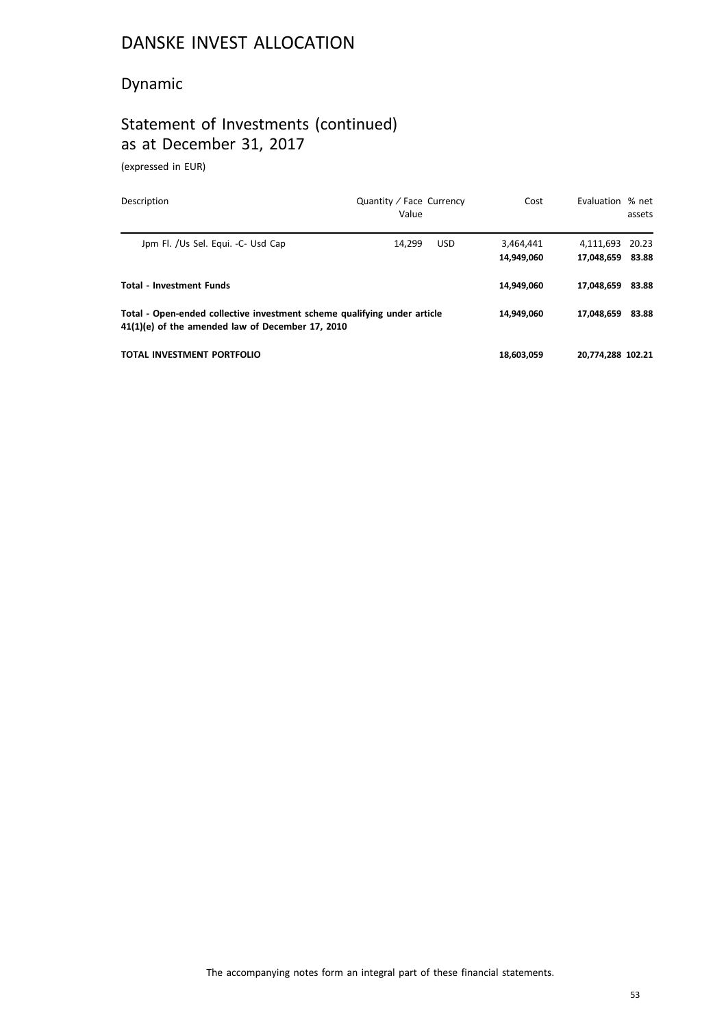# DANSKE INVEST ALLOCATION

## Dynamic

## Statement of Investments (continued)
## as at December 31, 2017

(expressed in EUR)

| Description | Quantity / Face Value | Currency | Cost | Evaluation | % net assets |
|---|---|---|---|---|---|
| Jpm Fl. /Us Sel. Equi. -C- Usd Cap | 14,299 | USD | 3,464,441 | 4,111,693 | 20.23 |
| | | | **14,949,060** | **17,048,659** | **83.88** |
| **Total - Investment Funds** | | | **14,949,060** | **17,048,659** | **83.88** |
| **Total - Open-ended collective investment scheme qualifying under article 41(1)(e) of the amended law of December 17, 2010** | | | **14,949,060** | **17,048,659** | **83.88** |
| **TOTAL INVESTMENT PORTFOLIO** | | | **18,603,059** | **20,774,288** | **102.21** |

The accompanying notes form an integral part of these financial statements.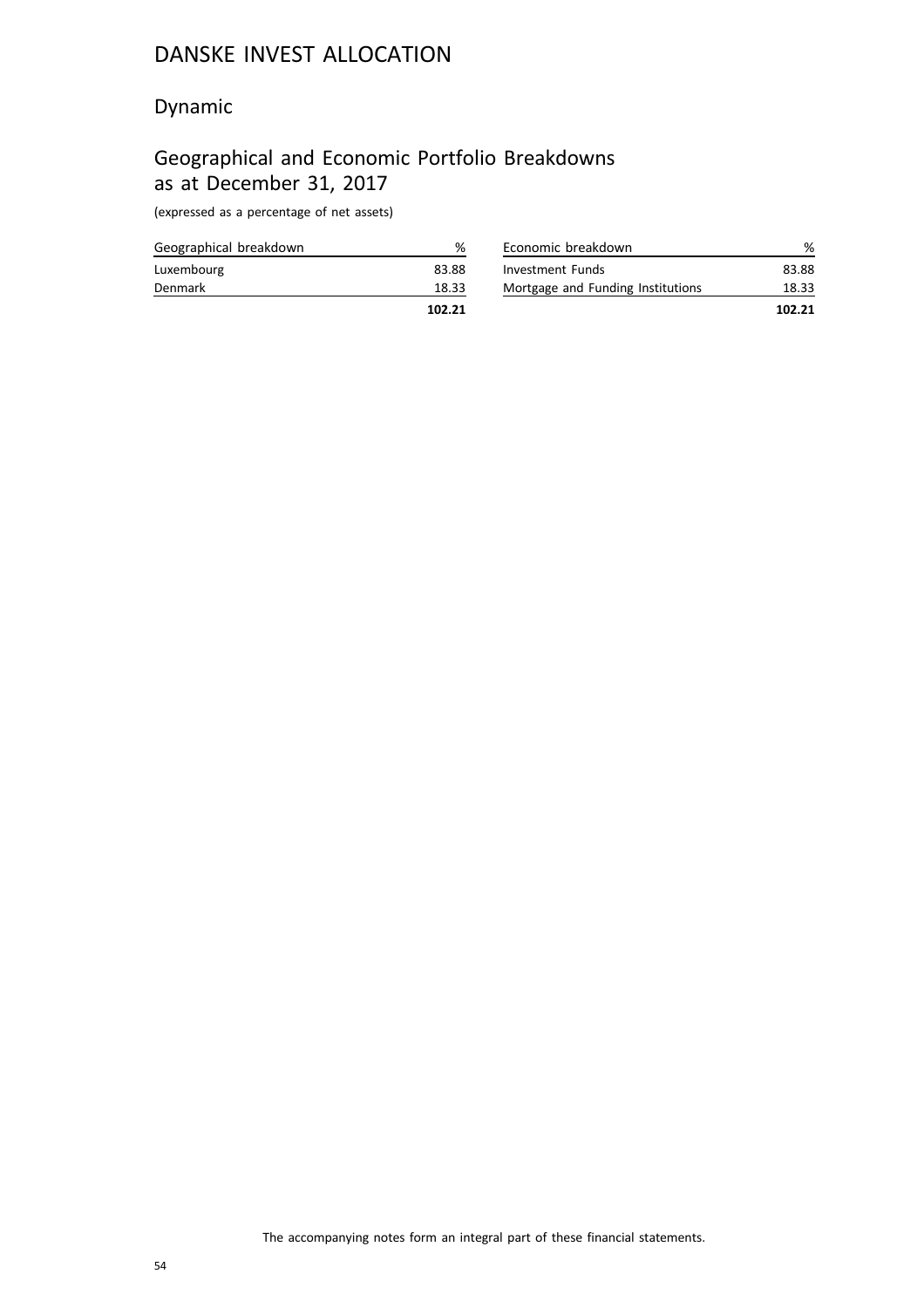# DANSKE INVEST ALLOCATION

## Dynamic

## Geographical and Economic Portfolio Breakdowns as at December 31, 2017

(expressed as a percentage of net assets)

| Geographical breakdown | % |
|---|---|
| Luxembourg | 83.88 |
| Denmark | 18.33 |
| | **102.21** |

| Economic breakdown | % |
|---|---|
| Investment Funds | 83.88 |
| Mortgage and Funding Institutions | 18.33 |
| | **102.21** |

The accompanying notes form an integral part of these financial statements.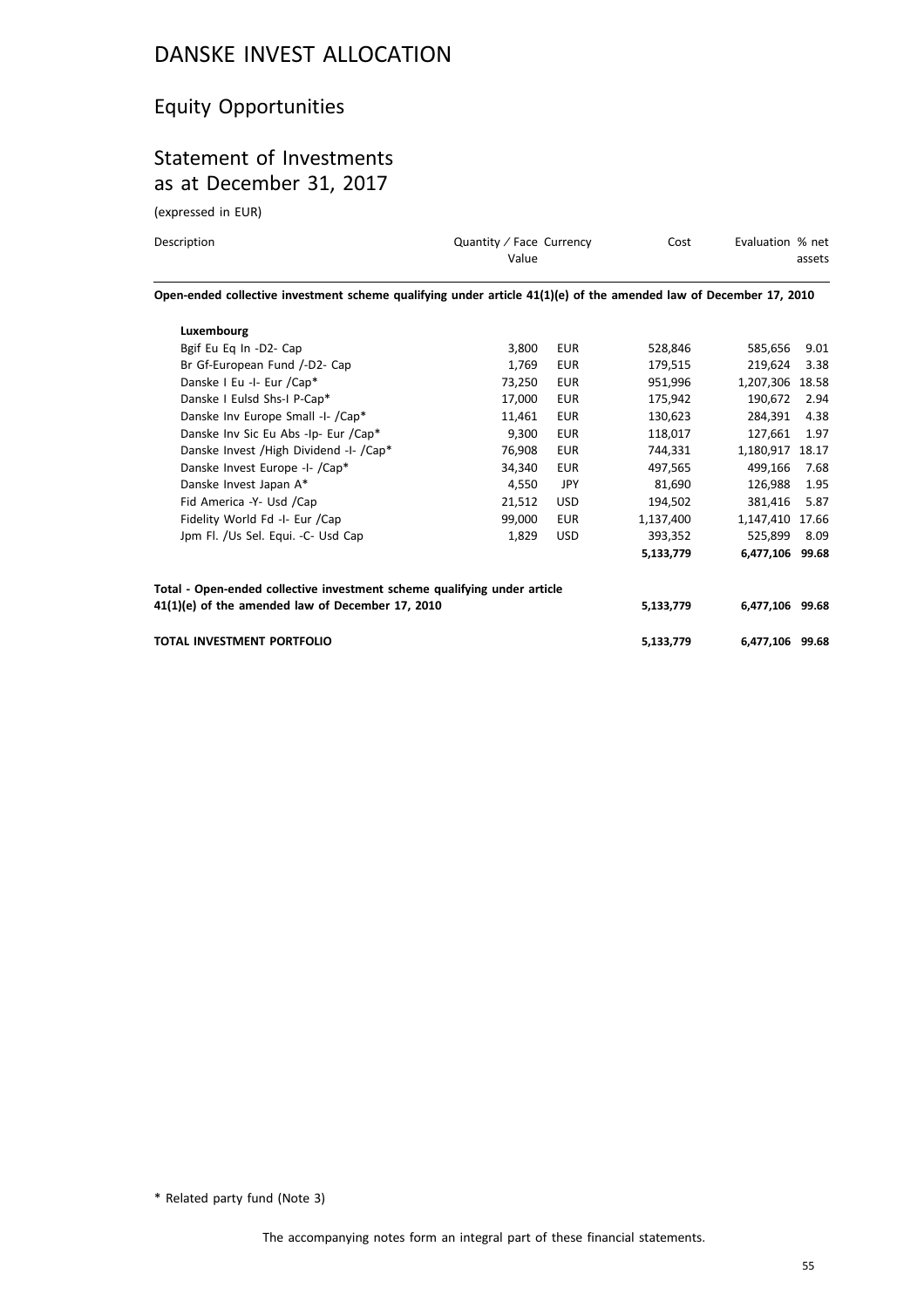# DANSKE INVEST ALLOCATION

## Equity Opportunities

## Statement of Investments as at December 31, 2017

(expressed in EUR)

| Description | Quantity / Face Value | Currency | Cost | Evaluation | % net assets |
|---|---|---|---|---|---|
| **Open-ended collective investment scheme qualifying under article 41(1)(e) of the amended law of December 17, 2010** | | | | | |
| **Luxembourg** | | | | | |
| Bgif Eu Eq In -D2- Cap | 3,800 | EUR | 528,846 | 585,656 | 9.01 |
| Br Gf-European Fund /-D2- Cap | 1,769 | EUR | 179,515 | 219,624 | 3.38 |
| Danske I Eu -I- Eur /Cap* | 73,250 | EUR | 951,996 | 1,207,306 | 18.58 |
| Danske I Eulsd Shs-I P-Cap* | 17,000 | EUR | 175,942 | 190,672 | 2.94 |
| Danske Inv Europe Small -I- /Cap* | 11,461 | EUR | 130,623 | 284,391 | 4.38 |
| Danske Inv Sic Eu Abs -Ip- Eur /Cap* | 9,300 | EUR | 118,017 | 127,661 | 1.97 |
| Danske Invest /High Dividend -I- /Cap* | 76,908 | EUR | 744,331 | 1,180,917 | 18.17 |
| Danske Invest Europe -I- /Cap* | 34,340 | EUR | 497,565 | 499,166 | 7.68 |
| Danske Invest Japan A* | 4,550 | JPY | 81,690 | 126,988 | 1.95 |
| Fid America -Y- Usd /Cap | 21,512 | USD | 194,502 | 381,416 | 5.87 |
| Fidelity World Fd -I- Eur /Cap | 99,000 | EUR | 1,137,400 | 1,147,410 | 17.66 |
| Jpm Fl. /Us Sel. Equi. -C- Usd Cap | 1,829 | USD | 393,352 | 525,899 | 8.09 |
| | | | **5,133,779** | **6,477,106** | **99.68** |
| **Total - Open-ended collective investment scheme qualifying under article 41(1)(e) of the amended law of December 17, 2010** | | | **5,133,779** | **6,477,106** | **99.68** |
| **TOTAL INVESTMENT PORTFOLIO** | | | **5,133,779** | **6,477,106** | **99.68** |

\* Related party fund (Note 3)

The accompanying notes form an integral part of these financial statements.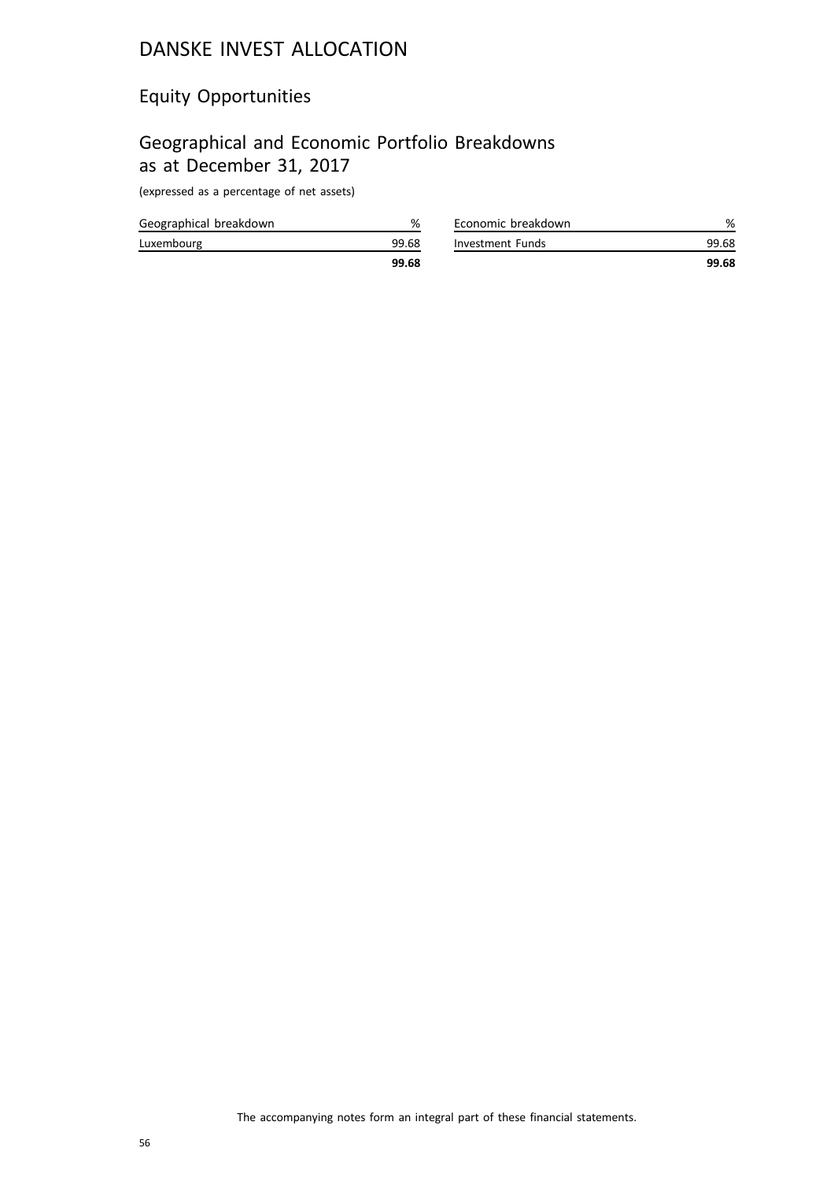# DANSKE INVEST ALLOCATION

## Equity Opportunities

## Geographical and Economic Portfolio Breakdowns as at December 31, 2017

(expressed as a percentage of net assets)

| Geographical breakdown | % |
|---|---|
| Luxembourg | 99.68 |
| | **99.68** |

| Economic breakdown | % |
|---|---|
| Investment Funds | 99.68 |
| | **99.68** |

The accompanying notes form an integral part of these financial statements.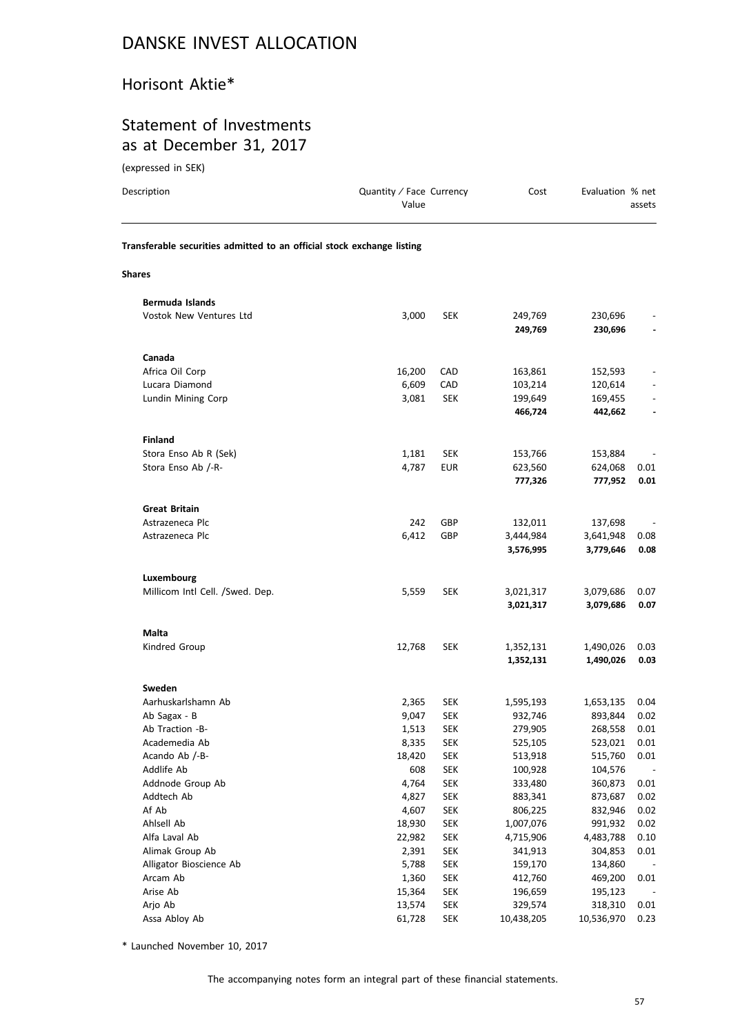# DANSKE INVEST ALLOCATION

## Horisont Aktie*

## Statement of Investments as at December 31, 2017

(expressed in SEK)

| Description | Quantity / Face Value | Currency | Cost | Evaluation | % net assets |
|---|---|---|---|---|---|
| **Transferable securities admitted to an official stock exchange listing** | | | | | |
| **Shares** | | | | | |
| **Bermuda Islands** | | | | | |
| Vostok New Ventures Ltd | 3,000 | SEK | 249,769 | 230,696 | - |
| | | | **249,769** | **230,696** | **-** |
| **Canada** | | | | | |
| Africa Oil Corp | 16,200 | CAD | 163,861 | 152,593 | - |
| Lucara Diamond | 6,609 | CAD | 103,214 | 120,614 | - |
| Lundin Mining Corp | 3,081 | SEK | 199,649 | 169,455 | - |
| | | | **466,724** | **442,662** | **-** |
| **Finland** | | | | | |
| Stora Enso Ab R (Sek) | 1,181 | SEK | 153,766 | 153,884 | - |
| Stora Enso Ab /-R- | 4,787 | EUR | 623,560 | 624,068 | 0.01 |
| | | | **777,326** | **777,952** | **0.01** |
| **Great Britain** | | | | | |
| Astrazeneca Plc | 242 | GBP | 132,011 | 137,698 | - |
| Astrazeneca Plc | 6,412 | GBP | 3,444,984 | 3,641,948 | 0.08 |
| | | | **3,576,995** | **3,779,646** | **0.08** |
| **Luxembourg** | | | | | |
| Millicom Intl Cell. /Swed. Dep. | 5,559 | SEK | 3,021,317 | 3,079,686 | 0.07 |
| | | | **3,021,317** | **3,079,686** | **0.07** |
| **Malta** | | | | | |
| Kindred Group | 12,768 | SEK | 1,352,131 | 1,490,026 | 0.03 |
| | | | **1,352,131** | **1,490,026** | **0.03** |
| **Sweden** | | | | | |
| Aarhuskarlshamn Ab | 2,365 | SEK | 1,595,193 | 1,653,135 | 0.04 |
| Ab Sagax - B | 9,047 | SEK | 932,746 | 893,844 | 0.02 |
| Ab Traction -B- | 1,513 | SEK | 279,905 | 268,558 | 0.01 |
| Academedia Ab | 8,335 | SEK | 525,105 | 523,021 | 0.01 |
| Acando Ab /-B- | 18,420 | SEK | 513,918 | 515,760 | 0.01 |
| Addlife Ab | 608 | SEK | 100,928 | 104,576 | - |
| Addnode Group Ab | 4,764 | SEK | 333,480 | 360,873 | 0.01 |
| Addtech Ab | 4,827 | SEK | 883,341 | 873,687 | 0.02 |
| Af Ab | 4,607 | SEK | 806,225 | 832,946 | 0.02 |
| Ahlsell Ab | 18,930 | SEK | 1,007,076 | 991,932 | 0.02 |
| Alfa Laval Ab | 22,982 | SEK | 4,715,906 | 4,483,788 | 0.10 |
| Alimak Group Ab | 2,391 | SEK | 341,913 | 304,853 | 0.01 |
| Alligator Bioscience Ab | 5,788 | SEK | 159,170 | 134,860 | - |
| Arcam Ab | 1,360 | SEK | 412,760 | 469,200 | 0.01 |
| Arise Ab | 15,364 | SEK | 196,659 | 195,123 | - |
| Arjo Ab | 13,574 | SEK | 329,574 | 318,310 | 0.01 |
| Assa Abloy Ab | 61,728 | SEK | 10,438,205 | 10,536,970 | 0.23 |

* Launched November 10, 2017

The accompanying notes form an integral part of these financial statements.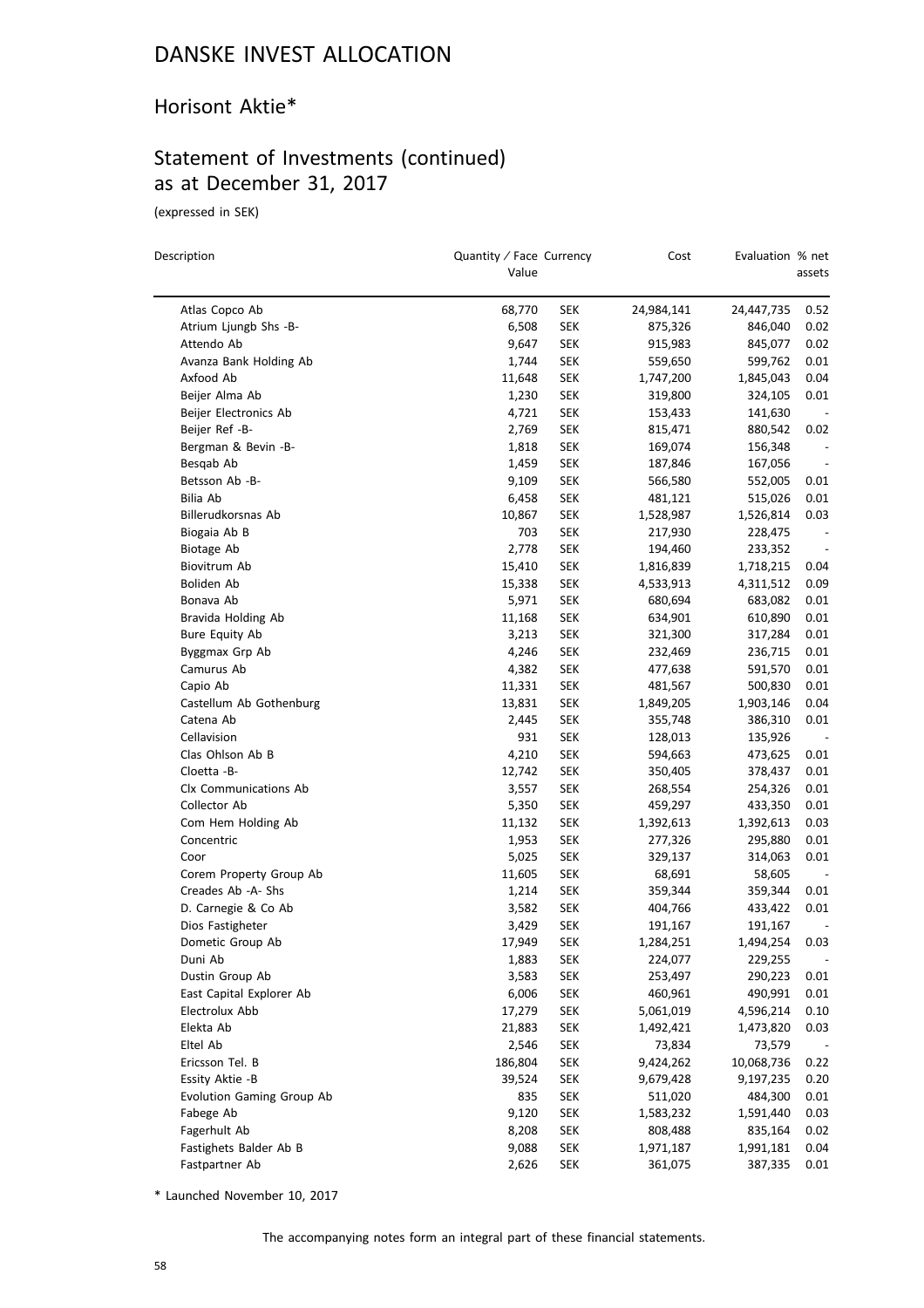# DANSKE INVEST ALLOCATION

## Horisont Aktie*

## Statement of Investments (continued) as at December 31, 2017

(expressed in SEK)

| Description | Quantity / Face Value | Currency | Cost | Evaluation | % net assets |
|---|---|---|---|---|---|
| Atlas Copco Ab | 68,770 | SEK | 24,984,141 | 24,447,735 | 0.52 |
| Atrium Ljungb Shs -B- | 6,508 | SEK | 875,326 | 846,040 | 0.02 |
| Attendo Ab | 9,647 | SEK | 915,983 | 845,077 | 0.02 |
| Avanza Bank Holding Ab | 1,744 | SEK | 559,650 | 599,762 | 0.01 |
| Axfood Ab | 11,648 | SEK | 1,747,200 | 1,845,043 | 0.04 |
| Beijer Alma Ab | 1,230 | SEK | 319,800 | 324,105 | 0.01 |
| Beijer Electronics Ab | 4,721 | SEK | 153,433 | 141,630 | - |
| Beijer Ref -B- | 2,769 | SEK | 815,471 | 880,542 | 0.02 |
| Bergman & Bevin -B- | 1,818 | SEK | 169,074 | 156,348 | - |
| Besqab Ab | 1,459 | SEK | 187,846 | 167,056 | - |
| Betsson Ab -B- | 9,109 | SEK | 566,580 | 552,005 | 0.01 |
| Bilia Ab | 6,458 | SEK | 481,121 | 515,026 | 0.01 |
| Billerudkorsnas Ab | 10,867 | SEK | 1,528,987 | 1,526,814 | 0.03 |
| Biogaia Ab B | 703 | SEK | 217,930 | 228,475 | - |
| Biotage Ab | 2,778 | SEK | 194,460 | 233,352 | - |
| Biovitrum Ab | 15,410 | SEK | 1,816,839 | 1,718,215 | 0.04 |
| Boliden Ab | 15,338 | SEK | 4,533,913 | 4,311,512 | 0.09 |
| Bonava Ab | 5,971 | SEK | 680,694 | 683,082 | 0.01 |
| Bravida Holding Ab | 11,168 | SEK | 634,901 | 610,890 | 0.01 |
| Bure Equity Ab | 3,213 | SEK | 321,300 | 317,284 | 0.01 |
| Byggmax Grp Ab | 4,246 | SEK | 232,469 | 236,715 | 0.01 |
| Camurus Ab | 4,382 | SEK | 477,638 | 591,570 | 0.01 |
| Capio Ab | 11,331 | SEK | 481,567 | 500,830 | 0.01 |
| Castellum Ab Gothenburg | 13,831 | SEK | 1,849,205 | 1,903,146 | 0.04 |
| Catena Ab | 2,445 | SEK | 355,748 | 386,310 | 0.01 |
| Cellavision | 931 | SEK | 128,013 | 135,926 | - |
| Clas Ohlson Ab B | 4,210 | SEK | 594,663 | 473,625 | 0.01 |
| Cloetta -B- | 12,742 | SEK | 350,405 | 378,437 | 0.01 |
| Clx Communications Ab | 3,557 | SEK | 268,554 | 254,326 | 0.01 |
| Collector Ab | 5,350 | SEK | 459,297 | 433,350 | 0.01 |
| Com Hem Holding Ab | 11,132 | SEK | 1,392,613 | 1,392,613 | 0.03 |
| Concentric | 1,953 | SEK | 277,326 | 295,880 | 0.01 |
| Coor | 5,025 | SEK | 329,137 | 314,063 | 0.01 |
| Corem Property Group Ab | 11,605 | SEK | 68,691 | 58,605 | - |
| Creades Ab -A- Shs | 1,214 | SEK | 359,344 | 359,344 | 0.01 |
| D. Carnegie & Co Ab | 3,582 | SEK | 404,766 | 433,422 | 0.01 |
| Dios Fastigheter | 3,429 | SEK | 191,167 | 191,167 | - |
| Dometic Group Ab | 17,949 | SEK | 1,284,251 | 1,494,254 | 0.03 |
| Duni Ab | 1,883 | SEK | 224,077 | 229,255 | - |
| Dustin Group Ab | 3,583 | SEK | 253,497 | 290,223 | 0.01 |
| East Capital Explorer Ab | 6,006 | SEK | 460,961 | 490,991 | 0.01 |
| Electrolux Abb | 17,279 | SEK | 5,061,019 | 4,596,214 | 0.10 |
| Elekta Ab | 21,883 | SEK | 1,492,421 | 1,473,820 | 0.03 |
| Eltel Ab | 2,546 | SEK | 73,834 | 73,579 | - |
| Ericsson Tel. B | 186,804 | SEK | 9,424,262 | 10,068,736 | 0.22 |
| Essity Aktie -B | 39,524 | SEK | 9,679,428 | 9,197,235 | 0.20 |
| Evolution Gaming Group Ab | 835 | SEK | 511,020 | 484,300 | 0.01 |
| Fabege Ab | 9,120 | SEK | 1,583,232 | 1,591,440 | 0.03 |
| Fagerhult Ab | 8,208 | SEK | 808,488 | 835,164 | 0.02 |
| Fastighets Balder Ab B | 9,088 | SEK | 1,971,187 | 1,991,181 | 0.04 |
| Fastpartner Ab | 2,626 | SEK | 361,075 | 387,335 | 0.01 |

\* Launched November 10, 2017

The accompanying notes form an integral part of these financial statements.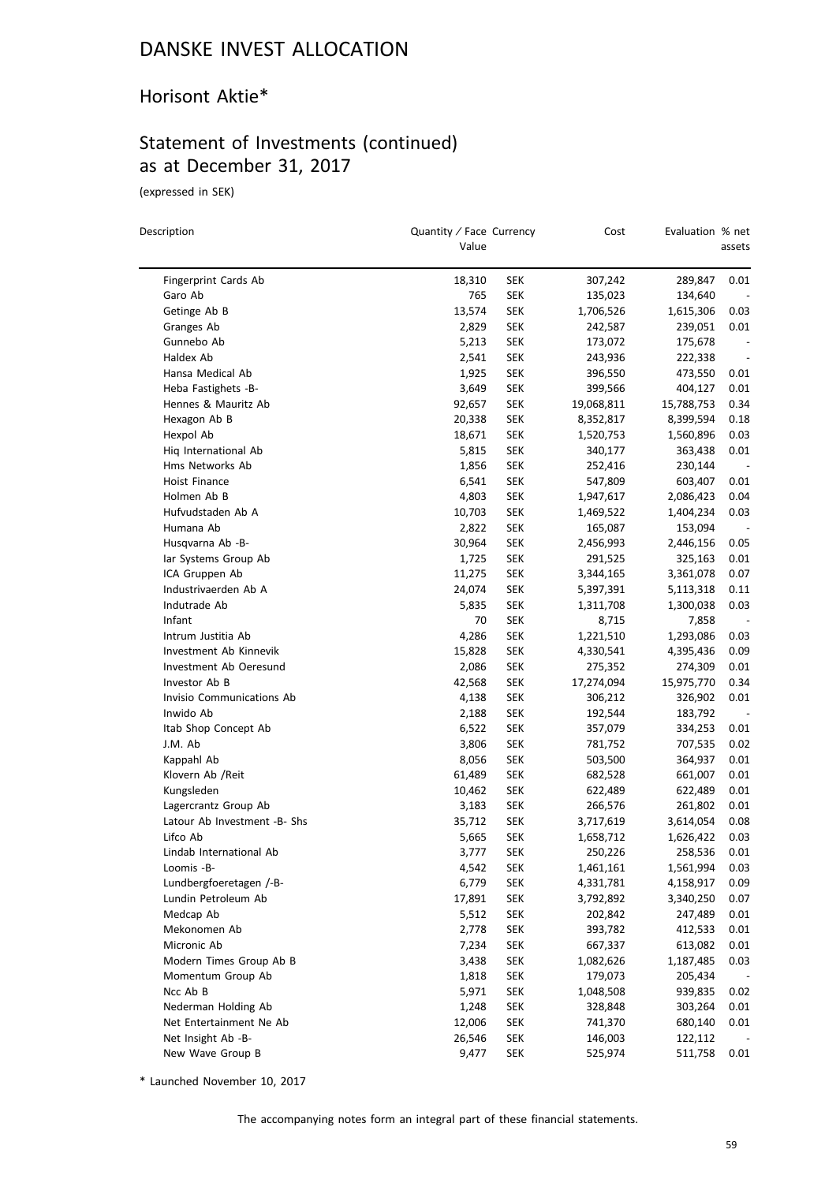# DANSKE INVEST ALLOCATION

## Horisont Aktie*

## Statement of Investments (continued) as at December 31, 2017

(expressed in SEK)

| Description | Quantity / Face Value | Currency | Cost | Evaluation | % net assets |
|---|---|---|---|---|---|
| Fingerprint Cards Ab | 18,310 | SEK | 307,242 | 289,847 | 0.01 |
| Garo Ab | 765 | SEK | 135,023 | 134,640 | - |
| Getinge Ab B | 13,574 | SEK | 1,706,526 | 1,615,306 | 0.03 |
| Granges Ab | 2,829 | SEK | 242,587 | 239,051 | 0.01 |
| Gunnebo Ab | 5,213 | SEK | 173,072 | 175,678 | - |
| Haldex Ab | 2,541 | SEK | 243,936 | 222,338 | - |
| Hansa Medical Ab | 1,925 | SEK | 396,550 | 473,550 | 0.01 |
| Heba Fastighets -B- | 3,649 | SEK | 399,566 | 404,127 | 0.01 |
| Hennes & Mauritz Ab | 92,657 | SEK | 19,068,811 | 15,788,753 | 0.34 |
| Hexagon Ab B | 20,338 | SEK | 8,352,817 | 8,399,594 | 0.18 |
| Hexpol Ab | 18,671 | SEK | 1,520,753 | 1,560,896 | 0.03 |
| Hiq International Ab | 5,815 | SEK | 340,177 | 363,438 | 0.01 |
| Hms Networks Ab | 1,856 | SEK | 252,416 | 230,144 | - |
| Hoist Finance | 6,541 | SEK | 547,809 | 603,407 | 0.01 |
| Holmen Ab B | 4,803 | SEK | 1,947,617 | 2,086,423 | 0.04 |
| Hufvudstaden Ab A | 10,703 | SEK | 1,469,522 | 1,404,234 | 0.03 |
| Humana Ab | 2,822 | SEK | 165,087 | 153,094 | - |
| Husqvarna Ab -B- | 30,964 | SEK | 2,456,993 | 2,446,156 | 0.05 |
| Iar Systems Group Ab | 1,725 | SEK | 291,525 | 325,163 | 0.01 |
| ICA Gruppen Ab | 11,275 | SEK | 3,344,165 | 3,361,078 | 0.07 |
| Industrivaerden Ab A | 24,074 | SEK | 5,397,391 | 5,113,318 | 0.11 |
| Indutrade Ab | 5,835 | SEK | 1,311,708 | 1,300,038 | 0.03 |
| Infant | 70 | SEK | 8,715 | 7,858 | - |
| Intrum Justitia Ab | 4,286 | SEK | 1,221,510 | 1,293,086 | 0.03 |
| Investment Ab Kinnevik | 15,828 | SEK | 4,330,541 | 4,395,436 | 0.09 |
| Investment Ab Oeresund | 2,086 | SEK | 275,352 | 274,309 | 0.01 |
| Investor Ab B | 42,568 | SEK | 17,274,094 | 15,975,770 | 0.34 |
| Invisio Communications Ab | 4,138 | SEK | 306,212 | 326,902 | 0.01 |
| Inwido Ab | 2,188 | SEK | 192,544 | 183,792 | - |
| Itab Shop Concept Ab | 6,522 | SEK | 357,079 | 334,253 | 0.01 |
| J.M. Ab | 3,806 | SEK | 781,752 | 707,535 | 0.02 |
| Kappahl Ab | 8,056 | SEK | 503,500 | 364,937 | 0.01 |
| Klovern Ab /Reit | 61,489 | SEK | 682,528 | 661,007 | 0.01 |
| Kungsleden | 10,462 | SEK | 622,489 | 622,489 | 0.01 |
| Lagercrantz Group Ab | 3,183 | SEK | 266,576 | 261,802 | 0.01 |
| Latour Ab Investment -B- Shs | 35,712 | SEK | 3,717,619 | 3,614,054 | 0.08 |
| Lifco Ab | 5,665 | SEK | 1,658,712 | 1,626,422 | 0.03 |
| Lindab International Ab | 3,777 | SEK | 250,226 | 258,536 | 0.01 |
| Loomis -B- | 4,542 | SEK | 1,461,161 | 1,561,994 | 0.03 |
| Lundbergfoeretagen /-B- | 6,779 | SEK | 4,331,781 | 4,158,917 | 0.09 |
| Lundin Petroleum Ab | 17,891 | SEK | 3,792,892 | 3,340,250 | 0.07 |
| Medcap Ab | 5,512 | SEK | 202,842 | 247,489 | 0.01 |
| Mekonomen Ab | 2,778 | SEK | 393,782 | 412,533 | 0.01 |
| Micronic Ab | 7,234 | SEK | 667,337 | 613,082 | 0.01 |
| Modern Times Group Ab B | 3,438 | SEK | 1,082,626 | 1,187,485 | 0.03 |
| Momentum Group Ab | 1,818 | SEK | 179,073 | 205,434 | - |
| Ncc Ab B | 5,971 | SEK | 1,048,508 | 939,835 | 0.02 |
| Nederman Holding Ab | 1,248 | SEK | 328,848 | 303,264 | 0.01 |
| Net Entertainment Ne Ab | 12,006 | SEK | 741,370 | 680,140 | 0.01 |
| Net Insight Ab -B- | 26,546 | SEK | 146,003 | 122,112 | - |
| New Wave Group B | 9,477 | SEK | 525,974 | 511,758 | 0.01 |

\* Launched November 10, 2017

The accompanying notes form an integral part of these financial statements.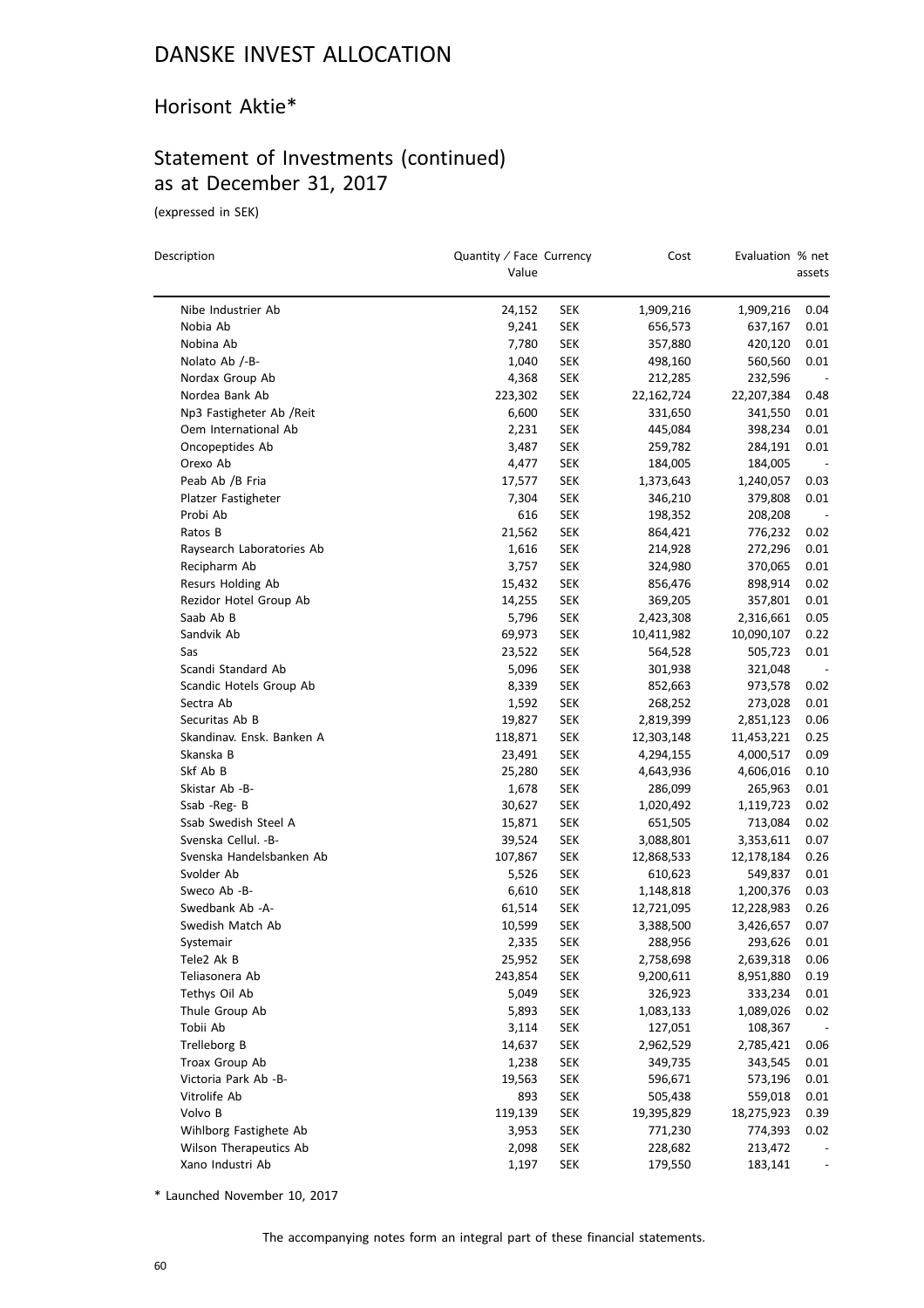# DANSKE INVEST ALLOCATION

## Horisont Aktie*

## Statement of Investments (continued) as at December 31, 2017

(expressed in SEK)

| Description | Quantity / Face Value | Currency | Cost | Evaluation | % net assets |
|---|---|---|---|---|---|
| Nibe Industrier Ab | 24,152 | SEK | 1,909,216 | 1,909,216 | 0.04 |
| Nobia Ab | 9,241 | SEK | 656,573 | 637,167 | 0.01 |
| Nobina Ab | 7,780 | SEK | 357,880 | 420,120 | 0.01 |
| Nolato Ab /-B- | 1,040 | SEK | 498,160 | 560,560 | 0.01 |
| Nordax Group Ab | 4,368 | SEK | 212,285 | 232,596 | - |
| Nordea Bank Ab | 223,302 | SEK | 22,162,724 | 22,207,384 | 0.48 |
| Np3 Fastigheter Ab /Reit | 6,600 | SEK | 331,650 | 341,550 | 0.01 |
| Oem International Ab | 2,231 | SEK | 445,084 | 398,234 | 0.01 |
| Oncopeptides Ab | 3,487 | SEK | 259,782 | 284,191 | 0.01 |
| Orexo Ab | 4,477 | SEK | 184,005 | 184,005 | - |
| Peab Ab /B Fria | 17,577 | SEK | 1,373,643 | 1,240,057 | 0.03 |
| Platzer Fastigheter | 7,304 | SEK | 346,210 | 379,808 | 0.01 |
| Probi Ab | 616 | SEK | 198,352 | 208,208 | - |
| Ratos B | 21,562 | SEK | 864,421 | 776,232 | 0.02 |
| Raysearch Laboratories Ab | 1,616 | SEK | 214,928 | 272,296 | 0.01 |
| Recipharm Ab | 3,757 | SEK | 324,980 | 370,065 | 0.01 |
| Resurs Holding Ab | 15,432 | SEK | 856,476 | 898,914 | 0.02 |
| Rezidor Hotel Group Ab | 14,255 | SEK | 369,205 | 357,801 | 0.01 |
| Saab Ab B | 5,796 | SEK | 2,423,308 | 2,316,661 | 0.05 |
| Sandvik Ab | 69,973 | SEK | 10,411,982 | 10,090,107 | 0.22 |
| Sas | 23,522 | SEK | 564,528 | 505,723 | 0.01 |
| Scandi Standard Ab | 5,096 | SEK | 301,938 | 321,048 | - |
| Scandic Hotels Group Ab | 8,339 | SEK | 852,663 | 973,578 | 0.02 |
| Sectra Ab | 1,592 | SEK | 268,252 | 273,028 | 0.01 |
| Securitas Ab B | 19,827 | SEK | 2,819,399 | 2,851,123 | 0.06 |
| Skandinav. Ensk. Banken A | 118,871 | SEK | 12,303,148 | 11,453,221 | 0.25 |
| Skanska B | 23,491 | SEK | 4,294,155 | 4,000,517 | 0.09 |
| Skf Ab B | 25,280 | SEK | 4,643,936 | 4,606,016 | 0.10 |
| Skistar Ab -B- | 1,678 | SEK | 286,099 | 265,963 | 0.01 |
| Ssab -Reg- B | 30,627 | SEK | 1,020,492 | 1,119,723 | 0.02 |
| Ssab Swedish Steel A | 15,871 | SEK | 651,505 | 713,084 | 0.02 |
| Svenska Cellul. -B- | 39,524 | SEK | 3,088,801 | 3,353,611 | 0.07 |
| Svenska Handelsbanken Ab | 107,867 | SEK | 12,868,533 | 12,178,184 | 0.26 |
| Svolder Ab | 5,526 | SEK | 610,623 | 549,837 | 0.01 |
| Sweco Ab -B- | 6,610 | SEK | 1,148,818 | 1,200,376 | 0.03 |
| Swedbank Ab -A- | 61,514 | SEK | 12,721,095 | 12,228,983 | 0.26 |
| Swedish Match Ab | 10,599 | SEK | 3,388,500 | 3,426,657 | 0.07 |
| Systemair | 2,335 | SEK | 288,956 | 293,626 | 0.01 |
| Tele2 Ak B | 25,952 | SEK | 2,758,698 | 2,639,318 | 0.06 |
| Teliasonera Ab | 243,854 | SEK | 9,200,611 | 8,951,880 | 0.19 |
| Tethys Oil Ab | 5,049 | SEK | 326,923 | 333,234 | 0.01 |
| Thule Group Ab | 5,893 | SEK | 1,083,133 | 1,089,026 | 0.02 |
| Tobii Ab | 3,114 | SEK | 127,051 | 108,367 | - |
| Trelleborg B | 14,637 | SEK | 2,962,529 | 2,785,421 | 0.06 |
| Troax Group Ab | 1,238 | SEK | 349,735 | 343,545 | 0.01 |
| Victoria Park Ab -B- | 19,563 | SEK | 596,671 | 573,196 | 0.01 |
| Vitrolife Ab | 893 | SEK | 505,438 | 559,018 | 0.01 |
| Volvo B | 119,139 | SEK | 19,395,829 | 18,275,923 | 0.39 |
| Wihlborg Fastighete Ab | 3,953 | SEK | 771,230 | 774,393 | 0.02 |
| Wilson Therapeutics Ab | 2,098 | SEK | 228,682 | 213,472 | - |
| Xano Industri Ab | 1,197 | SEK | 179,550 | 183,141 | - |

\* Launched November 10, 2017

The accompanying notes form an integral part of these financial statements.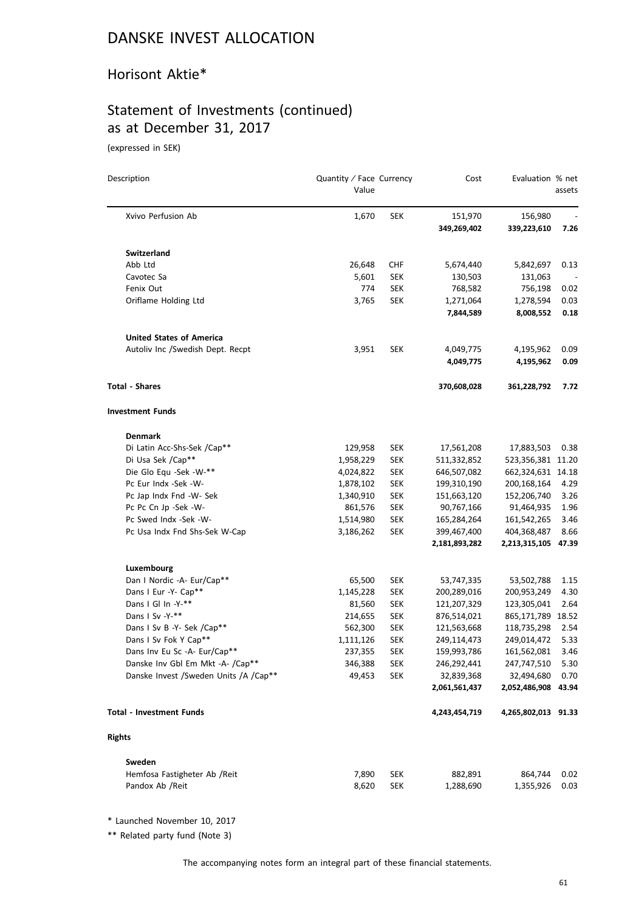# DANSKE INVEST ALLOCATION

## Horisont Aktie*

## Statement of Investments (continued) as at December 31, 2017

(expressed in SEK)

| Description | Quantity / Face Value | Currency | Cost | Evaluation | % net assets |
|---|---|---|---|---|---|
| Xvivo Perfusion Ab | 1,670 | SEK | 151,970 | 156,980 | - |
| | | | **349,269,402** | **339,223,610** | **7.26** |
| **Switzerland** | | | | | |
| Abb Ltd | 26,648 | CHF | 5,674,440 | 5,842,697 | 0.13 |
| Cavotec Sa | 5,601 | SEK | 130,503 | 131,063 | - |
| Fenix Out | 774 | SEK | 768,582 | 756,198 | 0.02 |
| Oriflame Holding Ltd | 3,765 | SEK | 1,271,064 | 1,278,594 | 0.03 |
| | | | **7,844,589** | **8,008,552** | **0.18** |
| **United States of America** | | | | | |
| Autoliv Inc /Swedish Dept. Recpt | 3,951 | SEK | 4,049,775 | 4,195,962 | 0.09 |
| | | | **4,049,775** | **4,195,962** | **0.09** |
| **Total - Shares** | | | **370,608,028** | **361,228,792** | **7.72** |
| **Investment Funds** | | | | | |
| **Denmark** | | | | | |
| Di Latin Acc-Shs-Sek /Cap** | 129,958 | SEK | 17,561,208 | 17,883,503 | 0.38 |
| Di Usa Sek /Cap** | 1,958,229 | SEK | 511,332,852 | 523,356,381 | 11.20 |
| Die Glo Equ -Sek -W-** | 4,024,822 | SEK | 646,507,082 | 662,324,631 | 14.18 |
| Pc Eur Indx -Sek -W- | 1,878,102 | SEK | 199,310,190 | 200,168,164 | 4.29 |
| Pc Jap Indx Fnd -W- Sek | 1,340,910 | SEK | 151,663,120 | 152,206,740 | 3.26 |
| Pc Pc Cn Jp -Sek -W- | 861,576 | SEK | 90,767,166 | 91,464,935 | 1.96 |
| Pc Swed Indx -Sek -W- | 1,514,980 | SEK | 165,284,264 | 161,542,265 | 3.46 |
| Pc Usa Indx Fnd Shs-Sek W-Cap | 3,186,262 | SEK | 399,467,400 | 404,368,487 | 8.66 |
| | | | **2,181,893,282** | **2,213,315,105** | **47.39** |
| **Luxembourg** | | | | | |
| Dan I Nordic -A- Eur/Cap** | 65,500 | SEK | 53,747,335 | 53,502,788 | 1.15 |
| Dans I Eur -Y- Cap** | 1,145,228 | SEK | 200,289,016 | 200,953,249 | 4.30 |
| Dans I Gl In -Y-** | 81,560 | SEK | 121,207,329 | 123,305,041 | 2.64 |
| Dans I Sv -Y-** | 214,655 | SEK | 876,514,021 | 865,171,789 | 18.52 |
| Dans I Sv B -Y- Sek /Cap** | 562,300 | SEK | 121,563,668 | 118,735,298 | 2.54 |
| Dans I Sv Fok Y Cap** | 1,111,126 | SEK | 249,114,473 | 249,014,472 | 5.33 |
| Dans Inv Eu Sc -A- Eur/Cap** | 237,355 | SEK | 159,993,786 | 161,562,081 | 3.46 |
| Danske Inv Gbl Em Mkt -A- /Cap** | 346,388 | SEK | 246,292,441 | 247,747,510 | 5.30 |
| Danske Invest /Sweden Units /A /Cap** | 49,453 | SEK | 32,839,368 | 32,494,680 | 0.70 |
| | | | **2,061,561,437** | **2,052,486,908** | **43.94** |
| **Total - Investment Funds** | | | **4,243,454,719** | **4,265,802,013** | **91.33** |
| **Rights** | | | | | |
| **Sweden** | | | | | |
| Hemfosa Fastigheter Ab /Reit | 7,890 | SEK | 882,891 | 864,744 | 0.02 |
| Pandox Ab /Reit | 8,620 | SEK | 1,288,690 | 1,355,926 | 0.03 |

\* Launched November 10, 2017

\** Related party fund (Note 3)

The accompanying notes form an integral part of these financial statements.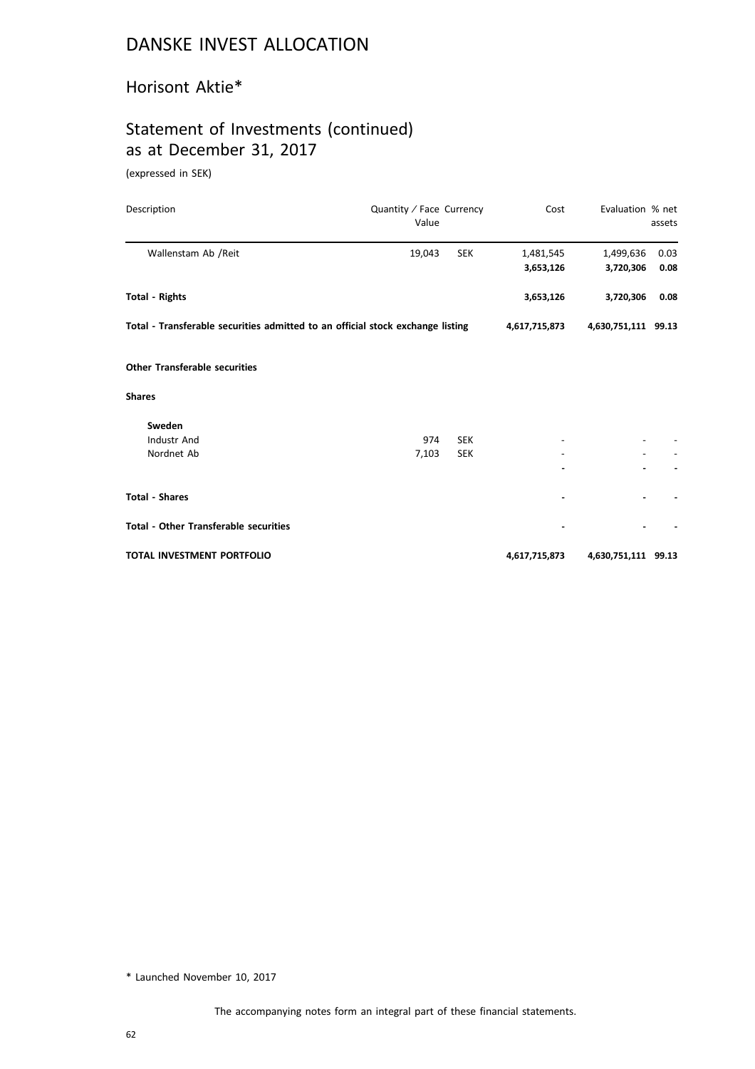# DANSKE INVEST ALLOCATION

## Horisont Aktie*

## Statement of Investments (continued) as at December 31, 2017

(expressed in SEK)

| Description | Quantity / Face Value | Currency | Cost | Evaluation | % net assets |
|---|---|---|---|---|---|
| Wallenstam Ab /Reit | 19,043 | SEK | 1,481,545 | 1,499,636 | 0.03 |
| | | | **3,653,126** | **3,720,306** | **0.08** |
| **Total - Rights** | | | **3,653,126** | **3,720,306** | **0.08** |
| **Total - Transferable securities admitted to an official stock exchange listing** | | | **4,617,715,873** | **4,630,751,111** | **99.13** |
| **Other Transferable securities** | | | | | |
| **Shares** | | | | | |
| **Sweden** | | | | | |
| Industr And | 974 | SEK | - | - | - |
| Nordnet Ab | 7,103 | SEK | - | - | - |
| | | | **-** | **-** | **-** |
| **Total - Shares** | | | **-** | **-** | **-** |
| **Total - Other Transferable securities** | | | **-** | **-** | **-** |
| **TOTAL INVESTMENT PORTFOLIO** | | | **4,617,715,873** | **4,630,751,111** | **99.13** |

\* Launched November 10, 2017

The accompanying notes form an integral part of these financial statements.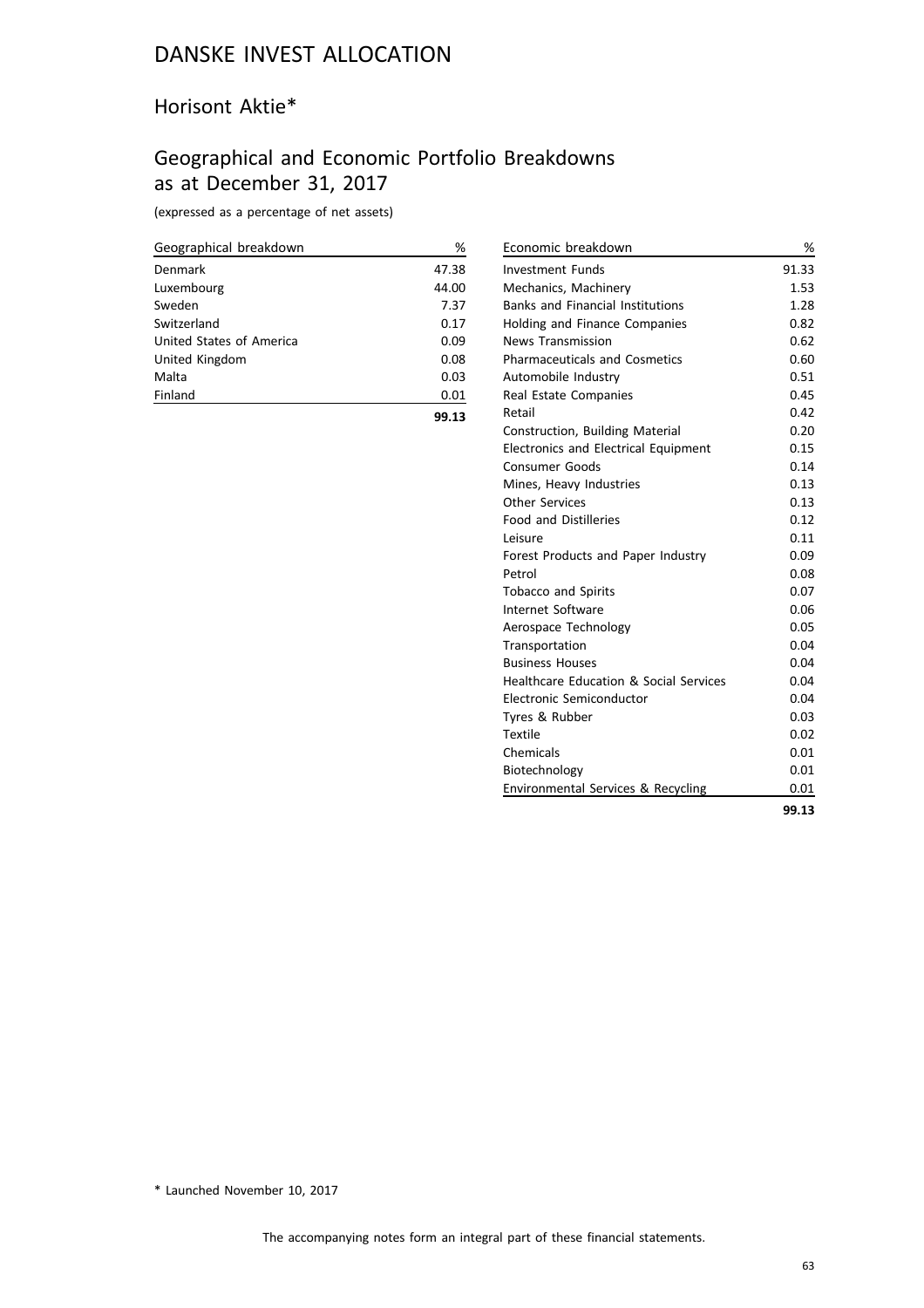# DANSKE INVEST ALLOCATION

## Horisont Aktie*

## Geographical and Economic Portfolio Breakdowns as at December 31, 2017

(expressed as a percentage of net assets)

| Geographical breakdown | % |
|---|---|
| Denmark | 47.38 |
| Luxembourg | 44.00 |
| Sweden | 7.37 |
| Switzerland | 0.17 |
| United States of America | 0.09 |
| United Kingdom | 0.08 |
| Malta | 0.03 |
| Finland | 0.01 |
| | **99.13** |

| Economic breakdown | % |
|---|---|
| Investment Funds | 91.33 |
| Mechanics, Machinery | 1.53 |
| Banks and Financial Institutions | 1.28 |
| Holding and Finance Companies | 0.82 |
| News Transmission | 0.62 |
| Pharmaceuticals and Cosmetics | 0.60 |
| Automobile Industry | 0.51 |
| Real Estate Companies | 0.45 |
| Retail | 0.42 |
| Construction, Building Material | 0.20 |
| Electronics and Electrical Equipment | 0.15 |
| Consumer Goods | 0.14 |
| Mines, Heavy Industries | 0.13 |
| Other Services | 0.13 |
| Food and Distilleries | 0.12 |
| Leisure | 0.11 |
| Forest Products and Paper Industry | 0.09 |
| Petrol | 0.08 |
| Tobacco and Spirits | 0.07 |
| Internet Software | 0.06 |
| Aerospace Technology | 0.05 |
| Transportation | 0.04 |
| Business Houses | 0.04 |
| Healthcare Education & Social Services | 0.04 |
| Electronic Semiconductor | 0.04 |
| Tyres & Rubber | 0.03 |
| Textile | 0.02 |
| Chemicals | 0.01 |
| Biotechnology | 0.01 |
| Environmental Services & Recycling | 0.01 |
| | **99.13** |

\* Launched November 10, 2017

The accompanying notes form an integral part of these financial statements.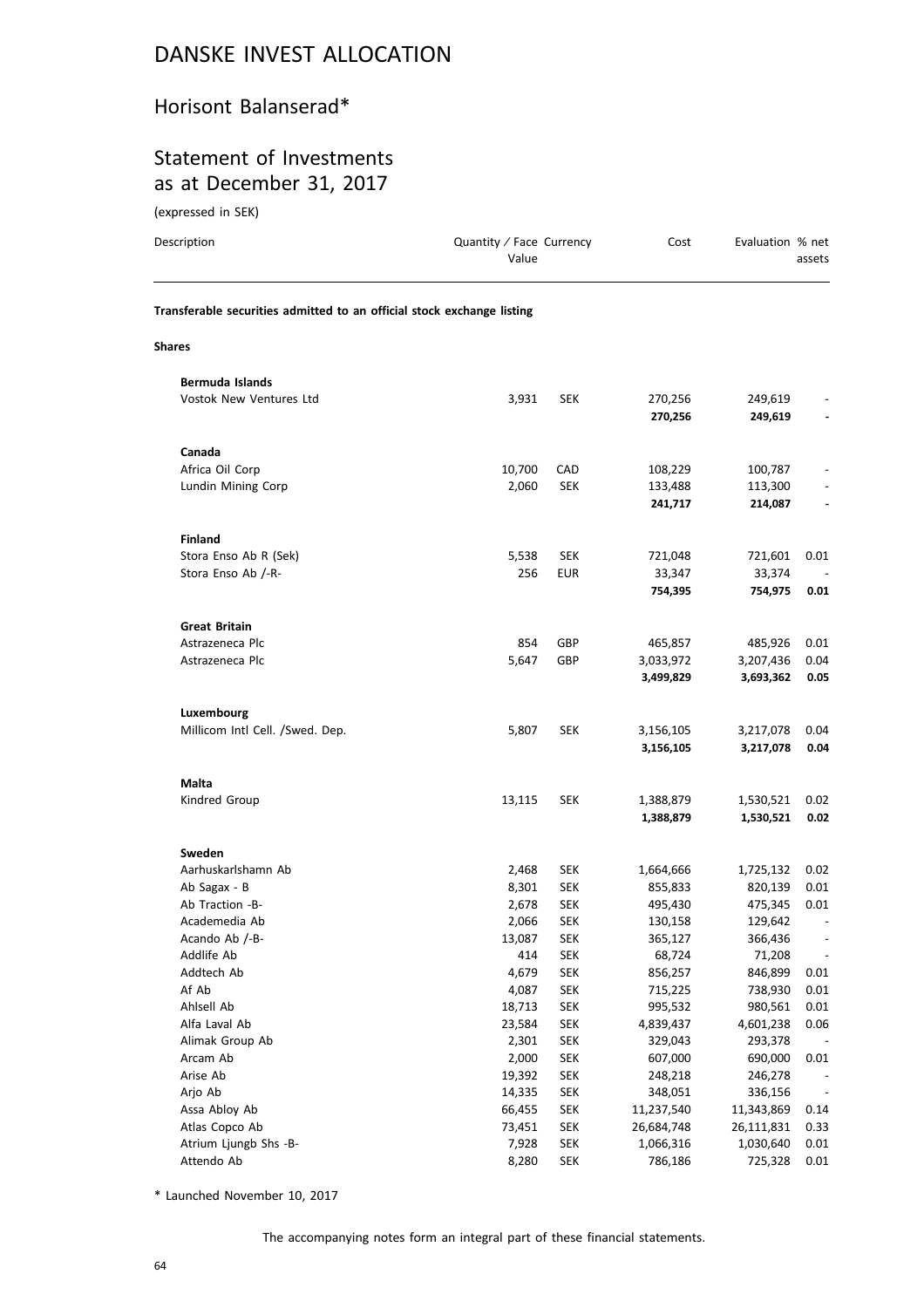# DANSKE INVEST ALLOCATION

## Horisont Balanserad*

## Statement of Investments as at December 31, 2017

(expressed in SEK)

| Description | Quantity / Face Value | Currency | Cost | Evaluation | % net assets |
|---|---|---|---|---|---|
| **Transferable securities admitted to an official stock exchange listing** | | | | | |
| **Shares** | | | | | |
| **Bermuda Islands** | | | | | |
| Vostok New Ventures Ltd | 3,931 | SEK | 270,256 | 249,619 | - |
| | | | **270,256** | **249,619** | **-** |
| **Canada** | | | | | |
| Africa Oil Corp | 10,700 | CAD | 108,229 | 100,787 | - |
| Lundin Mining Corp | 2,060 | SEK | 133,488 | 113,300 | - |
| | | | **241,717** | **214,087** | **-** |
| **Finland** | | | | | |
| Stora Enso Ab R (Sek) | 5,538 | SEK | 721,048 | 721,601 | 0.01 |
| Stora Enso Ab /-R- | 256 | EUR | 33,347 | 33,374 | - |
| | | | **754,395** | **754,975** | **0.01** |
| **Great Britain** | | | | | |
| Astrazeneca Plc | 854 | GBP | 465,857 | 485,926 | 0.01 |
| Astrazeneca Plc | 5,647 | GBP | 3,033,972 | 3,207,436 | 0.04 |
| | | | **3,499,829** | **3,693,362** | **0.05** |
| **Luxembourg** | | | | | |
| Millicom Intl Cell. /Swed. Dep. | 5,807 | SEK | 3,156,105 | 3,217,078 | 0.04 |
| | | | **3,156,105** | **3,217,078** | **0.04** |
| **Malta** | | | | | |
| Kindred Group | 13,115 | SEK | 1,388,879 | 1,530,521 | 0.02 |
| | | | **1,388,879** | **1,530,521** | **0.02** |
| **Sweden** | | | | | |
| Aarhuskarlshamn Ab | 2,468 | SEK | 1,664,666 | 1,725,132 | 0.02 |
| Ab Sagax - B | 8,301 | SEK | 855,833 | 820,139 | 0.01 |
| Ab Traction -B- | 2,678 | SEK | 495,430 | 475,345 | 0.01 |
| Academedia Ab | 2,066 | SEK | 130,158 | 129,642 | - |
| Acando Ab /-B- | 13,087 | SEK | 365,127 | 366,436 | - |
| Addlife Ab | 414 | SEK | 68,724 | 71,208 | - |
| Addtech Ab | 4,679 | SEK | 856,257 | 846,899 | 0.01 |
| Af Ab | 4,087 | SEK | 715,225 | 738,930 | 0.01 |
| Ahlsell Ab | 18,713 | SEK | 995,532 | 980,561 | 0.01 |
| Alfa Laval Ab | 23,584 | SEK | 4,839,437 | 4,601,238 | 0.06 |
| Alimak Group Ab | 2,301 | SEK | 329,043 | 293,378 | - |
| Arcam Ab | 2,000 | SEK | 607,000 | 690,000 | 0.01 |
| Arise Ab | 19,392 | SEK | 248,218 | 246,278 | - |
| Arjo Ab | 14,335 | SEK | 348,051 | 336,156 | - |
| Assa Abloy Ab | 66,455 | SEK | 11,237,540 | 11,343,869 | 0.14 |
| Atlas Copco Ab | 73,451 | SEK | 26,684,748 | 26,111,831 | 0.33 |
| Atrium Ljungb Shs -B- | 7,928 | SEK | 1,066,316 | 1,030,640 | 0.01 |
| Attendo Ab | 8,280 | SEK | 786,186 | 725,328 | 0.01 |

\* Launched November 10, 2017

The accompanying notes form an integral part of these financial statements.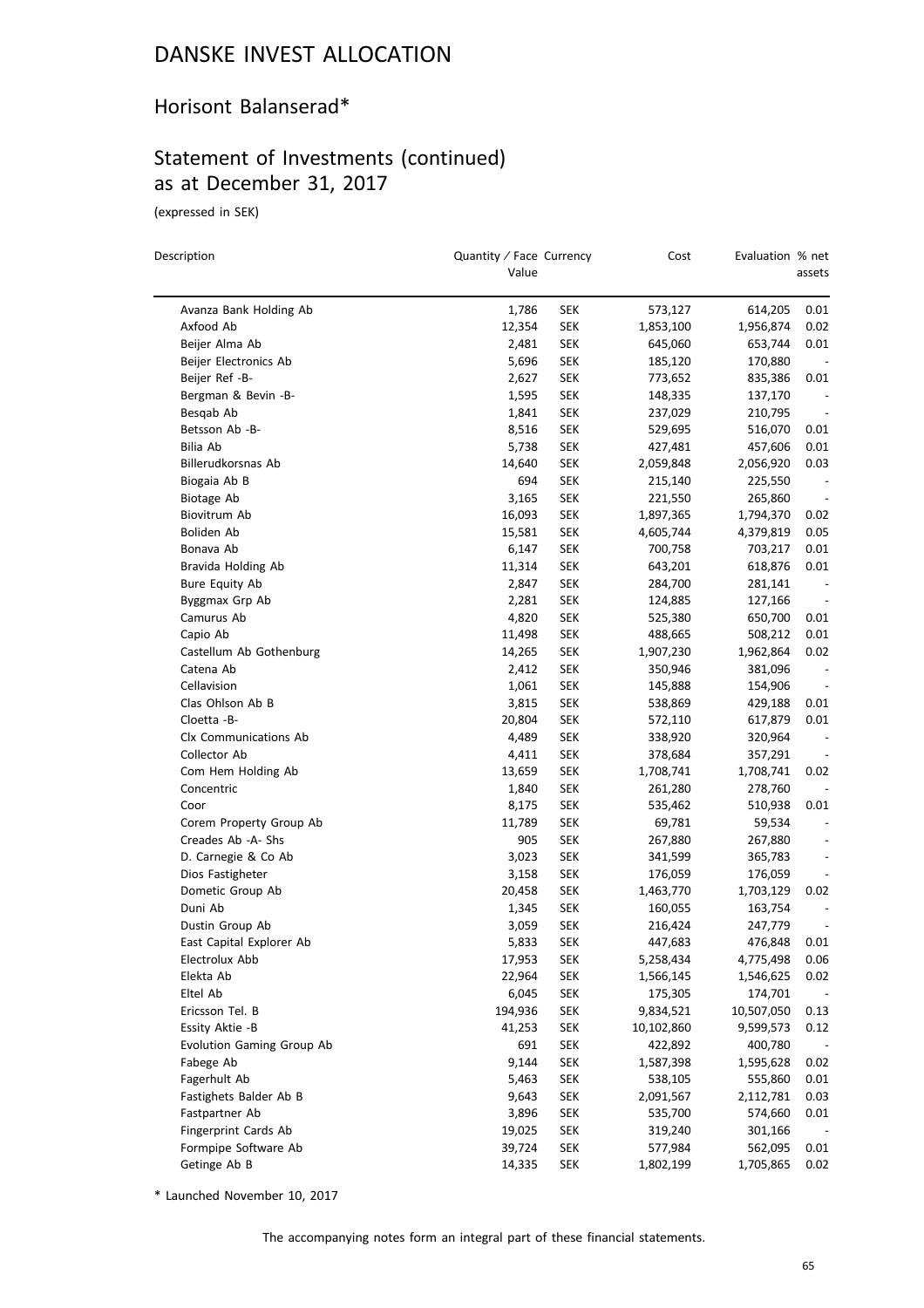# DANSKE INVEST ALLOCATION

## Horisont Balanserad*

## Statement of Investments (continued) as at December 31, 2017

(expressed in SEK)

| Description | Quantity / Face Value | Currency | Cost | Evaluation | % net assets |
|---|---|---|---|---|---|
| Avanza Bank Holding Ab | 1,786 | SEK | 573,127 | 614,205 | 0.01 |
| Axfood Ab | 12,354 | SEK | 1,853,100 | 1,956,874 | 0.02 |
| Beijer Alma Ab | 2,481 | SEK | 645,060 | 653,744 | 0.01 |
| Beijer Electronics Ab | 5,696 | SEK | 185,120 | 170,880 | - |
| Beijer Ref -B- | 2,627 | SEK | 773,652 | 835,386 | 0.01 |
| Bergman & Bevin -B- | 1,595 | SEK | 148,335 | 137,170 | - |
| Besqab Ab | 1,841 | SEK | 237,029 | 210,795 | - |
| Betsson Ab -B- | 8,516 | SEK | 529,695 | 516,070 | 0.01 |
| Bilia Ab | 5,738 | SEK | 427,481 | 457,606 | 0.01 |
| Billerudkorsnas Ab | 14,640 | SEK | 2,059,848 | 2,056,920 | 0.03 |
| Biogaia Ab B | 694 | SEK | 215,140 | 225,550 | - |
| Biotage Ab | 3,165 | SEK | 221,550 | 265,860 | - |
| Biovitrum Ab | 16,093 | SEK | 1,897,365 | 1,794,370 | 0.02 |
| Boliden Ab | 15,581 | SEK | 4,605,744 | 4,379,819 | 0.05 |
| Bonava Ab | 6,147 | SEK | 700,758 | 703,217 | 0.01 |
| Bravida Holding Ab | 11,314 | SEK | 643,201 | 618,876 | 0.01 |
| Bure Equity Ab | 2,847 | SEK | 284,700 | 281,141 | - |
| Byggmax Grp Ab | 2,281 | SEK | 124,885 | 127,166 | - |
| Camurus Ab | 4,820 | SEK | 525,380 | 650,700 | 0.01 |
| Capio Ab | 11,498 | SEK | 488,665 | 508,212 | 0.01 |
| Castellum Ab Gothenburg | 14,265 | SEK | 1,907,230 | 1,962,864 | 0.02 |
| Catena Ab | 2,412 | SEK | 350,946 | 381,096 | - |
| Cellavision | 1,061 | SEK | 145,888 | 154,906 | - |
| Clas Ohlson Ab B | 3,815 | SEK | 538,869 | 429,188 | 0.01 |
| Cloetta -B- | 20,804 | SEK | 572,110 | 617,879 | 0.01 |
| Clx Communications Ab | 4,489 | SEK | 338,920 | 320,964 | - |
| Collector Ab | 4,411 | SEK | 378,684 | 357,291 | - |
| Com Hem Holding Ab | 13,659 | SEK | 1,708,741 | 1,708,741 | 0.02 |
| Concentric | 1,840 | SEK | 261,280 | 278,760 | - |
| Coor | 8,175 | SEK | 535,462 | 510,938 | 0.01 |
| Corem Property Group Ab | 11,789 | SEK | 69,781 | 59,534 | - |
| Creades Ab -A- Shs | 905 | SEK | 267,880 | 267,880 | - |
| D. Carnegie & Co Ab | 3,023 | SEK | 341,599 | 365,783 | - |
| Dios Fastigheter | 3,158 | SEK | 176,059 | 176,059 | - |
| Dometic Group Ab | 20,458 | SEK | 1,463,770 | 1,703,129 | 0.02 |
| Duni Ab | 1,345 | SEK | 160,055 | 163,754 | - |
| Dustin Group Ab | 3,059 | SEK | 216,424 | 247,779 | - |
| East Capital Explorer Ab | 5,833 | SEK | 447,683 | 476,848 | 0.01 |
| Electrolux Abb | 17,953 | SEK | 5,258,434 | 4,775,498 | 0.06 |
| Elekta Ab | 22,964 | SEK | 1,566,145 | 1,546,625 | 0.02 |
| Eltel Ab | 6,045 | SEK | 175,305 | 174,701 | - |
| Ericsson Tel. B | 194,936 | SEK | 9,834,521 | 10,507,050 | 0.13 |
| Essity Aktie -B | 41,253 | SEK | 10,102,860 | 9,599,573 | 0.12 |
| Evolution Gaming Group Ab | 691 | SEK | 422,892 | 400,780 | - |
| Fabege Ab | 9,144 | SEK | 1,587,398 | 1,595,628 | 0.02 |
| Fagerhult Ab | 5,463 | SEK | 538,105 | 555,860 | 0.01 |
| Fastighets Balder Ab B | 9,643 | SEK | 2,091,567 | 2,112,781 | 0.03 |
| Fastpartner Ab | 3,896 | SEK | 535,700 | 574,660 | 0.01 |
| Fingerprint Cards Ab | 19,025 | SEK | 319,240 | 301,166 | - |
| Formpipe Software Ab | 39,724 | SEK | 577,984 | 562,095 | 0.01 |
| Getinge Ab B | 14,335 | SEK | 1,802,199 | 1,705,865 | 0.02 |

\* Launched November 10, 2017

The accompanying notes form an integral part of these financial statements.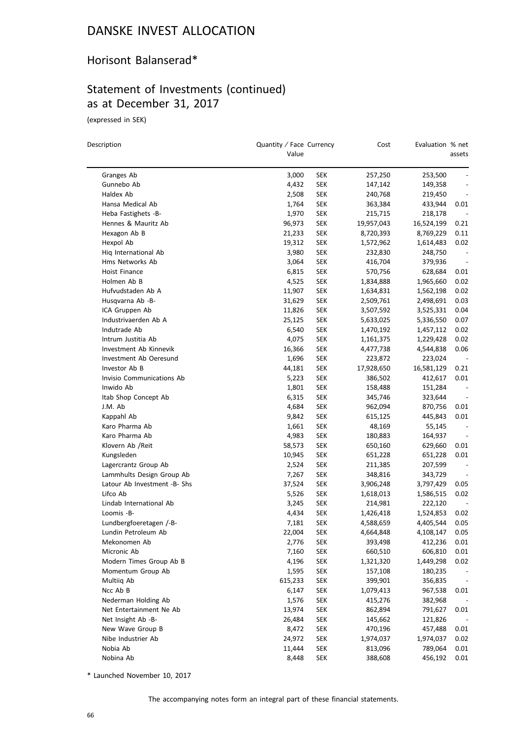# DANSKE INVEST ALLOCATION

## Horisont Balanserad*

## Statement of Investments (continued) as at December 31, 2017

(expressed in SEK)

| Description | Quantity / Face Value | Currency | Cost | Evaluation | % net assets |
|---|---|---|---|---|---|
| Granges Ab | 3,000 | SEK | 257,250 | 253,500 | - |
| Gunnebo Ab | 4,432 | SEK | 147,142 | 149,358 | - |
| Haldex Ab | 2,508 | SEK | 240,768 | 219,450 | - |
| Hansa Medical Ab | 1,764 | SEK | 363,384 | 433,944 | 0.01 |
| Heba Fastighets -B- | 1,970 | SEK | 215,715 | 218,178 | - |
| Hennes & Mauritz Ab | 96,973 | SEK | 19,957,043 | 16,524,199 | 0.21 |
| Hexagon Ab B | 21,233 | SEK | 8,720,393 | 8,769,229 | 0.11 |
| Hexpol Ab | 19,312 | SEK | 1,572,962 | 1,614,483 | 0.02 |
| Hiq International Ab | 3,980 | SEK | 232,830 | 248,750 | - |
| Hms Networks Ab | 3,064 | SEK | 416,704 | 379,936 | - |
| Hoist Finance | 6,815 | SEK | 570,756 | 628,684 | 0.01 |
| Holmen Ab B | 4,525 | SEK | 1,834,888 | 1,965,660 | 0.02 |
| Hufvudstaden Ab A | 11,907 | SEK | 1,634,831 | 1,562,198 | 0.02 |
| Husqvarna Ab -B- | 31,629 | SEK | 2,509,761 | 2,498,691 | 0.03 |
| ICA Gruppen Ab | 11,826 | SEK | 3,507,592 | 3,525,331 | 0.04 |
| Industrivaerden Ab A | 25,125 | SEK | 5,633,025 | 5,336,550 | 0.07 |
| Indutrade Ab | 6,540 | SEK | 1,470,192 | 1,457,112 | 0.02 |
| Intrum Justitia Ab | 4,075 | SEK | 1,161,375 | 1,229,428 | 0.02 |
| Investment Ab Kinnevik | 16,366 | SEK | 4,477,738 | 4,544,838 | 0.06 |
| Investment Ab Oeresund | 1,696 | SEK | 223,872 | 223,024 | - |
| Investor Ab B | 44,181 | SEK | 17,928,650 | 16,581,129 | 0.21 |
| Invisio Communications Ab | 5,223 | SEK | 386,502 | 412,617 | 0.01 |
| Inwido Ab | 1,801 | SEK | 158,488 | 151,284 | - |
| Itab Shop Concept Ab | 6,315 | SEK | 345,746 | 323,644 | - |
| J.M. Ab | 4,684 | SEK | 962,094 | 870,756 | 0.01 |
| Kappahl Ab | 9,842 | SEK | 615,125 | 445,843 | 0.01 |
| Karo Pharma Ab | 1,661 | SEK | 48,169 | 55,145 | - |
| Karo Pharma Ab | 4,983 | SEK | 180,883 | 164,937 | - |
| Klovern Ab /Reit | 58,573 | SEK | 650,160 | 629,660 | 0.01 |
| Kungsleden | 10,945 | SEK | 651,228 | 651,228 | 0.01 |
| Lagercrantz Group Ab | 2,524 | SEK | 211,385 | 207,599 | - |
| Lammhults Design Group Ab | 7,267 | SEK | 348,816 | 343,729 | - |
| Latour Ab Investment -B- Shs | 37,524 | SEK | 3,906,248 | 3,797,429 | 0.05 |
| Lifco Ab | 5,526 | SEK | 1,618,013 | 1,586,515 | 0.02 |
| Lindab International Ab | 3,245 | SEK | 214,981 | 222,120 | - |
| Loomis -B- | 4,434 | SEK | 1,426,418 | 1,524,853 | 0.02 |
| Lundbergfoeretagen /-B- | 7,181 | SEK | 4,588,659 | 4,405,544 | 0.05 |
| Lundin Petroleum Ab | 22,004 | SEK | 4,664,848 | 4,108,147 | 0.05 |
| Mekonomen Ab | 2,776 | SEK | 393,498 | 412,236 | 0.01 |
| Micronic Ab | 7,160 | SEK | 660,510 | 606,810 | 0.01 |
| Modern Times Group Ab B | 4,196 | SEK | 1,321,320 | 1,449,298 | 0.02 |
| Momentum Group Ab | 1,595 | SEK | 157,108 | 180,235 | - |
| Multiiq Ab | 615,233 | SEK | 399,901 | 356,835 | - |
| Ncc Ab B | 6,147 | SEK | 1,079,413 | 967,538 | 0.01 |
| Nederman Holding Ab | 1,576 | SEK | 415,276 | 382,968 | - |
| Net Entertainment Ne Ab | 13,974 | SEK | 862,894 | 791,627 | 0.01 |
| Net Insight Ab -B- | 26,484 | SEK | 145,662 | 121,826 | - |
| New Wave Group B | 8,472 | SEK | 470,196 | 457,488 | 0.01 |
| Nibe Industrier Ab | 24,972 | SEK | 1,974,037 | 1,974,037 | 0.02 |
| Nobia Ab | 11,444 | SEK | 813,096 | 789,064 | 0.01 |
| Nobina Ab | 8,448 | SEK | 388,608 | 456,192 | 0.01 |

\* Launched November 10, 2017

The accompanying notes form an integral part of these financial statements.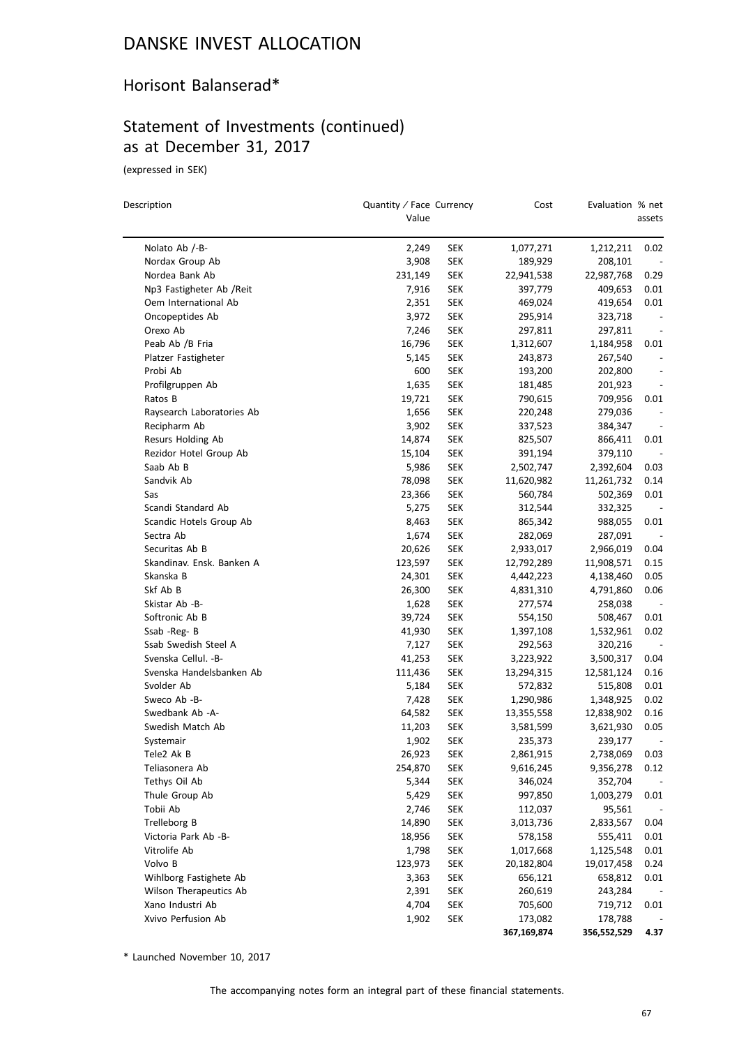# DANSKE INVEST ALLOCATION

## Horisont Balanserad*

## Statement of Investments (continued) as at December 31, 2017

(expressed in SEK)

| Description | Quantity / Face Value | Currency | Cost | Evaluation | % net assets |
|---|---|---|---|---|---|
| Nolato Ab /-B- | 2,249 | SEK | 1,077,271 | 1,212,211 | 0.02 |
| Nordax Group Ab | 3,908 | SEK | 189,929 | 208,101 | - |
| Nordea Bank Ab | 231,149 | SEK | 22,941,538 | 22,987,768 | 0.29 |
| Np3 Fastigheter Ab /Reit | 7,916 | SEK | 397,779 | 409,653 | 0.01 |
| Oem International Ab | 2,351 | SEK | 469,024 | 419,654 | 0.01 |
| Oncopeptides Ab | 3,972 | SEK | 295,914 | 323,718 | - |
| Orexo Ab | 7,246 | SEK | 297,811 | 297,811 | - |
| Peab Ab /B Fria | 16,796 | SEK | 1,312,607 | 1,184,958 | 0.01 |
| Platzer Fastigheter | 5,145 | SEK | 243,873 | 267,540 | - |
| Probi Ab | 600 | SEK | 193,200 | 202,800 | - |
| Profilgruppen Ab | 1,635 | SEK | 181,485 | 201,923 | - |
| Ratos B | 19,721 | SEK | 790,615 | 709,956 | 0.01 |
| Raysearch Laboratories Ab | 1,656 | SEK | 220,248 | 279,036 | - |
| Recipharm Ab | 3,902 | SEK | 337,523 | 384,347 | - |
| Resurs Holding Ab | 14,874 | SEK | 825,507 | 866,411 | 0.01 |
| Rezidor Hotel Group Ab | 15,104 | SEK | 391,194 | 379,110 | - |
| Saab Ab B | 5,986 | SEK | 2,502,747 | 2,392,604 | 0.03 |
| Sandvik Ab | 78,098 | SEK | 11,620,982 | 11,261,732 | 0.14 |
| Sas | 23,366 | SEK | 560,784 | 502,369 | 0.01 |
| Scandi Standard Ab | 5,275 | SEK | 312,544 | 332,325 | - |
| Scandic Hotels Group Ab | 8,463 | SEK | 865,342 | 988,055 | 0.01 |
| Sectra Ab | 1,674 | SEK | 282,069 | 287,091 | - |
| Securitas Ab B | 20,626 | SEK | 2,933,017 | 2,966,019 | 0.04 |
| Skandinav. Ensk. Banken A | 123,597 | SEK | 12,792,289 | 11,908,571 | 0.15 |
| Skanska B | 24,301 | SEK | 4,442,223 | 4,138,460 | 0.05 |
| Skf Ab B | 26,300 | SEK | 4,831,310 | 4,791,860 | 0.06 |
| Skistar Ab -B- | 1,628 | SEK | 277,574 | 258,038 | - |
| Softronic Ab B | 39,724 | SEK | 554,150 | 508,467 | 0.01 |
| Ssab -Reg- B | 41,930 | SEK | 1,397,108 | 1,532,961 | 0.02 |
| Ssab Swedish Steel A | 7,127 | SEK | 292,563 | 320,216 | - |
| Svenska Cellul. -B- | 41,253 | SEK | 3,223,922 | 3,500,317 | 0.04 |
| Svenska Handelsbanken Ab | 111,436 | SEK | 13,294,315 | 12,581,124 | 0.16 |
| Svolder Ab | 5,184 | SEK | 572,832 | 515,808 | 0.01 |
| Sweco Ab -B- | 7,428 | SEK | 1,290,986 | 1,348,925 | 0.02 |
| Swedbank Ab -A- | 64,582 | SEK | 13,355,558 | 12,838,902 | 0.16 |
| Swedish Match Ab | 11,203 | SEK | 3,581,599 | 3,621,930 | 0.05 |
| Systemair | 1,902 | SEK | 235,373 | 239,177 | - |
| Tele2 Ak B | 26,923 | SEK | 2,861,915 | 2,738,069 | 0.03 |
| Teliasonera Ab | 254,870 | SEK | 9,616,245 | 9,356,278 | 0.12 |
| Tethys Oil Ab | 5,344 | SEK | 346,024 | 352,704 | - |
| Thule Group Ab | 5,429 | SEK | 997,850 | 1,003,279 | 0.01 |
| Tobii Ab | 2,746 | SEK | 112,037 | 95,561 | - |
| Trelleborg B | 14,890 | SEK | 3,013,736 | 2,833,567 | 0.04 |
| Victoria Park Ab -B- | 18,956 | SEK | 578,158 | 555,411 | 0.01 |
| Vitrolife Ab | 1,798 | SEK | 1,017,668 | 1,125,548 | 0.01 |
| Volvo B | 123,973 | SEK | 20,182,804 | 19,017,458 | 0.24 |
| Wihlborg Fastighete Ab | 3,363 | SEK | 656,121 | 658,812 | 0.01 |
| Wilson Therapeutics Ab | 2,391 | SEK | 260,619 | 243,284 | - |
| Xano Industri Ab | 4,704 | SEK | 705,600 | 719,712 | 0.01 |
| Xvivo Perfusion Ab | 1,902 | SEK | 173,082 | 178,788 | - |
| | | | **367,169,874** | **356,552,529** | **4.37** |

\* Launched November 10, 2017

The accompanying notes form an integral part of these financial statements.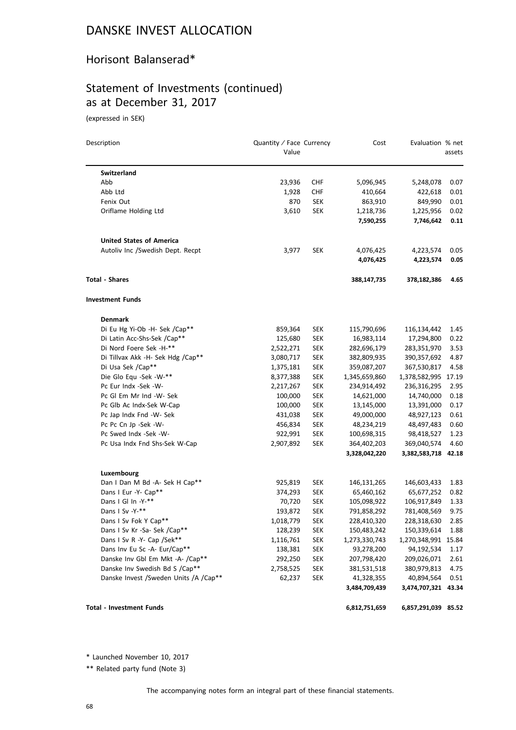# DANSKE INVEST ALLOCATION

## Horisont Balanserad*

## Statement of Investments (continued) as at December 31, 2017

(expressed in SEK)

| Description | Quantity / Face Value | Currency | Cost | Evaluation | % net assets |
|---|---|---|---|---|---|
| **Switzerland** | | | | | |
| Abb | 23,936 | CHF | 5,096,945 | 5,248,078 | 0.07 |
| Abb Ltd | 1,928 | CHF | 410,664 | 422,618 | 0.01 |
| Fenix Out | 870 | SEK | 863,910 | 849,990 | 0.01 |
| Oriflame Holding Ltd | 3,610 | SEK | 1,218,736 | 1,225,956 | 0.02 |
| | | | **7,590,255** | **7,746,642** | **0.11** |
| **United States of America** | | | | | |
| Autoliv Inc /Swedish Dept. Recpt | 3,977 | SEK | 4,076,425 | 4,223,574 | 0.05 |
| | | | **4,076,425** | **4,223,574** | **0.05** |
| **Total - Shares** | | | **388,147,735** | **378,182,386** | **4.65** |
| **Investment Funds** | | | | | |
| **Denmark** | | | | | |
| Di Eu Hg Yi-Ob -H- Sek /Cap** | 859,364 | SEK | 115,790,696 | 116,134,442 | 1.45 |
| Di Latin Acc-Shs-Sek /Cap** | 125,680 | SEK | 16,983,114 | 17,294,800 | 0.22 |
| Di Nord Foere Sek -H-** | 2,522,271 | SEK | 282,696,179 | 283,351,970 | 3.53 |
| Di Tillvax Akk -H- Sek Hdg /Cap** | 3,080,717 | SEK | 382,809,935 | 390,357,692 | 4.87 |
| Di Usa Sek /Cap** | 1,375,181 | SEK | 359,087,207 | 367,530,817 | 4.58 |
| Die Glo Equ -Sek -W-** | 8,377,388 | SEK | 1,345,659,860 | 1,378,582,995 | 17.19 |
| Pc Eur Indx -Sek -W- | 2,217,267 | SEK | 234,914,492 | 236,316,295 | 2.95 |
| Pc Gl Em Mr Ind -W- Sek | 100,000 | SEK | 14,621,000 | 14,740,000 | 0.18 |
| Pc Glb Ac Indx-Sek W-Cap | 100,000 | SEK | 13,145,000 | 13,391,000 | 0.17 |
| Pc Jap Indx Fnd -W- Sek | 431,038 | SEK | 49,000,000 | 48,927,123 | 0.61 |
| Pc Pc Cn Jp -Sek -W- | 456,834 | SEK | 48,234,219 | 48,497,483 | 0.60 |
| Pc Swed Indx -Sek -W- | 922,991 | SEK | 100,698,315 | 98,418,527 | 1.23 |
| Pc Usa Indx Fnd Shs-Sek W-Cap | 2,907,892 | SEK | 364,402,203 | 369,040,574 | 4.60 |
| | | | **3,328,042,220** | **3,382,583,718** | **42.18** |
| **Luxembourg** | | | | | |
| Dan I Dan M Bd -A- Sek H Cap** | 925,819 | SEK | 146,131,265 | 146,603,433 | 1.83 |
| Dans I Eur -Y- Cap** | 374,293 | SEK | 65,460,162 | 65,677,252 | 0.82 |
| Dans I Gl In -Y-** | 70,720 | SEK | 105,098,922 | 106,917,849 | 1.33 |
| Dans I Sv -Y-** | 193,872 | SEK | 791,858,292 | 781,408,569 | 9.75 |
| Dans I Sv Fok Y Cap** | 1,018,779 | SEK | 228,410,320 | 228,318,630 | 2.85 |
| Dans I Sv Kr -Sa- Sek /Cap** | 128,239 | SEK | 150,483,242 | 150,339,614 | 1.88 |
| Dans I Sv R -Y- Cap /Sek** | 1,116,761 | SEK | 1,273,330,743 | 1,270,348,991 | 15.84 |
| Dans Inv Eu Sc -A- Eur/Cap** | 138,381 | SEK | 93,278,200 | 94,192,534 | 1.17 |
| Danske Inv Gbl Em Mkt -A- /Cap** | 292,250 | SEK | 207,798,420 | 209,026,071 | 2.61 |
| Danske Inv Swedish Bd S /Cap** | 2,758,525 | SEK | 381,531,518 | 380,979,813 | 4.75 |
| Danske Invest /Sweden Units /A /Cap** | 62,237 | SEK | 41,328,355 | 40,894,564 | 0.51 |
| | | | **3,484,709,439** | **3,474,707,321** | **43.34** |
| **Total - Investment Funds** | | | **6,812,751,659** | **6,857,291,039** | **85.52** |

\* Launched November 10, 2017

\** Related party fund (Note 3)

The accompanying notes form an integral part of these financial statements.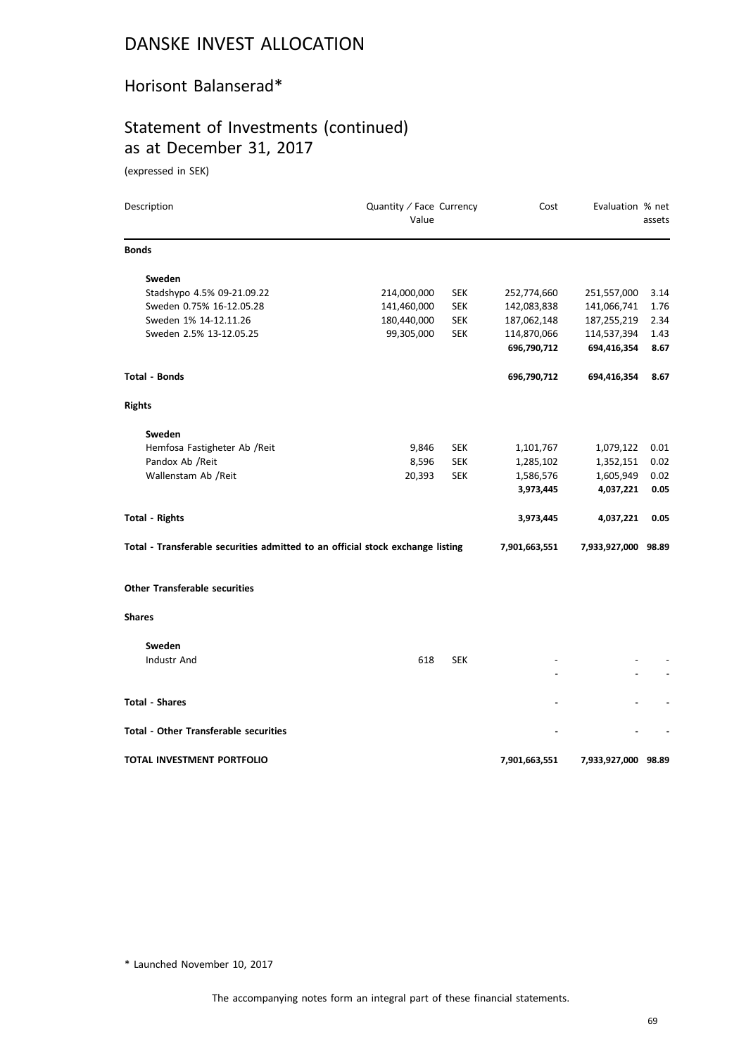# DANSKE INVEST ALLOCATION

## Horisont Balanserad*

## Statement of Investments (continued) as at December 31, 2017

(expressed in SEK)

| Description | Quantity / Face Value | Currency | Cost | Evaluation | % net assets |
|---|---|---|---|---|---|
| **Bonds** | | | | | |
| **Sweden** | | | | | |
| Stadshypo 4.5% 09-21.09.22 | 214,000,000 | SEK | 252,774,660 | 251,557,000 | 3.14 |
| Sweden 0.75% 16-12.05.28 | 141,460,000 | SEK | 142,083,838 | 141,066,741 | 1.76 |
| Sweden 1% 14-12.11.26 | 180,440,000 | SEK | 187,062,148 | 187,255,219 | 2.34 |
| Sweden 2.5% 13-12.05.25 | 99,305,000 | SEK | 114,870,066 | 114,537,394 | 1.43 |
| | | | **696,790,712** | **694,416,354** | **8.67** |
| **Total - Bonds** | | | **696,790,712** | **694,416,354** | **8.67** |
| **Rights** | | | | | |
| **Sweden** | | | | | |
| Hemfosa Fastigheter Ab /Reit | 9,846 | SEK | 1,101,767 | 1,079,122 | 0.01 |
| Pandox Ab /Reit | 8,596 | SEK | 1,285,102 | 1,352,151 | 0.02 |
| Wallenstam Ab /Reit | 20,393 | SEK | 1,586,576 | 1,605,949 | 0.02 |
| | | | **3,973,445** | **4,037,221** | **0.05** |
| **Total - Rights** | | | **3,973,445** | **4,037,221** | **0.05** |
| **Total - Transferable securities admitted to an official stock exchange listing** | | | **7,901,663,551** | **7,933,927,000** | **98.89** |
| **Other Transferable securities** | | | | | |
| **Shares** | | | | | |
| **Sweden** | | | | | |
| Industr And | 618 | SEK | - | - | - |
| | | | - | - | - |
| **Total - Shares** | | | - | - | - |
| **Total - Other Transferable securities** | | | - | - | - |
| **TOTAL INVESTMENT PORTFOLIO** | | | **7,901,663,551** | **7,933,927,000** | **98.89** |

\* Launched November 10, 2017

The accompanying notes form an integral part of these financial statements.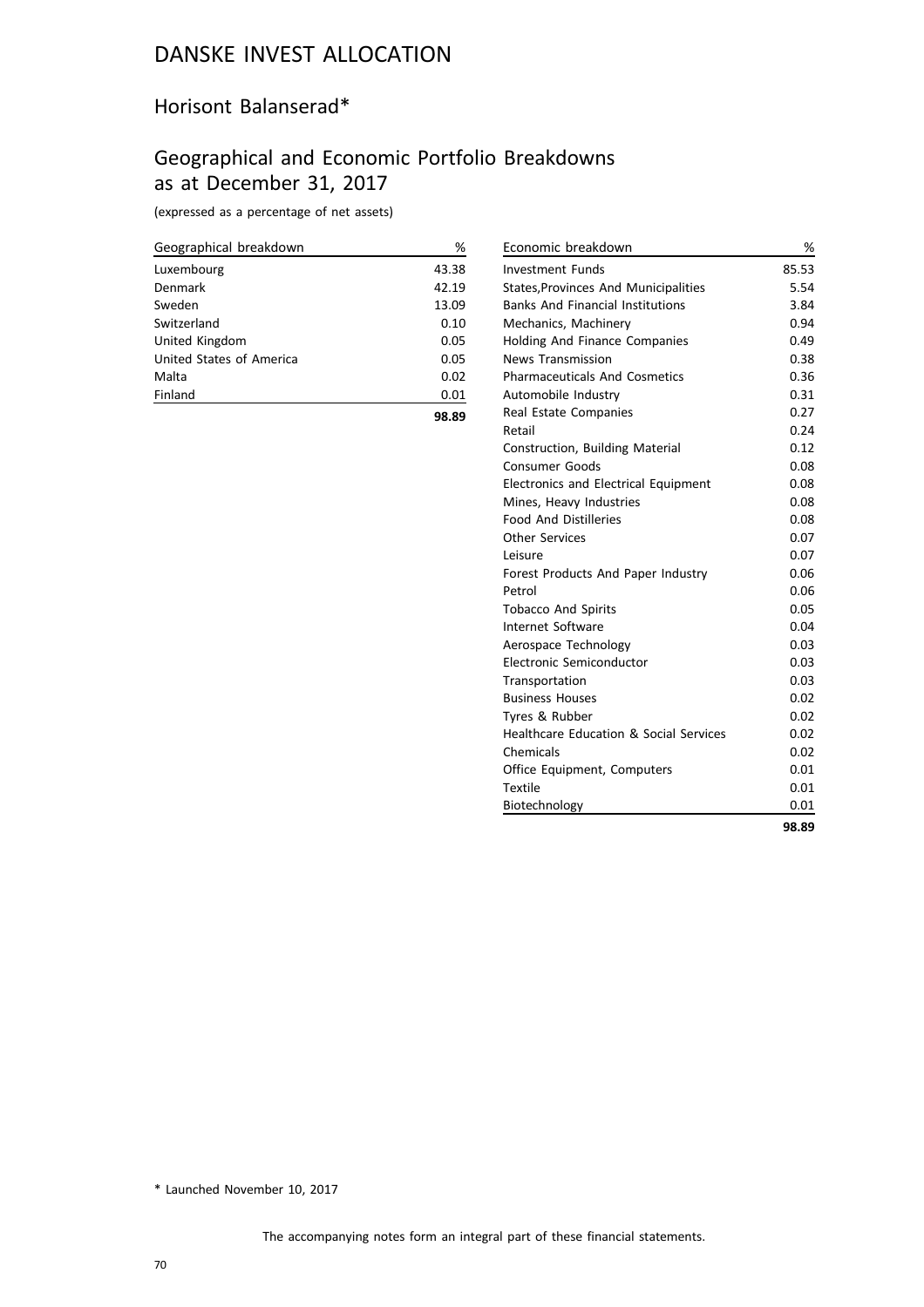# DANSKE INVEST ALLOCATION

## Horisont Balanserad*

## Geographical and Economic Portfolio Breakdowns as at December 31, 2017

(expressed as a percentage of net assets)

| Geographical breakdown | % |
|---|---|
| Luxembourg | 43.38 |
| Denmark | 42.19 |
| Sweden | 13.09 |
| Switzerland | 0.10 |
| United Kingdom | 0.05 |
| United States of America | 0.05 |
| Malta | 0.02 |
| Finland | 0.01 |
| | **98.89** |

| Economic breakdown | % |
|---|---|
| Investment Funds | 85.53 |
| States,Provinces And Municipalities | 5.54 |
| Banks And Financial Institutions | 3.84 |
| Mechanics, Machinery | 0.94 |
| Holding And Finance Companies | 0.49 |
| News Transmission | 0.38 |
| Pharmaceuticals And Cosmetics | 0.36 |
| Automobile Industry | 0.31 |
| Real Estate Companies | 0.27 |
| Retail | 0.24 |
| Construction, Building Material | 0.12 |
| Consumer Goods | 0.08 |
| Electronics and Electrical Equipment | 0.08 |
| Mines, Heavy Industries | 0.08 |
| Food And Distilleries | 0.08 |
| Other Services | 0.07 |
| Leisure | 0.07 |
| Forest Products And Paper Industry | 0.06 |
| Petrol | 0.06 |
| Tobacco And Spirits | 0.05 |
| Internet Software | 0.04 |
| Aerospace Technology | 0.03 |
| Electronic Semiconductor | 0.03 |
| Transportation | 0.03 |
| Business Houses | 0.02 |
| Tyres & Rubber | 0.02 |
| Healthcare Education & Social Services | 0.02 |
| Chemicals | 0.02 |
| Office Equipment, Computers | 0.01 |
| Textile | 0.01 |
| Biotechnology | 0.01 |
| | **98.89** |

* Launched November 10, 2017

The accompanying notes form an integral part of these financial statements.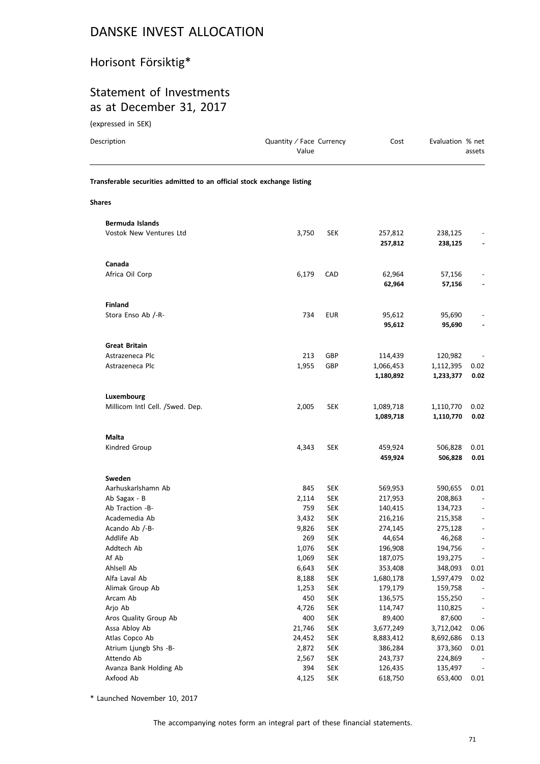# DANSKE INVEST ALLOCATION

## Horisont Försiktig*

## Statement of Investments as at December 31, 2017

(expressed in SEK)

| Description | Quantity / Face Value | Currency | Cost | Evaluation | % net assets |
|---|---|---|---|---|---|
| **Transferable securities admitted to an official stock exchange listing** | | | | | |
| **Shares** | | | | | |
| **Bermuda Islands** | | | | | |
| Vostok New Ventures Ltd | 3,750 | SEK | 257,812 | 238,125 | - |
| | | | **257,812** | **238,125** | **-** |
| **Canada** | | | | | |
| Africa Oil Corp | 6,179 | CAD | 62,964 | 57,156 | - |
| | | | **62,964** | **57,156** | **-** |
| **Finland** | | | | | |
| Stora Enso Ab /-R- | 734 | EUR | 95,612 | 95,690 | - |
| | | | **95,612** | **95,690** | **-** |
| **Great Britain** | | | | | |
| Astrazeneca Plc | 213 | GBP | 114,439 | 120,982 | - |
| Astrazeneca Plc | 1,955 | GBP | 1,066,453 | 1,112,395 | 0.02 |
| | | | **1,180,892** | **1,233,377** | **0.02** |
| **Luxembourg** | | | | | |
| Millicom Intl Cell. /Swed. Dep. | 2,005 | SEK | 1,089,718 | 1,110,770 | 0.02 |
| | | | **1,089,718** | **1,110,770** | **0.02** |
| **Malta** | | | | | |
| Kindred Group | 4,343 | SEK | 459,924 | 506,828 | 0.01 |
| | | | **459,924** | **506,828** | **0.01** |
| **Sweden** | | | | | |
| Aarhuskarlshamn Ab | 845 | SEK | 569,953 | 590,655 | 0.01 |
| Ab Sagax - B | 2,114 | SEK | 217,953 | 208,863 | - |
| Ab Traction -B- | 759 | SEK | 140,415 | 134,723 | - |
| Academedia Ab | 3,432 | SEK | 216,216 | 215,358 | - |
| Acando Ab /-B- | 9,826 | SEK | 274,145 | 275,128 | - |
| Addlife Ab | 269 | SEK | 44,654 | 46,268 | - |
| Addtech Ab | 1,076 | SEK | 196,908 | 194,756 | - |
| Af Ab | 1,069 | SEK | 187,075 | 193,275 | - |
| Ahlsell Ab | 6,643 | SEK | 353,408 | 348,093 | 0.01 |
| Alfa Laval Ab | 8,188 | SEK | 1,680,178 | 1,597,479 | 0.02 |
| Alimak Group Ab | 1,253 | SEK | 179,179 | 159,758 | - |
| Arcam Ab | 450 | SEK | 136,575 | 155,250 | - |
| Arjo Ab | 4,726 | SEK | 114,747 | 110,825 | - |
| Aros Quality Group Ab | 400 | SEK | 89,400 | 87,600 | - |
| Assa Abloy Ab | 21,746 | SEK | 3,677,249 | 3,712,042 | 0.06 |
| Atlas Copco Ab | 24,452 | SEK | 8,883,412 | 8,692,686 | 0.13 |
| Atrium Ljungb Shs -B- | 2,872 | SEK | 386,284 | 373,360 | 0.01 |
| Attendo Ab | 2,567 | SEK | 243,737 | 224,869 | - |
| Avanza Bank Holding Ab | 394 | SEK | 126,435 | 135,497 | - |
| Axfood Ab | 4,125 | SEK | 618,750 | 653,400 | 0.01 |

\* Launched November 10, 2017

The accompanying notes form an integral part of these financial statements.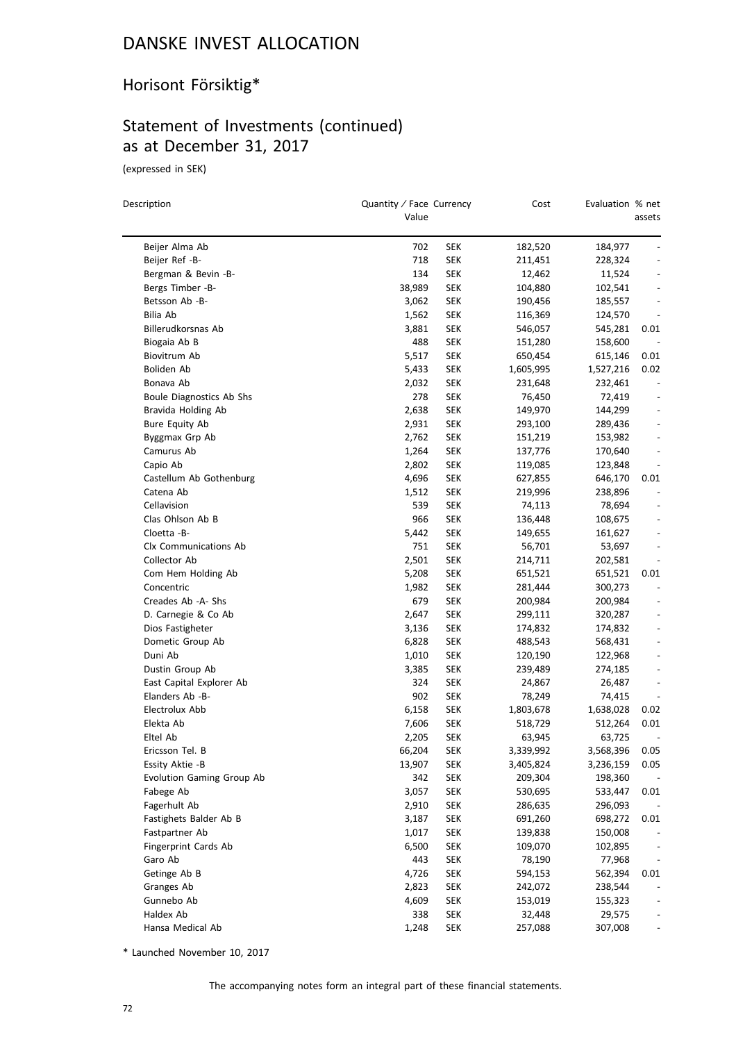# DANSKE INVEST ALLOCATION

## Horisont Försiktig*

## Statement of Investments (continued) as at December 31, 2017

(expressed in SEK)

| Description | Quantity / Face Value | Currency | Cost | Evaluation | % net assets |
|---|---|---|---|---|---|
| Beijer Alma Ab | 702 | SEK | 182,520 | 184,977 | - |
| Beijer Ref -B- | 718 | SEK | 211,451 | 228,324 | - |
| Bergman & Bevin -B- | 134 | SEK | 12,462 | 11,524 | - |
| Bergs Timber -B- | 38,989 | SEK | 104,880 | 102,541 | - |
| Betsson Ab -B- | 3,062 | SEK | 190,456 | 185,557 | - |
| Bilia Ab | 1,562 | SEK | 116,369 | 124,570 | - |
| Billerudkorsnas Ab | 3,881 | SEK | 546,057 | 545,281 | 0.01 |
| Biogaia Ab B | 488 | SEK | 151,280 | 158,600 | - |
| Biovitrum Ab | 5,517 | SEK | 650,454 | 615,146 | 0.01 |
| Boliden Ab | 5,433 | SEK | 1,605,995 | 1,527,216 | 0.02 |
| Bonava Ab | 2,032 | SEK | 231,648 | 232,461 | - |
| Boule Diagnostics Ab Shs | 278 | SEK | 76,450 | 72,419 | - |
| Bravida Holding Ab | 2,638 | SEK | 149,970 | 144,299 | - |
| Bure Equity Ab | 2,931 | SEK | 293,100 | 289,436 | - |
| Byggmax Grp Ab | 2,762 | SEK | 151,219 | 153,982 | - |
| Camurus Ab | 1,264 | SEK | 137,776 | 170,640 | - |
| Capio Ab | 2,802 | SEK | 119,085 | 123,848 | - |
| Castellum Ab Gothenburg | 4,696 | SEK | 627,855 | 646,170 | 0.01 |
| Catena Ab | 1,512 | SEK | 219,996 | 238,896 | - |
| Cellavision | 539 | SEK | 74,113 | 78,694 | - |
| Clas Ohlson Ab B | 966 | SEK | 136,448 | 108,675 | - |
| Cloetta -B- | 5,442 | SEK | 149,655 | 161,627 | - |
| Clx Communications Ab | 751 | SEK | 56,701 | 53,697 | - |
| Collector Ab | 2,501 | SEK | 214,711 | 202,581 | - |
| Com Hem Holding Ab | 5,208 | SEK | 651,521 | 651,521 | 0.01 |
| Concentric | 1,982 | SEK | 281,444 | 300,273 | - |
| Creades Ab -A- Shs | 679 | SEK | 200,984 | 200,984 | - |
| D. Carnegie & Co Ab | 2,647 | SEK | 299,111 | 320,287 | - |
| Dios Fastigheter | 3,136 | SEK | 174,832 | 174,832 | - |
| Dometic Group Ab | 6,828 | SEK | 488,543 | 568,431 | - |
| Duni Ab | 1,010 | SEK | 120,190 | 122,968 | - |
| Dustin Group Ab | 3,385 | SEK | 239,489 | 274,185 | - |
| East Capital Explorer Ab | 324 | SEK | 24,867 | 26,487 | - |
| Elanders Ab -B- | 902 | SEK | 78,249 | 74,415 | - |
| Electrolux Abb | 6,158 | SEK | 1,803,678 | 1,638,028 | 0.02 |
| Elekta Ab | 7,606 | SEK | 518,729 | 512,264 | 0.01 |
| Eltel Ab | 2,205 | SEK | 63,945 | 63,725 | - |
| Ericsson Tel. B | 66,204 | SEK | 3,339,992 | 3,568,396 | 0.05 |
| Essity Aktie -B | 13,907 | SEK | 3,405,824 | 3,236,159 | 0.05 |
| Evolution Gaming Group Ab | 342 | SEK | 209,304 | 198,360 | - |
| Fabege Ab | 3,057 | SEK | 530,695 | 533,447 | 0.01 |
| Fagerhult Ab | 2,910 | SEK | 286,635 | 296,093 | - |
| Fastighets Balder Ab B | 3,187 | SEK | 691,260 | 698,272 | 0.01 |
| Fastpartner Ab | 1,017 | SEK | 139,838 | 150,008 | - |
| Fingerprint Cards Ab | 6,500 | SEK | 109,070 | 102,895 | - |
| Garo Ab | 443 | SEK | 78,190 | 77,968 | - |
| Getinge Ab B | 4,726 | SEK | 594,153 | 562,394 | 0.01 |
| Granges Ab | 2,823 | SEK | 242,072 | 238,544 | - |
| Gunnebo Ab | 4,609 | SEK | 153,019 | 155,323 | - |
| Haldex Ab | 338 | SEK | 32,448 | 29,575 | - |
| Hansa Medical Ab | 1,248 | SEK | 257,088 | 307,008 | - |

\* Launched November 10, 2017

The accompanying notes form an integral part of these financial statements.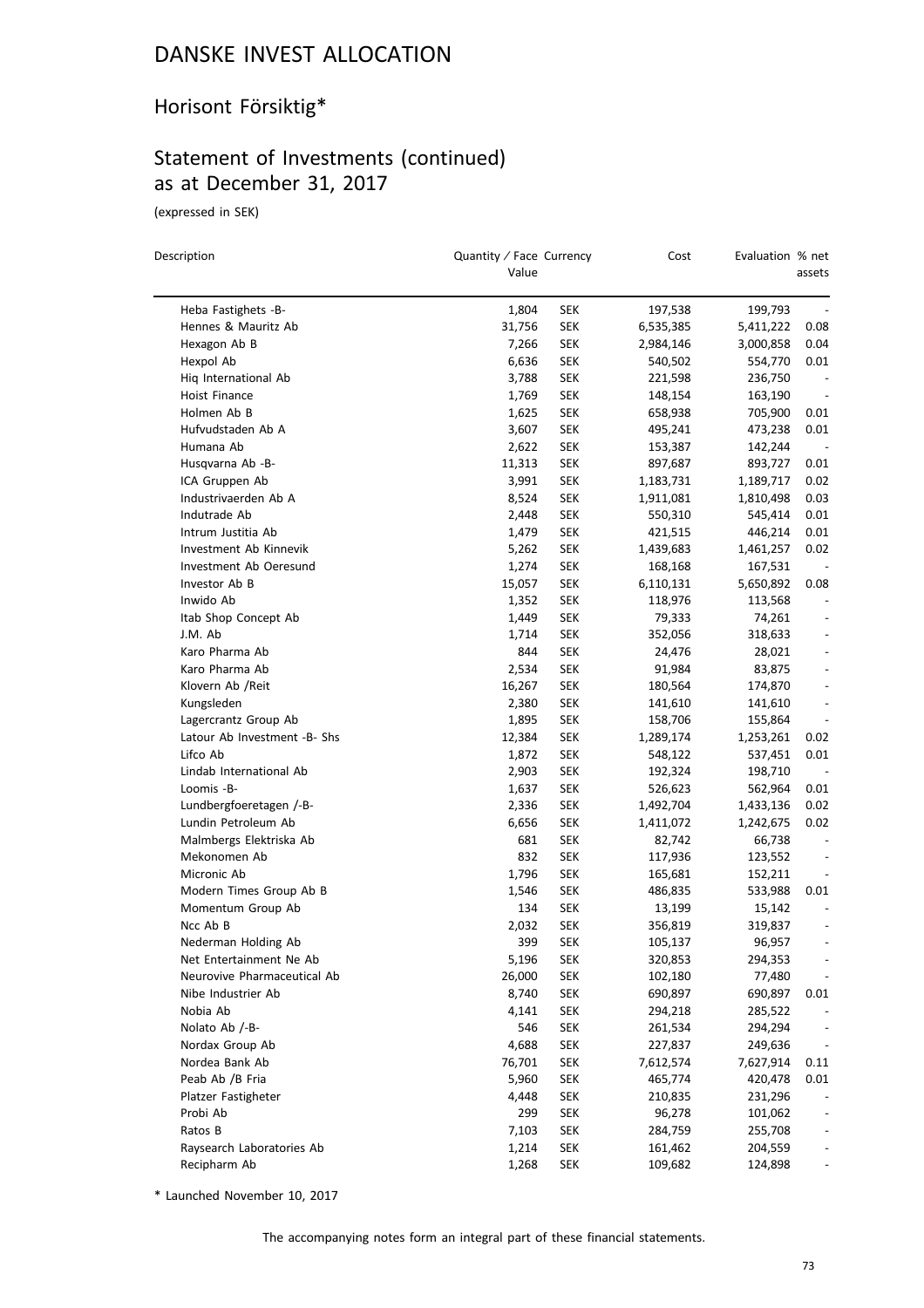# DANSKE INVEST ALLOCATION

## Horisont Försiktig*

## Statement of Investments (continued) as at December 31, 2017

(expressed in SEK)

| Description | Quantity / Face Value | Currency | Cost | Evaluation | % net assets |
|---|---|---|---|---|---|
| Heba Fastighets -B- | 1,804 | SEK | 197,538 | 199,793 | - |
| Hennes & Mauritz Ab | 31,756 | SEK | 6,535,385 | 5,411,222 | 0.08 |
| Hexagon Ab B | 7,266 | SEK | 2,984,146 | 3,000,858 | 0.04 |
| Hexpol Ab | 6,636 | SEK | 540,502 | 554,770 | 0.01 |
| Hiq International Ab | 3,788 | SEK | 221,598 | 236,750 | - |
| Hoist Finance | 1,769 | SEK | 148,154 | 163,190 | - |
| Holmen Ab B | 1,625 | SEK | 658,938 | 705,900 | 0.01 |
| Hufvudstaden Ab A | 3,607 | SEK | 495,241 | 473,238 | 0.01 |
| Humana Ab | 2,622 | SEK | 153,387 | 142,244 | - |
| Husqvarna Ab -B- | 11,313 | SEK | 897,687 | 893,727 | 0.01 |
| ICA Gruppen Ab | 3,991 | SEK | 1,183,731 | 1,189,717 | 0.02 |
| Industrivaerden Ab A | 8,524 | SEK | 1,911,081 | 1,810,498 | 0.03 |
| Indutrade Ab | 2,448 | SEK | 550,310 | 545,414 | 0.01 |
| Intrum Justitia Ab | 1,479 | SEK | 421,515 | 446,214 | 0.01 |
| Investment Ab Kinnevik | 5,262 | SEK | 1,439,683 | 1,461,257 | 0.02 |
| Investment Ab Oeresund | 1,274 | SEK | 168,168 | 167,531 | - |
| Investor Ab B | 15,057 | SEK | 6,110,131 | 5,650,892 | 0.08 |
| Inwido Ab | 1,352 | SEK | 118,976 | 113,568 | - |
| Itab Shop Concept Ab | 1,449 | SEK | 79,333 | 74,261 | - |
| J.M. Ab | 1,714 | SEK | 352,056 | 318,633 | - |
| Karo Pharma Ab | 844 | SEK | 24,476 | 28,021 | - |
| Karo Pharma Ab | 2,534 | SEK | 91,984 | 83,875 | - |
| Klovern Ab /Reit | 16,267 | SEK | 180,564 | 174,870 | - |
| Kungsleden | 2,380 | SEK | 141,610 | 141,610 | - |
| Lagercrantz Group Ab | 1,895 | SEK | 158,706 | 155,864 | - |
| Latour Ab Investment -B- Shs | 12,384 | SEK | 1,289,174 | 1,253,261 | 0.02 |
| Lifco Ab | 1,872 | SEK | 548,122 | 537,451 | 0.01 |
| Lindab International Ab | 2,903 | SEK | 192,324 | 198,710 | - |
| Loomis -B- | 1,637 | SEK | 526,623 | 562,964 | 0.01 |
| Lundbergfoeretagen /-B- | 2,336 | SEK | 1,492,704 | 1,433,136 | 0.02 |
| Lundin Petroleum Ab | 6,656 | SEK | 1,411,072 | 1,242,675 | 0.02 |
| Malmbergs Elektriska Ab | 681 | SEK | 82,742 | 66,738 | - |
| Mekonomen Ab | 832 | SEK | 117,936 | 123,552 | - |
| Micronic Ab | 1,796 | SEK | 165,681 | 152,211 | - |
| Modern Times Group Ab B | 1,546 | SEK | 486,835 | 533,988 | 0.01 |
| Momentum Group Ab | 134 | SEK | 13,199 | 15,142 | - |
| Ncc Ab B | 2,032 | SEK | 356,819 | 319,837 | - |
| Nederman Holding Ab | 399 | SEK | 105,137 | 96,957 | - |
| Net Entertainment Ne Ab | 5,196 | SEK | 320,853 | 294,353 | - |
| Neurovive Pharmaceutical Ab | 26,000 | SEK | 102,180 | 77,480 | - |
| Nibe Industrier Ab | 8,740 | SEK | 690,897 | 690,897 | 0.01 |
| Nobia Ab | 4,141 | SEK | 294,218 | 285,522 | - |
| Nolato Ab /-B- | 546 | SEK | 261,534 | 294,294 | - |
| Nordax Group Ab | 4,688 | SEK | 227,837 | 249,636 | - |
| Nordea Bank Ab | 76,701 | SEK | 7,612,574 | 7,627,914 | 0.11 |
| Peab Ab /B Fria | 5,960 | SEK | 465,774 | 420,478 | 0.01 |
| Platzer Fastigheter | 4,448 | SEK | 210,835 | 231,296 | - |
| Probi Ab | 299 | SEK | 96,278 | 101,062 | - |
| Ratos B | 7,103 | SEK | 284,759 | 255,708 | - |
| Raysearch Laboratories Ab | 1,214 | SEK | 161,462 | 204,559 | - |
| Recipharm Ab | 1,268 | SEK | 109,682 | 124,898 | - |

* Launched November 10, 2017

The accompanying notes form an integral part of these financial statements.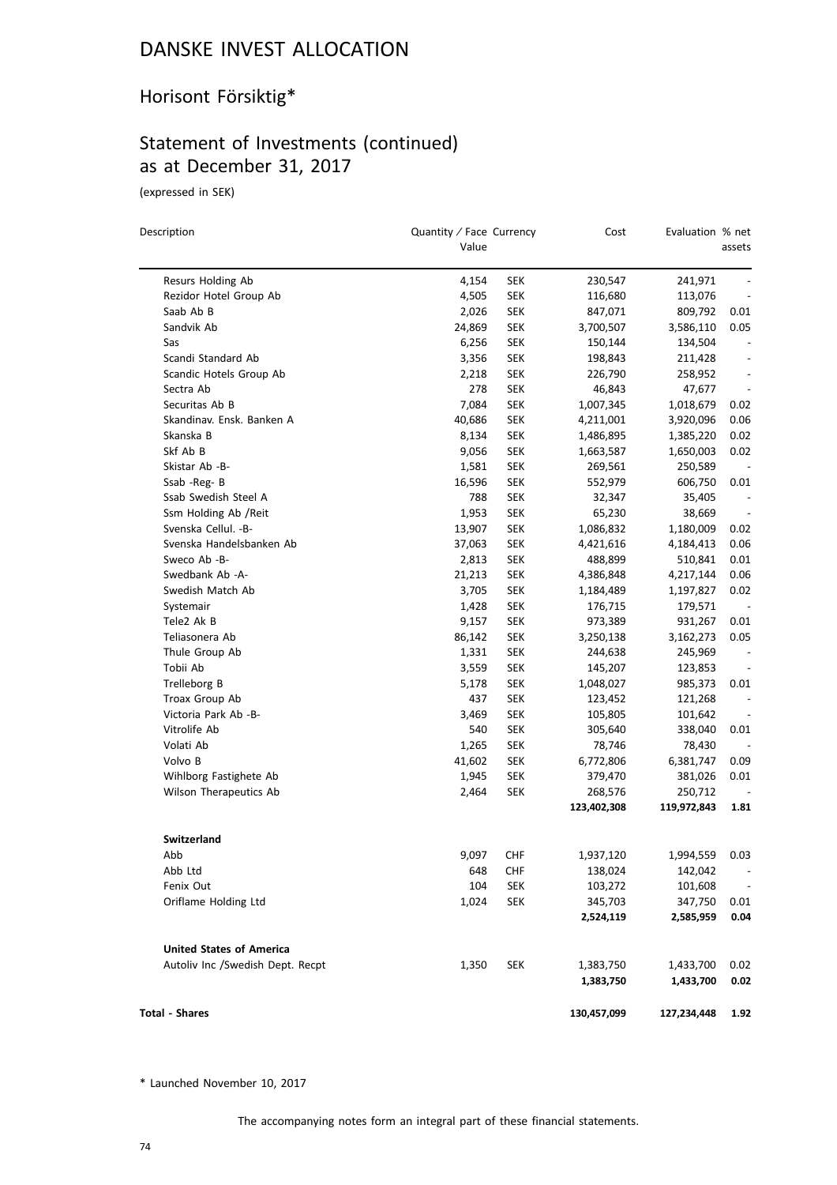# DANSKE INVEST ALLOCATION

## Horisont Försiktig*

## Statement of Investments (continued) as at December 31, 2017

(expressed in SEK)

| Description | Quantity / Face Value | Currency | Cost | Evaluation | % net assets |
|---|---|---|---|---|---|
| Resurs Holding Ab | 4,154 | SEK | 230,547 | 241,971 | - |
| Rezidor Hotel Group Ab | 4,505 | SEK | 116,680 | 113,076 | - |
| Saab Ab B | 2,026 | SEK | 847,071 | 809,792 | 0.01 |
| Sandvik Ab | 24,869 | SEK | 3,700,507 | 3,586,110 | 0.05 |
| Sas | 6,256 | SEK | 150,144 | 134,504 | - |
| Scandi Standard Ab | 3,356 | SEK | 198,843 | 211,428 | - |
| Scandic Hotels Group Ab | 2,218 | SEK | 226,790 | 258,952 | - |
| Sectra Ab | 278 | SEK | 46,843 | 47,677 | - |
| Securitas Ab B | 7,084 | SEK | 1,007,345 | 1,018,679 | 0.02 |
| Skandinav. Ensk. Banken A | 40,686 | SEK | 4,211,001 | 3,920,096 | 0.06 |
| Skanska B | 8,134 | SEK | 1,486,895 | 1,385,220 | 0.02 |
| Skf Ab B | 9,056 | SEK | 1,663,587 | 1,650,003 | 0.02 |
| Skistar Ab -B- | 1,581 | SEK | 269,561 | 250,589 | - |
| Ssab -Reg- B | 16,596 | SEK | 552,979 | 606,750 | 0.01 |
| Ssab Swedish Steel A | 788 | SEK | 32,347 | 35,405 | - |
| Ssm Holding Ab /Reit | 1,953 | SEK | 65,230 | 38,669 | - |
| Svenska Cellul. -B- | 13,907 | SEK | 1,086,832 | 1,180,009 | 0.02 |
| Svenska Handelsbanken Ab | 37,063 | SEK | 4,421,616 | 4,184,413 | 0.06 |
| Sweco Ab -B- | 2,813 | SEK | 488,899 | 510,841 | 0.01 |
| Swedbank Ab -A- | 21,213 | SEK | 4,386,848 | 4,217,144 | 0.06 |
| Swedish Match Ab | 3,705 | SEK | 1,184,489 | 1,197,827 | 0.02 |
| Systemair | 1,428 | SEK | 176,715 | 179,571 | - |
| Tele2 Ak B | 9,157 | SEK | 973,389 | 931,267 | 0.01 |
| Teliasonera Ab | 86,142 | SEK | 3,250,138 | 3,162,273 | 0.05 |
| Thule Group Ab | 1,331 | SEK | 244,638 | 245,969 | - |
| Tobii Ab | 3,559 | SEK | 145,207 | 123,853 | - |
| Trelleborg B | 5,178 | SEK | 1,048,027 | 985,373 | 0.01 |
| Troax Group Ab | 437 | SEK | 123,452 | 121,268 | - |
| Victoria Park Ab -B- | 3,469 | SEK | 105,805 | 101,642 | - |
| Vitrolife Ab | 540 | SEK | 305,640 | 338,040 | 0.01 |
| Volati Ab | 1,265 | SEK | 78,746 | 78,430 | - |
| Volvo B | 41,602 | SEK | 6,772,806 | 6,381,747 | 0.09 |
| Wihlborg Fastighete Ab | 1,945 | SEK | 379,470 | 381,026 | 0.01 |
| Wilson Therapeutics Ab | 2,464 | SEK | 268,576 | 250,712 | - |
| | | | **123,402,308** | **119,972,843** | **1.81** |
| **Switzerland** | | | | | |
| Abb | 9,097 | CHF | 1,937,120 | 1,994,559 | 0.03 |
| Abb Ltd | 648 | CHF | 138,024 | 142,042 | - |
| Fenix Out | 104 | SEK | 103,272 | 101,608 | - |
| Oriflame Holding Ltd | 1,024 | SEK | 345,703 | 347,750 | 0.01 |
| | | | **2,524,119** | **2,585,959** | **0.04** |
| **United States of America** | | | | | |
| Autoliv Inc /Swedish Dept. Recpt | 1,350 | SEK | 1,383,750 | 1,433,700 | 0.02 |
| | | | **1,383,750** | **1,433,700** | **0.02** |
| **Total - Shares** | | | **130,457,099** | **127,234,448** | **1.92** |

\* Launched November 10, 2017

The accompanying notes form an integral part of these financial statements.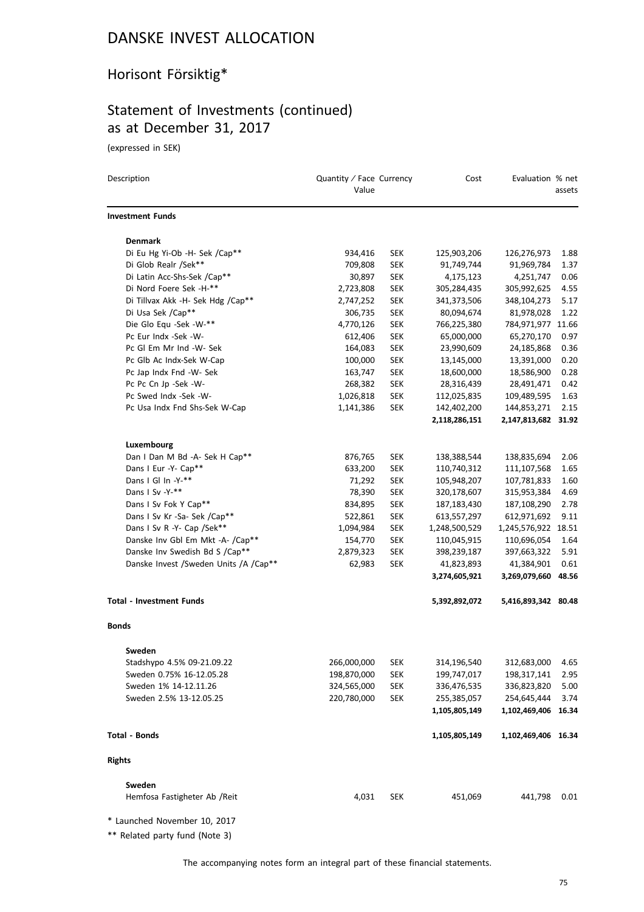# DANSKE INVEST ALLOCATION

## Horisont Försiktig*

## Statement of Investments (continued) as at December 31, 2017

(expressed in SEK)

| Description | Quantity / Face Value | Currency | Cost | Evaluation | % net assets |
|---|---|---|---|---|---|
| **Investment Funds** | | | | | |
| **Denmark** | | | | | |
| Di Eu Hg Yi-Ob -H- Sek /Cap** | 934,416 | SEK | 125,903,206 | 126,276,973 | 1.88 |
| Di Glob Realr /Sek** | 709,808 | SEK | 91,749,744 | 91,969,784 | 1.37 |
| Di Latin Acc-Shs-Sek /Cap** | 30,897 | SEK | 4,175,123 | 4,251,747 | 0.06 |
| Di Nord Foere Sek -H-** | 2,723,808 | SEK | 305,284,435 | 305,992,625 | 4.55 |
| Di Tillvax Akk -H- Sek Hdg /Cap** | 2,747,252 | SEK | 341,373,506 | 348,104,273 | 5.17 |
| Di Usa Sek /Cap** | 306,735 | SEK | 80,094,674 | 81,978,028 | 1.22 |
| Die Glo Equ -Sek -W-** | 4,770,126 | SEK | 766,225,380 | 784,971,977 | 11.66 |
| Pc Eur Indx -Sek -W- | 612,406 | SEK | 65,000,000 | 65,270,170 | 0.97 |
| Pc Gl Em Mr Ind -W- Sek | 164,083 | SEK | 23,990,609 | 24,185,868 | 0.36 |
| Pc Glb Ac Indx-Sek W-Cap | 100,000 | SEK | 13,145,000 | 13,391,000 | 0.20 |
| Pc Jap Indx Fnd -W- Sek | 163,747 | SEK | 18,600,000 | 18,586,900 | 0.28 |
| Pc Pc Cn Jp -Sek -W- | 268,382 | SEK | 28,316,439 | 28,491,471 | 0.42 |
| Pc Swed Indx -Sek -W- | 1,026,818 | SEK | 112,025,835 | 109,489,595 | 1.63 |
| Pc Usa Indx Fnd Shs-Sek W-Cap | 1,141,386 | SEK | 142,402,200 | 144,853,271 | 2.15 |
| | | | **2,118,286,151** | **2,147,813,682** | **31.92** |
| **Luxembourg** | | | | | |
| Dan I Dan M Bd -A- Sek H Cap** | 876,765 | SEK | 138,388,544 | 138,835,694 | 2.06 |
| Dans I Eur -Y- Cap** | 633,200 | SEK | 110,740,312 | 111,107,568 | 1.65 |
| Dans I Gl In -Y-** | 71,292 | SEK | 105,948,207 | 107,781,833 | 1.60 |
| Dans I Sv -Y-** | 78,390 | SEK | 320,178,607 | 315,953,384 | 4.69 |
| Dans I Sv Fok Y Cap** | 834,895 | SEK | 187,183,430 | 187,108,290 | 2.78 |
| Dans I Sv Kr -Sa- Sek /Cap** | 522,861 | SEK | 613,557,297 | 612,971,692 | 9.11 |
| Dans I Sv R -Y- Cap /Sek** | 1,094,984 | SEK | 1,248,500,529 | 1,245,576,922 | 18.51 |
| Danske Inv Gbl Em Mkt -A- /Cap** | 154,770 | SEK | 110,045,915 | 110,696,054 | 1.64 |
| Danske Inv Swedish Bd S /Cap** | 2,879,323 | SEK | 398,239,187 | 397,663,322 | 5.91 |
| Danske Invest /Sweden Units /A /Cap** | 62,983 | SEK | 41,823,893 | 41,384,901 | 0.61 |
| | | | **3,274,605,921** | **3,269,079,660** | **48.56** |
| **Total - Investment Funds** | | | **5,392,892,072** | **5,416,893,342** | **80.48** |
| **Bonds** | | | | | |
| **Sweden** | | | | | |
| Stadshypo 4.5% 09-21.09.22 | 266,000,000 | SEK | 314,196,540 | 312,683,000 | 4.65 |
| Sweden 0.75% 16-12.05.28 | 198,870,000 | SEK | 199,747,017 | 198,317,141 | 2.95 |
| Sweden 1% 14-12.11.26 | 324,565,000 | SEK | 336,476,535 | 336,823,820 | 5.00 |
| Sweden 2.5% 13-12.05.25 | 220,780,000 | SEK | 255,385,057 | 254,645,444 | 3.74 |
| | | | **1,105,805,149** | **1,102,469,406** | **16.34** |
| **Total - Bonds** | | | **1,105,805,149** | **1,102,469,406** | **16.34** |
| **Rights** | | | | | |
| **Sweden** | | | | | |
| Hemfosa Fastigheter Ab /Reit | 4,031 | SEK | 451,069 | 441,798 | 0.01 |

* Launched November 10, 2017

** Related party fund (Note 3)

The accompanying notes form an integral part of these financial statements.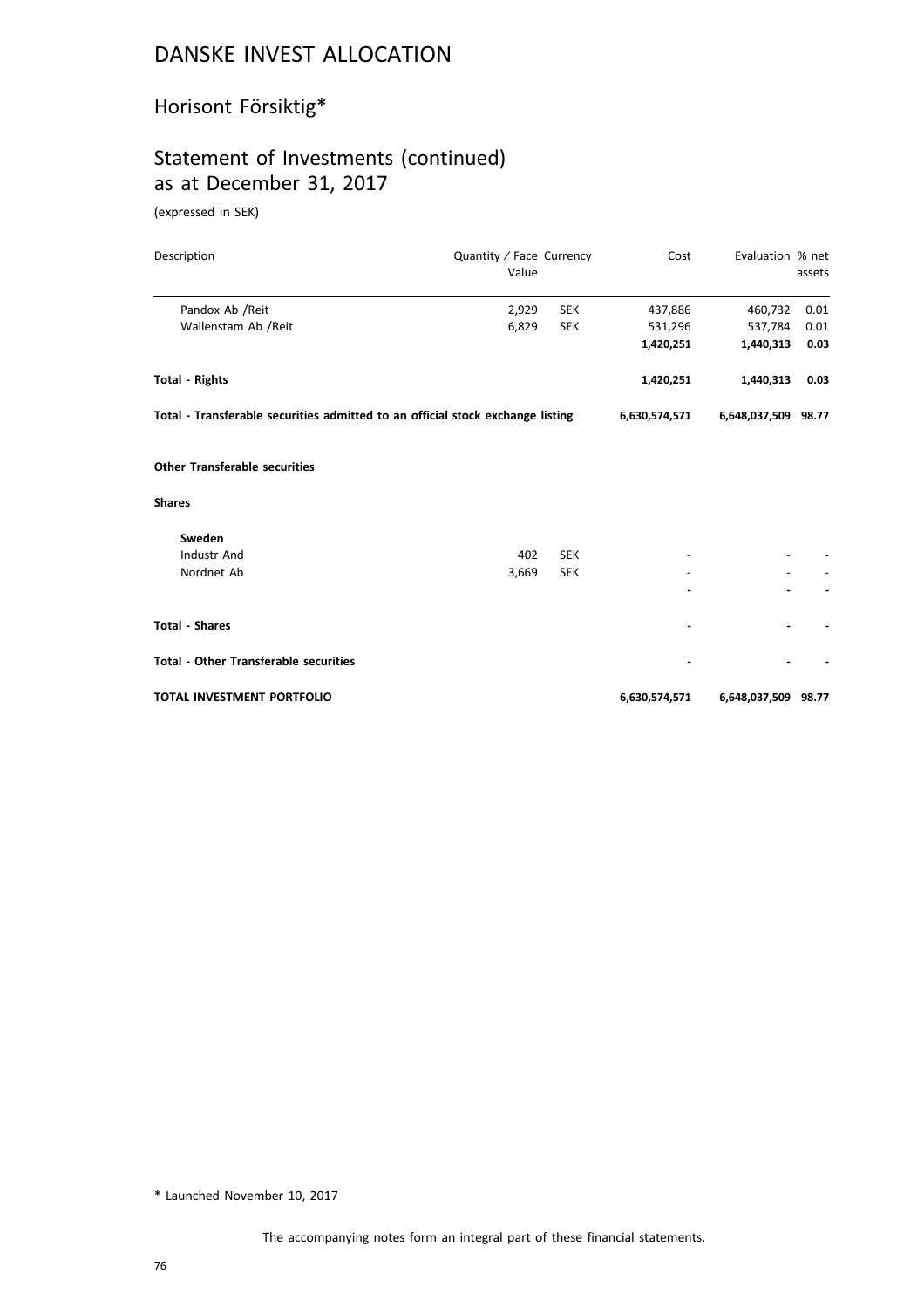# DANSKE INVEST ALLOCATION

## Horisont Försiktig*

## Statement of Investments (continued) as at December 31, 2017

(expressed in SEK)

| Description | Quantity / Face Value | Currency | Cost | Evaluation | % net assets |
|---|---|---|---|---|---|
| Pandox Ab /Reit | 2,929 | SEK | 437,886 | 460,732 | 0.01 |
| Wallenstam Ab /Reit | 6,829 | SEK | 531,296 | 537,784 | 0.01 |
| | | | **1,420,251** | **1,440,313** | **0.03** |
| **Total - Rights** | | | **1,420,251** | **1,440,313** | **0.03** |
| **Total - Transferable securities admitted to an official stock exchange listing** | | | **6,630,574,571** | **6,648,037,509** | **98.77** |
| **Other Transferable securities** | | | | | |
| **Shares** | | | | | |
| **Sweden** | | | | | |
| Industr And | 402 | SEK | - | - | - |
| Nordnet Ab | 3,669 | SEK | - | - | - |
| | | | **-** | **-** | **-** |
| **Total - Shares** | | | **-** | **-** | **-** |
| **Total - Other Transferable securities** | | | **-** | **-** | **-** |
| **TOTAL INVESTMENT PORTFOLIO** | | | **6,630,574,571** | **6,648,037,509** | **98.77** |

\* Launched November 10, 2017

The accompanying notes form an integral part of these financial statements.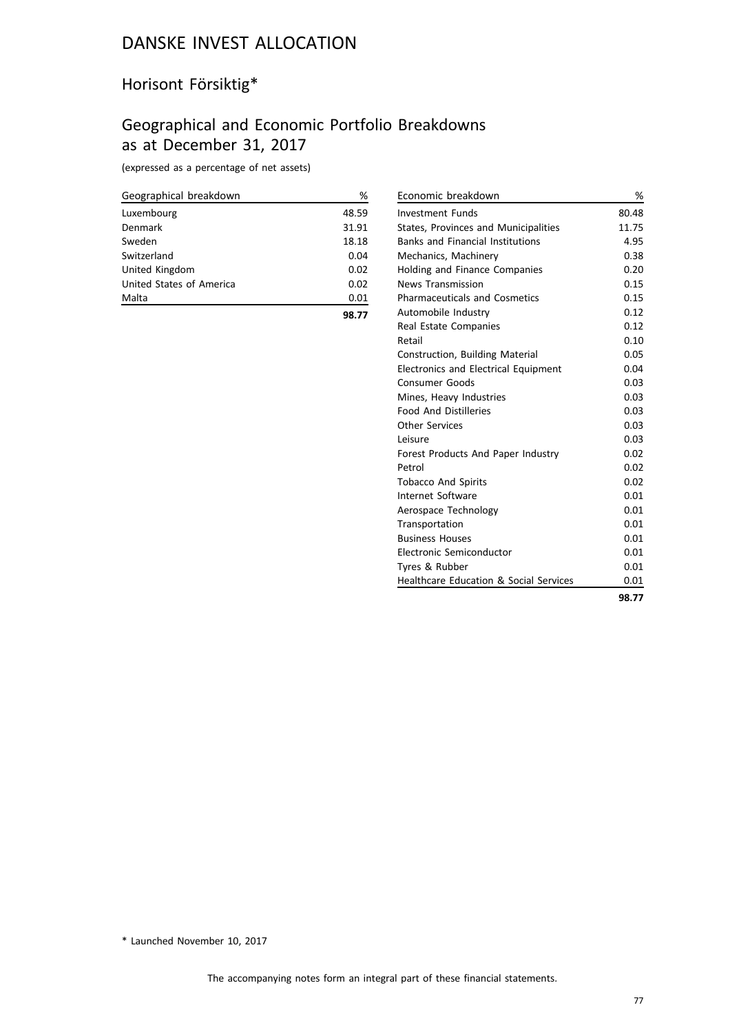# DANSKE INVEST ALLOCATION

## Horisont Försiktig*

## Geographical and Economic Portfolio Breakdowns as at December 31, 2017

(expressed as a percentage of net assets)

| Geographical breakdown | % |
|---|---|
| Luxembourg | 48.59 |
| Denmark | 31.91 |
| Sweden | 18.18 |
| Switzerland | 0.04 |
| United Kingdom | 0.02 |
| United States of America | 0.02 |
| Malta | 0.01 |
| | **98.77** |

| Economic breakdown | % |
|---|---|
| Investment Funds | 80.48 |
| States, Provinces and Municipalities | 11.75 |
| Banks and Financial Institutions | 4.95 |
| Mechanics, Machinery | 0.38 |
| Holding and Finance Companies | 0.20 |
| News Transmission | 0.15 |
| Pharmaceuticals and Cosmetics | 0.15 |
| Automobile Industry | 0.12 |
| Real Estate Companies | 0.12 |
| Retail | 0.10 |
| Construction, Building Material | 0.05 |
| Electronics and Electrical Equipment | 0.04 |
| Consumer Goods | 0.03 |
| Mines, Heavy Industries | 0.03 |
| Food And Distilleries | 0.03 |
| Other Services | 0.03 |
| Leisure | 0.03 |
| Forest Products And Paper Industry | 0.02 |
| Petrol | 0.02 |
| Tobacco And Spirits | 0.02 |
| Internet Software | 0.01 |
| Aerospace Technology | 0.01 |
| Transportation | 0.01 |
| Business Houses | 0.01 |
| Electronic Semiconductor | 0.01 |
| Tyres & Rubber | 0.01 |
| Healthcare Education & Social Services | 0.01 |
| | **98.77** |

\* Launched November 10, 2017

The accompanying notes form an integral part of these financial statements.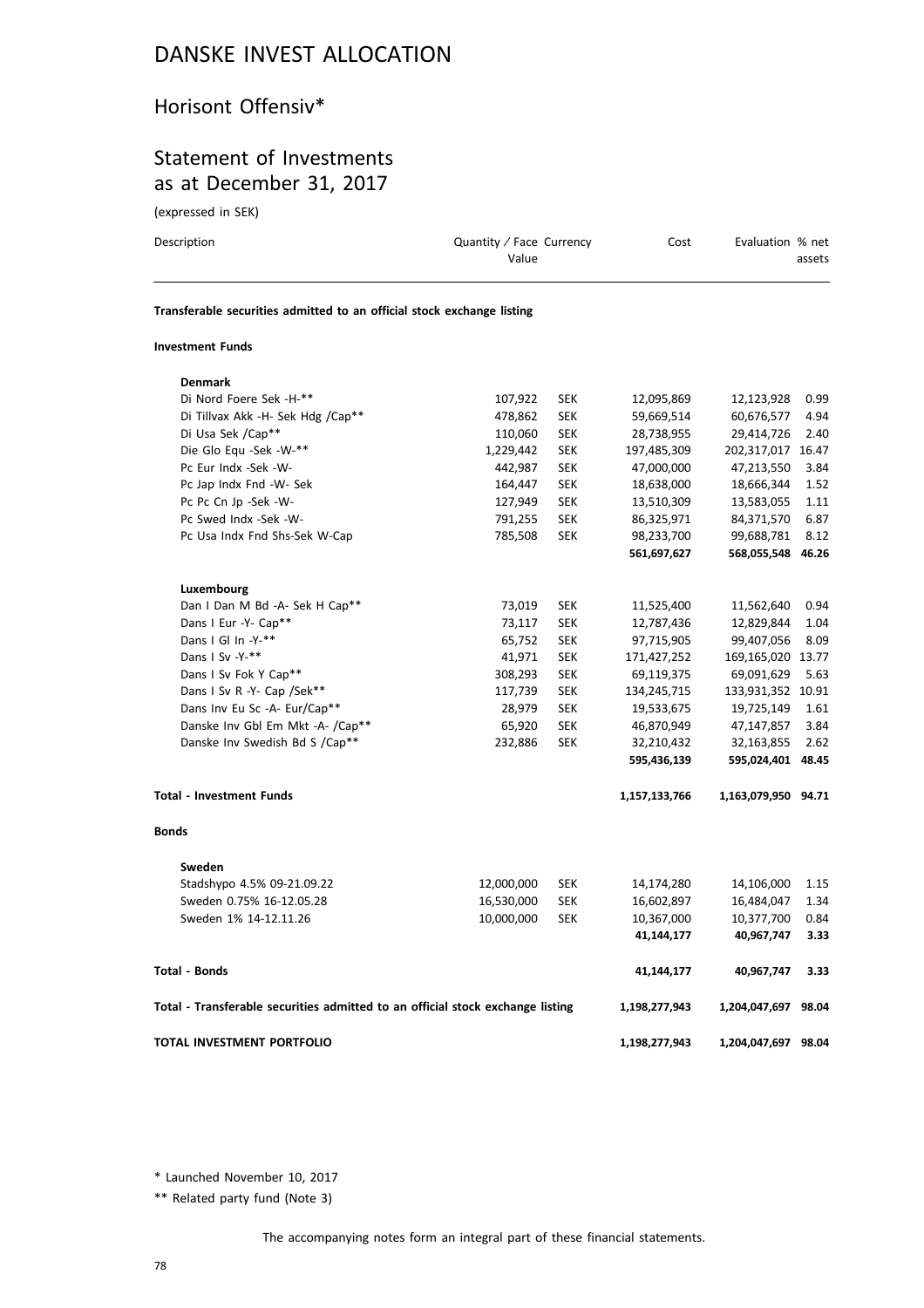# DANSKE INVEST ALLOCATION

## Horisont Offensiv*

## Statement of Investments as at December 31, 2017

(expressed in SEK)

| Description | Quantity / Face Value | Currency | Cost | Evaluation | % net assets |
|---|---|---|---|---|---|
| **Transferable securities admitted to an official stock exchange listing** | | | | | |
| **Investment Funds** | | | | | |
| **Denmark** | | | | | |
| Di Nord Foere Sek -H-** | 107,922 | SEK | 12,095,869 | 12,123,928 | 0.99 |
| Di Tillvax Akk -H- Sek Hdg /Cap** | 478,862 | SEK | 59,669,514 | 60,676,577 | 4.94 |
| Di Usa Sek /Cap** | 110,060 | SEK | 28,738,955 | 29,414,726 | 2.40 |
| Die Glo Equ -Sek -W-** | 1,229,442 | SEK | 197,485,309 | 202,317,017 | 16.47 |
| Pc Eur Indx -Sek -W- | 442,987 | SEK | 47,000,000 | 47,213,550 | 3.84 |
| Pc Jap Indx Fnd -W- Sek | 164,447 | SEK | 18,638,000 | 18,666,344 | 1.52 |
| Pc Pc Cn Jp -Sek -W- | 127,949 | SEK | 13,510,309 | 13,583,055 | 1.11 |
| Pc Swed Indx -Sek -W- | 791,255 | SEK | 86,325,971 | 84,371,570 | 6.87 |
| Pc Usa Indx Fnd Shs-Sek W-Cap | 785,508 | SEK | 98,233,700 | 99,688,781 | 8.12 |
| | | | **561,697,627** | **568,055,548** | **46.26** |
| **Luxembourg** | | | | | |
| Dan I Dan M Bd -A- Sek H Cap** | 73,019 | SEK | 11,525,400 | 11,562,640 | 0.94 |
| Dans I Eur -Y- Cap** | 73,117 | SEK | 12,787,436 | 12,829,844 | 1.04 |
| Dans I Gl In -Y-** | 65,752 | SEK | 97,715,905 | 99,407,056 | 8.09 |
| Dans I Sv -Y-** | 41,971 | SEK | 171,427,252 | 169,165,020 | 13.77 |
| Dans I Sv Fok Y Cap** | 308,293 | SEK | 69,119,375 | 69,091,629 | 5.63 |
| Dans I Sv R -Y- Cap /Sek** | 117,739 | SEK | 134,245,715 | 133,931,352 | 10.91 |
| Dans Inv Eu Sc -A- Eur/Cap** | 28,979 | SEK | 19,533,675 | 19,725,149 | 1.61 |
| Danske Inv Gbl Em Mkt -A- /Cap** | 65,920 | SEK | 46,870,949 | 47,147,857 | 3.84 |
| Danske Inv Swedish Bd S /Cap** | 232,886 | SEK | 32,210,432 | 32,163,855 | 2.62 |
| | | | **595,436,139** | **595,024,401** | **48.45** |
| **Total - Investment Funds** | | | **1,157,133,766** | **1,163,079,950** | **94.71** |
| **Bonds** | | | | | |
| **Sweden** | | | | | |
| Stadshypo 4.5% 09-21.09.22 | 12,000,000 | SEK | 14,174,280 | 14,106,000 | 1.15 |
| Sweden 0.75% 16-12.05.28 | 16,530,000 | SEK | 16,602,897 | 16,484,047 | 1.34 |
| Sweden 1% 14-12.11.26 | 10,000,000 | SEK | 10,367,000 | 10,377,700 | 0.84 |
| | | | **41,144,177** | **40,967,747** | **3.33** |
| **Total - Bonds** | | | **41,144,177** | **40,967,747** | **3.33** |
| **Total - Transferable securities admitted to an official stock exchange listing** | | | **1,198,277,943** | **1,204,047,697** | **98.04** |
| **TOTAL INVESTMENT PORTFOLIO** | | | **1,198,277,943** | **1,204,047,697** | **98.04** |

\* Launched November 10, 2017

** Related party fund (Note 3)

The accompanying notes form an integral part of these financial statements.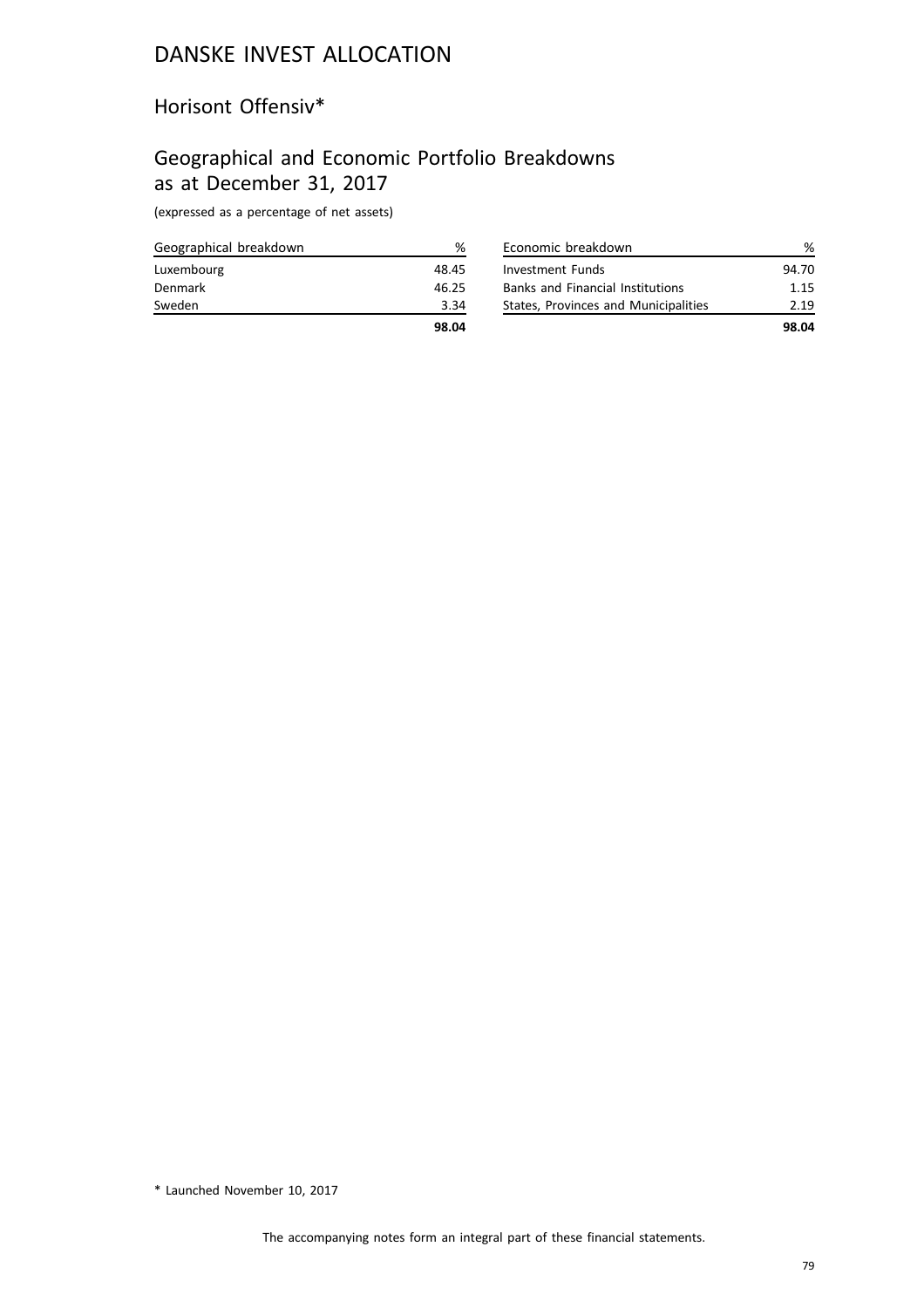# DANSKE INVEST ALLOCATION

## Horisont Offensiv*

## Geographical and Economic Portfolio Breakdowns as at December 31, 2017

(expressed as a percentage of net assets)

| Geographical breakdown | % |
|---|---|
| Luxembourg | 48.45 |
| Denmark | 46.25 |
| Sweden | 3.34 |
| | **98.04** |

| Economic breakdown | % |
|---|---|
| Investment Funds | 94.70 |
| Banks and Financial Institutions | 1.15 |
| States, Provinces and Municipalities | 2.19 |
| | **98.04** |

* Launched November 10, 2017

The accompanying notes form an integral part of these financial statements.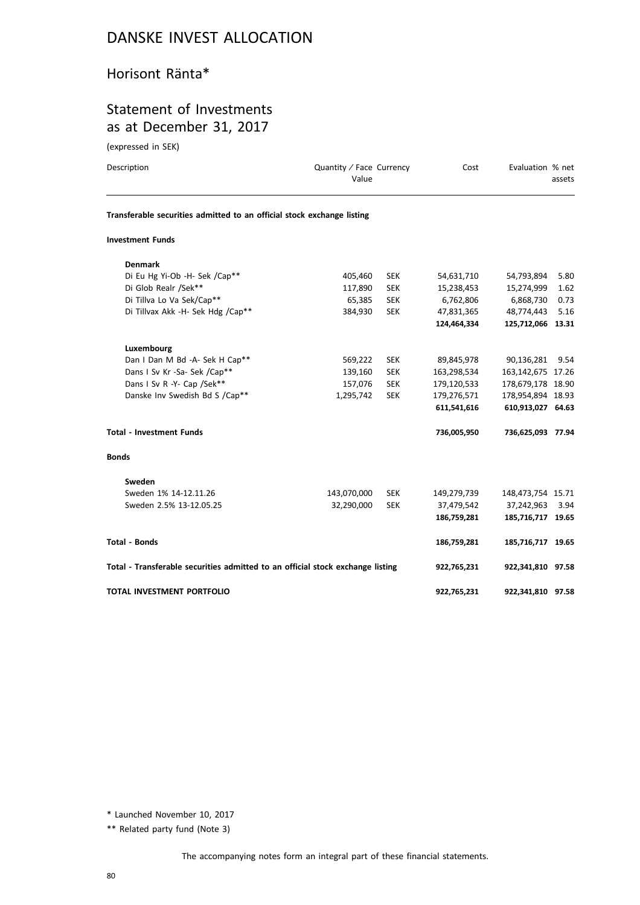# DANSKE INVEST ALLOCATION

## Horisont Ränta*

## Statement of Investments as at December 31, 2017

(expressed in SEK)

| Description | Quantity / Face Value | Currency | Cost | Evaluation | % net assets |
|---|---|---|---|---|---|
| **Transferable securities admitted to an official stock exchange listing** | | | | | |
| **Investment Funds** | | | | | |
| **Denmark** | | | | | |
| Di Eu Hg Yi-Ob -H- Sek /Cap** | 405,460 | SEK | 54,631,710 | 54,793,894 | 5.80 |
| Di Glob Realr /Sek** | 117,890 | SEK | 15,238,453 | 15,274,999 | 1.62 |
| Di Tillva Lo Va Sek/Cap** | 65,385 | SEK | 6,762,806 | 6,868,730 | 0.73 |
| Di Tillvax Akk -H- Sek Hdg /Cap** | 384,930 | SEK | 47,831,365 | 48,774,443 | 5.16 |
| | | | **124,464,334** | **125,712,066** | **13.31** |
| **Luxembourg** | | | | | |
| Dan I Dan M Bd -A- Sek H Cap** | 569,222 | SEK | 89,845,978 | 90,136,281 | 9.54 |
| Dans I Sv Kr -Sa- Sek /Cap** | 139,160 | SEK | 163,298,534 | 163,142,675 | 17.26 |
| Dans I Sv R -Y- Cap /Sek** | 157,076 | SEK | 179,120,533 | 178,679,178 | 18.90 |
| Danske Inv Swedish Bd S /Cap** | 1,295,742 | SEK | 179,276,571 | 178,954,894 | 18.93 |
| | | | **611,541,616** | **610,913,027** | **64.63** |
| **Total - Investment Funds** | | | **736,005,950** | **736,625,093** | **77.94** |
| **Bonds** | | | | | |
| **Sweden** | | | | | |
| Sweden 1% 14-12.11.26 | 143,070,000 | SEK | 149,279,739 | 148,473,754 | 15.71 |
| Sweden 2.5% 13-12.05.25 | 32,290,000 | SEK | 37,479,542 | 37,242,963 | 3.94 |
| | | | **186,759,281** | **185,716,717** | **19.65** |
| **Total - Bonds** | | | **186,759,281** | **185,716,717** | **19.65** |
| **Total - Transferable securities admitted to an official stock exchange listing** | | | **922,765,231** | **922,341,810** | **97.58** |
| **TOTAL INVESTMENT PORTFOLIO** | | | **922,765,231** | **922,341,810** | **97.58** |

\* Launched November 10, 2017

\*\* Related party fund (Note 3)

The accompanying notes form an integral part of these financial statements.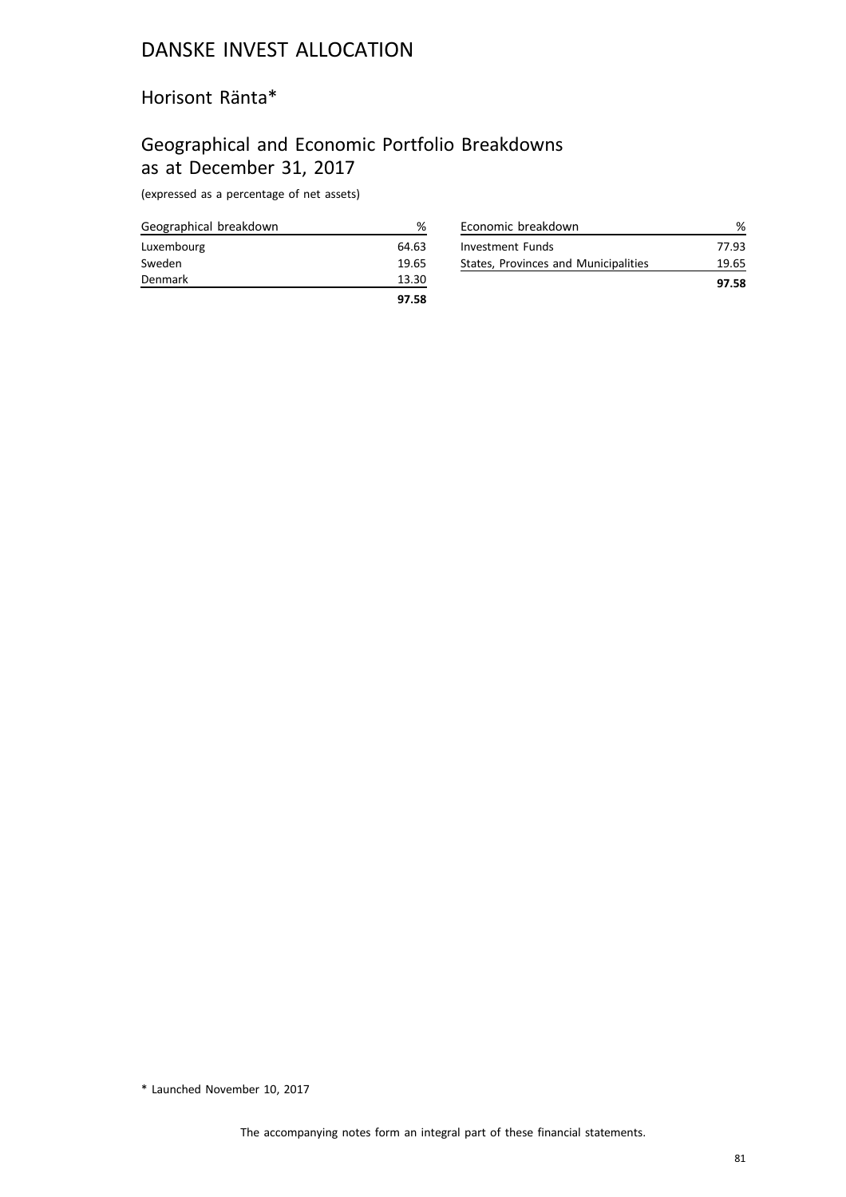# DANSKE INVEST ALLOCATION

## Horisont Ränta*

## Geographical and Economic Portfolio Breakdowns as at December 31, 2017

(expressed as a percentage of net assets)

| Geographical breakdown | % |
|---|---|
| Luxembourg | 64.63 |
| Sweden | 19.65 |
| Denmark | 13.30 |
| | **97.58** |

| Economic breakdown | % |
|---|---|
| Investment Funds | 77.93 |
| States, Provinces and Municipalities | 19.65 |
| | **97.58** |

* Launched November 10, 2017

The accompanying notes form an integral part of these financial statements.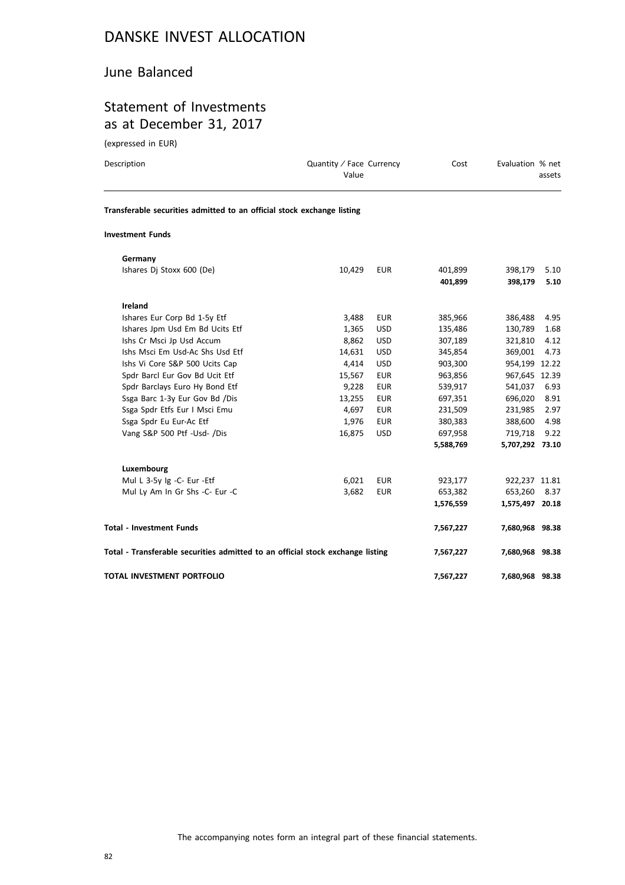# DANSKE INVEST ALLOCATION

## June Balanced

## Statement of Investments as at December 31, 2017

(expressed in EUR)

| Description | Quantity / Face Value | Currency | Cost | Evaluation | % net assets |
|---|---|---|---|---|---|
| **Transferable securities admitted to an official stock exchange listing** | | | | | |
| **Investment Funds** | | | | | |
| **Germany** | | | | | |
| Ishares Dj Stoxx 600 (De) | 10,429 | EUR | 401,899 | 398,179 | 5.10 |
| | | | **401,899** | **398,179** | **5.10** |
| **Ireland** | | | | | |
| Ishares Eur Corp Bd 1-5y Etf | 3,488 | EUR | 385,966 | 386,488 | 4.95 |
| Ishares Jpm Usd Em Bd Ucits Etf | 1,365 | USD | 135,486 | 130,789 | 1.68 |
| Ishs Cr Msci Jp Usd Accum | 8,862 | USD | 307,189 | 321,810 | 4.12 |
| Ishs Msci Em Usd-Ac Shs Usd Etf | 14,631 | USD | 345,854 | 369,001 | 4.73 |
| Ishs Vi Core S&P 500 Ucits Cap | 4,414 | USD | 903,300 | 954,199 | 12.22 |
| Spdr Barcl Eur Gov Bd Ucit Etf | 15,567 | EUR | 963,856 | 967,645 | 12.39 |
| Spdr Barclays Euro Hy Bond Etf | 9,228 | EUR | 539,917 | 541,037 | 6.93 |
| Ssga Barc 1-3y Eur Gov Bd /Dis | 13,255 | EUR | 697,351 | 696,020 | 8.91 |
| Ssga Spdr Etfs Eur I Msci Emu | 4,697 | EUR | 231,509 | 231,985 | 2.97 |
| Ssga Spdr Eu Eur-Ac Etf | 1,976 | EUR | 380,383 | 388,600 | 4.98 |
| Vang S&P 500 Ptf -Usd- /Dis | 16,875 | USD | 697,958 | 719,718 | 9.22 |
| | | | **5,588,769** | **5,707,292** | **73.10** |
| **Luxembourg** | | | | | |
| Mul L 3-5y Ig -C- Eur -Etf | 6,021 | EUR | 923,177 | 922,237 | 11.81 |
| Mul Ly Am In Gr Shs -C- Eur -C | 3,682 | EUR | 653,382 | 653,260 | 8.37 |
| | | | **1,576,559** | **1,575,497** | **20.18** |
| **Total - Investment Funds** | | | **7,567,227** | **7,680,968** | **98.38** |
| **Total - Transferable securities admitted to an official stock exchange listing** | | | **7,567,227** | **7,680,968** | **98.38** |
| **TOTAL INVESTMENT PORTFOLIO** | | | **7,567,227** | **7,680,968** | **98.38** |

The accompanying notes form an integral part of these financial statements.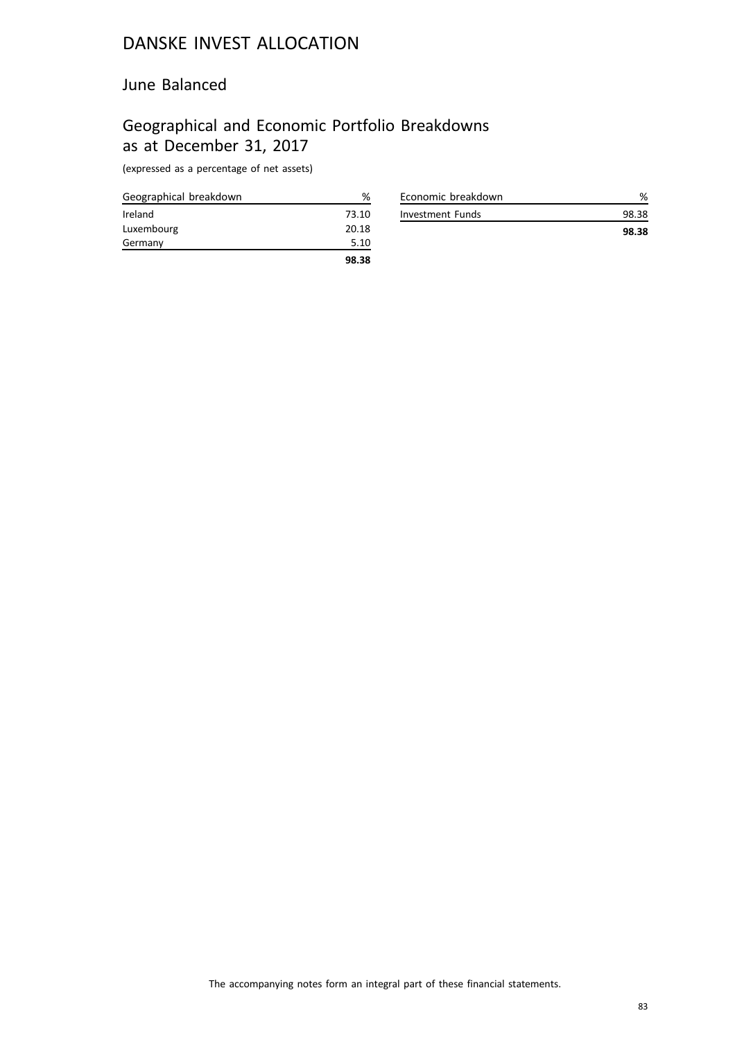# DANSKE INVEST ALLOCATION

## June Balanced

## Geographical and Economic Portfolio Breakdowns as at December 31, 2017

(expressed as a percentage of net assets)

| Geographical breakdown | % |
|---|---|
| Ireland | 73.10 |
| Luxembourg | 20.18 |
| Germany | 5.10 |
| | **98.38** |

| Economic breakdown | % |
|---|---|
| Investment Funds | 98.38 |
| | **98.38** |

The accompanying notes form an integral part of these financial statements.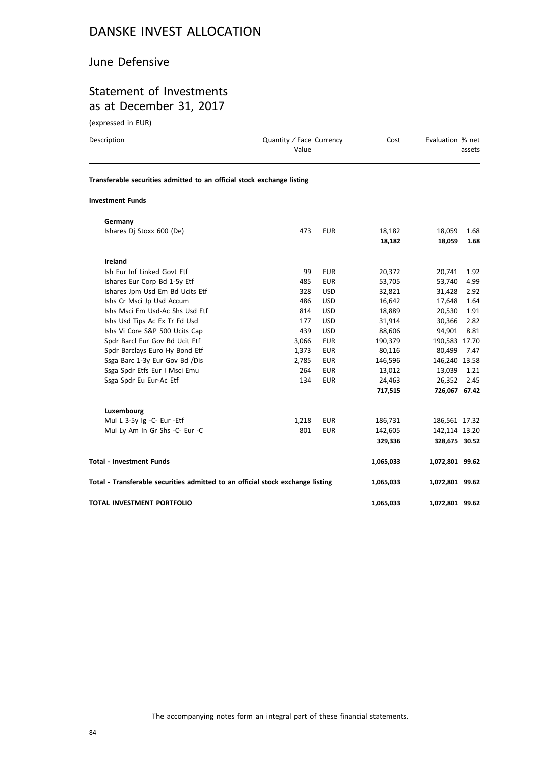# DANSKE INVEST ALLOCATION

## June Defensive

## Statement of Investments as at December 31, 2017

(expressed in EUR)

| Description | Quantity / Face Value | Currency | Cost | Evaluation | % net assets |
|---|---|---|---|---|---|
| **Transferable securities admitted to an official stock exchange listing** | | | | | |
| **Investment Funds** | | | | | |
| **Germany** | | | | | |
| Ishares Dj Stoxx 600 (De) | 473 | EUR | 18,182 | 18,059 | 1.68 |
| | | | **18,182** | **18,059** | **1.68** |
| **Ireland** | | | | | |
| Ish Eur Inf Linked Govt Etf | 99 | EUR | 20,372 | 20,741 | 1.92 |
| Ishares Eur Corp Bd 1-5y Etf | 485 | EUR | 53,705 | 53,740 | 4.99 |
| Ishares Jpm Usd Em Bd Ucits Etf | 328 | USD | 32,821 | 31,428 | 2.92 |
| Ishs Cr Msci Jp Usd Accum | 486 | USD | 16,642 | 17,648 | 1.64 |
| Ishs Msci Em Usd-Ac Shs Usd Etf | 814 | USD | 18,889 | 20,530 | 1.91 |
| Ishs Usd Tips Ac Ex Tr Fd Usd | 177 | USD | 31,914 | 30,366 | 2.82 |
| Ishs Vi Core S&P 500 Ucits Cap | 439 | USD | 88,606 | 94,901 | 8.81 |
| Spdr Barcl Eur Gov Bd Ucit Etf | 3,066 | EUR | 190,379 | 190,583 | 17.70 |
| Spdr Barclays Euro Hy Bond Etf | 1,373 | EUR | 80,116 | 80,499 | 7.47 |
| Ssga Barc 1-3y Eur Gov Bd /Dis | 2,785 | EUR | 146,596 | 146,240 | 13.58 |
| Ssga Spdr Etfs Eur I Msci Emu | 264 | EUR | 13,012 | 13,039 | 1.21 |
| Ssga Spdr Eu Eur-Ac Etf | 134 | EUR | 24,463 | 26,352 | 2.45 |
| | | | **717,515** | **726,067** | **67.42** |
| **Luxembourg** | | | | | |
| Mul L 3-5y Ig -C- Eur -Etf | 1,218 | EUR | 186,731 | 186,561 | 17.32 |
| Mul Ly Am In Gr Shs -C- Eur -C | 801 | EUR | 142,605 | 142,114 | 13.20 |
| | | | **329,336** | **328,675** | **30.52** |
| **Total - Investment Funds** | | | **1,065,033** | **1,072,801** | **99.62** |
| **Total - Transferable securities admitted to an official stock exchange listing** | | | **1,065,033** | **1,072,801** | **99.62** |
| **TOTAL INVESTMENT PORTFOLIO** | | | **1,065,033** | **1,072,801** | **99.62** |

The accompanying notes form an integral part of these financial statements.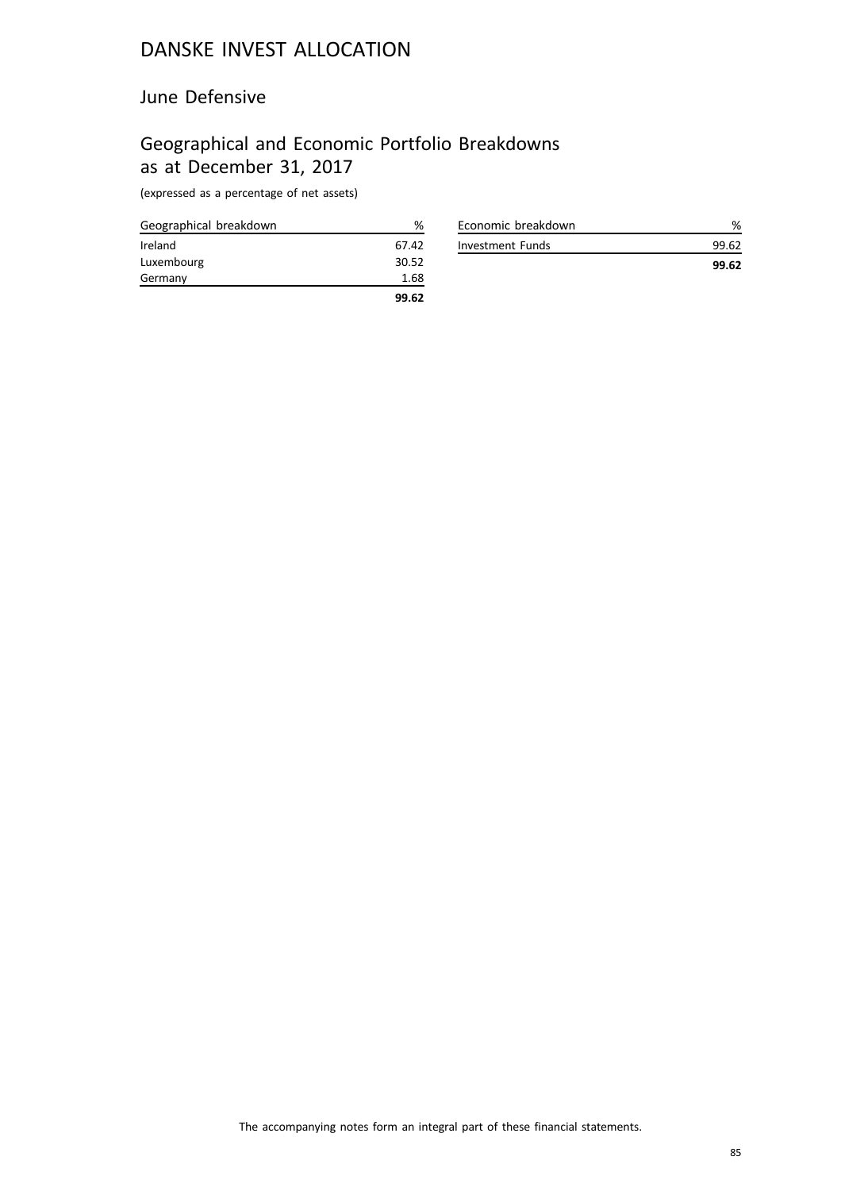# DANSKE INVEST ALLOCATION

## June Defensive

## Geographical and Economic Portfolio Breakdowns as at December 31, 2017

(expressed as a percentage of net assets)

| Geographical breakdown | % |
|---|---|
| Ireland | 67.42 |
| Luxembourg | 30.52 |
| Germany | 1.68 |
| | **99.62** |

| Economic breakdown | % |
|---|---|
| Investment Funds | 99.62 |
| | **99.62** |

The accompanying notes form an integral part of these financial statements.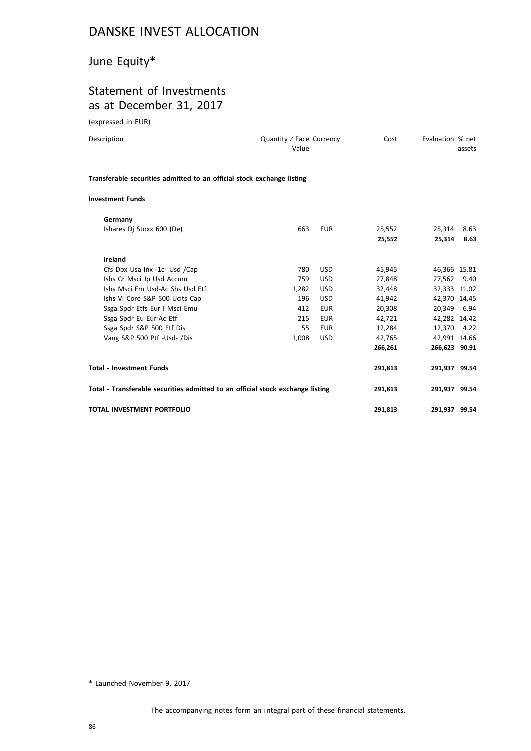# DANSKE INVEST ALLOCATION

## June Equity*

## Statement of Investments as at December 31, 2017

(expressed in EUR)

| Description | Quantity / Face Value | Currency | Cost | Evaluation | % net assets |
|---|---|---|---|---|---|
| **Transferable securities admitted to an official stock exchange listing** | | | | | |
| **Investment Funds** | | | | | |
| **Germany** | | | | | |
| Ishares Dj Stoxx 600 (De) | 663 | EUR | 25,552 | 25,314 | 8.63 |
| | | | **25,552** | **25,314** | **8.63** |
| **Ireland** | | | | | |
| Cfs Dbx Usa Inx -1c- Usd /Cap | 780 | USD | 45,945 | 46,366 | 15.81 |
| Ishs Cr Msci Jp Usd Accum | 759 | USD | 27,848 | 27,562 | 9.40 |
| Ishs Msci Em Usd-Ac Shs Usd Etf | 1,282 | USD | 32,448 | 32,333 | 11.02 |
| Ishs Vi Core S&P 500 Ucits Cap | 196 | USD | 41,942 | 42,370 | 14.45 |
| Ssga Spdr Etfs Eur I Msci Emu | 412 | EUR | 20,308 | 20,349 | 6.94 |
| Ssga Spdr Eu Eur-Ac Etf | 215 | EUR | 42,721 | 42,282 | 14.42 |
| Ssga Spdr S&P 500 Etf Dis | 55 | EUR | 12,284 | 12,370 | 4.22 |
| Vang S&P 500 Ptf -Usd- /Dis | 1,008 | USD | 42,765 | 42,991 | 14.66 |
| | | | **266,261** | **266,623** | **90.91** |
| **Total - Investment Funds** | | | **291,813** | **291,937** | **99.54** |
| **Total - Transferable securities admitted to an official stock exchange listing** | | | **291,813** | **291,937** | **99.54** |
| **TOTAL INVESTMENT PORTFOLIO** | | | **291,813** | **291,937** | **99.54** |

* Launched November 9, 2017

The accompanying notes form an integral part of these financial statements.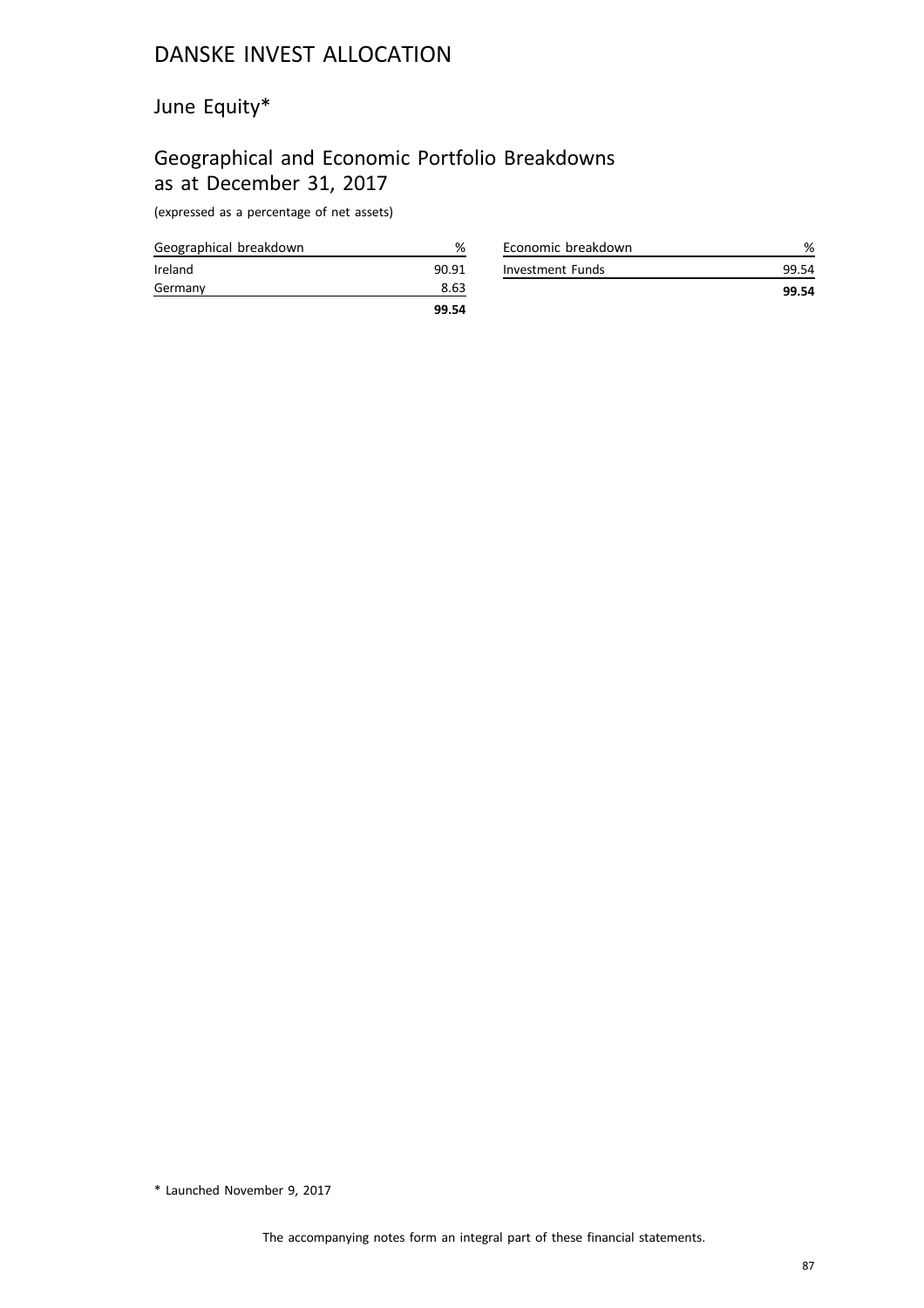# DANSKE INVEST ALLOCATION

## June Equity*

## Geographical and Economic Portfolio Breakdowns as at December 31, 2017

(expressed as a percentage of net assets)

| Geographical breakdown | % |
| --- | --- |
| Ireland | 90.91 |
| Germany | 8.63 |
| | **99.54** |

| Economic breakdown | % |
| --- | --- |
| Investment Funds | 99.54 |
| | **99.54** |

\* Launched November 9, 2017

The accompanying notes form an integral part of these financial statements.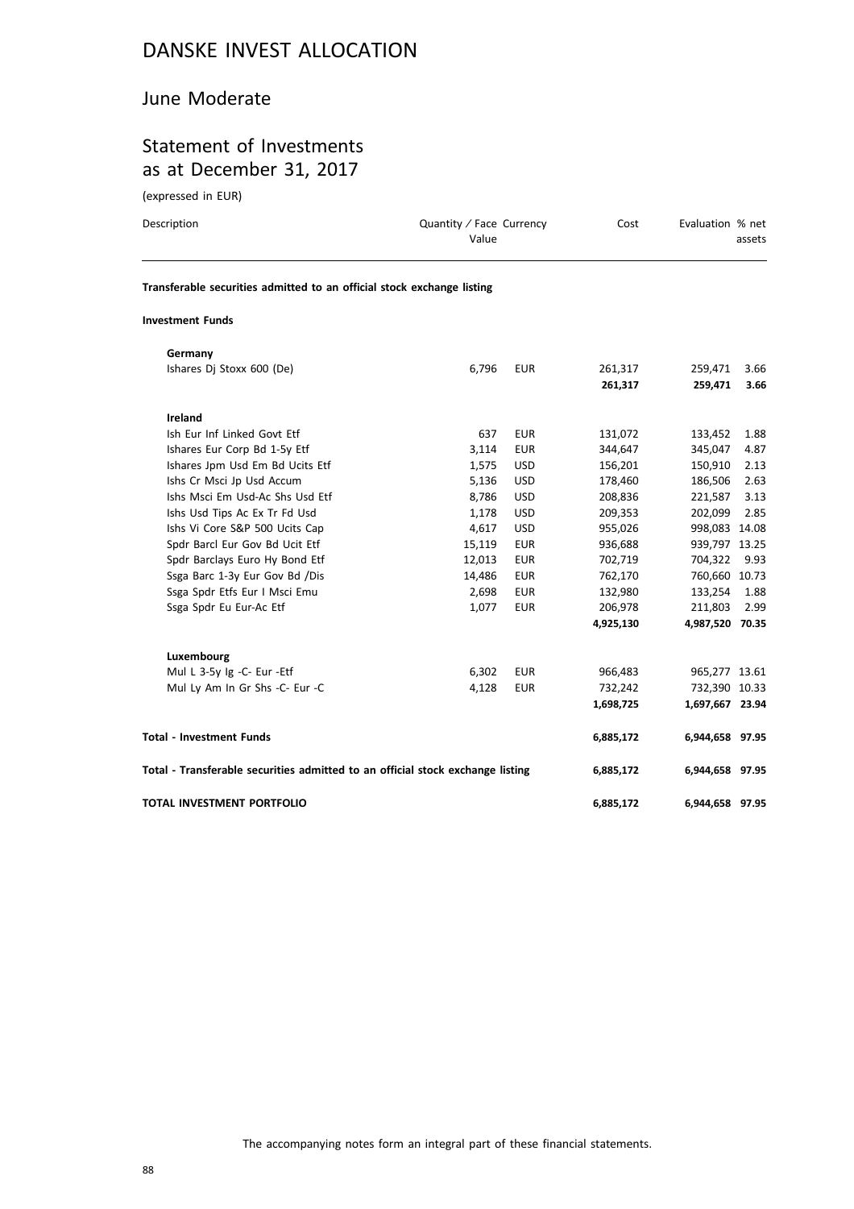# DANSKE INVEST ALLOCATION

## June Moderate

## Statement of Investments as at December 31, 2017

(expressed in EUR)

| Description | Quantity / Face Value | Currency | Cost | Evaluation | % net assets |
|---|---|---|---|---|---|
| **Transferable securities admitted to an official stock exchange listing** | | | | | |
| **Investment Funds** | | | | | |
| **Germany** | | | | | |
| Ishares Dj Stoxx 600 (De) | 6,796 | EUR | 261,317 | 259,471 | 3.66 |
| | | | **261,317** | **259,471** | **3.66** |
| **Ireland** | | | | | |
| Ish Eur Inf Linked Govt Etf | 637 | EUR | 131,072 | 133,452 | 1.88 |
| Ishares Eur Corp Bd 1-5y Etf | 3,114 | EUR | 344,647 | 345,047 | 4.87 |
| Ishares Jpm Usd Em Bd Ucits Etf | 1,575 | USD | 156,201 | 150,910 | 2.13 |
| Ishs Cr Msci Jp Usd Accum | 5,136 | USD | 178,460 | 186,506 | 2.63 |
| Ishs Msci Em Usd-Ac Shs Usd Etf | 8,786 | USD | 208,836 | 221,587 | 3.13 |
| Ishs Usd Tips Ac Ex Tr Fd Usd | 1,178 | USD | 209,353 | 202,099 | 2.85 |
| Ishs Vi Core S&P 500 Ucits Cap | 4,617 | USD | 955,026 | 998,083 | 14.08 |
| Spdr Barcl Eur Gov Bd Ucit Etf | 15,119 | EUR | 936,688 | 939,797 | 13.25 |
| Spdr Barclays Euro Hy Bond Etf | 12,013 | EUR | 702,719 | 704,322 | 9.93 |
| Ssga Barc 1-3y Eur Gov Bd /Dis | 14,486 | EUR | 762,170 | 760,660 | 10.73 |
| Ssga Spdr Etfs Eur I Msci Emu | 2,698 | EUR | 132,980 | 133,254 | 1.88 |
| Ssga Spdr Eu Eur-Ac Etf | 1,077 | EUR | 206,978 | 211,803 | 2.99 |
| | | | **4,925,130** | **4,987,520** | **70.35** |
| **Luxembourg** | | | | | |
| Mul L 3-5y Ig -C- Eur -Etf | 6,302 | EUR | 966,483 | 965,277 | 13.61 |
| Mul Ly Am In Gr Shs -C- Eur -C | 4,128 | EUR | 732,242 | 732,390 | 10.33 |
| | | | **1,698,725** | **1,697,667** | **23.94** |
| **Total - Investment Funds** | | | **6,885,172** | **6,944,658** | **97.95** |
| **Total - Transferable securities admitted to an official stock exchange listing** | | | **6,885,172** | **6,944,658** | **97.95** |
| **TOTAL INVESTMENT PORTFOLIO** | | | **6,885,172** | **6,944,658** | **97.95** |

The accompanying notes form an integral part of these financial statements.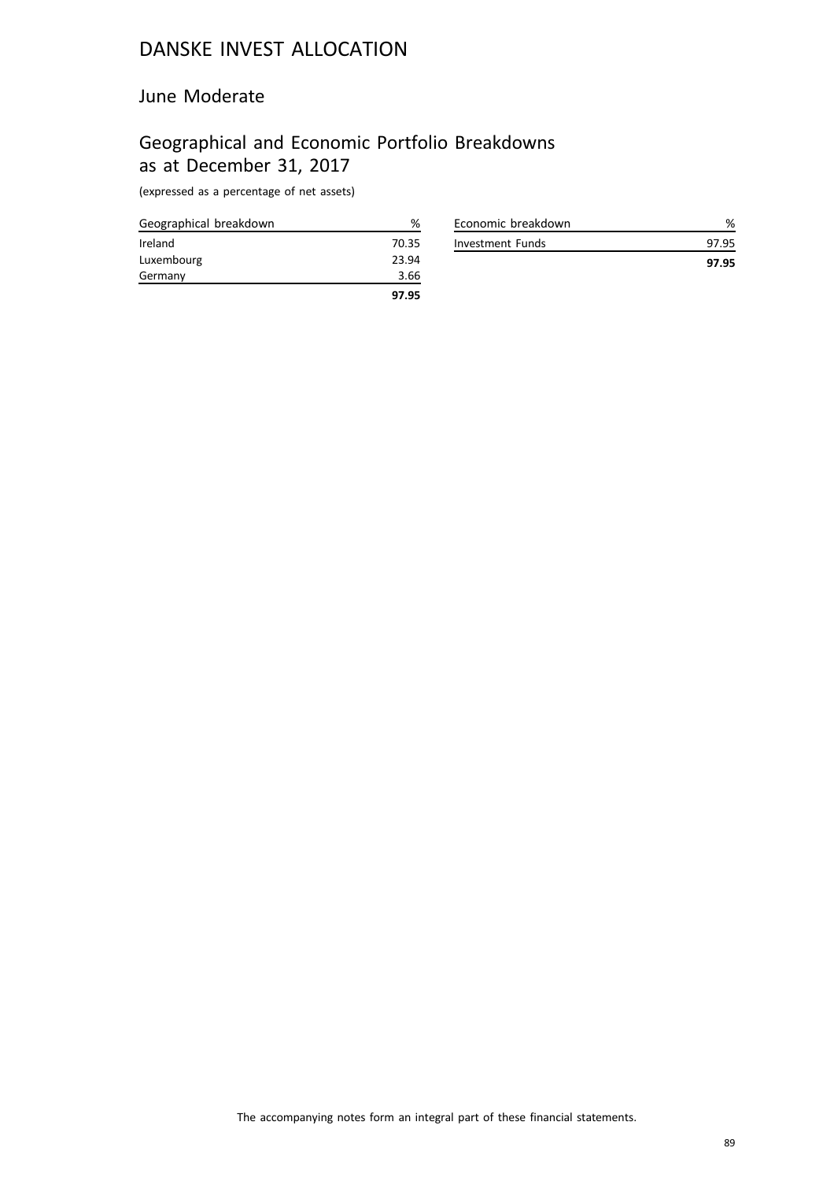# DANSKE INVEST ALLOCATION

## June Moderate

## Geographical and Economic Portfolio Breakdowns as at December 31, 2017

(expressed as a percentage of net assets)

| Geographical breakdown | % |
|---|---|
| Ireland | 70.35 |
| Luxembourg | 23.94 |
| Germany | 3.66 |
| | **97.95** |

| Economic breakdown | % |
|---|---|
| Investment Funds | 97.95 |
| | **97.95** |

The accompanying notes form an integral part of these financial statements.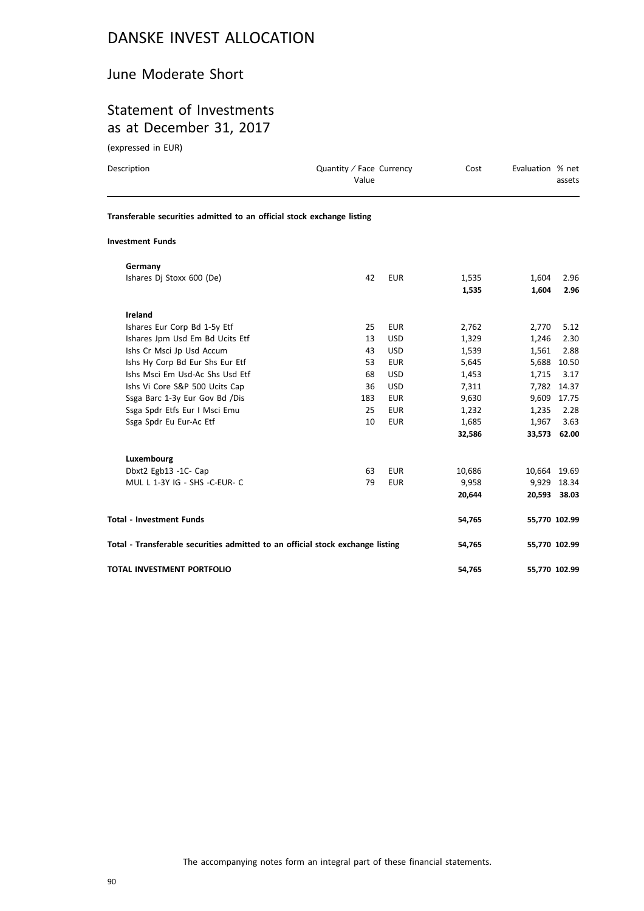# DANSKE INVEST ALLOCATION

## June Moderate Short

## Statement of Investments as at December 31, 2017

(expressed in EUR)

| Description | Quantity / Face Value | Currency | Cost | Evaluation | % net assets |
|---|---|---|---|---|---|
| **Transferable securities admitted to an official stock exchange listing** | | | | | |
| **Investment Funds** | | | | | |
| **Germany** | | | | | |
| Ishares Dj Stoxx 600 (De) | 42 | EUR | 1,535 | 1,604 | 2.96 |
| | | | **1,535** | **1,604** | **2.96** |
| **Ireland** | | | | | |
| Ishares Eur Corp Bd 1-5y Etf | 25 | EUR | 2,762 | 2,770 | 5.12 |
| Ishares Jpm Usd Em Bd Ucits Etf | 13 | USD | 1,329 | 1,246 | 2.30 |
| Ishs Cr Msci Jp Usd Accum | 43 | USD | 1,539 | 1,561 | 2.88 |
| Ishs Hy Corp Bd Eur Shs Eur Etf | 53 | EUR | 5,645 | 5,688 | 10.50 |
| Ishs Msci Em Usd-Ac Shs Usd Etf | 68 | USD | 1,453 | 1,715 | 3.17 |
| Ishs Vi Core S&P 500 Ucits Cap | 36 | USD | 7,311 | 7,782 | 14.37 |
| Ssga Barc 1-3y Eur Gov Bd /Dis | 183 | EUR | 9,630 | 9,609 | 17.75 |
| Ssga Spdr Etfs Eur I Msci Emu | 25 | EUR | 1,232 | 1,235 | 2.28 |
| Ssga Spdr Eu Eur-Ac Etf | 10 | EUR | 1,685 | 1,967 | 3.63 |
| | | | **32,586** | **33,573** | **62.00** |
| **Luxembourg** | | | | | |
| Dbxt2 Egb13 -1C- Cap | 63 | EUR | 10,686 | 10,664 | 19.69 |
| MUL L 1-3Y IG - SHS -C-EUR- C | 79 | EUR | 9,958 | 9,929 | 18.34 |
| | | | **20,644** | **20,593** | **38.03** |
| **Total - Investment Funds** | | | **54,765** | **55,770** | **102.99** |
| **Total - Transferable securities admitted to an official stock exchange listing** | | | **54,765** | **55,770** | **102.99** |
| **TOTAL INVESTMENT PORTFOLIO** | | | **54,765** | **55,770** | **102.99** |

The accompanying notes form an integral part of these financial statements.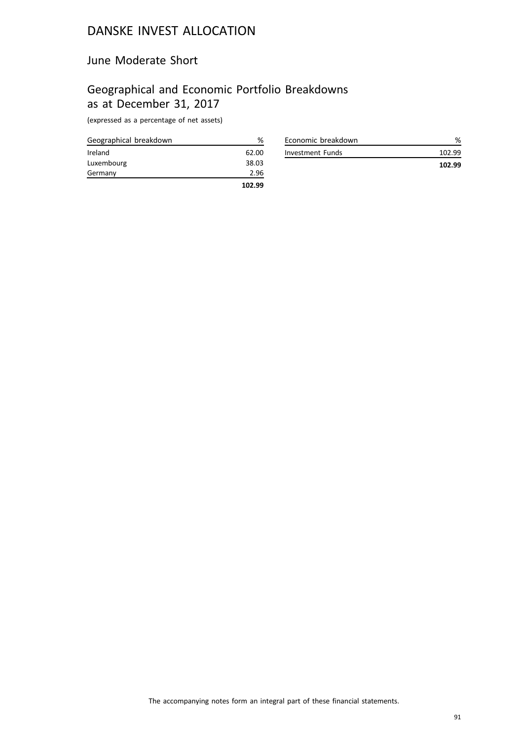# DANSKE INVEST ALLOCATION

## June Moderate Short

## Geographical and Economic Portfolio Breakdowns as at December 31, 2017

(expressed as a percentage of net assets)

| Geographical breakdown | % |
|---|---|
| Ireland | 62.00 |
| Luxembourg | 38.03 |
| Germany | 2.96 |
| | **102.99** |

| Economic breakdown | % |
|---|---|
| Investment Funds | 102.99 |
| | **102.99** |

The accompanying notes form an integral part of these financial statements.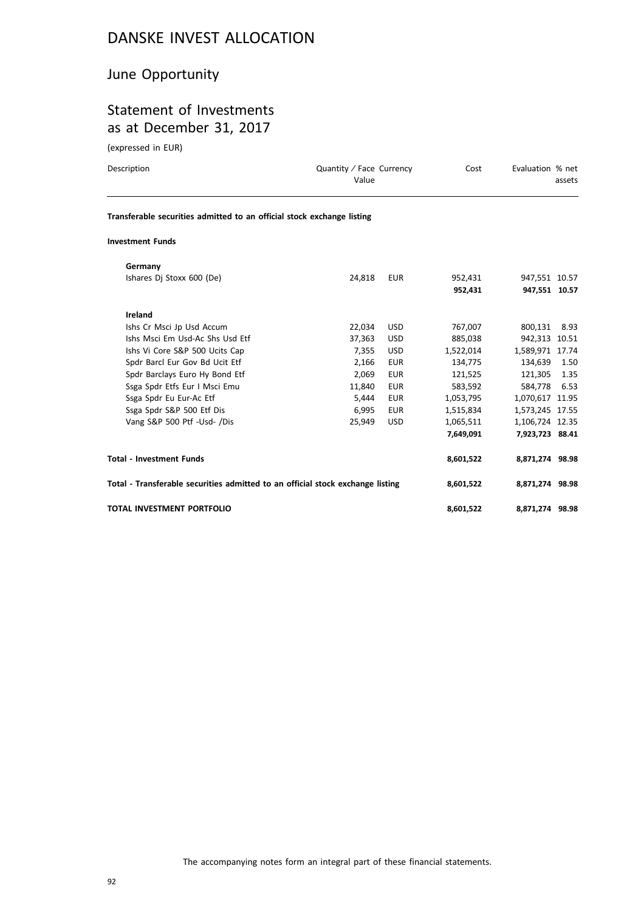# DANSKE INVEST ALLOCATION

## June Opportunity

## Statement of Investments as at December 31, 2017

(expressed in EUR)

| Description | Quantity / Face Value | Currency | Cost | Evaluation | % net assets |
|---|---|---|---|---|---|
| **Transferable securities admitted to an official stock exchange listing** | | | | | |
| **Investment Funds** | | | | | |
| **Germany** | | | | | |
| Ishares Dj Stoxx 600 (De) | 24,818 | EUR | 952,431 | 947,551 | 10.57 |
| | | | **952,431** | **947,551** | **10.57** |
| **Ireland** | | | | | |
| Ishs Cr Msci Jp Usd Accum | 22,034 | USD | 767,007 | 800,131 | 8.93 |
| Ishs Msci Em Usd-Ac Shs Usd Etf | 37,363 | USD | 885,038 | 942,313 | 10.51 |
| Ishs Vi Core S&P 500 Ucits Cap | 7,355 | USD | 1,522,014 | 1,589,971 | 17.74 |
| Spdr Barcl Eur Gov Bd Ucit Etf | 2,166 | EUR | 134,775 | 134,639 | 1.50 |
| Spdr Barclays Euro Hy Bond Etf | 2,069 | EUR | 121,525 | 121,305 | 1.35 |
| Ssga Spdr Etfs Eur I Msci Emu | 11,840 | EUR | 583,592 | 584,778 | 6.53 |
| Ssga Spdr Eu Eur-Ac Etf | 5,444 | EUR | 1,053,795 | 1,070,617 | 11.95 |
| Ssga Spdr S&P 500 Etf Dis | 6,995 | EUR | 1,515,834 | 1,573,245 | 17.55 |
| Vang S&P 500 Ptf -Usd- /Dis | 25,949 | USD | 1,065,511 | 1,106,724 | 12.35 |
| | | | **7,649,091** | **7,923,723** | **88.41** |
| **Total - Investment Funds** | | | **8,601,522** | **8,871,274** | **98.98** |
| **Total - Transferable securities admitted to an official stock exchange listing** | | | **8,601,522** | **8,871,274** | **98.98** |
| **TOTAL INVESTMENT PORTFOLIO** | | | **8,601,522** | **8,871,274** | **98.98** |

The accompanying notes form an integral part of these financial statements.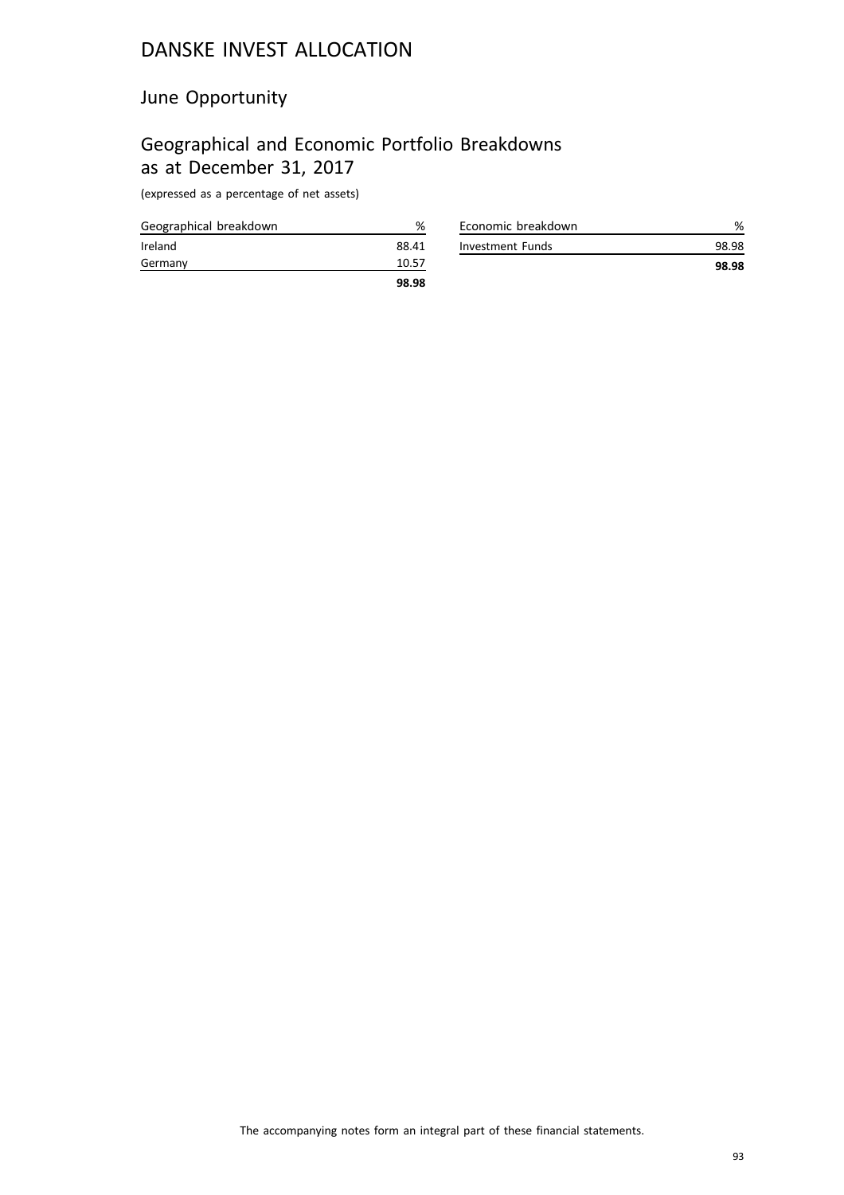# DANSKE INVEST ALLOCATION

## June Opportunity

## Geographical and Economic Portfolio Breakdowns as at December 31, 2017

(expressed as a percentage of net assets)

| Geographical breakdown | % |
|---|---|
| Ireland | 88.41 |
| Germany | 10.57 |
| | **98.98** |

| Economic breakdown | % |
|---|---|
| Investment Funds | 98.98 |
| | **98.98** |

The accompanying notes form an integral part of these financial statements.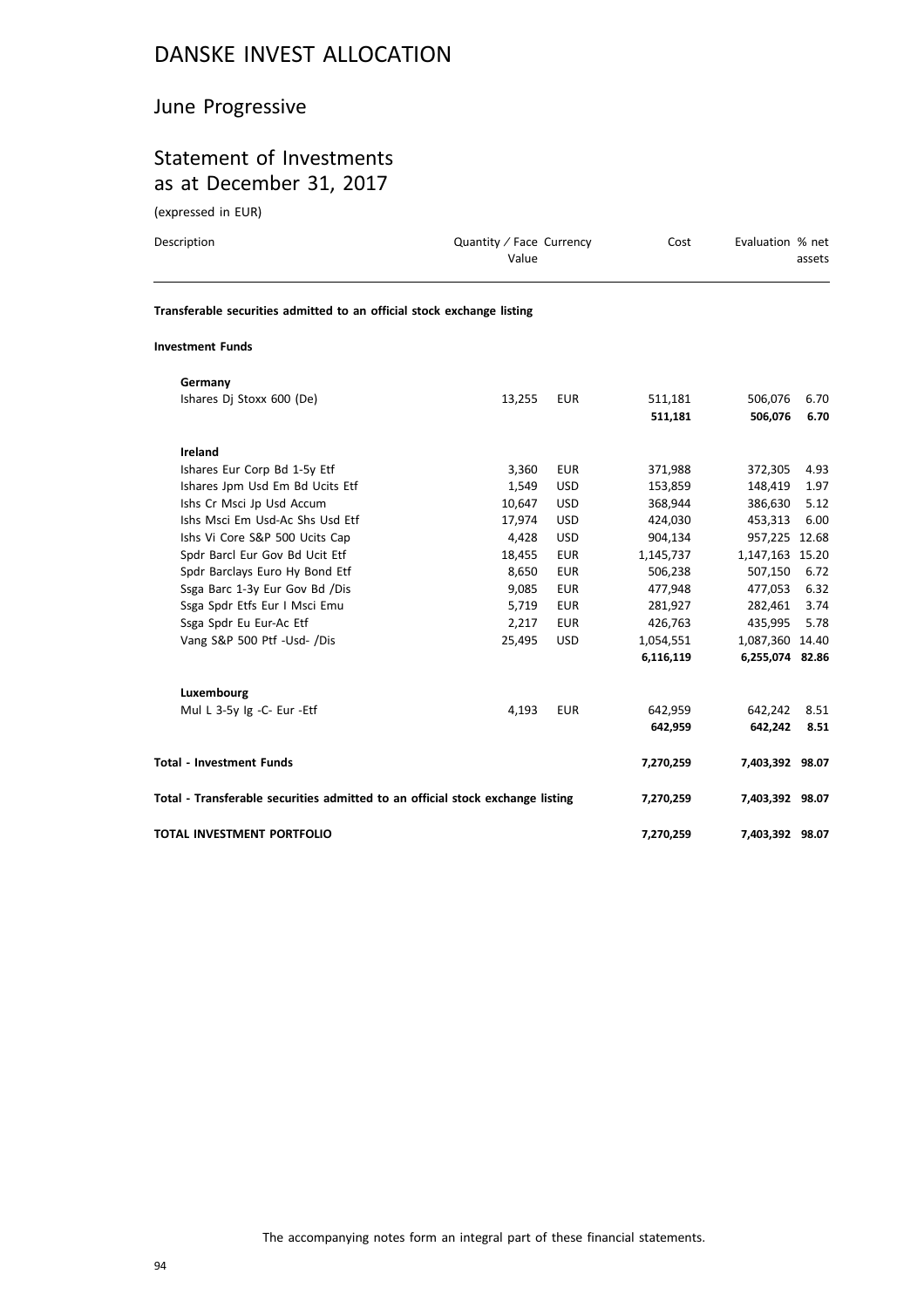# DANSKE INVEST ALLOCATION

## June Progressive

## Statement of Investments as at December 31, 2017

(expressed in EUR)

| Description | Quantity / Face Value | Currency | Cost | Evaluation | % net assets |
|---|---|---|---|---|---|
| **Transferable securities admitted to an official stock exchange listing** | | | | | |
| **Investment Funds** | | | | | |
| **Germany** | | | | | |
| Ishares Dj Stoxx 600 (De) | 13,255 | EUR | 511,181 | 506,076 | 6.70 |
| | | | **511,181** | **506,076** | **6.70** |
| **Ireland** | | | | | |
| Ishares Eur Corp Bd 1-5y Etf | 3,360 | EUR | 371,988 | 372,305 | 4.93 |
| Ishares Jpm Usd Em Bd Ucits Etf | 1,549 | USD | 153,859 | 148,419 | 1.97 |
| Ishs Cr Msci Jp Usd Accum | 10,647 | USD | 368,944 | 386,630 | 5.12 |
| Ishs Msci Em Usd-Ac Shs Usd Etf | 17,974 | USD | 424,030 | 453,313 | 6.00 |
| Ishs Vi Core S&P 500 Ucits Cap | 4,428 | USD | 904,134 | 957,225 | 12.68 |
| Spdr Barcl Eur Gov Bd Ucit Etf | 18,455 | EUR | 1,145,737 | 1,147,163 | 15.20 |
| Spdr Barclays Euro Hy Bond Etf | 8,650 | EUR | 506,238 | 507,150 | 6.72 |
| Ssga Barc 1-3y Eur Gov Bd /Dis | 9,085 | EUR | 477,948 | 477,053 | 6.32 |
| Ssga Spdr Etfs Eur I Msci Emu | 5,719 | EUR | 281,927 | 282,461 | 3.74 |
| Ssga Spdr Eu Eur-Ac Etf | 2,217 | EUR | 426,763 | 435,995 | 5.78 |
| Vang S&P 500 Ptf -Usd- /Dis | 25,495 | USD | 1,054,551 | 1,087,360 | 14.40 |
| | | | **6,116,119** | **6,255,074** | **82.86** |
| **Luxembourg** | | | | | |
| Mul L 3-5y Ig -C- Eur -Etf | 4,193 | EUR | 642,959 | 642,242 | 8.51 |
| | | | **642,959** | **642,242** | **8.51** |
| **Total - Investment Funds** | | | **7,270,259** | **7,403,392** | **98.07** |
| **Total - Transferable securities admitted to an official stock exchange listing** | | | **7,270,259** | **7,403,392** | **98.07** |
| **TOTAL INVESTMENT PORTFOLIO** | | | **7,270,259** | **7,403,392** | **98.07** |

The accompanying notes form an integral part of these financial statements.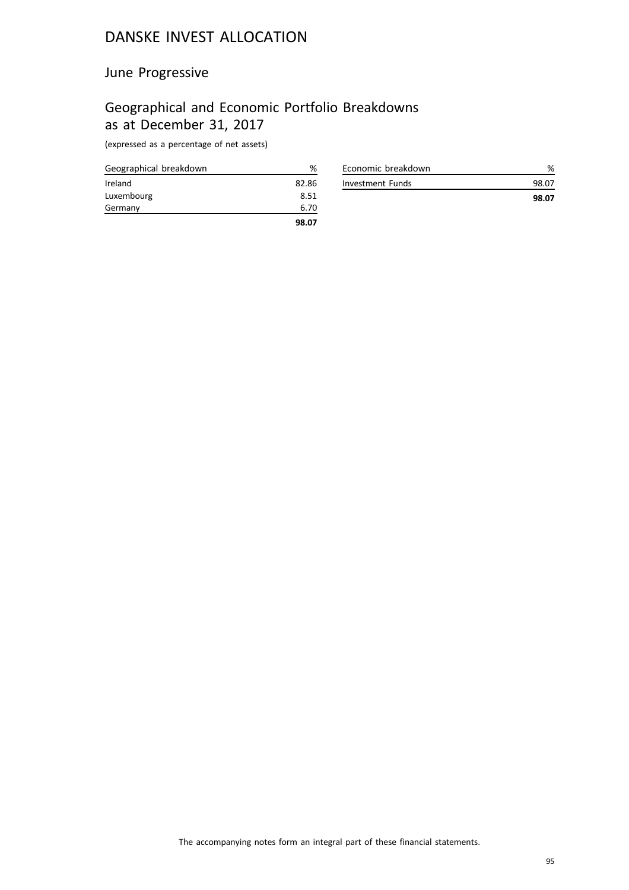# DANSKE INVEST ALLOCATION

## June Progressive

## Geographical and Economic Portfolio Breakdowns as at December 31, 2017

(expressed as a percentage of net assets)

| Geographical breakdown | % |
|---|---|
| Ireland | 82.86 |
| Luxembourg | 8.51 |
| Germany | 6.70 |
| | **98.07** |

| Economic breakdown | % |
|---|---|
| Investment Funds | 98.07 |
| | **98.07** |

The accompanying notes form an integral part of these financial statements.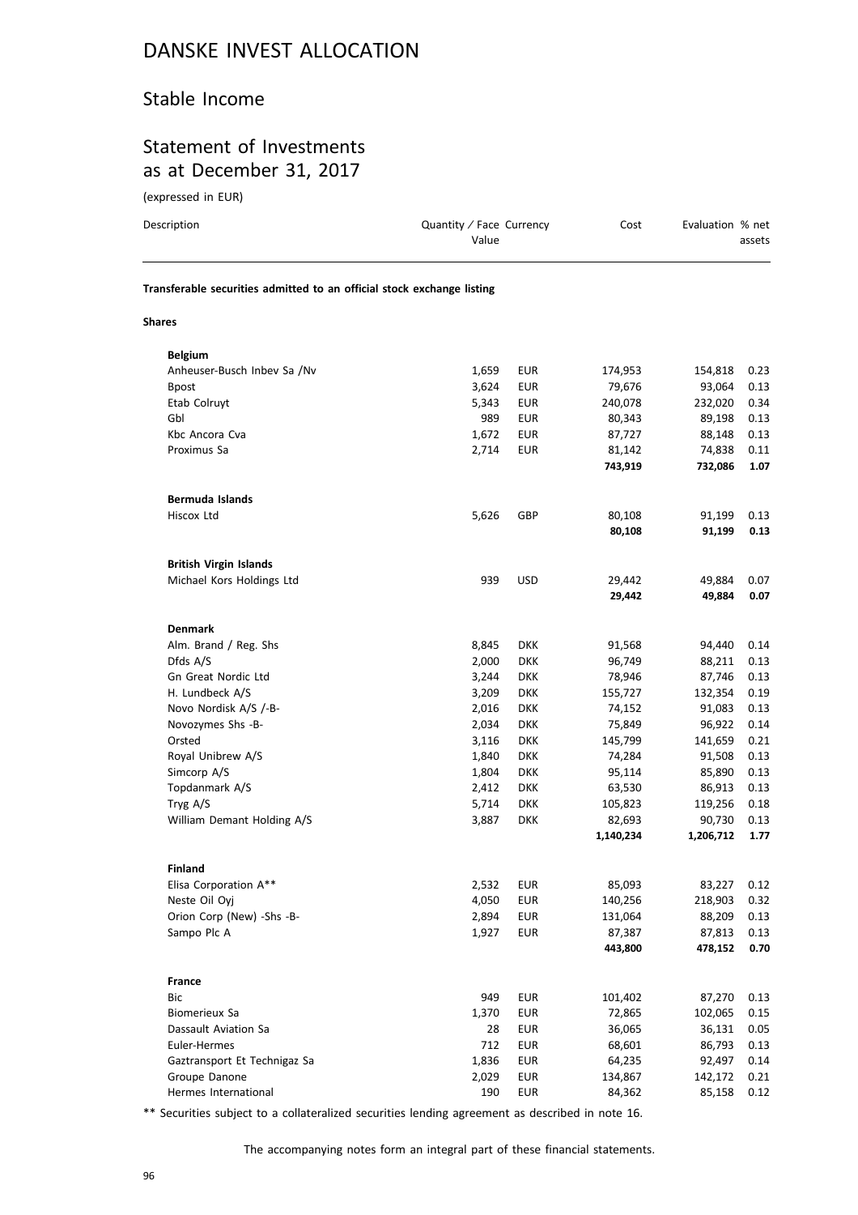# DANSKE INVEST ALLOCATION

## Stable Income

## Statement of Investments as at December 31, 2017

(expressed in EUR)

| Description | Quantity / Face Value | Currency | Cost | Evaluation | % net assets |
|---|---|---|---|---|---|
| **Transferable securities admitted to an official stock exchange listing** | | | | | |
| **Shares** | | | | | |
| **Belgium** | | | | | |
| Anheuser-Busch Inbev Sa /Nv | 1,659 | EUR | 174,953 | 154,818 | 0.23 |
| Bpost | 3,624 | EUR | 79,676 | 93,064 | 0.13 |
| Etab Colruyt | 5,343 | EUR | 240,078 | 232,020 | 0.34 |
| Gbl | 989 | EUR | 80,343 | 89,198 | 0.13 |
| Kbc Ancora Cva | 1,672 | EUR | 87,727 | 88,148 | 0.13 |
| Proximus Sa | 2,714 | EUR | 81,142 | 74,838 | 0.11 |
| | | | **743,919** | **732,086** | **1.07** |
| **Bermuda Islands** | | | | | |
| Hiscox Ltd | 5,626 | GBP | 80,108 | 91,199 | 0.13 |
| | | | **80,108** | **91,199** | **0.13** |
| **British Virgin Islands** | | | | | |
| Michael Kors Holdings Ltd | 939 | USD | 29,442 | 49,884 | 0.07 |
| | | | **29,442** | **49,884** | **0.07** |
| **Denmark** | | | | | |
| Alm. Brand / Reg. Shs | 8,845 | DKK | 91,568 | 94,440 | 0.14 |
| Dfds A/S | 2,000 | DKK | 96,749 | 88,211 | 0.13 |
| Gn Great Nordic Ltd | 3,244 | DKK | 78,946 | 87,746 | 0.13 |
| H. Lundbeck A/S | 3,209 | DKK | 155,727 | 132,354 | 0.19 |
| Novo Nordisk A/S /-B- | 2,016 | DKK | 74,152 | 91,083 | 0.13 |
| Novozymes Shs -B- | 2,034 | DKK | 75,849 | 96,922 | 0.14 |
| Orsted | 3,116 | DKK | 145,799 | 141,659 | 0.21 |
| Royal Unibrew A/S | 1,840 | DKK | 74,284 | 91,508 | 0.13 |
| Simcorp A/S | 1,804 | DKK | 95,114 | 85,890 | 0.13 |
| Topdanmark A/S | 2,412 | DKK | 63,530 | 86,913 | 0.13 |
| Tryg A/S | 5,714 | DKK | 105,823 | 119,256 | 0.18 |
| William Demant Holding A/S | 3,887 | DKK | 82,693 | 90,730 | 0.13 |
| | | | **1,140,234** | **1,206,712** | **1.77** |
| **Finland** | | | | | |
| Elisa Corporation A** | 2,532 | EUR | 85,093 | 83,227 | 0.12 |
| Neste Oil Oyj | 4,050 | EUR | 140,256 | 218,903 | 0.32 |
| Orion Corp (New) -Shs -B- | 2,894 | EUR | 131,064 | 88,209 | 0.13 |
| Sampo Plc A | 1,927 | EUR | 87,387 | 87,813 | 0.13 |
| | | | **443,800** | **478,152** | **0.70** |
| **France** | | | | | |
| Bic | 949 | EUR | 101,402 | 87,270 | 0.13 |
| Biomerieux Sa | 1,370 | EUR | 72,865 | 102,065 | 0.15 |
| Dassault Aviation Sa | 28 | EUR | 36,065 | 36,131 | 0.05 |
| Euler-Hermes | 712 | EUR | 68,601 | 86,793 | 0.13 |
| Gaztransport Et Technigaz Sa | 1,836 | EUR | 64,235 | 92,497 | 0.14 |
| Groupe Danone | 2,029 | EUR | 134,867 | 142,172 | 0.21 |
| Hermes International | 190 | EUR | 84,362 | 85,158 | 0.12 |

** Securities subject to a collateralized securities lending agreement as described in note 16.

The accompanying notes form an integral part of these financial statements.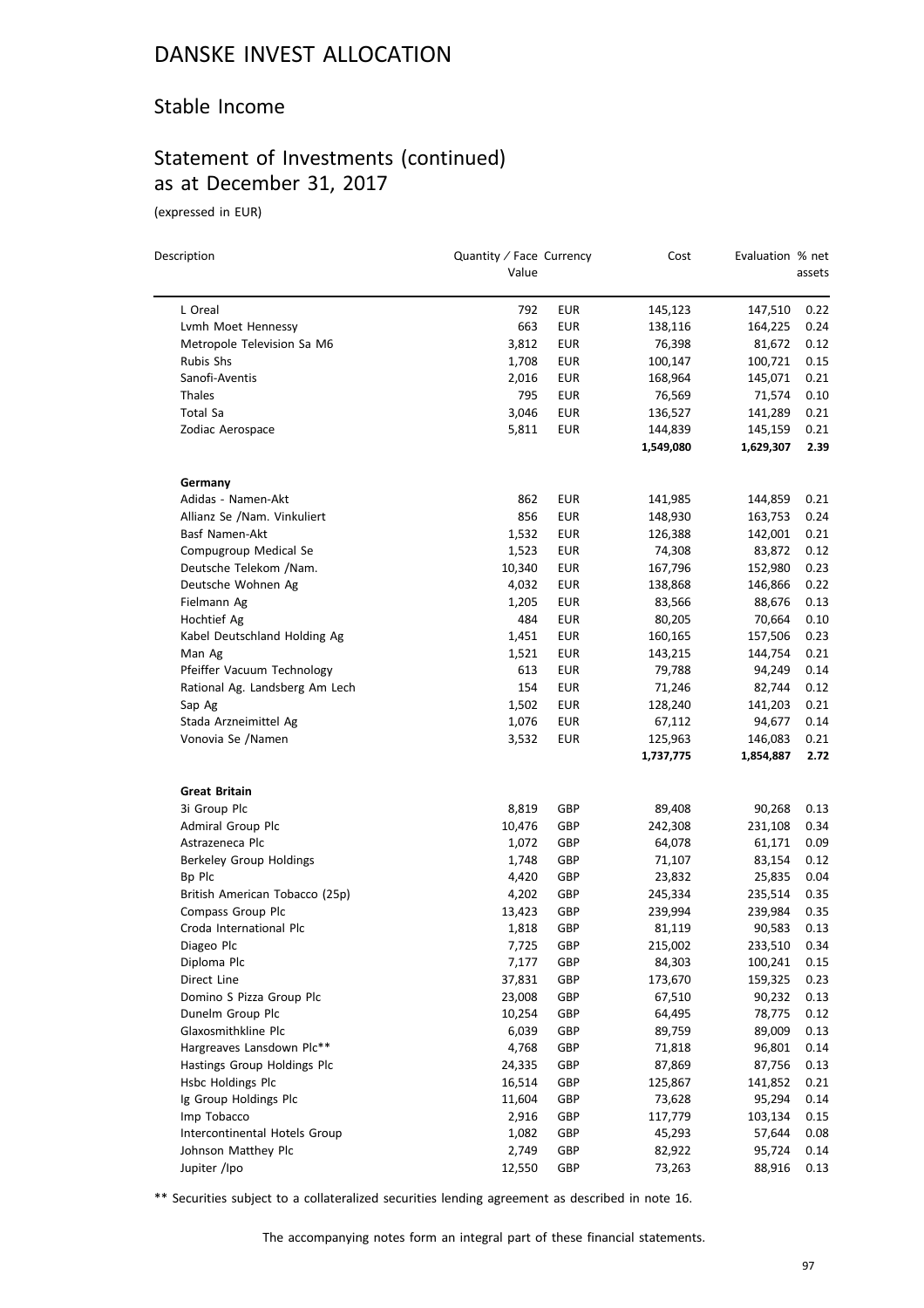# DANSKE INVEST ALLOCATION

## Stable Income

## Statement of Investments (continued) as at December 31, 2017

(expressed in EUR)

| Description | Quantity / Face Value | Currency | Cost | Evaluation | % net assets |
|---|---|---|---|---|---|
| L Oreal | 792 | EUR | 145,123 | 147,510 | 0.22 |
| Lvmh Moet Hennessy | 663 | EUR | 138,116 | 164,225 | 0.24 |
| Metropole Television Sa M6 | 3,812 | EUR | 76,398 | 81,672 | 0.12 |
| Rubis Shs | 1,708 | EUR | 100,147 | 100,721 | 0.15 |
| Sanofi-Aventis | 2,016 | EUR | 168,964 | 145,071 | 0.21 |
| Thales | 795 | EUR | 76,569 | 71,574 | 0.10 |
| Total Sa | 3,046 | EUR | 136,527 | 141,289 | 0.21 |
| Zodiac Aerospace | 5,811 | EUR | 144,839 | 145,159 | 0.21 |
| | | | **1,549,080** | **1,629,307** | **2.39** |
| **Germany** | | | | | |
| Adidas - Namen-Akt | 862 | EUR | 141,985 | 144,859 | 0.21 |
| Allianz Se /Nam. Vinkuliert | 856 | EUR | 148,930 | 163,753 | 0.24 |
| Basf Namen-Akt | 1,532 | EUR | 126,388 | 142,001 | 0.21 |
| Compugroup Medical Se | 1,523 | EUR | 74,308 | 83,872 | 0.12 |
| Deutsche Telekom /Nam. | 10,340 | EUR | 167,796 | 152,980 | 0.23 |
| Deutsche Wohnen Ag | 4,032 | EUR | 138,868 | 146,866 | 0.22 |
| Fielmann Ag | 1,205 | EUR | 83,566 | 88,676 | 0.13 |
| Hochtief Ag | 484 | EUR | 80,205 | 70,664 | 0.10 |
| Kabel Deutschland Holding Ag | 1,451 | EUR | 160,165 | 157,506 | 0.23 |
| Man Ag | 1,521 | EUR | 143,215 | 144,754 | 0.21 |
| Pfeiffer Vacuum Technology | 613 | EUR | 79,788 | 94,249 | 0.14 |
| Rational Ag. Landsberg Am Lech | 154 | EUR | 71,246 | 82,744 | 0.12 |
| Sap Ag | 1,502 | EUR | 128,240 | 141,203 | 0.21 |
| Stada Arzneimittel Ag | 1,076 | EUR | 67,112 | 94,677 | 0.14 |
| Vonovia Se /Namen | 3,532 | EUR | 125,963 | 146,083 | 0.21 |
| | | | **1,737,775** | **1,854,887** | **2.72** |
| **Great Britain** | | | | | |
| 3i Group Plc | 8,819 | GBP | 89,408 | 90,268 | 0.13 |
| Admiral Group Plc | 10,476 | GBP | 242,308 | 231,108 | 0.34 |
| Astrazeneca Plc | 1,072 | GBP | 64,078 | 61,171 | 0.09 |
| Berkeley Group Holdings | 1,748 | GBP | 71,107 | 83,154 | 0.12 |
| Bp Plc | 4,420 | GBP | 23,832 | 25,835 | 0.04 |
| British American Tobacco (25p) | 4,202 | GBP | 245,334 | 235,514 | 0.35 |
| Compass Group Plc | 13,423 | GBP | 239,994 | 239,984 | 0.35 |
| Croda International Plc | 1,818 | GBP | 81,119 | 90,583 | 0.13 |
| Diageo Plc | 7,725 | GBP | 215,002 | 233,510 | 0.34 |
| Diploma Plc | 7,177 | GBP | 84,303 | 100,241 | 0.15 |
| Direct Line | 37,831 | GBP | 173,670 | 159,325 | 0.23 |
| Domino S Pizza Group Plc | 23,008 | GBP | 67,510 | 90,232 | 0.13 |
| Dunelm Group Plc | 10,254 | GBP | 64,495 | 78,775 | 0.12 |
| Glaxosmithkline Plc | 6,039 | GBP | 89,759 | 89,009 | 0.13 |
| Hargreaves Lansdown Plc** | 4,768 | GBP | 71,818 | 96,801 | 0.14 |
| Hastings Group Holdings Plc | 24,335 | GBP | 87,869 | 87,756 | 0.13 |
| Hsbc Holdings Plc | 16,514 | GBP | 125,867 | 141,852 | 0.21 |
| Ig Group Holdings Plc | 11,604 | GBP | 73,628 | 95,294 | 0.14 |
| Imp Tobacco | 2,916 | GBP | 117,779 | 103,134 | 0.15 |
| Intercontinental Hotels Group | 1,082 | GBP | 45,293 | 57,644 | 0.08 |
| Johnson Matthey Plc | 2,749 | GBP | 82,922 | 95,724 | 0.14 |
| Jupiter /Ipo | 12,550 | GBP | 73,263 | 88,916 | 0.13 |

** Securities subject to a collateralized securities lending agreement as described in note 16.

The accompanying notes form an integral part of these financial statements.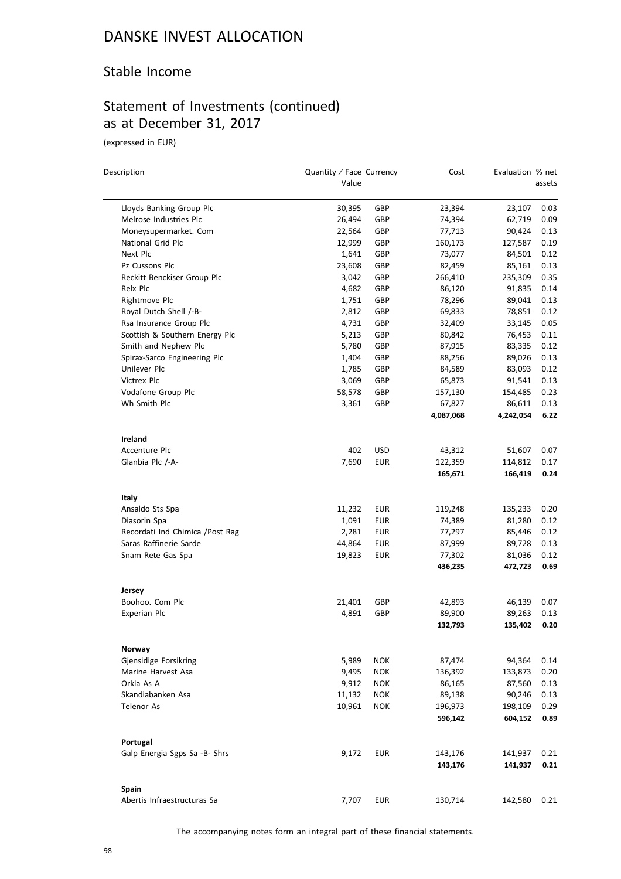# DANSKE INVEST ALLOCATION

## Stable Income

## Statement of Investments (continued) as at December 31, 2017

(expressed in EUR)

| Description | Quantity / Face Value | Currency | Cost | Evaluation | % net assets |
|---|---|---|---|---|---|
| Lloyds Banking Group Plc | 30,395 | GBP | 23,394 | 23,107 | 0.03 |
| Melrose Industries Plc | 26,494 | GBP | 74,394 | 62,719 | 0.09 |
| Moneysupermarket. Com | 22,564 | GBP | 77,713 | 90,424 | 0.13 |
| National Grid Plc | 12,999 | GBP | 160,173 | 127,587 | 0.19 |
| Next Plc | 1,641 | GBP | 73,077 | 84,501 | 0.12 |
| Pz Cussons Plc | 23,608 | GBP | 82,459 | 85,161 | 0.13 |
| Reckitt Benckiser Group Plc | 3,042 | GBP | 266,410 | 235,309 | 0.35 |
| Relx Plc | 4,682 | GBP | 86,120 | 91,835 | 0.14 |
| Rightmove Plc | 1,751 | GBP | 78,296 | 89,041 | 0.13 |
| Royal Dutch Shell /-B- | 2,812 | GBP | 69,833 | 78,851 | 0.12 |
| Rsa Insurance Group Plc | 4,731 | GBP | 32,409 | 33,145 | 0.05 |
| Scottish & Southern Energy Plc | 5,213 | GBP | 80,842 | 76,453 | 0.11 |
| Smith and Nephew Plc | 5,780 | GBP | 87,915 | 83,335 | 0.12 |
| Spirax-Sarco Engineering Plc | 1,404 | GBP | 88,256 | 89,026 | 0.13 |
| Unilever Plc | 1,785 | GBP | 84,589 | 83,093 | 0.12 |
| Victrex Plc | 3,069 | GBP | 65,873 | 91,541 | 0.13 |
| Vodafone Group Plc | 58,578 | GBP | 157,130 | 154,485 | 0.23 |
| Wh Smith Plc | 3,361 | GBP | 67,827 | 86,611 | 0.13 |
| | | | **4,087,068** | **4,242,054** | **6.22** |
| **Ireland** | | | | | |
| Accenture Plc | 402 | USD | 43,312 | 51,607 | 0.07 |
| Glanbia Plc /-A- | 7,690 | EUR | 122,359 | 114,812 | 0.17 |
| | | | **165,671** | **166,419** | **0.24** |
| **Italy** | | | | | |
| Ansaldo Sts Spa | 11,232 | EUR | 119,248 | 135,233 | 0.20 |
| Diasorin Spa | 1,091 | EUR | 74,389 | 81,280 | 0.12 |
| Recordati Ind Chimica /Post Rag | 2,281 | EUR | 77,297 | 85,446 | 0.12 |
| Saras Raffinerie Sarde | 44,864 | EUR | 87,999 | 89,728 | 0.13 |
| Snam Rete Gas Spa | 19,823 | EUR | 77,302 | 81,036 | 0.12 |
| | | | **436,235** | **472,723** | **0.69** |
| **Jersey** | | | | | |
| Boohoo. Com Plc | 21,401 | GBP | 42,893 | 46,139 | 0.07 |
| Experian Plc | 4,891 | GBP | 89,900 | 89,263 | 0.13 |
| | | | **132,793** | **135,402** | **0.20** |
| **Norway** | | | | | |
| Gjensidige Forsikring | 5,989 | NOK | 87,474 | 94,364 | 0.14 |
| Marine Harvest Asa | 9,495 | NOK | 136,392 | 133,873 | 0.20 |
| Orkla As A | 9,912 | NOK | 86,165 | 87,560 | 0.13 |
| Skandiabanken Asa | 11,132 | NOK | 89,138 | 90,246 | 0.13 |
| Telenor As | 10,961 | NOK | 196,973 | 198,109 | 0.29 |
| | | | **596,142** | **604,152** | **0.89** |
| **Portugal** | | | | | |
| Galp Energia Sgps Sa -B- Shrs | 9,172 | EUR | 143,176 | 141,937 | 0.21 |
| | | | **143,176** | **141,937** | **0.21** |
| **Spain** | | | | | |
| Abertis Infraestructuras Sa | 7,707 | EUR | 130,714 | 142,580 | 0.21 |

The accompanying notes form an integral part of these financial statements.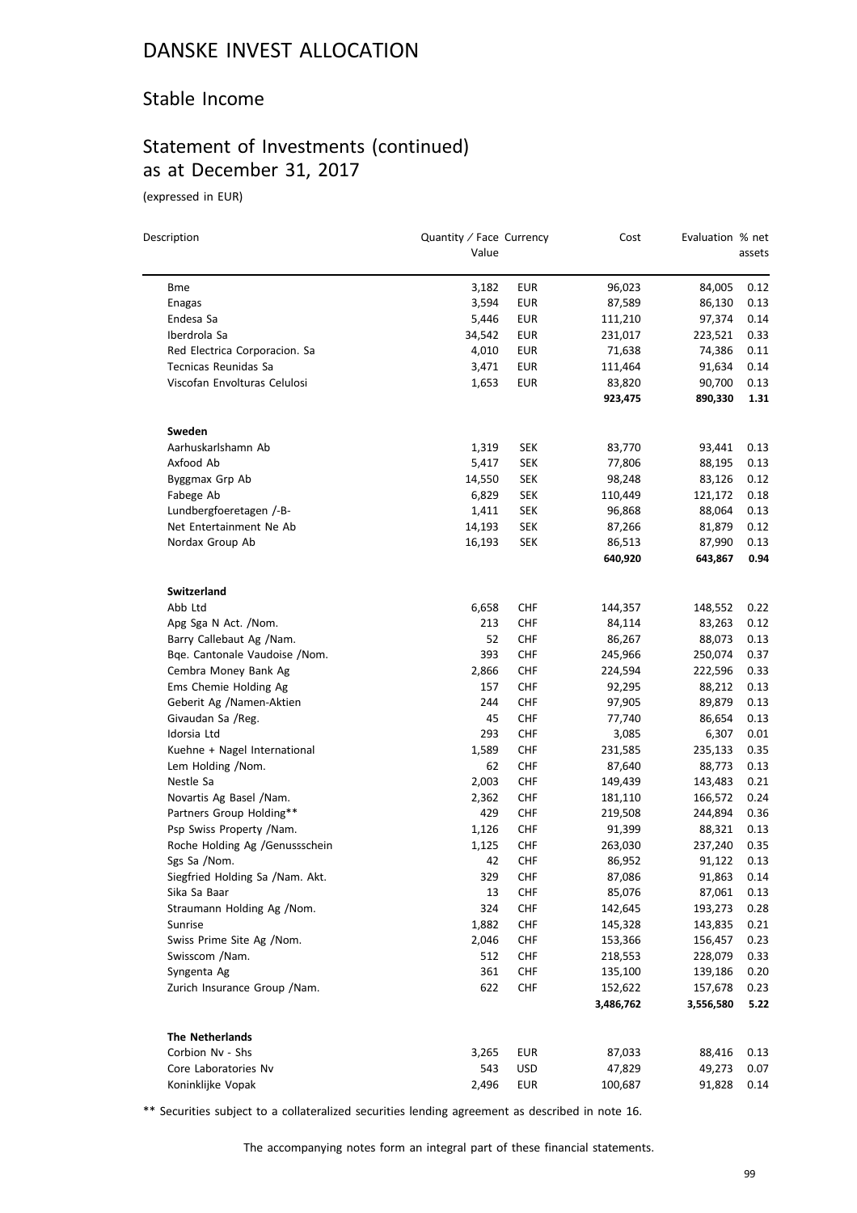# DANSKE INVEST ALLOCATION

## Stable Income

## Statement of Investments (continued) as at December 31, 2017

(expressed in EUR)

| Description | Quantity / Face Value | Currency | Cost | Evaluation | % net assets |
|---|---|---|---|---|---|
| Bme | 3,182 | EUR | 96,023 | 84,005 | 0.12 |
| Enagas | 3,594 | EUR | 87,589 | 86,130 | 0.13 |
| Endesa Sa | 5,446 | EUR | 111,210 | 97,374 | 0.14 |
| Iberdrola Sa | 34,542 | EUR | 231,017 | 223,521 | 0.33 |
| Red Electrica Corporacion. Sa | 4,010 | EUR | 71,638 | 74,386 | 0.11 |
| Tecnicas Reunidas Sa | 3,471 | EUR | 111,464 | 91,634 | 0.14 |
| Viscofan Envolturas Celulosi | 1,653 | EUR | 83,820 | 90,700 | 0.13 |
| | | | **923,475** | **890,330** | **1.31** |
| **Sweden** | | | | | |
| Aarhuskarlshamn Ab | 1,319 | SEK | 83,770 | 93,441 | 0.13 |
| Axfood Ab | 5,417 | SEK | 77,806 | 88,195 | 0.13 |
| Byggmax Grp Ab | 14,550 | SEK | 98,248 | 83,126 | 0.12 |
| Fabege Ab | 6,829 | SEK | 110,449 | 121,172 | 0.18 |
| Lundbergfoeretagen /-B- | 1,411 | SEK | 96,868 | 88,064 | 0.13 |
| Net Entertainment Ne Ab | 14,193 | SEK | 87,266 | 81,879 | 0.12 |
| Nordax Group Ab | 16,193 | SEK | 86,513 | 87,990 | 0.13 |
| | | | **640,920** | **643,867** | **0.94** |
| **Switzerland** | | | | | |
| Abb Ltd | 6,658 | CHF | 144,357 | 148,552 | 0.22 |
| Apg Sga N Act. /Nom. | 213 | CHF | 84,114 | 83,263 | 0.12 |
| Barry Callebaut Ag /Nam. | 52 | CHF | 86,267 | 88,073 | 0.13 |
| Bqe. Cantonale Vaudoise /Nom. | 393 | CHF | 245,966 | 250,074 | 0.37 |
| Cembra Money Bank Ag | 2,866 | CHF | 224,594 | 222,596 | 0.33 |
| Ems Chemie Holding Ag | 157 | CHF | 92,295 | 88,212 | 0.13 |
| Geberit Ag /Namen-Aktien | 244 | CHF | 97,905 | 89,879 | 0.13 |
| Givaudan Sa /Reg. | 45 | CHF | 77,740 | 86,654 | 0.13 |
| Idorsia Ltd | 293 | CHF | 3,085 | 6,307 | 0.01 |
| Kuehne + Nagel International | 1,589 | CHF | 231,585 | 235,133 | 0.35 |
| Lem Holding /Nom. | 62 | CHF | 87,640 | 88,773 | 0.13 |
| Nestle Sa | 2,003 | CHF | 149,439 | 143,483 | 0.21 |
| Novartis Ag Basel /Nam. | 2,362 | CHF | 181,110 | 166,572 | 0.24 |
| Partners Group Holding** | 429 | CHF | 219,508 | 244,894 | 0.36 |
| Psp Swiss Property /Nam. | 1,126 | CHF | 91,399 | 88,321 | 0.13 |
| Roche Holding Ag /Genussschein | 1,125 | CHF | 263,030 | 237,240 | 0.35 |
| Sgs Sa /Nom. | 42 | CHF | 86,952 | 91,122 | 0.13 |
| Siegfried Holding Sa /Nam. Akt. | 329 | CHF | 87,086 | 91,863 | 0.14 |
| Sika Sa Baar | 13 | CHF | 85,076 | 87,061 | 0.13 |
| Straumann Holding Ag /Nom. | 324 | CHF | 142,645 | 193,273 | 0.28 |
| Sunrise | 1,882 | CHF | 145,328 | 143,835 | 0.21 |
| Swiss Prime Site Ag /Nom. | 2,046 | CHF | 153,366 | 156,457 | 0.23 |
| Swisscom /Nam. | 512 | CHF | 218,553 | 228,079 | 0.33 |
| Syngenta Ag | 361 | CHF | 135,100 | 139,186 | 0.20 |
| Zurich Insurance Group /Nam. | 622 | CHF | 152,622 | 157,678 | 0.23 |
| | | | **3,486,762** | **3,556,580** | **5.22** |
| **The Netherlands** | | | | | |
| Corbion Nv - Shs | 3,265 | EUR | 87,033 | 88,416 | 0.13 |
| Core Laboratories Nv | 543 | USD | 47,829 | 49,273 | 0.07 |
| Koninklijke Vopak | 2,496 | EUR | 100,687 | 91,828 | 0.14 |

** Securities subject to a collateralized securities lending agreement as described in note 16.

The accompanying notes form an integral part of these financial statements.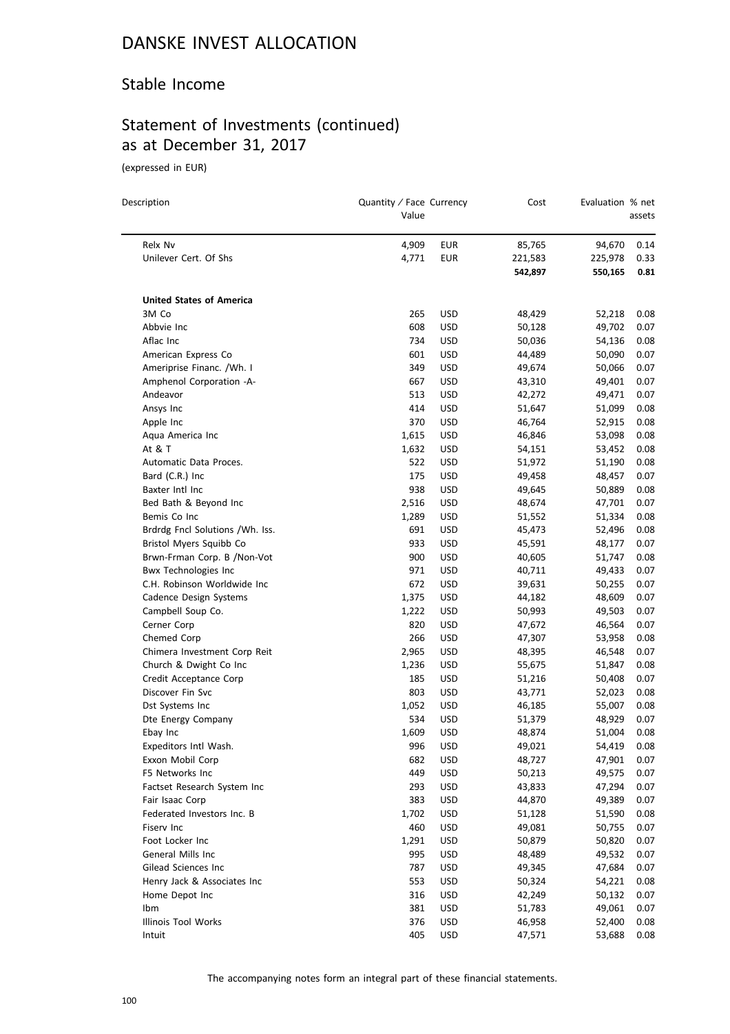# DANSKE INVEST ALLOCATION

## Stable Income

## Statement of Investments (continued) as at December 31, 2017

(expressed in EUR)

| Description | Quantity / Face Value | Currency | Cost | Evaluation | % net assets |
|---|---|---|---|---|---|
| Relx Nv | 4,909 | EUR | 85,765 | 94,670 | 0.14 |
| Unilever Cert. Of Shs | 4,771 | EUR | 221,583 | 225,978 | 0.33 |
| | | | **542,897** | **550,165** | **0.81** |
| **United States of America** | | | | | |
| 3M Co | 265 | USD | 48,429 | 52,218 | 0.08 |
| Abbvie Inc | 608 | USD | 50,128 | 49,702 | 0.07 |
| Aflac Inc | 734 | USD | 50,036 | 54,136 | 0.08 |
| American Express Co | 601 | USD | 44,489 | 50,090 | 0.07 |
| Ameriprise Financ. /Wh. I | 349 | USD | 49,674 | 50,066 | 0.07 |
| Amphenol Corporation -A- | 667 | USD | 43,310 | 49,401 | 0.07 |
| Andeavor | 513 | USD | 42,272 | 49,471 | 0.07 |
| Ansys Inc | 414 | USD | 51,647 | 51,099 | 0.08 |
| Apple Inc | 370 | USD | 46,764 | 52,915 | 0.08 |
| Aqua America Inc | 1,615 | USD | 46,846 | 53,098 | 0.08 |
| At & T | 1,632 | USD | 54,151 | 53,452 | 0.08 |
| Automatic Data Proces. | 522 | USD | 51,972 | 51,190 | 0.08 |
| Bard (C.R.) Inc | 175 | USD | 49,458 | 48,457 | 0.07 |
| Baxter Intl Inc | 938 | USD | 49,645 | 50,889 | 0.08 |
| Bed Bath & Beyond Inc | 2,516 | USD | 48,674 | 47,701 | 0.07 |
| Bemis Co Inc | 1,289 | USD | 51,552 | 51,334 | 0.08 |
| Brdrdg Fncl Solutions /Wh. Iss. | 691 | USD | 45,473 | 52,496 | 0.08 |
| Bristol Myers Squibb Co | 933 | USD | 45,591 | 48,177 | 0.07 |
| Brwn-Frman Corp. B /Non-Vot | 900 | USD | 40,605 | 51,747 | 0.08 |
| Bwx Technologies Inc | 971 | USD | 40,711 | 49,433 | 0.07 |
| C.H. Robinson Worldwide Inc | 672 | USD | 39,631 | 50,255 | 0.07 |
| Cadence Design Systems | 1,375 | USD | 44,182 | 48,609 | 0.07 |
| Campbell Soup Co. | 1,222 | USD | 50,993 | 49,503 | 0.07 |
| Cerner Corp | 820 | USD | 47,672 | 46,564 | 0.07 |
| Chemed Corp | 266 | USD | 47,307 | 53,958 | 0.08 |
| Chimera Investment Corp Reit | 2,965 | USD | 48,395 | 46,548 | 0.07 |
| Church & Dwight Co Inc | 1,236 | USD | 55,675 | 51,847 | 0.08 |
| Credit Acceptance Corp | 185 | USD | 51,216 | 50,408 | 0.07 |
| Discover Fin Svc | 803 | USD | 43,771 | 52,023 | 0.08 |
| Dst Systems Inc | 1,052 | USD | 46,185 | 55,007 | 0.08 |
| Dte Energy Company | 534 | USD | 51,379 | 48,929 | 0.07 |
| Ebay Inc | 1,609 | USD | 48,874 | 51,004 | 0.08 |
| Expeditors Intl Wash. | 996 | USD | 49,021 | 54,419 | 0.08 |
| Exxon Mobil Corp | 682 | USD | 48,727 | 47,901 | 0.07 |
| F5 Networks Inc | 449 | USD | 50,213 | 49,575 | 0.07 |
| Factset Research System Inc | 293 | USD | 43,833 | 47,294 | 0.07 |
| Fair Isaac Corp | 383 | USD | 44,870 | 49,389 | 0.07 |
| Federated Investors Inc. B | 1,702 | USD | 51,128 | 51,590 | 0.08 |
| Fiserv Inc | 460 | USD | 49,081 | 50,755 | 0.07 |
| Foot Locker Inc | 1,291 | USD | 50,879 | 50,820 | 0.07 |
| General Mills Inc | 995 | USD | 48,489 | 49,532 | 0.07 |
| Gilead Sciences Inc | 787 | USD | 49,345 | 47,684 | 0.07 |
| Henry Jack & Associates Inc | 553 | USD | 50,324 | 54,221 | 0.08 |
| Home Depot Inc | 316 | USD | 42,249 | 50,132 | 0.07 |
| Ibm | 381 | USD | 51,783 | 49,061 | 0.07 |
| Illinois Tool Works | 376 | USD | 46,958 | 52,400 | 0.08 |
| Intuit | 405 | USD | 47,571 | 53,688 | 0.08 |

The accompanying notes form an integral part of these financial statements.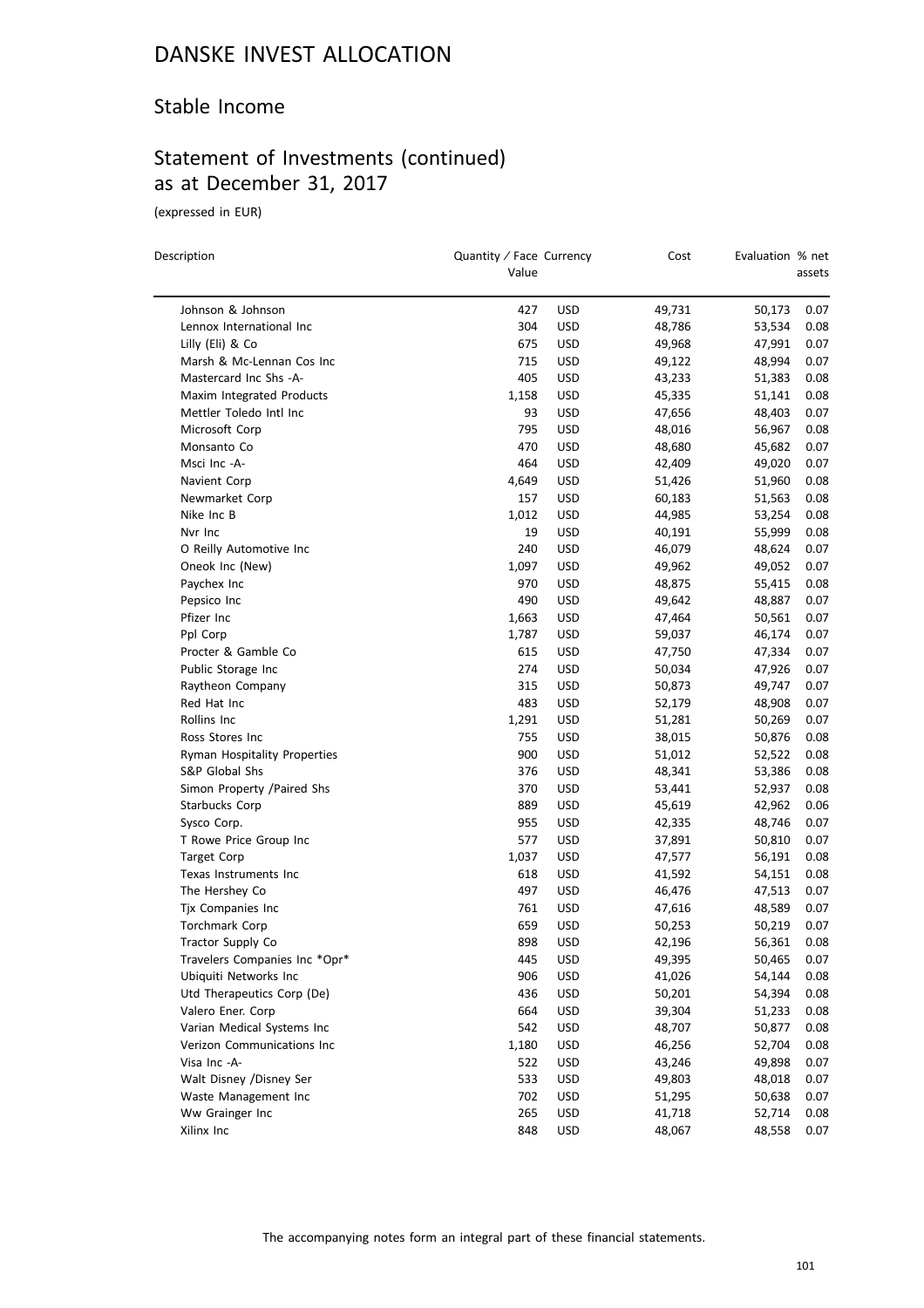# DANSKE INVEST ALLOCATION

## Stable Income

## Statement of Investments (continued) as at December 31, 2017

(expressed in EUR)

| Description | Quantity / Face Value | Currency | Cost | Evaluation | % net assets |
|---|---|---|---|---|---|
| Johnson & Johnson | 427 | USD | 49,731 | 50,173 | 0.07 |
| Lennox International Inc | 304 | USD | 48,786 | 53,534 | 0.08 |
| Lilly (Eli) & Co | 675 | USD | 49,968 | 47,991 | 0.07 |
| Marsh & Mc-Lennan Cos Inc | 715 | USD | 49,122 | 48,994 | 0.07 |
| Mastercard Inc Shs -A- | 405 | USD | 43,233 | 51,383 | 0.08 |
| Maxim Integrated Products | 1,158 | USD | 45,335 | 51,141 | 0.08 |
| Mettler Toledo Intl Inc | 93 | USD | 47,656 | 48,403 | 0.07 |
| Microsoft Corp | 795 | USD | 48,016 | 56,967 | 0.08 |
| Monsanto Co | 470 | USD | 48,680 | 45,682 | 0.07 |
| Msci Inc -A- | 464 | USD | 42,409 | 49,020 | 0.07 |
| Navient Corp | 4,649 | USD | 51,426 | 51,960 | 0.08 |
| Newmarket Corp | 157 | USD | 60,183 | 51,563 | 0.08 |
| Nike Inc B | 1,012 | USD | 44,985 | 53,254 | 0.08 |
| Nvr Inc | 19 | USD | 40,191 | 55,999 | 0.08 |
| O Reilly Automotive Inc | 240 | USD | 46,079 | 48,624 | 0.07 |
| Oneok Inc (New) | 1,097 | USD | 49,962 | 49,052 | 0.07 |
| Paychex Inc | 970 | USD | 48,875 | 55,415 | 0.08 |
| Pepsico Inc | 490 | USD | 49,642 | 48,887 | 0.07 |
| Pfizer Inc | 1,663 | USD | 47,464 | 50,561 | 0.07 |
| Ppl Corp | 1,787 | USD | 59,037 | 46,174 | 0.07 |
| Procter & Gamble Co | 615 | USD | 47,750 | 47,334 | 0.07 |
| Public Storage Inc | 274 | USD | 50,034 | 47,926 | 0.07 |
| Raytheon Company | 315 | USD | 50,873 | 49,747 | 0.07 |
| Red Hat Inc | 483 | USD | 52,179 | 48,908 | 0.07 |
| Rollins Inc | 1,291 | USD | 51,281 | 50,269 | 0.07 |
| Ross Stores Inc | 755 | USD | 38,015 | 50,876 | 0.08 |
| Ryman Hospitality Properties | 900 | USD | 51,012 | 52,522 | 0.08 |
| S&P Global Shs | 376 | USD | 48,341 | 53,386 | 0.08 |
| Simon Property /Paired Shs | 370 | USD | 53,441 | 52,937 | 0.08 |
| Starbucks Corp | 889 | USD | 45,619 | 42,962 | 0.06 |
| Sysco Corp. | 955 | USD | 42,335 | 48,746 | 0.07 |
| T Rowe Price Group Inc | 577 | USD | 37,891 | 50,810 | 0.07 |
| Target Corp | 1,037 | USD | 47,577 | 56,191 | 0.08 |
| Texas Instruments Inc | 618 | USD | 41,592 | 54,151 | 0.08 |
| The Hershey Co | 497 | USD | 46,476 | 47,513 | 0.07 |
| Tjx Companies Inc | 761 | USD | 47,616 | 48,589 | 0.07 |
| Torchmark Corp | 659 | USD | 50,253 | 50,219 | 0.07 |
| Tractor Supply Co | 898 | USD | 42,196 | 56,361 | 0.08 |
| Travelers Companies Inc *Opr* | 445 | USD | 49,395 | 50,465 | 0.07 |
| Ubiquiti Networks Inc | 906 | USD | 41,026 | 54,144 | 0.08 |
| Utd Therapeutics Corp (De) | 436 | USD | 50,201 | 54,394 | 0.08 |
| Valero Ener. Corp | 664 | USD | 39,304 | 51,233 | 0.08 |
| Varian Medical Systems Inc | 542 | USD | 48,707 | 50,877 | 0.08 |
| Verizon Communications Inc | 1,180 | USD | 46,256 | 52,704 | 0.08 |
| Visa Inc -A- | 522 | USD | 43,246 | 49,898 | 0.07 |
| Walt Disney /Disney Ser | 533 | USD | 49,803 | 48,018 | 0.07 |
| Waste Management Inc | 702 | USD | 51,295 | 50,638 | 0.07 |
| Ww Grainger Inc | 265 | USD | 41,718 | 52,714 | 0.08 |
| Xilinx Inc | 848 | USD | 48,067 | 48,558 | 0.07 |

The accompanying notes form an integral part of these financial statements.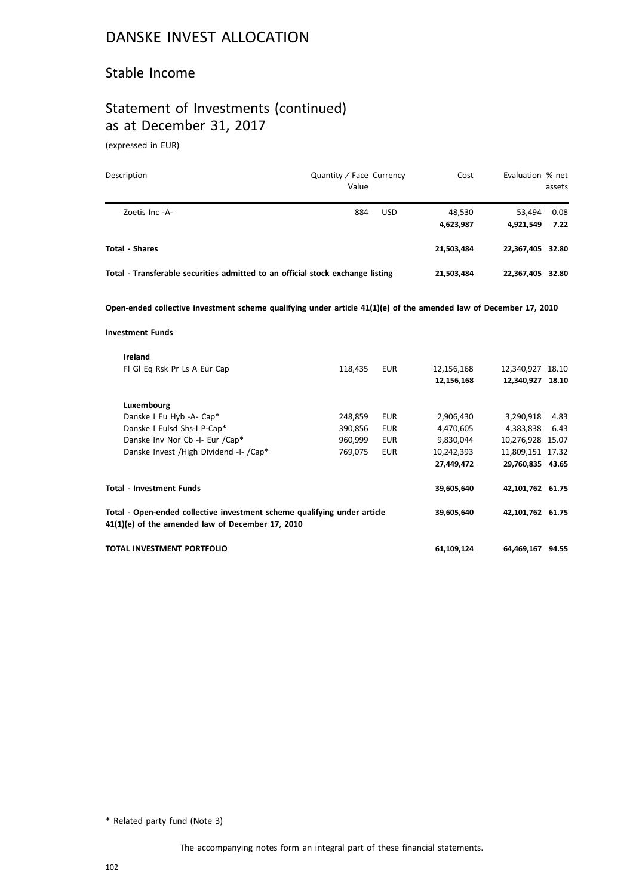# DANSKE INVEST ALLOCATION

## Stable Income

## Statement of Investments (continued) as at December 31, 2017

(expressed in EUR)

| Description | Quantity / Face Value | Currency | Cost | Evaluation | % net assets |
|---|---|---|---|---|---|
| Zoetis Inc -A- | 884 | USD | 48,530 | 53,494 | 0.08 |
| | | | **4,623,987** | **4,921,549** | **7.22** |
| **Total - Shares** | | | **21,503,484** | **22,367,405** | **32.80** |
| **Total - Transferable securities admitted to an official stock exchange listing** | | | **21,503,484** | **22,367,405** | **32.80** |
| **Open-ended collective investment scheme qualifying under article 41(1)(e) of the amended law of December 17, 2010** | | | | | |
| **Investment Funds** | | | | | |
| **Ireland** | | | | | |
| Fl Gl Eq Rsk Pr Ls A Eur Cap | 118,435 | EUR | 12,156,168 | 12,340,927 | 18.10 |
| | | | **12,156,168** | **12,340,927** | **18.10** |
| **Luxembourg** | | | | | |
| Danske I Eu Hyb -A- Cap* | 248,859 | EUR | 2,906,430 | 3,290,918 | 4.83 |
| Danske I Eulsd Shs-I P-Cap* | 390,856 | EUR | 4,470,605 | 4,383,838 | 6.43 |
| Danske Inv Nor Cb -I- Eur /Cap* | 960,999 | EUR | 9,830,044 | 10,276,928 | 15.07 |
| Danske Invest /High Dividend -I- /Cap* | 769,075 | EUR | 10,242,393 | 11,809,151 | 17.32 |
| | | | **27,449,472** | **29,760,835** | **43.65** |
| **Total - Investment Funds** | | | **39,605,640** | **42,101,762** | **61.75** |
| **Total - Open-ended collective investment scheme qualifying under article 41(1)(e) of the amended law of December 17, 2010** | | | **39,605,640** | **42,101,762** | **61.75** |
| **TOTAL INVESTMENT PORTFOLIO** | | | **61,109,124** | **64,469,167** | **94.55** |

\* Related party fund (Note 3)

The accompanying notes form an integral part of these financial statements.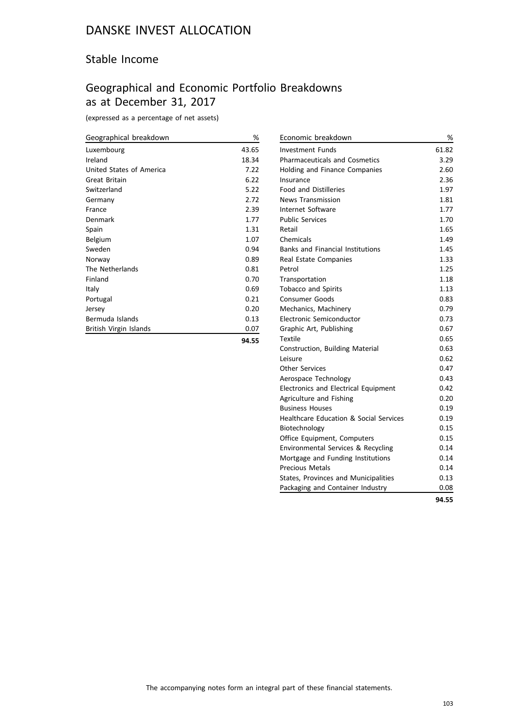# DANSKE INVEST ALLOCATION

## Stable Income

## Geographical and Economic Portfolio Breakdowns as at December 31, 2017

(expressed as a percentage of net assets)

| Geographical breakdown | % |
|---|---|
| Luxembourg | 43.65 |
| Ireland | 18.34 |
| United States of America | 7.22 |
| Great Britain | 6.22 |
| Switzerland | 5.22 |
| Germany | 2.72 |
| France | 2.39 |
| Denmark | 1.77 |
| Spain | 1.31 |
| Belgium | 1.07 |
| Sweden | 0.94 |
| Norway | 0.89 |
| The Netherlands | 0.81 |
| Finland | 0.70 |
| Italy | 0.69 |
| Portugal | 0.21 |
| Jersey | 0.20 |
| Bermuda Islands | 0.13 |
| British Virgin Islands | 0.07 |
| | **94.55** |

| Economic breakdown | % |
|---|---|
| Investment Funds | 61.82 |
| Pharmaceuticals and Cosmetics | 3.29 |
| Holding and Finance Companies | 2.60 |
| Insurance | 2.36 |
| Food and Distilleries | 1.97 |
| News Transmission | 1.81 |
| Internet Software | 1.77 |
| Public Services | 1.70 |
| Retail | 1.65 |
| Chemicals | 1.49 |
| Banks and Financial Institutions | 1.45 |
| Real Estate Companies | 1.33 |
| Petrol | 1.25 |
| Transportation | 1.18 |
| Tobacco and Spirits | 1.13 |
| Consumer Goods | 0.83 |
| Mechanics, Machinery | 0.79 |
| Electronic Semiconductor | 0.73 |
| Graphic Art, Publishing | 0.67 |
| Textile | 0.65 |
| Construction, Building Material | 0.63 |
| Leisure | 0.62 |
| Other Services | 0.47 |
| Aerospace Technology | 0.43 |
| Electronics and Electrical Equipment | 0.42 |
| Agriculture and Fishing | 0.20 |
| Business Houses | 0.19 |
| Healthcare Education & Social Services | 0.19 |
| Biotechnology | 0.15 |
| Office Equipment, Computers | 0.15 |
| Environmental Services & Recycling | 0.14 |
| Mortgage and Funding Institutions | 0.14 |
| Precious Metals | 0.14 |
| States, Provinces and Municipalities | 0.13 |
| Packaging and Container Industry | 0.08 |
| | **94.55** |

The accompanying notes form an integral part of these financial statements.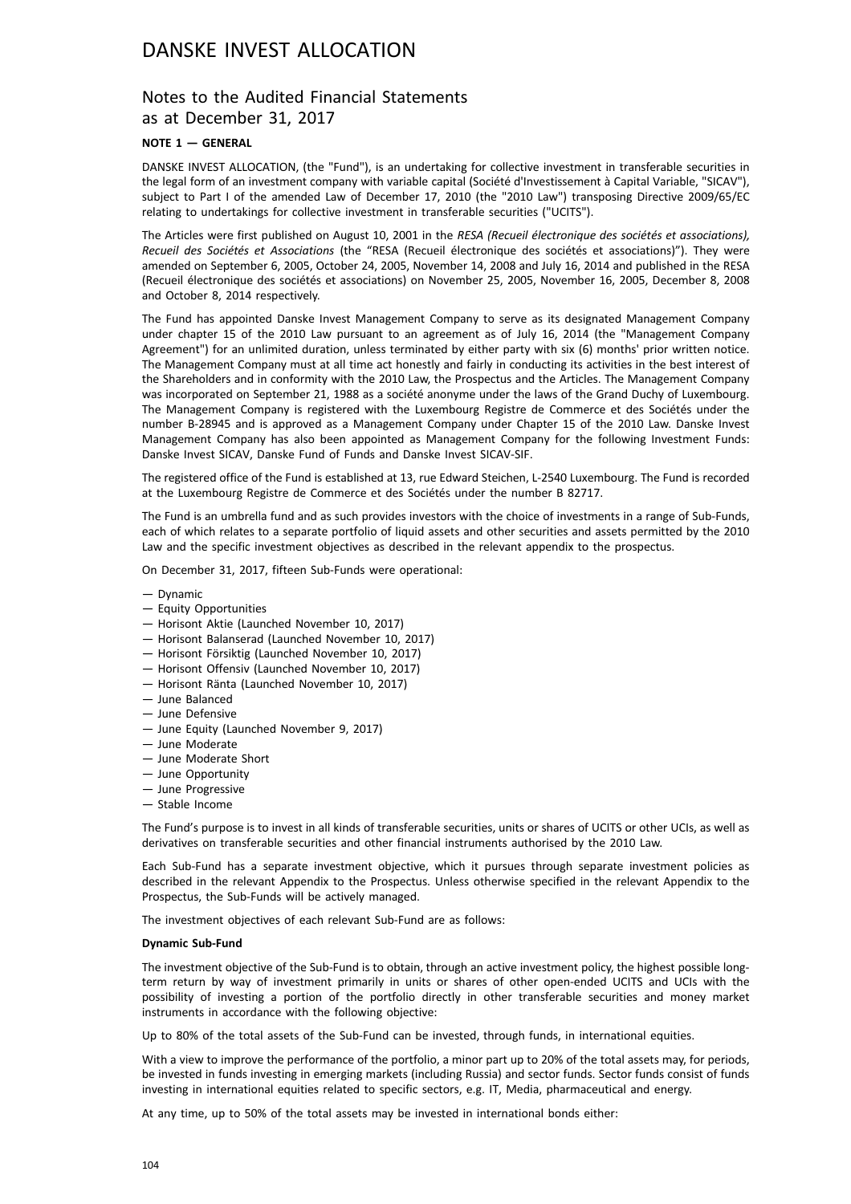# DANSKE INVEST ALLOCATION

## Notes to the Audited Financial Statements as at December 31, 2017

### NOTE 1 — GENERAL

DANSKE INVEST ALLOCATION, (the "Fund"), is an undertaking for collective investment in transferable securities in the legal form of an investment company with variable capital (Société d'Investissement à Capital Variable, "SICAV"), subject to Part I of the amended Law of December 17, 2010 (the "2010 Law") transposing Directive 2009/65/EC relating to undertakings for collective investment in transferable securities ("UCITS").

The Articles were first published on August 10, 2001 in the *RESA (Recueil électronique des sociétés et associations), Recueil des Sociétés et Associations* (the "RESA (Recueil électronique des sociétés et associations)"). They were amended on September 6, 2005, October 24, 2005, November 14, 2008 and July 16, 2014 and published in the RESA (Recueil électronique des sociétés et associations) on November 25, 2005, November 16, 2005, December 8, 2008 and October 8, 2014 respectively.

The Fund has appointed Danske Invest Management Company to serve as its designated Management Company under chapter 15 of the 2010 Law pursuant to an agreement as of July 16, 2014 (the "Management Company Agreement") for an unlimited duration, unless terminated by either party with six (6) months' prior written notice. The Management Company must at all time act honestly and fairly in conducting its activities in the best interest of the Shareholders and in conformity with the 2010 Law, the Prospectus and the Articles. The Management Company was incorporated on September 21, 1988 as a société anonyme under the laws of the Grand Duchy of Luxembourg. The Management Company is registered with the Luxembourg Registre de Commerce et des Sociétés under the number B-28945 and is approved as a Management Company under Chapter 15 of the 2010 Law. Danske Invest Management Company has also been appointed as Management Company for the following Investment Funds: Danske Invest SICAV, Danske Fund of Funds and Danske Invest SICAV-SIF.

The registered office of the Fund is established at 13, rue Edward Steichen, L-2540 Luxembourg. The Fund is recorded at the Luxembourg Registre de Commerce et des Sociétés under the number B 82717.

The Fund is an umbrella fund and as such provides investors with the choice of investments in a range of Sub-Funds, each of which relates to a separate portfolio of liquid assets and other securities and assets permitted by the 2010 Law and the specific investment objectives as described in the relevant appendix to the prospectus.

On December 31, 2017, fifteen Sub-Funds were operational:

— Dynamic
— Equity Opportunities
— Horisont Aktie (Launched November 10, 2017)
— Horisont Balanserad (Launched November 10, 2017)
— Horisont Försiktig (Launched November 10, 2017)
— Horisont Offensiv (Launched November 10, 2017)
— Horisont Ränta (Launched November 10, 2017)
— June Balanced
— June Defensive
— June Equity (Launched November 9, 2017)
— June Moderate
— June Moderate Short
— June Opportunity
— June Progressive
— Stable Income

The Fund's purpose is to invest in all kinds of transferable securities, units or shares of UCITS or other UCIs, as well as derivatives on transferable securities and other financial instruments authorised by the 2010 Law.

Each Sub-Fund has a separate investment objective, which it pursues through separate investment policies as described in the relevant Appendix to the Prospectus. Unless otherwise specified in the relevant Appendix to the Prospectus, the Sub-Funds will be actively managed.

The investment objectives of each relevant Sub-Fund are as follows:

**Dynamic Sub-Fund**

The investment objective of the Sub-Fund is to obtain, through an active investment policy, the highest possible long-term return by way of investment primarily in units or shares of other open-ended UCITS and UCIs with the possibility of investing a portion of the portfolio directly in other transferable securities and money market instruments in accordance with the following objective:

Up to 80% of the total assets of the Sub-Fund can be invested, through funds, in international equities.

With a view to improve the performance of the portfolio, a minor part up to 20% of the total assets may, for periods, be invested in funds investing in emerging markets (including Russia) and sector funds. Sector funds consist of funds investing in international equities related to specific sectors, e.g. IT, Media, pharmaceutical and energy.

At any time, up to 50% of the total assets may be invested in international bonds either: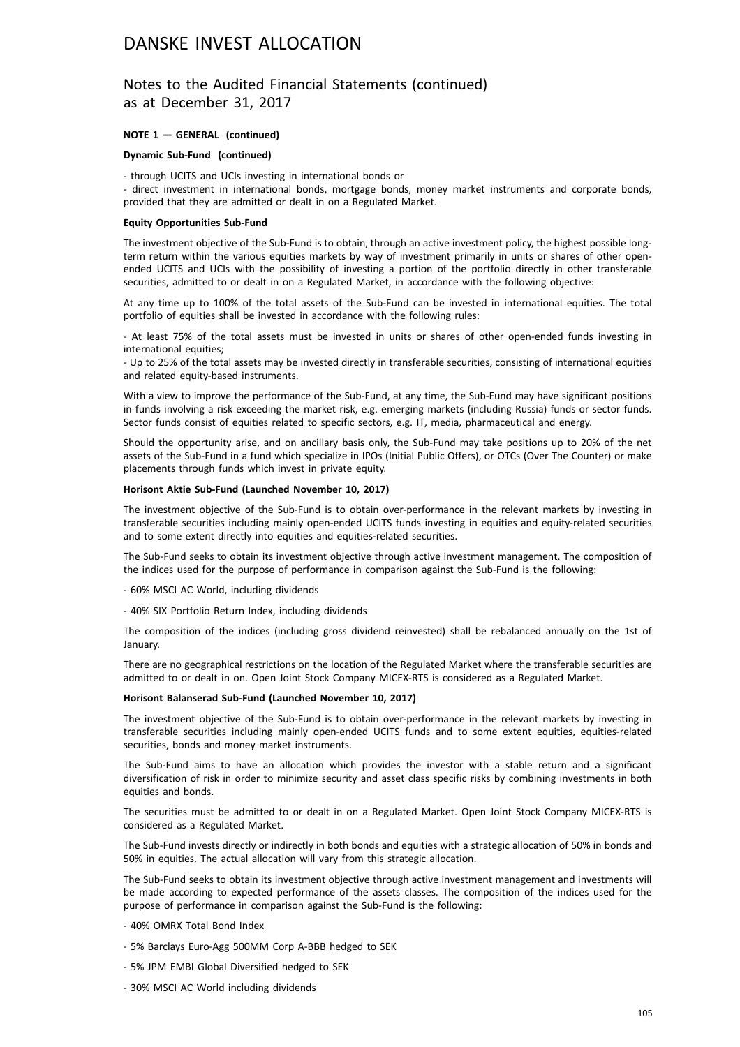# DANSKE INVEST ALLOCATION

## Notes to the Audited Financial Statements (continued) as at December 31, 2017

**NOTE 1 — GENERAL (continued)**

**Dynamic Sub-Fund (continued)**

- through UCITS and UCIs investing in international bonds or
- direct investment in international bonds, mortgage bonds, money market instruments and corporate bonds, provided that they are admitted or dealt in on a Regulated Market.

**Equity Opportunities Sub-Fund**

The investment objective of the Sub-Fund is to obtain, through an active investment policy, the highest possible long-term return within the various equities markets by way of investment primarily in units or shares of other open-ended UCITS and UCIs with the possibility of investing a portion of the portfolio directly in other transferable securities, admitted to or dealt in on a Regulated Market, in accordance with the following objective:

At any time up to 100% of the total assets of the Sub-Fund can be invested in international equities. The total portfolio of equities shall be invested in accordance with the following rules:

- At least 75% of the total assets must be invested in units or shares of other open-ended funds investing in international equities;
- Up to 25% of the total assets may be invested directly in transferable securities, consisting of international equities and related equity-based instruments.

With a view to improve the performance of the Sub-Fund, at any time, the Sub-Fund may have significant positions in funds involving a risk exceeding the market risk, e.g. emerging markets (including Russia) funds or sector funds. Sector funds consist of equities related to specific sectors, e.g. IT, media, pharmaceutical and energy.

Should the opportunity arise, and on ancillary basis only, the Sub-Fund may take positions up to 20% of the net assets of the Sub-Fund in a fund which specialize in IPOs (Initial Public Offers), or OTCs (Over The Counter) or make placements through funds which invest in private equity.

**Horisont Aktie Sub-Fund (Launched November 10, 2017)**

The investment objective of the Sub-Fund is to obtain over-performance in the relevant markets by investing in transferable securities including mainly open-ended UCITS funds investing in equities and equity-related securities and to some extent directly into equities and equities-related securities.

The Sub-Fund seeks to obtain its investment objective through active investment management. The composition of the indices used for the purpose of performance in comparison against the Sub-Fund is the following:

- 60% MSCI AC World, including dividends
- 40% SIX Portfolio Return Index, including dividends

The composition of the indices (including gross dividend reinvested) shall be rebalanced annually on the 1st of January.

There are no geographical restrictions on the location of the Regulated Market where the transferable securities are admitted to or dealt in on. Open Joint Stock Company MICEX-RTS is considered as a Regulated Market.

**Horisont Balanserad Sub-Fund (Launched November 10, 2017)**

The investment objective of the Sub-Fund is to obtain over-performance in the relevant markets by investing in transferable securities including mainly open-ended UCITS funds and to some extent equities, equities-related securities, bonds and money market instruments.

The Sub-Fund aims to have an allocation which provides the investor with a stable return and a significant diversification of risk in order to minimize security and asset class specific risks by combining investments in both equities and bonds.

The securities must be admitted to or dealt in on a Regulated Market. Open Joint Stock Company MICEX-RTS is considered as a Regulated Market.

The Sub-Fund invests directly or indirectly in both bonds and equities with a strategic allocation of 50% in bonds and 50% in equities. The actual allocation will vary from this strategic allocation.

The Sub-Fund seeks to obtain its investment objective through active investment management and investments will be made according to expected performance of the assets classes. The composition of the indices used for the purpose of performance in comparison against the Sub-Fund is the following:

- 40% OMRX Total Bond Index
- 5% Barclays Euro-Agg 500MM Corp A-BBB hedged to SEK
- 5% JPM EMBI Global Diversified hedged to SEK
- 30% MSCI AC World including dividends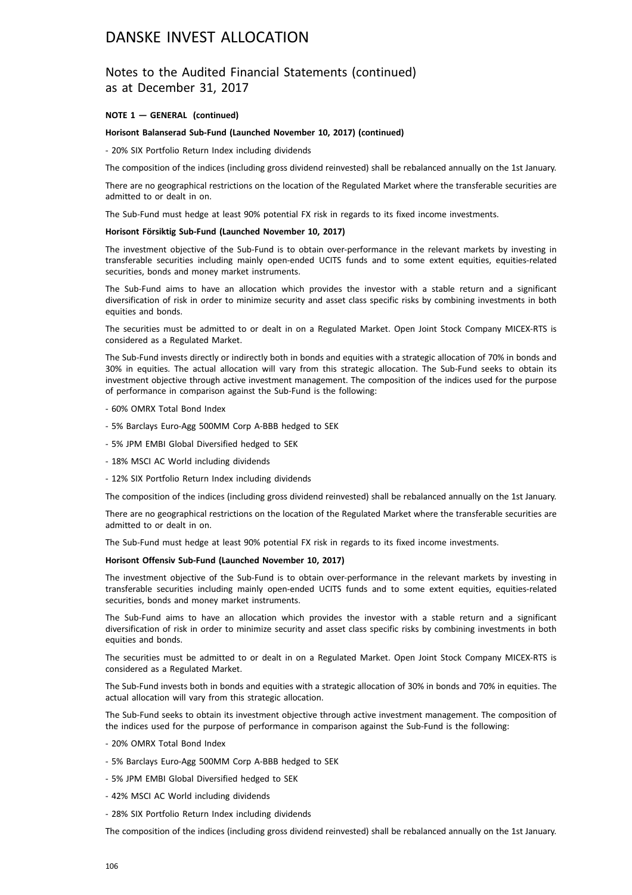**NOTE 1 — GENERAL (continued)**

**Horisont Balanserad Sub-Fund (Launched November 10, 2017) (continued)**

- 20% SIX Portfolio Return Index including dividends

The composition of the indices (including gross dividend reinvested) shall be rebalanced annually on the 1st January.

There are no geographical restrictions on the location of the Regulated Market where the transferable securities are admitted to or dealt in on.

The Sub-Fund must hedge at least 90% potential FX risk in regards to its fixed income investments.

**Horisont Försiktig Sub-Fund (Launched November 10, 2017)**

The investment objective of the Sub-Fund is to obtain over-performance in the relevant markets by investing in transferable securities including mainly open-ended UCITS funds and to some extent equities, equities-related securities, bonds and money market instruments.

The Sub-Fund aims to have an allocation which provides the investor with a stable return and a significant diversification of risk in order to minimize security and asset class specific risks by combining investments in both equities and bonds.

The securities must be admitted to or dealt in on a Regulated Market. Open Joint Stock Company MICEX-RTS is considered as a Regulated Market.

The Sub-Fund invests directly or indirectly both in bonds and equities with a strategic allocation of 70% in bonds and 30% in equities. The actual allocation will vary from this strategic allocation. The Sub-Fund seeks to obtain its investment objective through active investment management. The composition of the indices used for the purpose of performance in comparison against the Sub-Fund is the following:

- 60% OMRX Total Bond Index
- 5% Barclays Euro-Agg 500MM Corp A-BBB hedged to SEK
- 5% JPM EMBI Global Diversified hedged to SEK
- 18% MSCI AC World including dividends
- 12% SIX Portfolio Return Index including dividends

The composition of the indices (including gross dividend reinvested) shall be rebalanced annually on the 1st January.

There are no geographical restrictions on the location of the Regulated Market where the transferable securities are admitted to or dealt in on.

The Sub-Fund must hedge at least 90% potential FX risk in regards to its fixed income investments.

**Horisont Offensiv Sub-Fund (Launched November 10, 2017)**

The investment objective of the Sub-Fund is to obtain over-performance in the relevant markets by investing in transferable securities including mainly open-ended UCITS funds and to some extent equities, equities-related securities, bonds and money market instruments.

The Sub-Fund aims to have an allocation which provides the investor with a stable return and a significant diversification of risk in order to minimize security and asset class specific risks by combining investments in both equities and bonds.

The securities must be admitted to or dealt in on a Regulated Market. Open Joint Stock Company MICEX-RTS is considered as a Regulated Market.

The Sub-Fund invests both in bonds and equities with a strategic allocation of 30% in bonds and 70% in equities. The actual allocation will vary from this strategic allocation.

The Sub-Fund seeks to obtain its investment objective through active investment management. The composition of the indices used for the purpose of performance in comparison against the Sub-Fund is the following:

- 20% OMRX Total Bond Index
- 5% Barclays Euro-Agg 500MM Corp A-BBB hedged to SEK
- 5% JPM EMBI Global Diversified hedged to SEK
- 42% MSCI AC World including dividends
- 28% SIX Portfolio Return Index including dividends

The composition of the indices (including gross dividend reinvested) shall be rebalanced annually on the 1st January.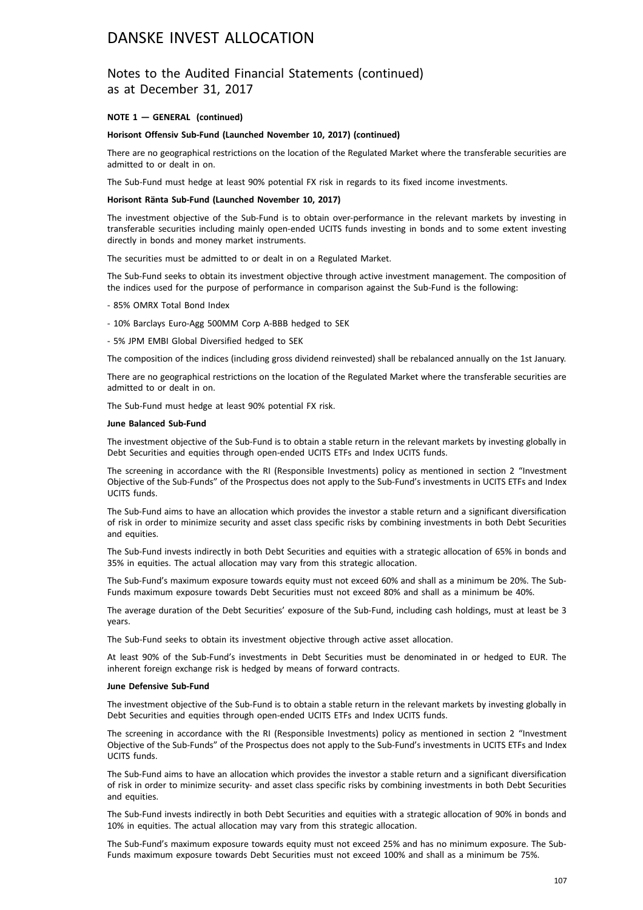# DANSKE INVEST ALLOCATION

## Notes to the Audited Financial Statements (continued) as at December 31, 2017

**NOTE 1 — GENERAL (continued)**

**Horisont Offensiv Sub-Fund (Launched November 10, 2017) (continued)**

There are no geographical restrictions on the location of the Regulated Market where the transferable securities are admitted to or dealt in on.

The Sub-Fund must hedge at least 90% potential FX risk in regards to its fixed income investments.

**Horisont Ränta Sub-Fund (Launched November 10, 2017)**

The investment objective of the Sub-Fund is to obtain over-performance in the relevant markets by investing in transferable securities including mainly open-ended UCITS funds investing in bonds and to some extent investing directly in bonds and money market instruments.

The securities must be admitted to or dealt in on a Regulated Market.

The Sub-Fund seeks to obtain its investment objective through active investment management. The composition of the indices used for the purpose of performance in comparison against the Sub-Fund is the following:

- 85% OMRX Total Bond Index
- 10% Barclays Euro-Agg 500MM Corp A-BBB hedged to SEK
- 5% JPM EMBI Global Diversified hedged to SEK

The composition of the indices (including gross dividend reinvested) shall be rebalanced annually on the 1st January.

There are no geographical restrictions on the location of the Regulated Market where the transferable securities are admitted to or dealt in on.

The Sub-Fund must hedge at least 90% potential FX risk.

**June Balanced Sub-Fund**

The investment objective of the Sub-Fund is to obtain a stable return in the relevant markets by investing globally in Debt Securities and equities through open-ended UCITS ETFs and Index UCITS funds.

The screening in accordance with the RI (Responsible Investments) policy as mentioned in section 2 "Investment Objective of the Sub-Funds" of the Prospectus does not apply to the Sub-Fund's investments in UCITS ETFs and Index UCITS funds.

The Sub-Fund aims to have an allocation which provides the investor a stable return and a significant diversification of risk in order to minimize security and asset class specific risks by combining investments in both Debt Securities and equities.

The Sub-Fund invests indirectly in both Debt Securities and equities with a strategic allocation of 65% in bonds and 35% in equities. The actual allocation may vary from this strategic allocation.

The Sub-Fund's maximum exposure towards equity must not exceed 60% and shall as a minimum be 20%. The Sub-Funds maximum exposure towards Debt Securities must not exceed 80% and shall as a minimum be 40%.

The average duration of the Debt Securities' exposure of the Sub-Fund, including cash holdings, must at least be 3 years.

The Sub-Fund seeks to obtain its investment objective through active asset allocation.

At least 90% of the Sub-Fund's investments in Debt Securities must be denominated in or hedged to EUR. The inherent foreign exchange risk is hedged by means of forward contracts.

**June Defensive Sub-Fund**

The investment objective of the Sub-Fund is to obtain a stable return in the relevant markets by investing globally in Debt Securities and equities through open-ended UCITS ETFs and Index UCITS funds.

The screening in accordance with the RI (Responsible Investments) policy as mentioned in section 2 "Investment Objective of the Sub-Funds" of the Prospectus does not apply to the Sub-Fund's investments in UCITS ETFs and Index UCITS funds.

The Sub-Fund aims to have an allocation which provides the investor a stable return and a significant diversification of risk in order to minimize security- and asset class specific risks by combining investments in both Debt Securities and equities.

The Sub-Fund invests indirectly in both Debt Securities and equities with a strategic allocation of 90% in bonds and 10% in equities. The actual allocation may vary from this strategic allocation.

The Sub-Fund's maximum exposure towards equity must not exceed 25% and has no minimum exposure. The Sub-Funds maximum exposure towards Debt Securities must not exceed 100% and shall as a minimum be 75%.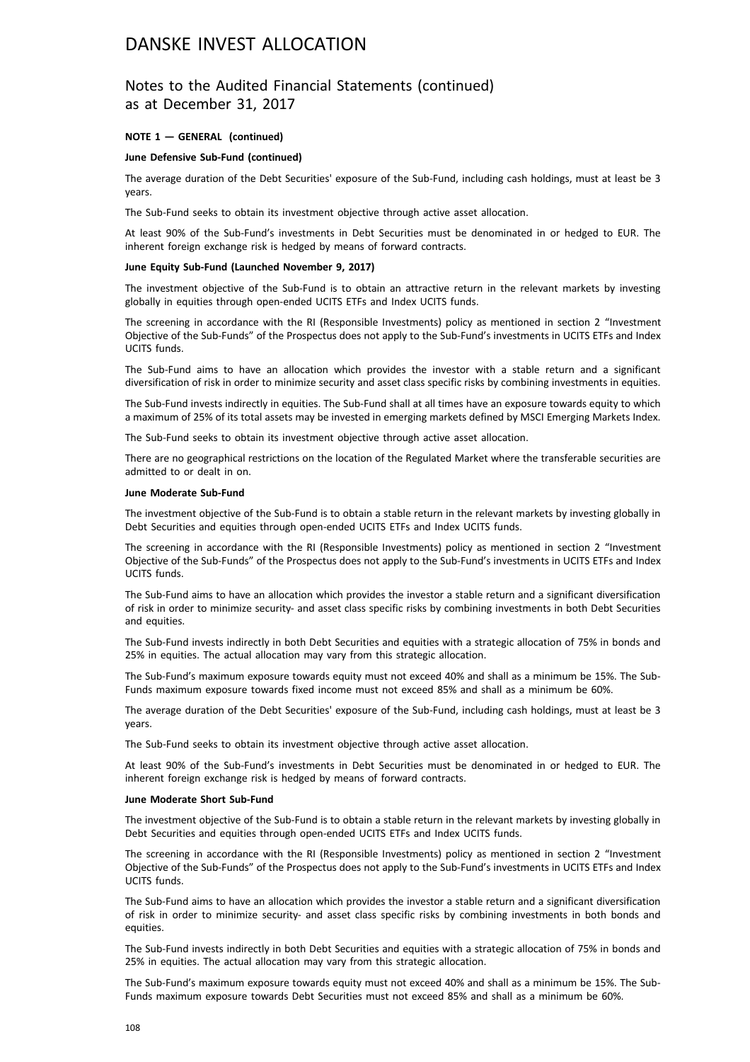# DANSKE INVEST ALLOCATION

## Notes to the Audited Financial Statements (continued) as at December 31, 2017

**NOTE 1 — GENERAL (continued)**

**June Defensive Sub-Fund (continued)**

The average duration of the Debt Securities' exposure of the Sub-Fund, including cash holdings, must at least be 3 years.

The Sub-Fund seeks to obtain its investment objective through active asset allocation.

At least 90% of the Sub-Fund's investments in Debt Securities must be denominated in or hedged to EUR. The inherent foreign exchange risk is hedged by means of forward contracts.

**June Equity Sub-Fund (Launched November 9, 2017)**

The investment objective of the Sub-Fund is to obtain an attractive return in the relevant markets by investing globally in equities through open-ended UCITS ETFs and Index UCITS funds.

The screening in accordance with the RI (Responsible Investments) policy as mentioned in section 2 "Investment Objective of the Sub-Funds" of the Prospectus does not apply to the Sub-Fund's investments in UCITS ETFs and Index UCITS funds.

The Sub-Fund aims to have an allocation which provides the investor with a stable return and a significant diversification of risk in order to minimize security and asset class specific risks by combining investments in equities.

The Sub-Fund invests indirectly in equities. The Sub-Fund shall at all times have an exposure towards equity to which a maximum of 25% of its total assets may be invested in emerging markets defined by MSCI Emerging Markets Index.

The Sub-Fund seeks to obtain its investment objective through active asset allocation.

There are no geographical restrictions on the location of the Regulated Market where the transferable securities are admitted to or dealt in on.

**June Moderate Sub-Fund**

The investment objective of the Sub-Fund is to obtain a stable return in the relevant markets by investing globally in Debt Securities and equities through open-ended UCITS ETFs and Index UCITS funds.

The screening in accordance with the RI (Responsible Investments) policy as mentioned in section 2 "Investment Objective of the Sub-Funds" of the Prospectus does not apply to the Sub-Fund's investments in UCITS ETFs and Index UCITS funds.

The Sub-Fund aims to have an allocation which provides the investor a stable return and a significant diversification of risk in order to minimize security- and asset class specific risks by combining investments in both Debt Securities and equities.

The Sub-Fund invests indirectly in both Debt Securities and equities with a strategic allocation of 75% in bonds and 25% in equities. The actual allocation may vary from this strategic allocation.

The Sub-Fund's maximum exposure towards equity must not exceed 40% and shall as a minimum be 15%. The Sub-Funds maximum exposure towards fixed income must not exceed 85% and shall as a minimum be 60%.

The average duration of the Debt Securities' exposure of the Sub-Fund, including cash holdings, must at least be 3 years.

The Sub-Fund seeks to obtain its investment objective through active asset allocation.

At least 90% of the Sub-Fund's investments in Debt Securities must be denominated in or hedged to EUR. The inherent foreign exchange risk is hedged by means of forward contracts.

**June Moderate Short Sub-Fund**

The investment objective of the Sub-Fund is to obtain a stable return in the relevant markets by investing globally in Debt Securities and equities through open-ended UCITS ETFs and Index UCITS funds.

The screening in accordance with the RI (Responsible Investments) policy as mentioned in section 2 "Investment Objective of the Sub-Funds" of the Prospectus does not apply to the Sub-Fund's investments in UCITS ETFs and Index UCITS funds.

The Sub-Fund aims to have an allocation which provides the investor a stable return and a significant diversification of risk in order to minimize security- and asset class specific risks by combining investments in both bonds and equities.

The Sub-Fund invests indirectly in both Debt Securities and equities with a strategic allocation of 75% in bonds and 25% in equities. The actual allocation may vary from this strategic allocation.

The Sub-Fund's maximum exposure towards equity must not exceed 40% and shall as a minimum be 15%. The Sub-Funds maximum exposure towards Debt Securities must not exceed 85% and shall as a minimum be 60%.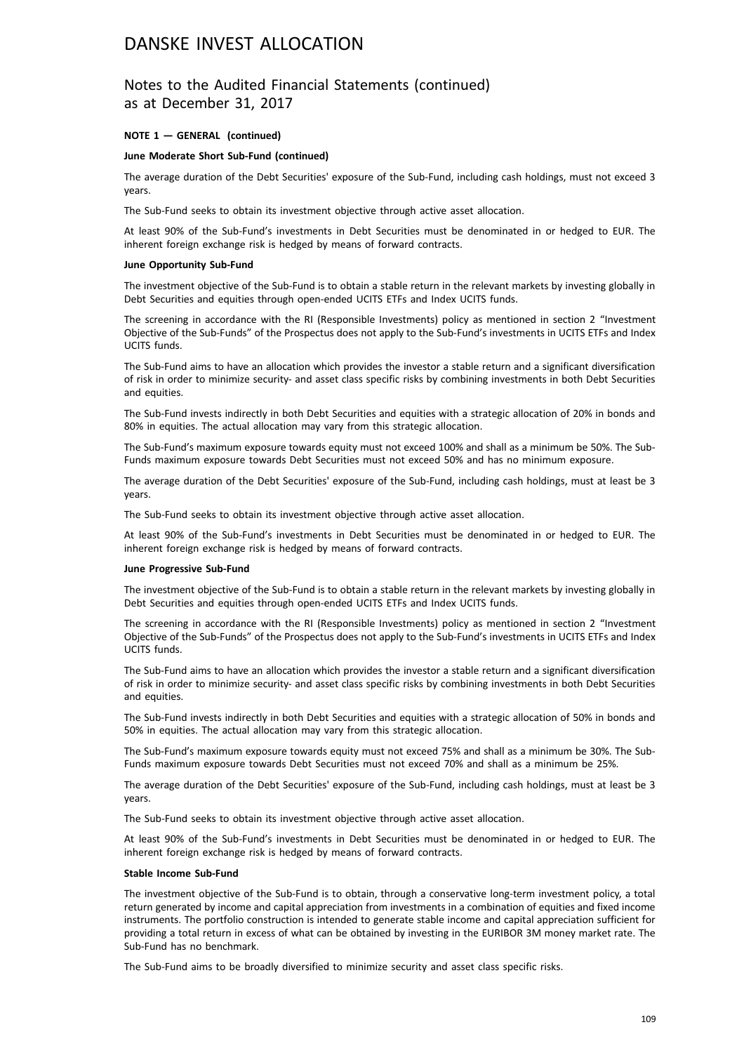# DANSKE INVEST ALLOCATION

## Notes to the Audited Financial Statements (continued) as at December 31, 2017

**NOTE 1 — GENERAL (continued)**

**June Moderate Short Sub-Fund (continued)**

The average duration of the Debt Securities' exposure of the Sub-Fund, including cash holdings, must not exceed 3 years.

The Sub-Fund seeks to obtain its investment objective through active asset allocation.

At least 90% of the Sub-Fund's investments in Debt Securities must be denominated in or hedged to EUR. The inherent foreign exchange risk is hedged by means of forward contracts.

**June Opportunity Sub-Fund**

The investment objective of the Sub-Fund is to obtain a stable return in the relevant markets by investing globally in Debt Securities and equities through open-ended UCITS ETFs and Index UCITS funds.

The screening in accordance with the RI (Responsible Investments) policy as mentioned in section 2 "Investment Objective of the Sub-Funds" of the Prospectus does not apply to the Sub-Fund's investments in UCITS ETFs and Index UCITS funds.

The Sub-Fund aims to have an allocation which provides the investor a stable return and a significant diversification of risk in order to minimize security- and asset class specific risks by combining investments in both Debt Securities and equities.

The Sub-Fund invests indirectly in both Debt Securities and equities with a strategic allocation of 20% in bonds and 80% in equities. The actual allocation may vary from this strategic allocation.

The Sub-Fund's maximum exposure towards equity must not exceed 100% and shall as a minimum be 50%. The Sub-Funds maximum exposure towards Debt Securities must not exceed 50% and has no minimum exposure.

The average duration of the Debt Securities' exposure of the Sub-Fund, including cash holdings, must at least be 3 years.

The Sub-Fund seeks to obtain its investment objective through active asset allocation.

At least 90% of the Sub-Fund's investments in Debt Securities must be denominated in or hedged to EUR. The inherent foreign exchange risk is hedged by means of forward contracts.

**June Progressive Sub-Fund**

The investment objective of the Sub-Fund is to obtain a stable return in the relevant markets by investing globally in Debt Securities and equities through open-ended UCITS ETFs and Index UCITS funds.

The screening in accordance with the RI (Responsible Investments) policy as mentioned in section 2 "Investment Objective of the Sub-Funds" of the Prospectus does not apply to the Sub-Fund's investments in UCITS ETFs and Index UCITS funds.

The Sub-Fund aims to have an allocation which provides the investor a stable return and a significant diversification of risk in order to minimize security- and asset class specific risks by combining investments in both Debt Securities and equities.

The Sub-Fund invests indirectly in both Debt Securities and equities with a strategic allocation of 50% in bonds and 50% in equities. The actual allocation may vary from this strategic allocation.

The Sub-Fund's maximum exposure towards equity must not exceed 75% and shall as a minimum be 30%. The Sub-Funds maximum exposure towards Debt Securities must not exceed 70% and shall as a minimum be 25%.

The average duration of the Debt Securities' exposure of the Sub-Fund, including cash holdings, must at least be 3 years.

The Sub-Fund seeks to obtain its investment objective through active asset allocation.

At least 90% of the Sub-Fund's investments in Debt Securities must be denominated in or hedged to EUR. The inherent foreign exchange risk is hedged by means of forward contracts.

**Stable Income Sub-Fund**

The investment objective of the Sub-Fund is to obtain, through a conservative long-term investment policy, a total return generated by income and capital appreciation from investments in a combination of equities and fixed income instruments. The portfolio construction is intended to generate stable income and capital appreciation sufficient for providing a total return in excess of what can be obtained by investing in the EURIBOR 3M money market rate. The Sub-Fund has no benchmark.

The Sub-Fund aims to be broadly diversified to minimize security and asset class specific risks.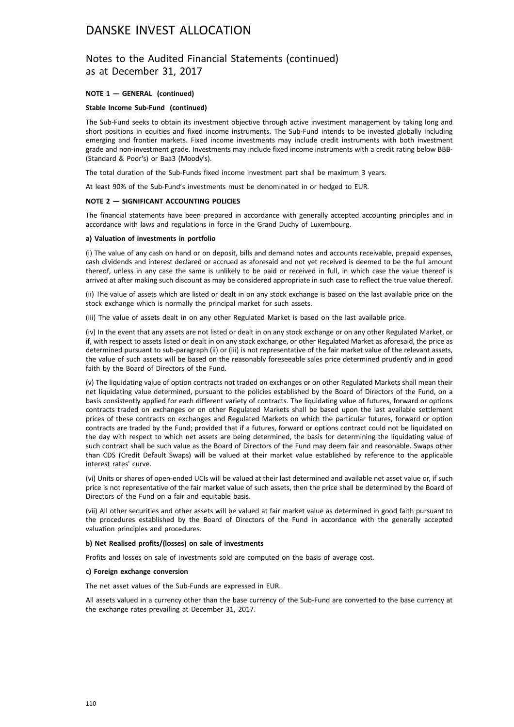# DANSKE INVEST ALLOCATION

## Notes to the Audited Financial Statements (continued) as at December 31, 2017

**NOTE 1 — GENERAL (continued)**

**Stable Income Sub-Fund (continued)**

The Sub-Fund seeks to obtain its investment objective through active investment management by taking long and short positions in equities and fixed income instruments. The Sub-Fund intends to be invested globally including emerging and frontier markets. Fixed income investments may include credit instruments with both investment grade and non-investment grade. Investments may include fixed income instruments with a credit rating below BBB- (Standard & Poor's) or Baa3 (Moody's).

The total duration of the Sub-Funds fixed income investment part shall be maximum 3 years.

At least 90% of the Sub-Fund's investments must be denominated in or hedged to EUR.

**NOTE 2 — SIGNIFICANT ACCOUNTING POLICIES**

The financial statements have been prepared in accordance with generally accepted accounting principles and in accordance with laws and regulations in force in the Grand Duchy of Luxembourg.

**a) Valuation of investments in portfolio**

(i) The value of any cash on hand or on deposit, bills and demand notes and accounts receivable, prepaid expenses, cash dividends and interest declared or accrued as aforesaid and not yet received is deemed to be the full amount thereof, unless in any case the same is unlikely to be paid or received in full, in which case the value thereof is arrived at after making such discount as may be considered appropriate in such case to reflect the true value thereof.

(ii) The value of assets which are listed or dealt in on any stock exchange is based on the last available price on the stock exchange which is normally the principal market for such assets.

(iii) The value of assets dealt in on any other Regulated Market is based on the last available price.

(iv) In the event that any assets are not listed or dealt in on any stock exchange or on any other Regulated Market, or if, with respect to assets listed or dealt in on any stock exchange, or other Regulated Market as aforesaid, the price as determined pursuant to sub-paragraph (ii) or (iii) is not representative of the fair market value of the relevant assets, the value of such assets will be based on the reasonably foreseeable sales price determined prudently and in good faith by the Board of Directors of the Fund.

(v) The liquidating value of option contracts not traded on exchanges or on other Regulated Markets shall mean their net liquidating value determined, pursuant to the policies established by the Board of Directors of the Fund, on a basis consistently applied for each different variety of contracts. The liquidating value of futures, forward or options contracts traded on exchanges or on other Regulated Markets shall be based upon the last available settlement prices of these contracts on exchanges and Regulated Markets on which the particular futures, forward or option contracts are traded by the Fund; provided that if a futures, forward or options contract could not be liquidated on the day with respect to which net assets are being determined, the basis for determining the liquidating value of such contract shall be such value as the Board of Directors of the Fund may deem fair and reasonable. Swaps other than CDS (Credit Default Swaps) will be valued at their market value established by reference to the applicable interest rates' curve.

(vi) Units or shares of open-ended UCIs will be valued at their last determined and available net asset value or, if such price is not representative of the fair market value of such assets, then the price shall be determined by the Board of Directors of the Fund on a fair and equitable basis.

(vii) All other securities and other assets will be valued at fair market value as determined in good faith pursuant to the procedures established by the Board of Directors of the Fund in accordance with the generally accepted valuation principles and procedures.

**b) Net Realised profits/(losses) on sale of investments**

Profits and losses on sale of investments sold are computed on the basis of average cost.

**c) Foreign exchange conversion**

The net asset values of the Sub-Funds are expressed in EUR.

All assets valued in a currency other than the base currency of the Sub-Fund are converted to the base currency at the exchange rates prevailing at December 31, 2017.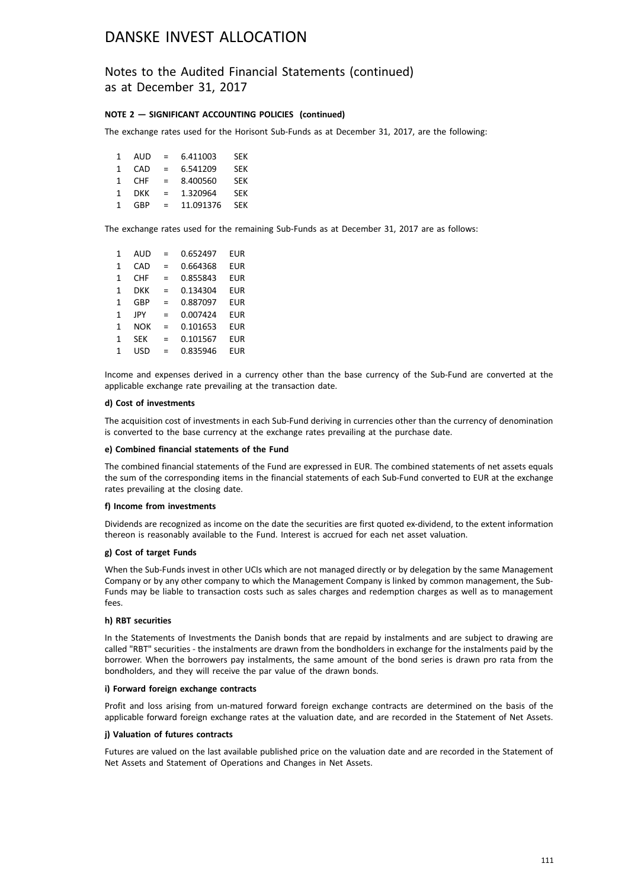# DANSKE INVEST ALLOCATION

## Notes to the Audited Financial Statements (continued) as at December 31, 2017

**NOTE 2 — SIGNIFICANT ACCOUNTING POLICIES (continued)**

The exchange rates used for the Horisont Sub-Funds as at December 31, 2017, are the following:

| | | | | |
|---|---|---|---|---|
| 1 | AUD | = | 6.411003 | SEK |
| 1 | CAD | = | 6.541209 | SEK |
| 1 | CHF | = | 8.400560 | SEK |
| 1 | DKK | = | 1.320964 | SEK |
| 1 | GBP | = | 11.091376 | SEK |

The exchange rates used for the remaining Sub-Funds as at December 31, 2017 are as follows:

| | | | | |
|---|---|---|---|---|
| 1 | AUD | = | 0.652497 | EUR |
| 1 | CAD | = | 0.664368 | EUR |
| 1 | CHF | = | 0.855843 | EUR |
| 1 | DKK | = | 0.134304 | EUR |
| 1 | GBP | = | 0.887097 | EUR |
| 1 | JPY | = | 0.007424 | EUR |
| 1 | NOK | = | 0.101653 | EUR |
| 1 | SEK | = | 0.101567 | EUR |
| 1 | USD | = | 0.835946 | EUR |

Income and expenses derived in a currency other than the base currency of the Sub-Fund are converted at the applicable exchange rate prevailing at the transaction date.

**d) Cost of investments**

The acquisition cost of investments in each Sub-Fund deriving in currencies other than the currency of denomination is converted to the base currency at the exchange rates prevailing at the purchase date.

**e) Combined financial statements of the Fund**

The combined financial statements of the Fund are expressed in EUR. The combined statements of net assets equals the sum of the corresponding items in the financial statements of each Sub-Fund converted to EUR at the exchange rates prevailing at the closing date.

**f) Income from investments**

Dividends are recognized as income on the date the securities are first quoted ex-dividend, to the extent information thereon is reasonably available to the Fund. Interest is accrued for each net asset valuation.

**g) Cost of target Funds**

When the Sub-Funds invest in other UCIs which are not managed directly or by delegation by the same Management Company or by any other company to which the Management Company is linked by common management, the Sub-Funds may be liable to transaction costs such as sales charges and redemption charges as well as to management fees.

**h) RBT securities**

In the Statements of Investments the Danish bonds that are repaid by instalments and are subject to drawing are called "RBT" securities - the instalments are drawn from the bondholders in exchange for the instalments paid by the borrower. When the borrowers pay instalments, the same amount of the bond series is drawn pro rata from the bondholders, and they will receive the par value of the drawn bonds.

**i) Forward foreign exchange contracts**

Profit and loss arising from un-matured forward foreign exchange contracts are determined on the basis of the applicable forward foreign exchange rates at the valuation date, and are recorded in the Statement of Net Assets.

**j) Valuation of futures contracts**

Futures are valued on the last available published price on the valuation date and are recorded in the Statement of Net Assets and Statement of Operations and Changes in Net Assets.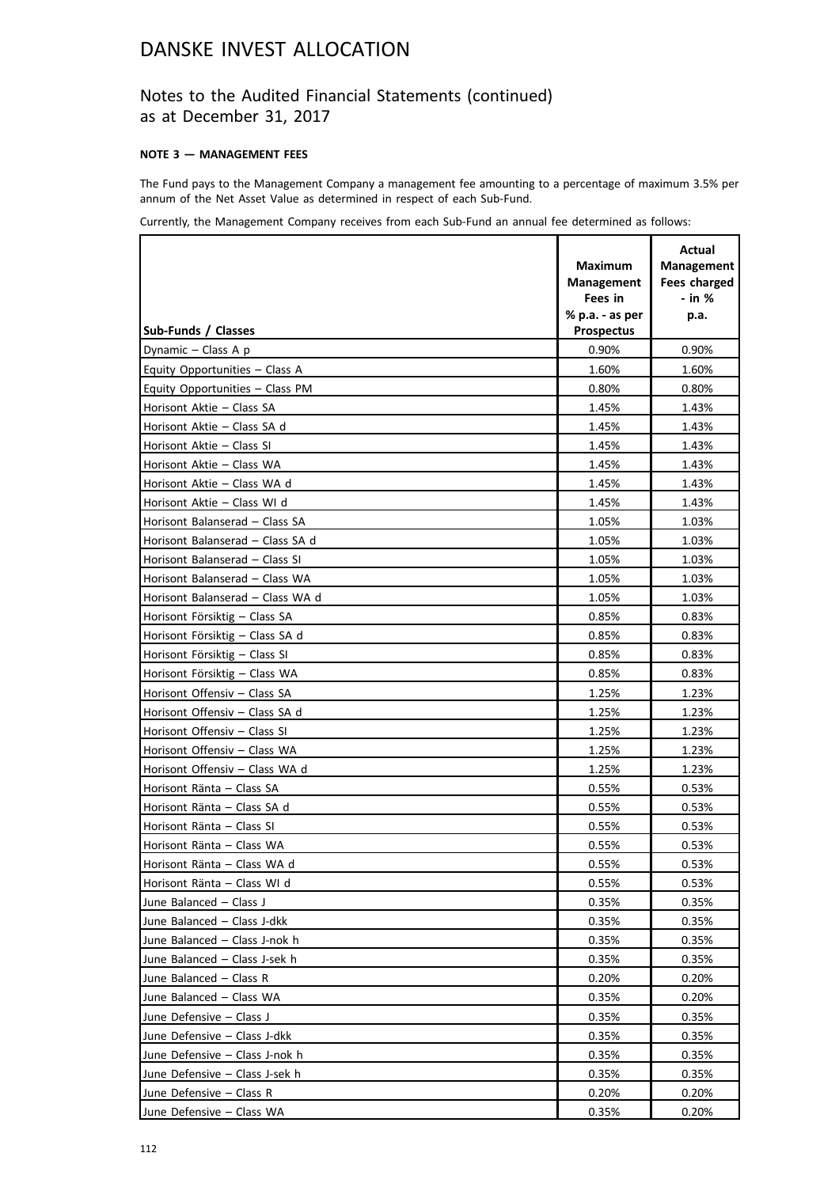# DANSKE INVEST ALLOCATION

## Notes to the Audited Financial Statements (continued) as at December 31, 2017

**NOTE 3 — MANAGEMENT FEES**

The Fund pays to the Management Company a management fee amounting to a percentage of maximum 3.5% per annum of the Net Asset Value as determined in respect of each Sub-Fund.

Currently, the Management Company receives from each Sub-Fund an annual fee determined as follows:

| Sub-Funds / Classes | Maximum Management Fees in % p.a. - as per Prospectus | Actual Management Fees charged - in % p.a. |
|---|---|---|
| Dynamic – Class A p | 0.90% | 0.90% |
| Equity Opportunities – Class A | 1.60% | 1.60% |
| Equity Opportunities – Class PM | 0.80% | 0.80% |
| Horisont Aktie – Class SA | 1.45% | 1.43% |
| Horisont Aktie – Class SA d | 1.45% | 1.43% |
| Horisont Aktie – Class SI | 1.45% | 1.43% |
| Horisont Aktie – Class WA | 1.45% | 1.43% |
| Horisont Aktie – Class WA d | 1.45% | 1.43% |
| Horisont Aktie – Class WI d | 1.45% | 1.43% |
| Horisont Balanserad – Class SA | 1.05% | 1.03% |
| Horisont Balanserad – Class SA d | 1.05% | 1.03% |
| Horisont Balanserad – Class SI | 1.05% | 1.03% |
| Horisont Balanserad – Class WA | 1.05% | 1.03% |
| Horisont Balanserad – Class WA d | 1.05% | 1.03% |
| Horisont Försiktig – Class SA | 0.85% | 0.83% |
| Horisont Försiktig – Class SA d | 0.85% | 0.83% |
| Horisont Försiktig – Class SI | 0.85% | 0.83% |
| Horisont Försiktig – Class WA | 0.85% | 0.83% |
| Horisont Offensiv – Class SA | 1.25% | 1.23% |
| Horisont Offensiv – Class SA d | 1.25% | 1.23% |
| Horisont Offensiv – Class SI | 1.25% | 1.23% |
| Horisont Offensiv – Class WA | 1.25% | 1.23% |
| Horisont Offensiv – Class WA d | 1.25% | 1.23% |
| Horisont Ränta – Class SA | 0.55% | 0.53% |
| Horisont Ränta – Class SA d | 0.55% | 0.53% |
| Horisont Ränta – Class SI | 0.55% | 0.53% |
| Horisont Ränta – Class WA | 0.55% | 0.53% |
| Horisont Ränta – Class WA d | 0.55% | 0.53% |
| Horisont Ränta – Class WI d | 0.55% | 0.53% |
| June Balanced – Class J | 0.35% | 0.35% |
| June Balanced – Class J-dkk | 0.35% | 0.35% |
| June Balanced – Class J-nok h | 0.35% | 0.35% |
| June Balanced – Class J-sek h | 0.35% | 0.35% |
| June Balanced – Class R | 0.20% | 0.20% |
| June Balanced – Class WA | 0.35% | 0.20% |
| June Defensive – Class J | 0.35% | 0.35% |
| June Defensive – Class J-dkk | 0.35% | 0.35% |
| June Defensive – Class J-nok h | 0.35% | 0.35% |
| June Defensive – Class J-sek h | 0.35% | 0.35% |
| June Defensive – Class R | 0.20% | 0.20% |
| June Defensive – Class WA | 0.35% | 0.20% |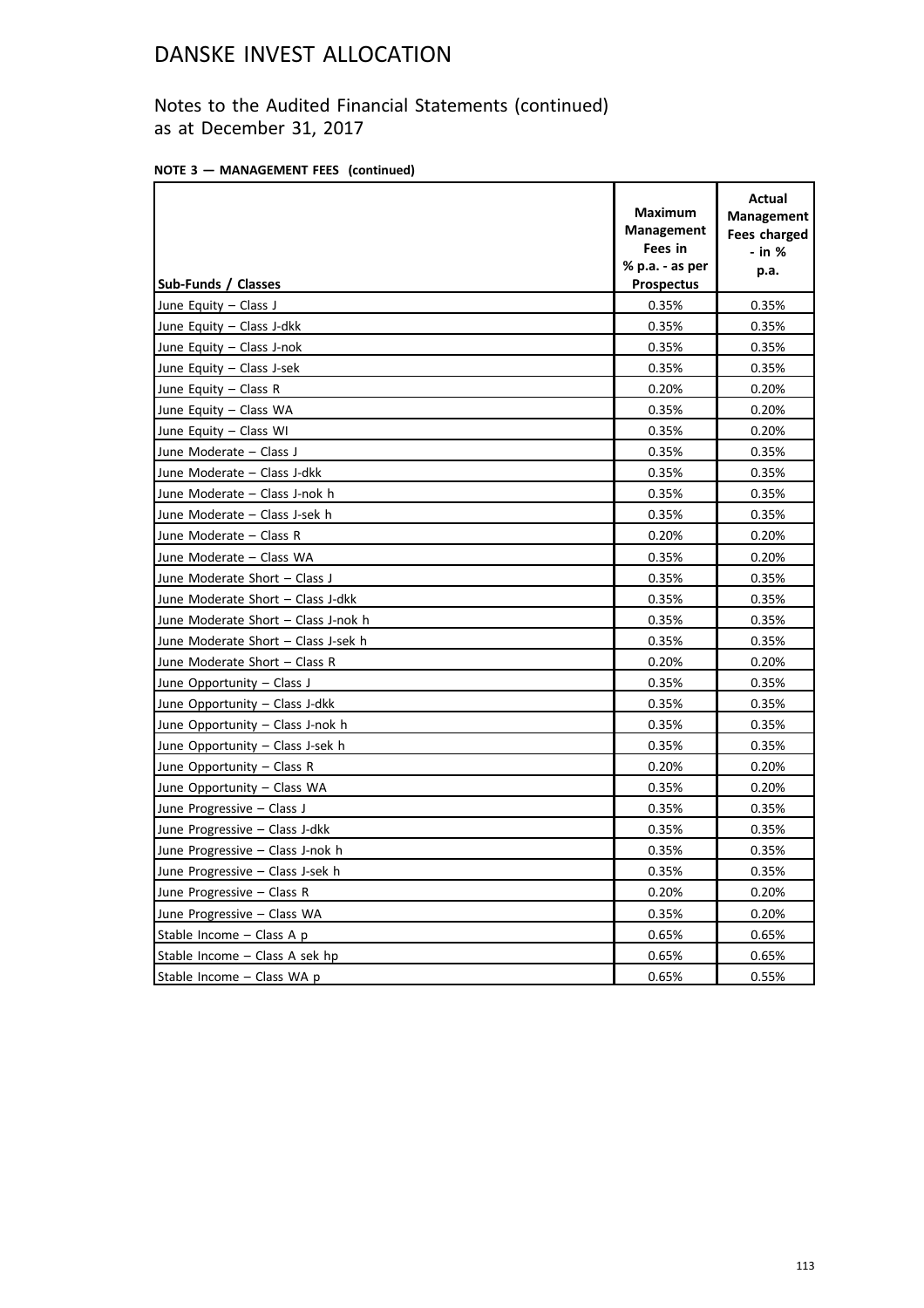# DANSKE INVEST ALLOCATION

## Notes to the Audited Financial Statements (continued) as at December 31, 2017

**NOTE 3 — MANAGEMENT FEES (continued)**

| Sub-Funds / Classes | Maximum Management Fees in % p.a. - as per Prospectus | Actual Management Fees charged - in % p.a. |
|---|---|---|
| June Equity – Class J | 0.35% | 0.35% |
| June Equity – Class J-dkk | 0.35% | 0.35% |
| June Equity – Class J-nok | 0.35% | 0.35% |
| June Equity – Class J-sek | 0.35% | 0.35% |
| June Equity – Class R | 0.20% | 0.20% |
| June Equity – Class WA | 0.35% | 0.20% |
| June Equity – Class WI | 0.35% | 0.20% |
| June Moderate – Class J | 0.35% | 0.35% |
| June Moderate – Class J-dkk | 0.35% | 0.35% |
| June Moderate – Class J-nok h | 0.35% | 0.35% |
| June Moderate – Class J-sek h | 0.35% | 0.35% |
| June Moderate – Class R | 0.20% | 0.20% |
| June Moderate – Class WA | 0.35% | 0.20% |
| June Moderate Short – Class J | 0.35% | 0.35% |
| June Moderate Short – Class J-dkk | 0.35% | 0.35% |
| June Moderate Short – Class J-nok h | 0.35% | 0.35% |
| June Moderate Short – Class J-sek h | 0.35% | 0.35% |
| June Moderate Short – Class R | 0.20% | 0.20% |
| June Opportunity – Class J | 0.35% | 0.35% |
| June Opportunity – Class J-dkk | 0.35% | 0.35% |
| June Opportunity – Class J-nok h | 0.35% | 0.35% |
| June Opportunity – Class J-sek h | 0.35% | 0.35% |
| June Opportunity – Class R | 0.20% | 0.20% |
| June Opportunity – Class WA | 0.35% | 0.20% |
| June Progressive – Class J | 0.35% | 0.35% |
| June Progressive – Class J-dkk | 0.35% | 0.35% |
| June Progressive – Class J-nok h | 0.35% | 0.35% |
| June Progressive – Class J-sek h | 0.35% | 0.35% |
| June Progressive – Class R | 0.20% | 0.20% |
| June Progressive – Class WA | 0.35% | 0.20% |
| Stable Income – Class A p | 0.65% | 0.65% |
| Stable Income – Class A sek hp | 0.65% | 0.65% |
| Stable Income – Class WA p | 0.65% | 0.55% |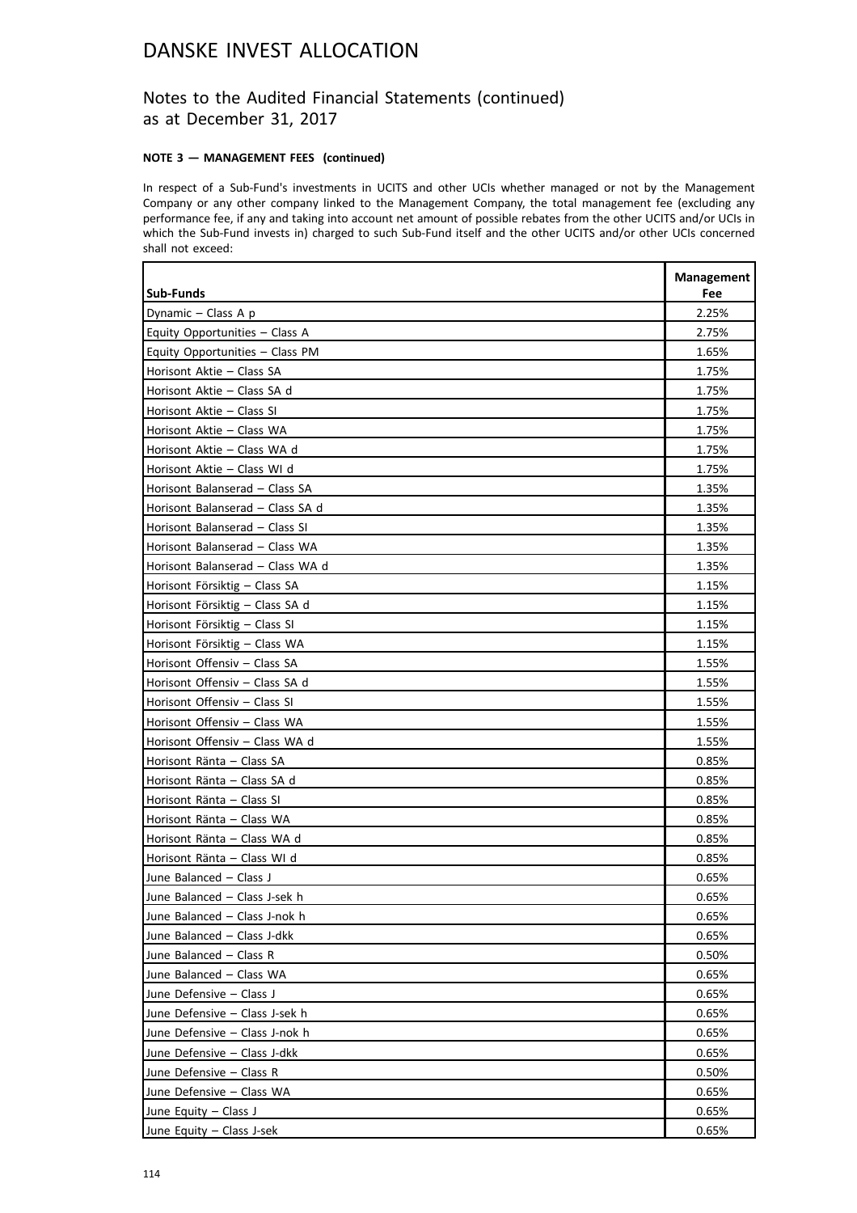# DANSKE INVEST ALLOCATION

## Notes to the Audited Financial Statements (continued) as at December 31, 2017

**NOTE 3 — MANAGEMENT FEES (continued)**

In respect of a Sub-Fund's investments in UCITS and other UCIs whether managed or not by the Management Company or any other company linked to the Management Company, the total management fee (excluding any performance fee, if any and taking into account net amount of possible rebates from the other UCITS and/or UCIs in which the Sub-Fund invests in) charged to such Sub-Fund itself and the other UCITS and/or other UCIs concerned shall not exceed:

| Sub-Funds | Management Fee |
|---|---|
| Dynamic – Class A p | 2.25% |
| Equity Opportunities – Class A | 2.75% |
| Equity Opportunities – Class PM | 1.65% |
| Horisont Aktie – Class SA | 1.75% |
| Horisont Aktie – Class SA d | 1.75% |
| Horisont Aktie – Class SI | 1.75% |
| Horisont Aktie – Class WA | 1.75% |
| Horisont Aktie – Class WA d | 1.75% |
| Horisont Aktie – Class WI d | 1.75% |
| Horisont Balanserad – Class SA | 1.35% |
| Horisont Balanserad – Class SA d | 1.35% |
| Horisont Balanserad – Class SI | 1.35% |
| Horisont Balanserad – Class WA | 1.35% |
| Horisont Balanserad – Class WA d | 1.35% |
| Horisont Försiktig – Class SA | 1.15% |
| Horisont Försiktig – Class SA d | 1.15% |
| Horisont Försiktig – Class SI | 1.15% |
| Horisont Försiktig – Class WA | 1.15% |
| Horisont Offensiv – Class SA | 1.55% |
| Horisont Offensiv – Class SA d | 1.55% |
| Horisont Offensiv – Class SI | 1.55% |
| Horisont Offensiv – Class WA | 1.55% |
| Horisont Offensiv – Class WA d | 1.55% |
| Horisont Ränta – Class SA | 0.85% |
| Horisont Ränta – Class SA d | 0.85% |
| Horisont Ränta – Class SI | 0.85% |
| Horisont Ränta – Class WA | 0.85% |
| Horisont Ränta – Class WA d | 0.85% |
| Horisont Ränta – Class WI d | 0.85% |
| June Balanced – Class J | 0.65% |
| June Balanced – Class J-sek h | 0.65% |
| June Balanced – Class J-nok h | 0.65% |
| June Balanced – Class J-dkk | 0.65% |
| June Balanced – Class R | 0.50% |
| June Balanced – Class WA | 0.65% |
| June Defensive – Class J | 0.65% |
| June Defensive – Class J-sek h | 0.65% |
| June Defensive – Class J-nok h | 0.65% |
| June Defensive – Class J-dkk | 0.65% |
| June Defensive – Class R | 0.50% |
| June Defensive – Class WA | 0.65% |
| June Equity – Class J | 0.65% |
| June Equity – Class J-sek | 0.65% |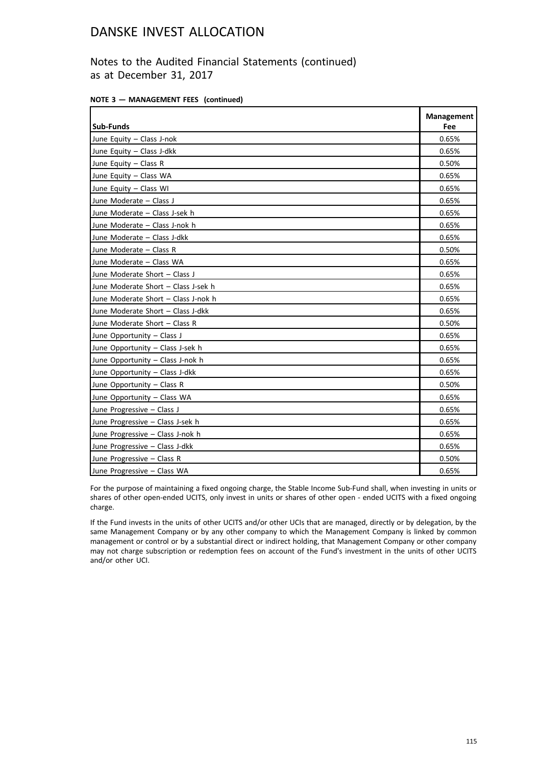# DANSKE INVEST ALLOCATION

## Notes to the Audited Financial Statements (continued) as at December 31, 2017

**NOTE 3 — MANAGEMENT FEES (continued)**

| Sub-Funds | Management Fee |
|---|---|
| June Equity – Class J-nok | 0.65% |
| June Equity – Class J-dkk | 0.65% |
| June Equity – Class R | 0.50% |
| June Equity – Class WA | 0.65% |
| June Equity – Class WI | 0.65% |
| June Moderate – Class J | 0.65% |
| June Moderate – Class J-sek h | 0.65% |
| June Moderate – Class J-nok h | 0.65% |
| June Moderate – Class J-dkk | 0.65% |
| June Moderate – Class R | 0.50% |
| June Moderate – Class WA | 0.65% |
| June Moderate Short – Class J | 0.65% |
| June Moderate Short – Class J-sek h | 0.65% |
| June Moderate Short – Class J-nok h | 0.65% |
| June Moderate Short – Class J-dkk | 0.65% |
| June Moderate Short – Class R | 0.50% |
| June Opportunity – Class J | 0.65% |
| June Opportunity – Class J-sek h | 0.65% |
| June Opportunity – Class J-nok h | 0.65% |
| June Opportunity – Class J-dkk | 0.65% |
| June Opportunity – Class R | 0.50% |
| June Opportunity – Class WA | 0.65% |
| June Progressive – Class J | 0.65% |
| June Progressive – Class J-sek h | 0.65% |
| June Progressive – Class J-nok h | 0.65% |
| June Progressive – Class J-dkk | 0.65% |
| June Progressive – Class R | 0.50% |
| June Progressive – Class WA | 0.65% |

For the purpose of maintaining a fixed ongoing charge, the Stable Income Sub-Fund shall, when investing in units or shares of other open-ended UCITS, only invest in units or shares of other open - ended UCITS with a fixed ongoing charge.

If the Fund invests in the units of other UCITS and/or other UCIs that are managed, directly or by delegation, by the same Management Company or by any other company to which the Management Company is linked by common management or control or by a substantial direct or indirect holding, that Management Company or other company may not charge subscription or redemption fees on account of the Fund's investment in the units of other UCITS and/or other UCI.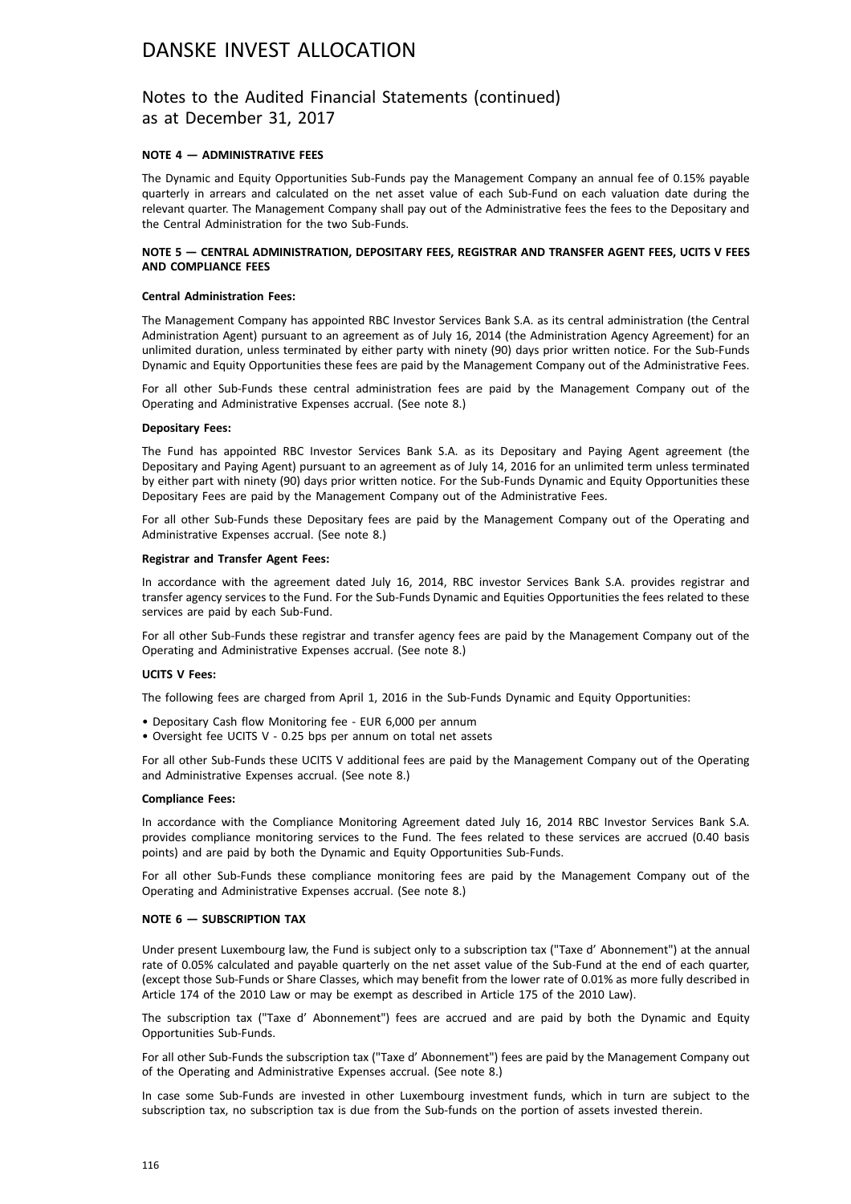# DANSKE INVEST ALLOCATION

## Notes to the Audited Financial Statements (continued) as at December 31, 2017

### NOTE 4 — ADMINISTRATIVE FEES

The Dynamic and Equity Opportunities Sub-Funds pay the Management Company an annual fee of 0.15% payable quarterly in arrears and calculated on the net asset value of each Sub-Fund on each valuation date during the relevant quarter. The Management Company shall pay out of the Administrative fees the fees to the Depositary and the Central Administration for the two Sub-Funds.

### NOTE 5 — CENTRAL ADMINISTRATION, DEPOSITARY FEES, REGISTRAR AND TRANSFER AGENT FEES, UCITS V FEES AND COMPLIANCE FEES

**Central Administration Fees:**

The Management Company has appointed RBC Investor Services Bank S.A. as its central administration (the Central Administration Agent) pursuant to an agreement as of July 16, 2014 (the Administration Agency Agreement) for an unlimited duration, unless terminated by either party with ninety (90) days prior written notice. For the Sub-Funds Dynamic and Equity Opportunities these fees are paid by the Management Company out of the Administrative Fees.

For all other Sub-Funds these central administration fees are paid by the Management Company out of the Operating and Administrative Expenses accrual. (See note 8.)

**Depositary Fees:**

The Fund has appointed RBC Investor Services Bank S.A. as its Depositary and Paying Agent agreement (the Depositary and Paying Agent) pursuant to an agreement as of July 14, 2016 for an unlimited term unless terminated by either part with ninety (90) days prior written notice. For the Sub-Funds Dynamic and Equity Opportunities these Depositary Fees are paid by the Management Company out of the Administrative Fees.

For all other Sub-Funds these Depositary fees are paid by the Management Company out of the Operating and Administrative Expenses accrual. (See note 8.)

**Registrar and Transfer Agent Fees:**

In accordance with the agreement dated July 16, 2014, RBC investor Services Bank S.A. provides registrar and transfer agency services to the Fund. For the Sub-Funds Dynamic and Equities Opportunities the fees related to these services are paid by each Sub-Fund.

For all other Sub-Funds these registrar and transfer agency fees are paid by the Management Company out of the Operating and Administrative Expenses accrual. (See note 8.)

**UCITS V Fees:**

The following fees are charged from April 1, 2016 in the Sub-Funds Dynamic and Equity Opportunities:

- Depositary Cash flow Monitoring fee - EUR 6,000 per annum
- Oversight fee UCITS V - 0.25 bps per annum on total net assets

For all other Sub-Funds these UCITS V additional fees are paid by the Management Company out of the Operating and Administrative Expenses accrual. (See note 8.)

**Compliance Fees:**

In accordance with the Compliance Monitoring Agreement dated July 16, 2014 RBC Investor Services Bank S.A. provides compliance monitoring services to the Fund. The fees related to these services are accrued (0.40 basis points) and are paid by both the Dynamic and Equity Opportunities Sub-Funds.

For all other Sub-Funds these compliance monitoring fees are paid by the Management Company out of the Operating and Administrative Expenses accrual. (See note 8.)

### NOTE 6 — SUBSCRIPTION TAX

Under present Luxembourg law, the Fund is subject only to a subscription tax ("Taxe d' Abonnement") at the annual rate of 0.05% calculated and payable quarterly on the net asset value of the Sub-Fund at the end of each quarter, (except those Sub-Funds or Share Classes, which may benefit from the lower rate of 0.01% as more fully described in Article 174 of the 2010 Law or may be exempt as described in Article 175 of the 2010 Law).

The subscription tax ("Taxe d' Abonnement") fees are accrued and are paid by both the Dynamic and Equity Opportunities Sub-Funds.

For all other Sub-Funds the subscription tax ("Taxe d' Abonnement") fees are paid by the Management Company out of the Operating and Administrative Expenses accrual. (See note 8.)

In case some Sub-Funds are invested in other Luxembourg investment funds, which in turn are subject to the subscription tax, no subscription tax is due from the Sub-funds on the portion of assets invested therein.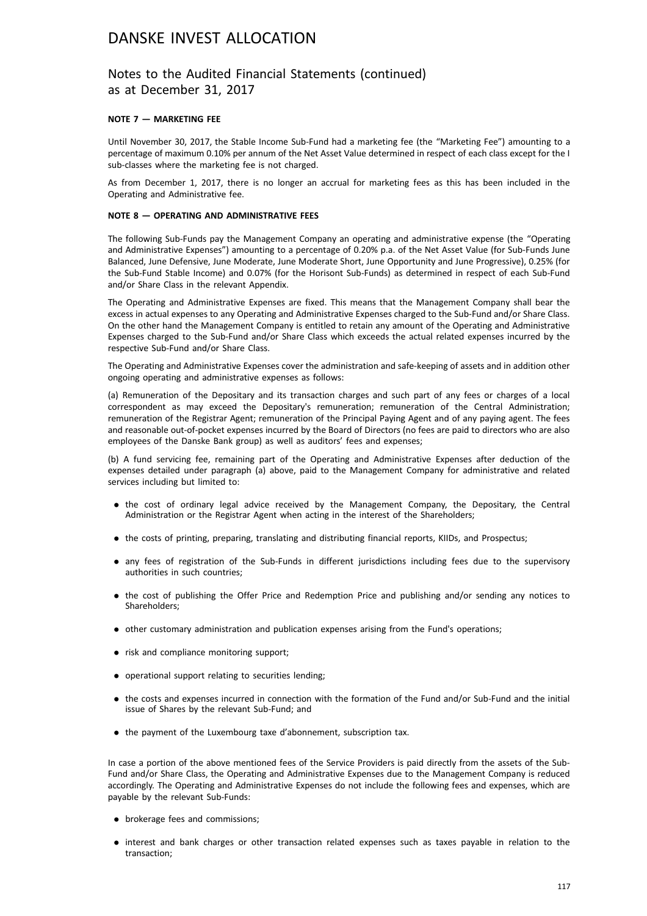## NOTE 7 — MARKETING FEE

Until November 30, 2017, the Stable Income Sub-Fund had a marketing fee (the "Marketing Fee") amounting to a percentage of maximum 0.10% per annum of the Net Asset Value determined in respect of each class except for the I sub-classes where the marketing fee is not charged.

As from December 1, 2017, there is no longer an accrual for marketing fees as this has been included in the Operating and Administrative fee.

## NOTE 8 — OPERATING AND ADMINISTRATIVE FEES

The following Sub-Funds pay the Management Company an operating and administrative expense (the "Operating and Administrative Expenses") amounting to a percentage of 0.20% p.a. of the Net Asset Value (for Sub-Funds June Balanced, June Defensive, June Moderate, June Moderate Short, June Opportunity and June Progressive), 0.25% (for the Sub-Fund Stable Income) and 0.07% (for the Horisont Sub-Funds) as determined in respect of each Sub-Fund and/or Share Class in the relevant Appendix.

The Operating and Administrative Expenses are fixed. This means that the Management Company shall bear the excess in actual expenses to any Operating and Administrative Expenses charged to the Sub-Fund and/or Share Class. On the other hand the Management Company is entitled to retain any amount of the Operating and Administrative Expenses charged to the Sub-Fund and/or Share Class which exceeds the actual related expenses incurred by the respective Sub-Fund and/or Share Class.

The Operating and Administrative Expenses cover the administration and safe-keeping of assets and in addition other ongoing operating and administrative expenses as follows:

(a) Remuneration of the Depositary and its transaction charges and such part of any fees or charges of a local correspondent as may exceed the Depositary's remuneration; remuneration of the Central Administration; remuneration of the Registrar Agent; remuneration of the Principal Paying Agent and of any paying agent. The fees and reasonable out-of-pocket expenses incurred by the Board of Directors (no fees are paid to directors who are also employees of the Danske Bank group) as well as auditors' fees and expenses;

(b) A fund servicing fee, remaining part of the Operating and Administrative Expenses after deduction of the expenses detailed under paragraph (a) above, paid to the Management Company for administrative and related services including but limited to:

- the cost of ordinary legal advice received by the Management Company, the Depositary, the Central Administration or the Registrar Agent when acting in the interest of the Shareholders;
- the costs of printing, preparing, translating and distributing financial reports, KIIDs, and Prospectus;
- any fees of registration of the Sub-Funds in different jurisdictions including fees due to the supervisory authorities in such countries;
- the cost of publishing the Offer Price and Redemption Price and publishing and/or sending any notices to Shareholders;
- other customary administration and publication expenses arising from the Fund's operations;
- risk and compliance monitoring support;
- operational support relating to securities lending;
- the costs and expenses incurred in connection with the formation of the Fund and/or Sub-Fund and the initial issue of Shares by the relevant Sub-Fund; and
- the payment of the Luxembourg taxe d'abonnement, subscription tax.

In case a portion of the above mentioned fees of the Service Providers is paid directly from the assets of the Sub-Fund and/or Share Class, the Operating and Administrative Expenses due to the Management Company is reduced accordingly. The Operating and Administrative Expenses do not include the following fees and expenses, which are payable by the relevant Sub-Funds:

- brokerage fees and commissions;
- interest and bank charges or other transaction related expenses such as taxes payable in relation to the transaction;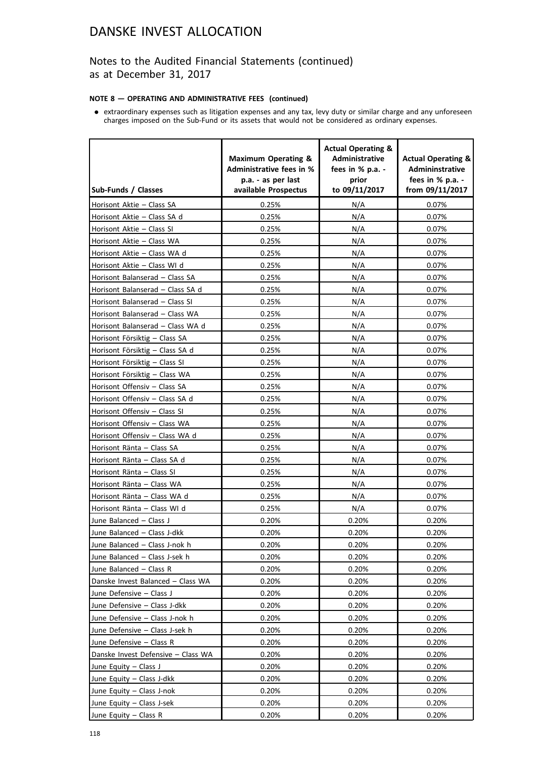# DANSKE INVEST ALLOCATION

## Notes to the Audited Financial Statements (continued) as at December 31, 2017

### NOTE 8 — OPERATING AND ADMINISTRATIVE FEES (continued)

- extraordinary expenses such as litigation expenses and any tax, levy duty or similar charge and any unforeseen charges imposed on the Sub-Fund or its assets that would not be considered as ordinary expenses.

| Sub-Funds / Classes | Maximum Operating & Administrative fees in % p.a. - as per last available Prospectus | Actual Operating & Administrative fees in % p.a. - prior to 09/11/2017 | Actual Operating & Admininstrative fees in % p.a. - from 09/11/2017 |
|---|---|---|---|
| Horisont Aktie – Class SA | 0.25% | N/A | 0.07% |
| Horisont Aktie – Class SA d | 0.25% | N/A | 0.07% |
| Horisont Aktie – Class SI | 0.25% | N/A | 0.07% |
| Horisont Aktie – Class WA | 0.25% | N/A | 0.07% |
| Horisont Aktie – Class WA d | 0.25% | N/A | 0.07% |
| Horisont Aktie – Class WI d | 0.25% | N/A | 0.07% |
| Horisont Balanserad – Class SA | 0.25% | N/A | 0.07% |
| Horisont Balanserad – Class SA d | 0.25% | N/A | 0.07% |
| Horisont Balanserad – Class SI | 0.25% | N/A | 0.07% |
| Horisont Balanserad – Class WA | 0.25% | N/A | 0.07% |
| Horisont Balanserad – Class WA d | 0.25% | N/A | 0.07% |
| Horisont Försiktig – Class SA | 0.25% | N/A | 0.07% |
| Horisont Försiktig – Class SA d | 0.25% | N/A | 0.07% |
| Horisont Försiktig – Class SI | 0.25% | N/A | 0.07% |
| Horisont Försiktig – Class WA | 0.25% | N/A | 0.07% |
| Horisont Offensiv – Class SA | 0.25% | N/A | 0.07% |
| Horisont Offensiv – Class SA d | 0.25% | N/A | 0.07% |
| Horisont Offensiv – Class SI | 0.25% | N/A | 0.07% |
| Horisont Offensiv – Class WA | 0.25% | N/A | 0.07% |
| Horisont Offensiv – Class WA d | 0.25% | N/A | 0.07% |
| Horisont Ränta – Class SA | 0.25% | N/A | 0.07% |
| Horisont Ränta – Class SA d | 0.25% | N/A | 0.07% |
| Horisont Ränta – Class SI | 0.25% | N/A | 0.07% |
| Horisont Ränta – Class WA | 0.25% | N/A | 0.07% |
| Horisont Ränta – Class WA d | 0.25% | N/A | 0.07% |
| Horisont Ränta – Class WI d | 0.25% | N/A | 0.07% |
| June Balanced – Class J | 0.20% | 0.20% | 0.20% |
| June Balanced – Class J-dkk | 0.20% | 0.20% | 0.20% |
| June Balanced – Class J-nok h | 0.20% | 0.20% | 0.20% |
| June Balanced – Class J-sek h | 0.20% | 0.20% | 0.20% |
| June Balanced – Class R | 0.20% | 0.20% | 0.20% |
| Danske Invest Balanced – Class WA | 0.20% | 0.20% | 0.20% |
| June Defensive – Class J | 0.20% | 0.20% | 0.20% |
| June Defensive – Class J-dkk | 0.20% | 0.20% | 0.20% |
| June Defensive – Class J-nok h | 0.20% | 0.20% | 0.20% |
| June Defensive – Class J-sek h | 0.20% | 0.20% | 0.20% |
| June Defensive – Class R | 0.20% | 0.20% | 0.20% |
| Danske Invest Defensive – Class WA | 0.20% | 0.20% | 0.20% |
| June Equity – Class J | 0.20% | 0.20% | 0.20% |
| June Equity – Class J-dkk | 0.20% | 0.20% | 0.20% |
| June Equity – Class J-nok | 0.20% | 0.20% | 0.20% |
| June Equity – Class J-sek | 0.20% | 0.20% | 0.20% |
| June Equity – Class R | 0.20% | 0.20% | 0.20% |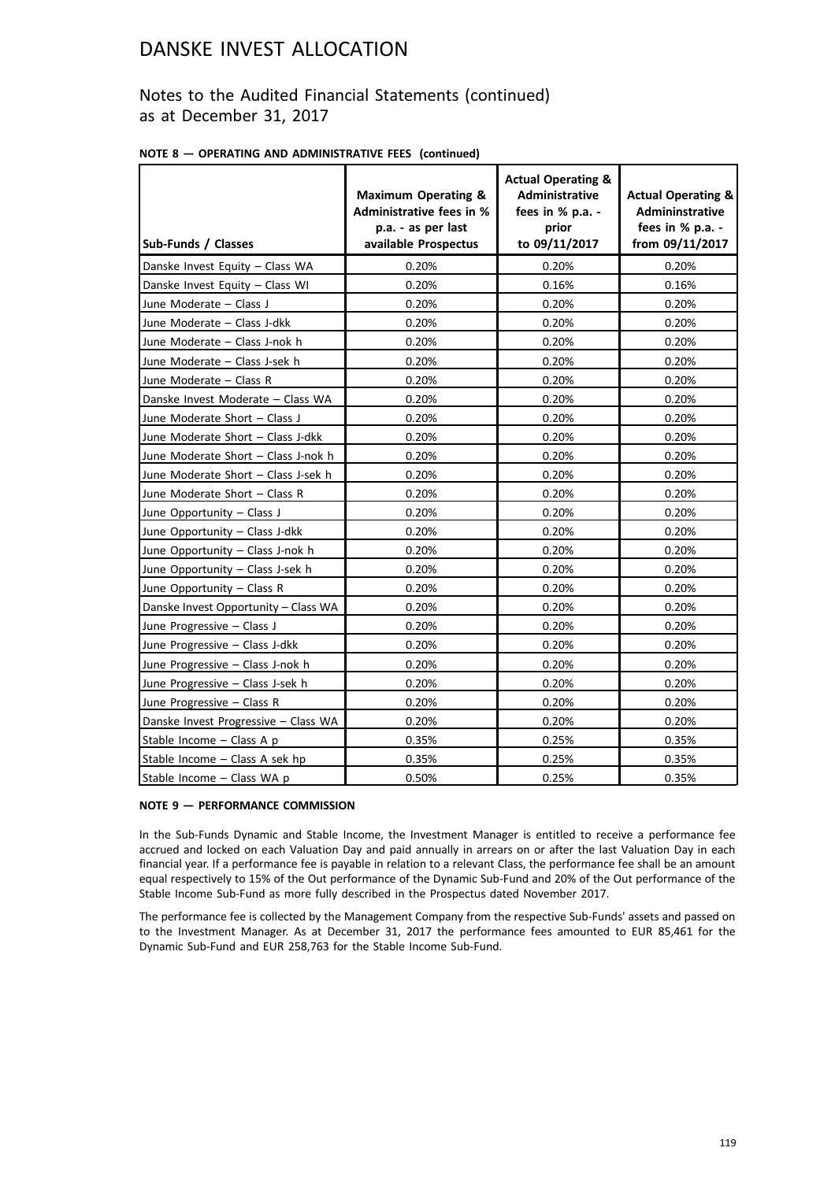# DANSKE INVEST ALLOCATION

## Notes to the Audited Financial Statements (continued) as at December 31, 2017

**NOTE 8 — OPERATING AND ADMINISTRATIVE FEES (continued)**

| Sub-Funds / Classes | Maximum Operating & Administrative fees in % p.a. - as per last available Prospectus | Actual Operating & Administrative fees in % p.a. - prior to 09/11/2017 | Actual Operating & Admininstrative fees in % p.a. - from 09/11/2017 |
|---|---|---|---|
| Danske Invest Equity – Class WA | 0.20% | 0.20% | 0.20% |
| Danske Invest Equity – Class WI | 0.20% | 0.16% | 0.16% |
| June Moderate – Class J | 0.20% | 0.20% | 0.20% |
| June Moderate – Class J-dkk | 0.20% | 0.20% | 0.20% |
| June Moderate – Class J-nok h | 0.20% | 0.20% | 0.20% |
| June Moderate – Class J-sek h | 0.20% | 0.20% | 0.20% |
| June Moderate – Class R | 0.20% | 0.20% | 0.20% |
| Danske Invest Moderate – Class WA | 0.20% | 0.20% | 0.20% |
| June Moderate Short – Class J | 0.20% | 0.20% | 0.20% |
| June Moderate Short – Class J-dkk | 0.20% | 0.20% | 0.20% |
| June Moderate Short – Class J-nok h | 0.20% | 0.20% | 0.20% |
| June Moderate Short – Class J-sek h | 0.20% | 0.20% | 0.20% |
| June Moderate Short – Class R | 0.20% | 0.20% | 0.20% |
| June Opportunity – Class J | 0.20% | 0.20% | 0.20% |
| June Opportunity – Class J-dkk | 0.20% | 0.20% | 0.20% |
| June Opportunity – Class J-nok h | 0.20% | 0.20% | 0.20% |
| June Opportunity – Class J-sek h | 0.20% | 0.20% | 0.20% |
| June Opportunity – Class R | 0.20% | 0.20% | 0.20% |
| Danske Invest Opportunity – Class WA | 0.20% | 0.20% | 0.20% |
| June Progressive – Class J | 0.20% | 0.20% | 0.20% |
| June Progressive – Class J-dkk | 0.20% | 0.20% | 0.20% |
| June Progressive – Class J-nok h | 0.20% | 0.20% | 0.20% |
| June Progressive – Class J-sek h | 0.20% | 0.20% | 0.20% |
| June Progressive – Class R | 0.20% | 0.20% | 0.20% |
| Danske Invest Progressive – Class WA | 0.20% | 0.20% | 0.20% |
| Stable Income – Class A p | 0.35% | 0.25% | 0.35% |
| Stable Income – Class A sek hp | 0.35% | 0.25% | 0.35% |
| Stable Income – Class WA p | 0.50% | 0.25% | 0.35% |

**NOTE 9 — PERFORMANCE COMMISSION**

In the Sub-Funds Dynamic and Stable Income, the Investment Manager is entitled to receive a performance fee accrued and locked on each Valuation Day and paid annually in arrears on or after the last Valuation Day in each financial year. If a performance fee is payable in relation to a relevant Class, the performance fee shall be an amount equal respectively to 15% of the Out performance of the Dynamic Sub-Fund and 20% of the Out performance of the Stable Income Sub-Fund as more fully described in the Prospectus dated November 2017.

The performance fee is collected by the Management Company from the respective Sub-Funds' assets and passed on to the Investment Manager. As at December 31, 2017 the performance fees amounted to EUR 85,461 for the Dynamic Sub-Fund and EUR 258,763 for the Stable Income Sub-Fund.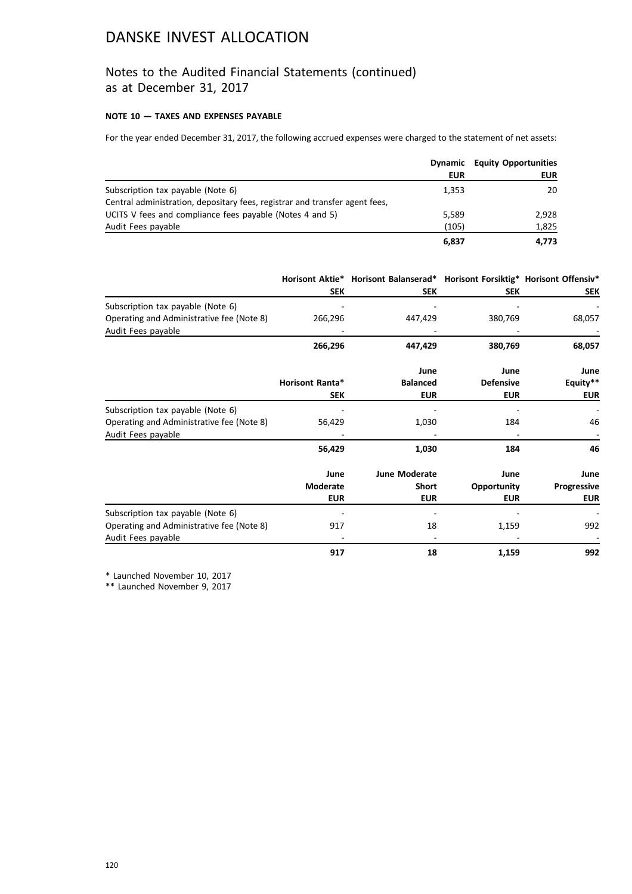# DANSKE INVEST ALLOCATION

## Notes to the Audited Financial Statements (continued) as at December 31, 2017

### NOTE 10 — TAXES AND EXPENSES PAYABLE

For the year ended December 31, 2017, the following accrued expenses were charged to the statement of net assets:

| | Dynamic EUR | Equity Opportunities EUR |
|---|---|---|
| Subscription tax payable (Note 6) | 1,353 | 20 |
| Central administration, depositary fees, registrar and transfer agent fees, UCITS V fees and compliance fees payable (Notes 4 and 5) | 5,589 | 2,928 |
| Audit Fees payable | (105) | 1,825 |
| | **6,837** | **4,773** |

| | Horisont Aktie* SEK | Horisont Balanserad* SEK | Horisont Forsiktig* SEK | Horisont Offensiv* SEK |
|---|---|---|---|---|
| Subscription tax payable (Note 6) | - | - | - | - |
| Operating and Administrative fee (Note 8) | 266,296 | 447,429 | 380,769 | 68,057 |
| Audit Fees payable | - | - | - | - |
| | **266,296** | **447,429** | **380,769** | **68,057** |

| | Horisont Ranta* SEK | June Balanced EUR | June Defensive EUR | June Equity** EUR |
|---|---|---|---|---|
| Subscription tax payable (Note 6) | - | - | - | - |
| Operating and Administrative fee (Note 8) | 56,429 | 1,030 | 184 | 46 |
| Audit Fees payable | - | - | - | - |
| | **56,429** | **1,030** | **184** | **46** |

| | June Moderate EUR | June Moderate Short EUR | June Opportunity EUR | June Progressive EUR |
|---|---|---|---|---|
| Subscription tax payable (Note 6) | - | - | - | - |
| Operating and Administrative fee (Note 8) | 917 | 18 | 1,159 | 992 |
| Audit Fees payable | - | - | - | - |
| | **917** | **18** | **1,159** | **992** |

\* Launched November 10, 2017

\*\* Launched November 9, 2017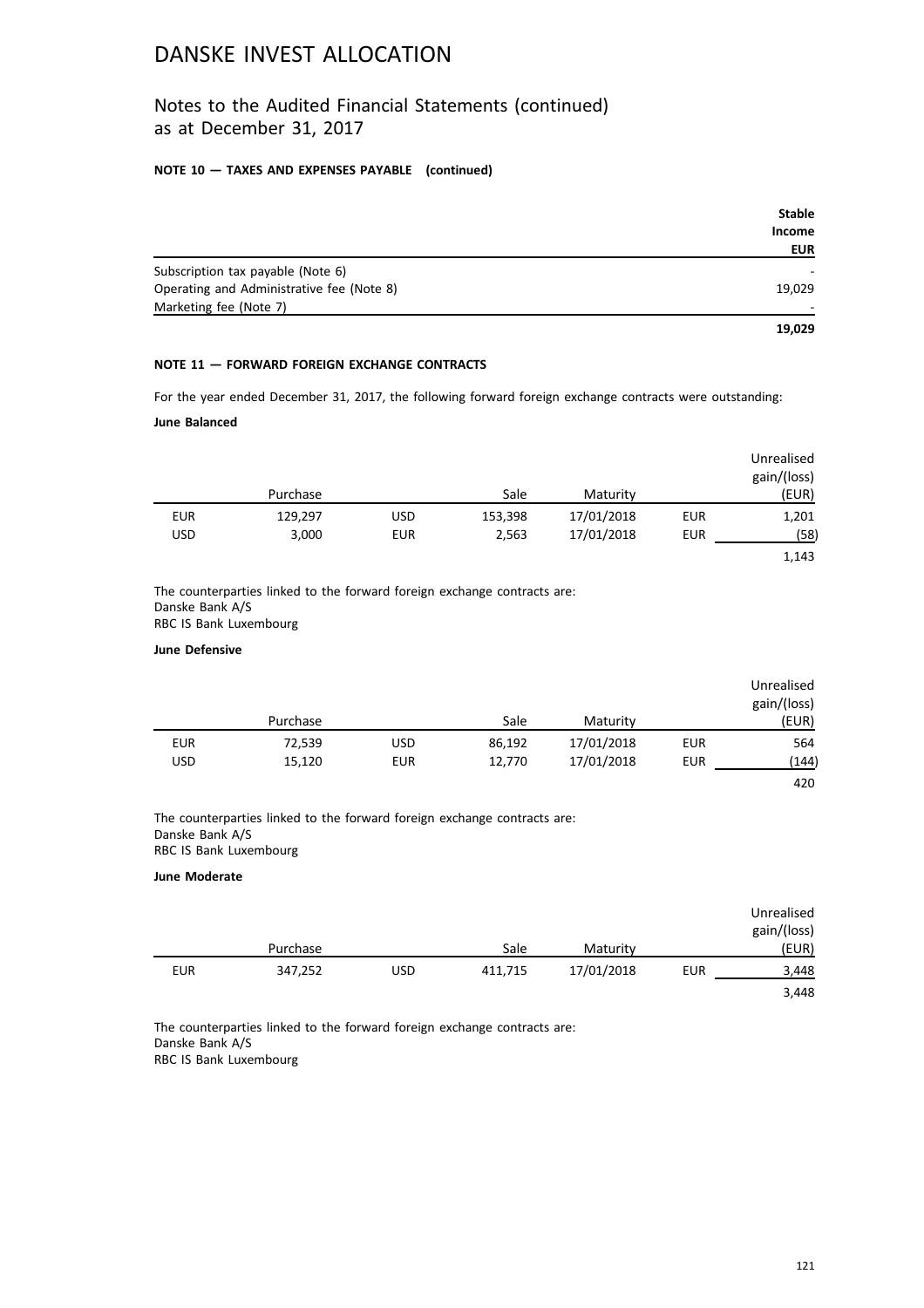# DANSKE INVEST ALLOCATION

## Notes to the Audited Financial Statements (continued) as at December 31, 2017

**NOTE 10 — TAXES AND EXPENSES PAYABLE (continued)**

| | **Stable Income EUR** |
|---|---:|
| Subscription tax payable (Note 6) | - |
| Operating and Administrative fee (Note 8) | 19,029 |
| Marketing fee (Note 7) | - |
| | **19,029** |

**NOTE 11 — FORWARD FOREIGN EXCHANGE CONTRACTS**

For the year ended December 31, 2017, the following forward foreign exchange contracts were outstanding:

**June Balanced**

| | Purchase | | Sale | Maturity | | Unrealised gain/(loss) (EUR) |
|---|---:|---|---:|---|---|---:|
| EUR | 129,297 | USD | 153,398 | 17/01/2018 | EUR | 1,201 |
| USD | 3,000 | EUR | 2,563 | 17/01/2018 | EUR | (58) |
| | | | | | | 1,143 |

The counterparties linked to the forward foreign exchange contracts are:
Danske Bank A/S
RBC IS Bank Luxembourg

**June Defensive**

| | Purchase | | Sale | Maturity | | Unrealised gain/(loss) (EUR) |
|---|---:|---|---:|---|---|---:|
| EUR | 72,539 | USD | 86,192 | 17/01/2018 | EUR | 564 |
| USD | 15,120 | EUR | 12,770 | 17/01/2018 | EUR | (144) |
| | | | | | | 420 |

The counterparties linked to the forward foreign exchange contracts are:
Danske Bank A/S
RBC IS Bank Luxembourg

**June Moderate**

| | Purchase | | Sale | Maturity | | Unrealised gain/(loss) (EUR) |
|---|---:|---|---:|---|---|---:|
| EUR | 347,252 | USD | 411,715 | 17/01/2018 | EUR | 3,448 |
| | | | | | | 3,448 |

The counterparties linked to the forward foreign exchange contracts are:
Danske Bank A/S
RBC IS Bank Luxembourg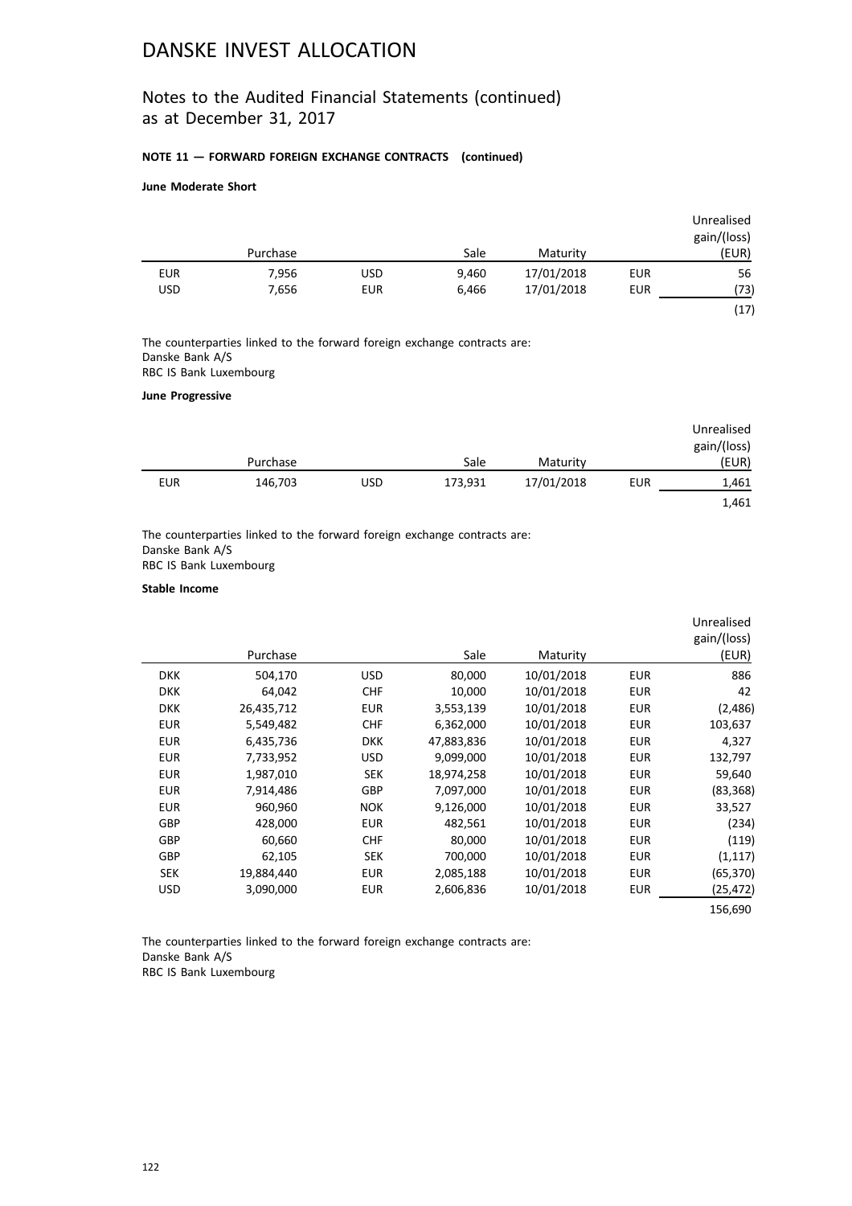# DANSKE INVEST ALLOCATION

## Notes to the Audited Financial Statements (continued) as at December 31, 2017

**NOTE 11 — FORWARD FOREIGN EXCHANGE CONTRACTS (continued)**

**June Moderate Short**

| | Purchase | | Sale | Maturity | | Unrealised gain/(loss) (EUR) |
|---|---|---|---|---|---|---|
| EUR | 7,956 | USD | 9,460 | 17/01/2018 | EUR | 56 |
| USD | 7,656 | EUR | 6,466 | 17/01/2018 | EUR | (73) |
| | | | | | | (17) |

The counterparties linked to the forward foreign exchange contracts are:
Danske Bank A/S
RBC IS Bank Luxembourg

**June Progressive**

| | Purchase | | Sale | Maturity | | Unrealised gain/(loss) (EUR) |
|---|---|---|---|---|---|---|
| EUR | 146,703 | USD | 173,931 | 17/01/2018 | EUR | 1,461 |
| | | | | | | 1,461 |

The counterparties linked to the forward foreign exchange contracts are:
Danske Bank A/S
RBC IS Bank Luxembourg

**Stable Income**

| | Purchase | | Sale | Maturity | | Unrealised gain/(loss) (EUR) |
|---|---|---|---|---|---|---|
| DKK | 504,170 | USD | 80,000 | 10/01/2018 | EUR | 886 |
| DKK | 64,042 | CHF | 10,000 | 10/01/2018 | EUR | 42 |
| DKK | 26,435,712 | EUR | 3,553,139 | 10/01/2018 | EUR | (2,486) |
| EUR | 5,549,482 | CHF | 6,362,000 | 10/01/2018 | EUR | 103,637 |
| EUR | 6,435,736 | DKK | 47,883,836 | 10/01/2018 | EUR | 4,327 |
| EUR | 7,733,952 | USD | 9,099,000 | 10/01/2018 | EUR | 132,797 |
| EUR | 1,987,010 | SEK | 18,974,258 | 10/01/2018 | EUR | 59,640 |
| EUR | 7,914,486 | GBP | 7,097,000 | 10/01/2018 | EUR | (83,368) |
| EUR | 960,960 | NOK | 9,126,000 | 10/01/2018 | EUR | 33,527 |
| GBP | 428,000 | EUR | 482,561 | 10/01/2018 | EUR | (234) |
| GBP | 60,660 | CHF | 80,000 | 10/01/2018 | EUR | (119) |
| GBP | 62,105 | SEK | 700,000 | 10/01/2018 | EUR | (1,117) |
| SEK | 19,884,440 | EUR | 2,085,188 | 10/01/2018 | EUR | (65,370) |
| USD | 3,090,000 | EUR | 2,606,836 | 10/01/2018 | EUR | (25,472) |
| | | | | | | 156,690 |

The counterparties linked to the forward foreign exchange contracts are:
Danske Bank A/S
RBC IS Bank Luxembourg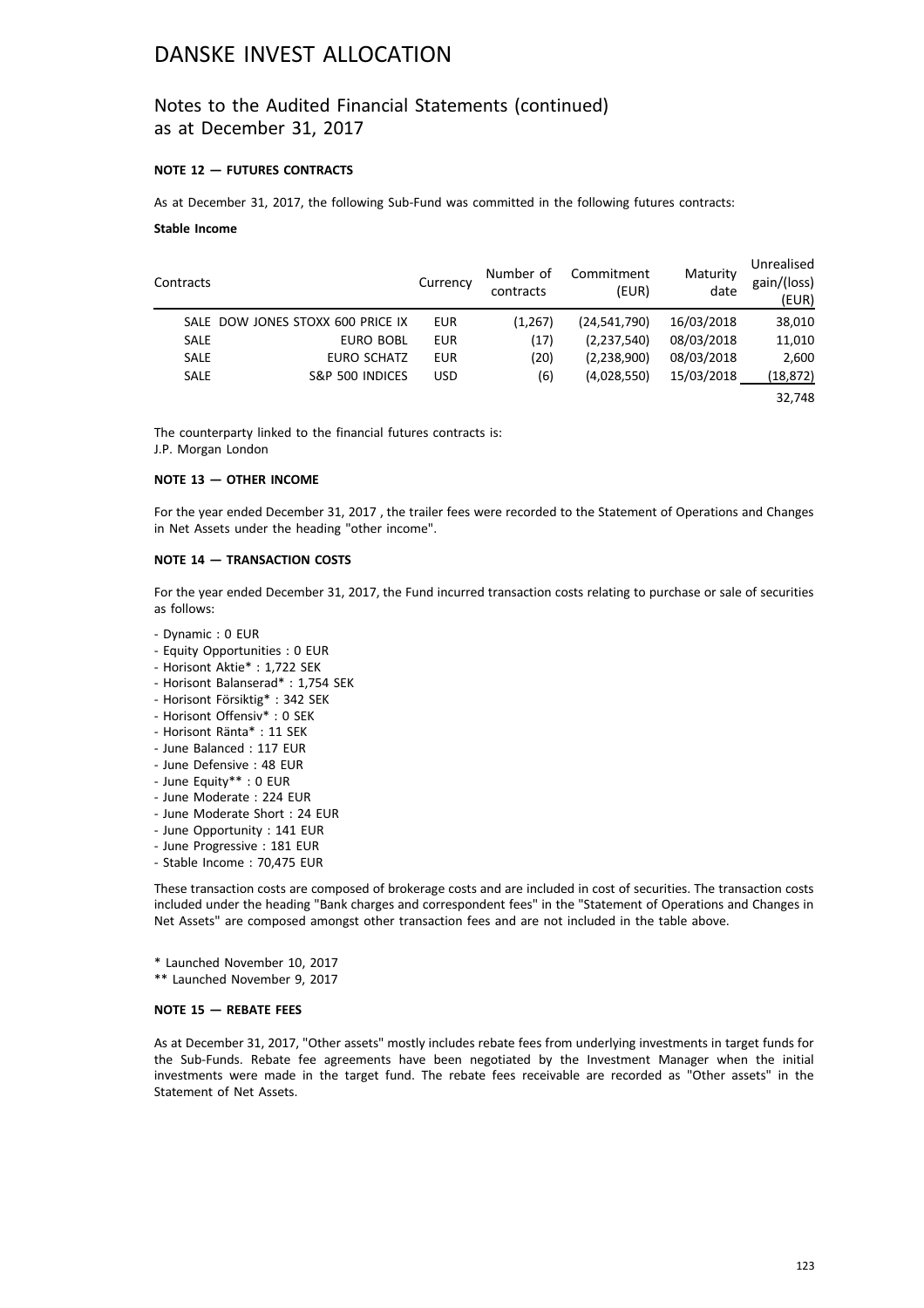# DANSKE INVEST ALLOCATION

## Notes to the Audited Financial Statements (continued) as at December 31, 2017

### NOTE 12 — FUTURES CONTRACTS

As at December 31, 2017, the following Sub-Fund was committed in the following futures contracts:

**Stable Income**

| Contracts | | Currency | Number of contracts | Commitment (EUR) | Maturity date | Unrealised gain/(loss) (EUR) |
|---|---|---|---|---|---|---|
| SALE | DOW JONES STOXX 600 PRICE IX | EUR | (1,267) | (24,541,790) | 16/03/2018 | 38,010 |
| SALE | EURO BOBL | EUR | (17) | (2,237,540) | 08/03/2018 | 11,010 |
| SALE | EURO SCHATZ | EUR | (20) | (2,238,900) | 08/03/2018 | 2,600 |
| SALE | S&P 500 INDICES | USD | (6) | (4,028,550) | 15/03/2018 | (18,872) |
| | | | | | | 32,748 |

The counterparty linked to the financial futures contracts is:
J.P. Morgan London

### NOTE 13 — OTHER INCOME

For the year ended December 31, 2017 , the trailer fees were recorded to the Statement of Operations and Changes in Net Assets under the heading "other income".

### NOTE 14 — TRANSACTION COSTS

For the year ended December 31, 2017, the Fund incurred transaction costs relating to purchase or sale of securities as follows:

- Dynamic : 0 EUR
- Equity Opportunities : 0 EUR
- Horisont Aktie* : 1,722 SEK
- Horisont Balanserad* : 1,754 SEK
- Horisont Försiktig* : 342 SEK
- Horisont Offensiv* : 0 SEK
- Horisont Ränta* : 11 SEK
- June Balanced : 117 EUR
- June Defensive : 48 EUR
- June Equity** : 0 EUR
- June Moderate : 224 EUR
- June Moderate Short : 24 EUR
- June Opportunity : 141 EUR
- June Progressive : 181 EUR
- Stable Income : 70,475 EUR

These transaction costs are composed of brokerage costs and are included in cost of securities. The transaction costs included under the heading "Bank charges and correspondent fees" in the "Statement of Operations and Changes in Net Assets" are composed amongst other transaction fees and are not included in the table above.

\* Launched November 10, 2017
\** Launched November 9, 2017

### NOTE 15 — REBATE FEES

As at December 31, 2017, "Other assets" mostly includes rebate fees from underlying investments in target funds for the Sub-Funds. Rebate fee agreements have been negotiated by the Investment Manager when the initial investments were made in the target fund. The rebate fees receivable are recorded as "Other assets" in the Statement of Net Assets.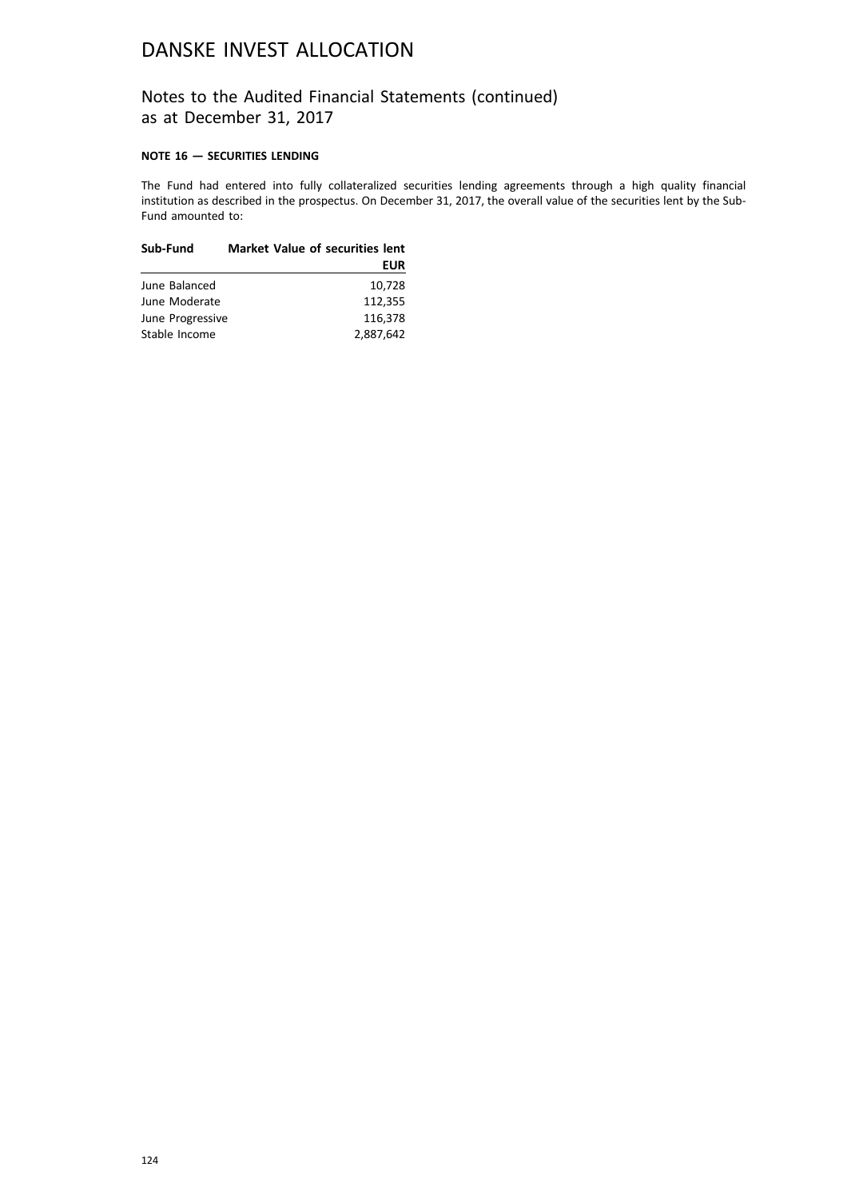# DANSKE INVEST ALLOCATION

## Notes to the Audited Financial Statements (continued) as at December 31, 2017

### NOTE 16 — SECURITIES LENDING

The Fund had entered into fully collateralized securities lending agreements through a high quality financial institution as described in the prospectus. On December 31, 2017, the overall value of the securities lent by the Sub-Fund amounted to:

| Sub-Fund | Market Value of securities lent EUR |
|---|---:|
| June Balanced | 10,728 |
| June Moderate | 112,355 |
| June Progressive | 116,378 |
| Stable Income | 2,887,642 |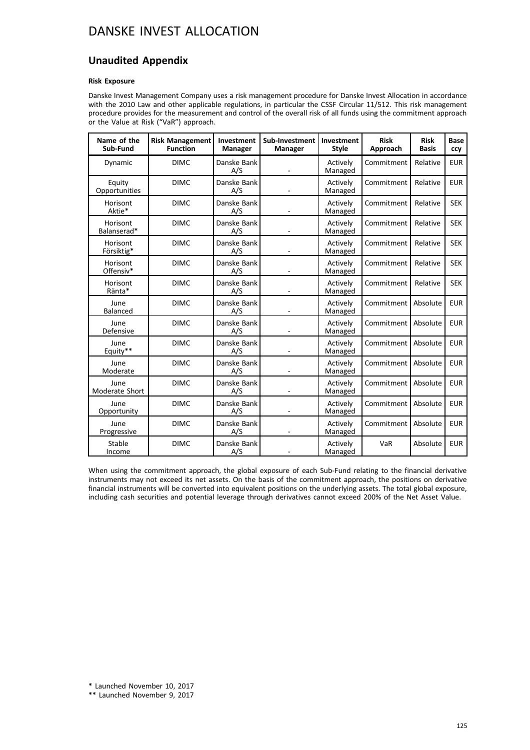## Unaudited Appendix

**Risk Exposure**

Danske Invest Management Company uses a risk management procedure for Danske Invest Allocation in accordance with the 2010 Law and other applicable regulations, in particular the CSSF Circular 11/512. This risk management procedure provides for the measurement and control of the overall risk of all funds using the commitment approach or the Value at Risk ("VaR") approach.

| Name of the Sub-Fund | Risk Management Function | Investment Manager | Sub-Investment Manager | Investment Style | Risk Approach | Risk Basis | Base ccy |
|---|---|---|---|---|---|---|---|
| Dynamic | DIMC | Danske Bank A/S | - | Actively Managed | Commitment | Relative | EUR |
| Equity Opportunities | DIMC | Danske Bank A/S | - | Actively Managed | Commitment | Relative | EUR |
| Horisont Aktie* | DIMC | Danske Bank A/S | - | Actively Managed | Commitment | Relative | SEK |
| Horisont Balanserad* | DIMC | Danske Bank A/S | - | Actively Managed | Commitment | Relative | SEK |
| Horisont Försiktig* | DIMC | Danske Bank A/S | - | Actively Managed | Commitment | Relative | SEK |
| Horisont Offensiv* | DIMC | Danske Bank A/S | - | Actively Managed | Commitment | Relative | SEK |
| Horisont Ränta* | DIMC | Danske Bank A/S | - | Actively Managed | Commitment | Relative | SEK |
| June Balanced | DIMC | Danske Bank A/S | - | Actively Managed | Commitment | Absolute | EUR |
| June Defensive | DIMC | Danske Bank A/S | - | Actively Managed | Commitment | Absolute | EUR |
| June Equity** | DIMC | Danske Bank A/S | - | Actively Managed | Commitment | Absolute | EUR |
| June Moderate | DIMC | Danske Bank A/S | - | Actively Managed | Commitment | Absolute | EUR |
| June Moderate Short | DIMC | Danske Bank A/S | - | Actively Managed | Commitment | Absolute | EUR |
| June Opportunity | DIMC | Danske Bank A/S | - | Actively Managed | Commitment | Absolute | EUR |
| June Progressive | DIMC | Danske Bank A/S | - | Actively Managed | Commitment | Absolute | EUR |
| Stable Income | DIMC | Danske Bank A/S | - | Actively Managed | VaR | Absolute | EUR |

When using the commitment approach, the global exposure of each Sub-Fund relating to the financial derivative instruments may not exceed its net assets. On the basis of the commitment approach, the positions on derivative financial instruments will be converted into equivalent positions on the underlying assets. The total global exposure, including cash securities and potential leverage through derivatives cannot exceed 200% of the Net Asset Value.

\* Launched November 10, 2017

\*\* Launched November 9, 2017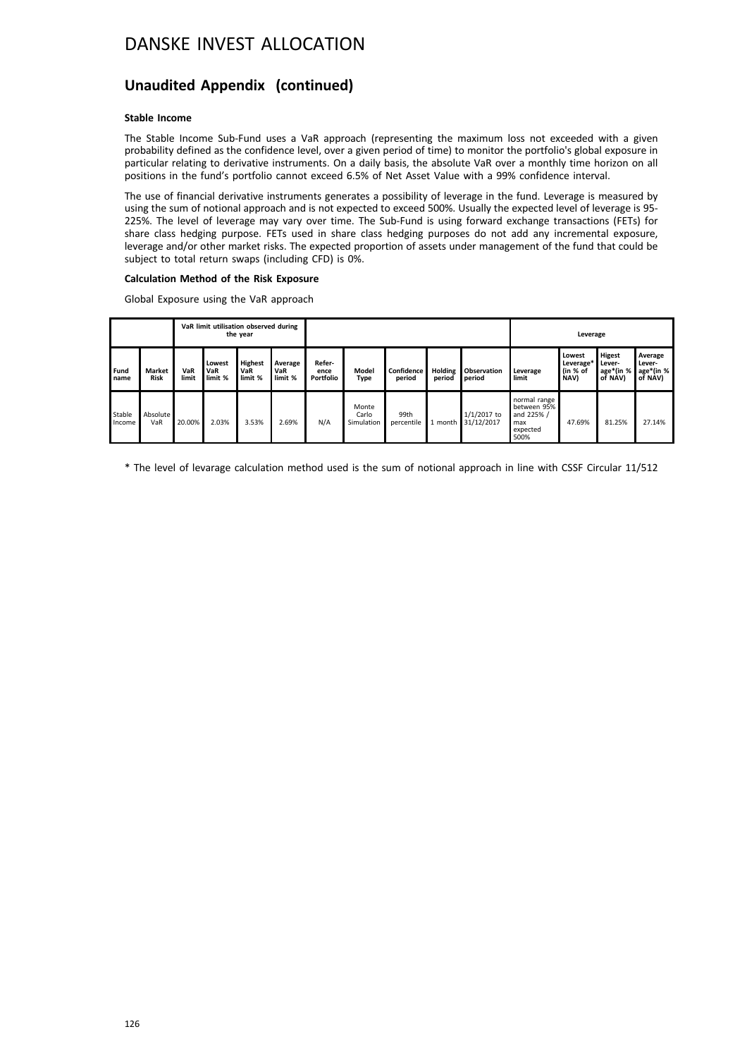# DANSKE INVEST ALLOCATION

## Unaudited Appendix (continued)

### Stable Income

The Stable Income Sub-Fund uses a VaR approach (representing the maximum loss not exceeded with a given probability defined as the confidence level, over a given period of time) to monitor the portfolio's global exposure in particular relating to derivative instruments. On a daily basis, the absolute VaR over a monthly time horizon on all positions in the fund's portfolio cannot exceed 6.5% of Net Asset Value with a 99% confidence interval.

The use of financial derivative instruments generates a possibility of leverage in the fund. Leverage is measured by using the sum of notional approach and is not expected to exceed 500%. Usually the expected level of leverage is 95-225%. The level of leverage may vary over time. The Sub-Fund is using forward exchange transactions (FETs) for share class hedging purpose. FETs used in share class hedging purposes do not add any incremental exposure, leverage and/or other market risks. The expected proportion of assets under management of the fund that could be subject to total return swaps (including CFD) is 0%.

**Calculation Method of the Risk Exposure**

Global Exposure using the VaR approach

| | | VaR limit utilisation observed during the year | | | | | | | | | Leverage | | | |
|---|---|---|---|---|---|---|---|---|---|---|---|---|---|---|
| **Fund name** | **Market Risk** | **VaR limit** | **Lowest VaR limit %** | **Highest VaR limit %** | **Average VaR limit %** | **Refer-ence Portfolio** | **Model Type** | **Confidence period** | **Holding period** | **Observation period** | **Leverage limit** | **Lowest Leverage* (in % of NAV)** | **Higest Lever-age*(in % of NAV)** | **Average Lever-age*(in % of NAV)** |
| Stable Income | Absolute VaR | 20.00% | 2.03% | 3.53% | 2.69% | N/A | Monte Carlo Simulation | 99th percentile | 1 month | 1/1/2017 to 31/12/2017 | normal range between 95% and 225% / max expected 500% | 47.69% | 81.25% | 27.14% |

* The level of levarage calculation method used is the sum of notional approach in line with CSSF Circular 11/512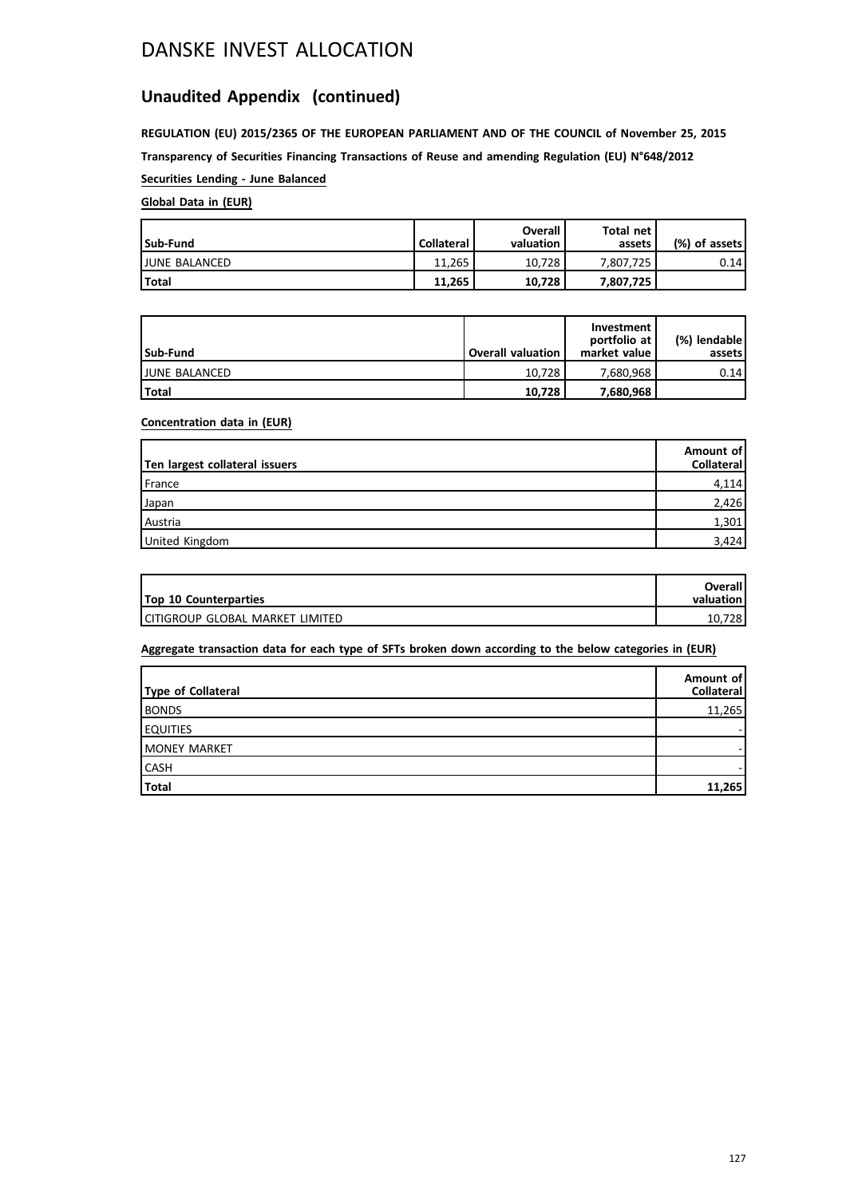# DANSKE INVEST ALLOCATION

## Unaudited Appendix (continued)

**REGULATION (EU) 2015/2365 OF THE EUROPEAN PARLIAMENT AND OF THE COUNCIL of November 25, 2015**

**Transparency of Securities Financing Transactions of Reuse and amending Regulation (EU) N°648/2012**

**Securities Lending - June Balanced**

**Global Data in (EUR)**

| Sub-Fund | Collateral | Overall valuation | Total net assets | (%) of assets |
|---|---|---|---|---|
| JUNE BALANCED | 11,265 | 10,728 | 7,807,725 | 0.14 |
| **Total** | **11,265** | **10,728** | **7,807,725** | |

| Sub-Fund | Overall valuation | Investment portfolio at market value | (%) lendable assets |
|---|---|---|---|
| JUNE BALANCED | 10,728 | 7,680,968 | 0.14 |
| **Total** | **10,728** | **7,680,968** | |

**Concentration data in (EUR)**

| Ten largest collateral issuers | Amount of Collateral |
|---|---|
| France | 4,114 |
| Japan | 2,426 |
| Austria | 1,301 |
| United Kingdom | 3,424 |

| Top 10 Counterparties | Overall valuation |
|---|---|
| CITIGROUP GLOBAL MARKET LIMITED | 10,728 |

**Aggregate transaction data for each type of SFTs broken down according to the below categories in (EUR)**

| Type of Collateral | Amount of Collateral |
|---|---|
| BONDS | 11,265 |
| EQUITIES | - |
| MONEY MARKET | - |
| CASH | - |
| **Total** | **11,265** |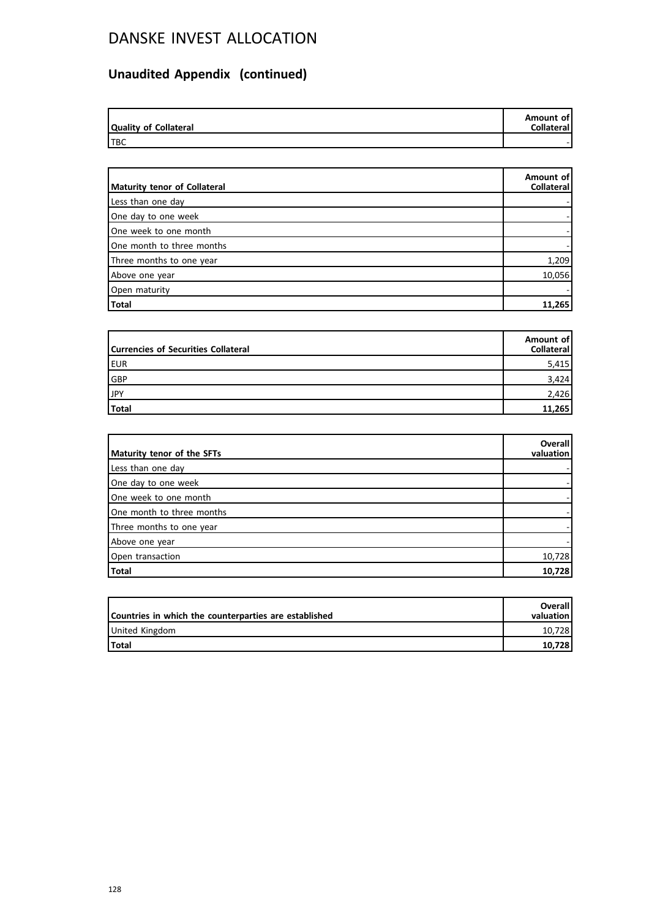# DANSKE INVEST ALLOCATION

## Unaudited Appendix (continued)

| Quality of Collateral | Amount of Collateral |
|---|---|
| TBC | - |

| Maturity tenor of Collateral | Amount of Collateral |
|---|---|
| Less than one day | - |
| One day to one week | - |
| One week to one month | - |
| One month to three months | - |
| Three months to one year | 1,209 |
| Above one year | 10,056 |
| Open maturity | - |
| **Total** | **11,265** |

| Currencies of Securities Collateral | Amount of Collateral |
|---|---|
| EUR | 5,415 |
| GBP | 3,424 |
| JPY | 2,426 |
| **Total** | **11,265** |

| Maturity tenor of the SFTs | Overall valuation |
|---|---|
| Less than one day | - |
| One day to one week | - |
| One week to one month | - |
| One month to three months | - |
| Three months to one year | - |
| Above one year | - |
| Open transaction | 10,728 |
| **Total** | **10,728** |

| Countries in which the counterparties are established | Overall valuation |
|---|---|
| United Kingdom | 10,728 |
| **Total** | **10,728** |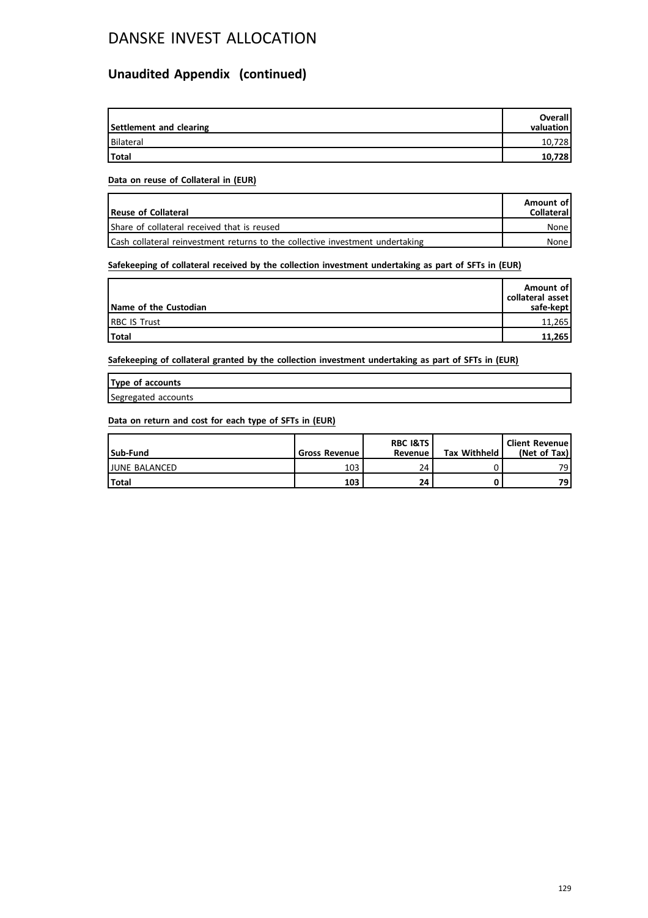# DANSKE INVEST ALLOCATION

## Unaudited Appendix (continued)

| Settlement and clearing | Overall valuation |
|---|---|
| Bilateral | 10,728 |
| **Total** | **10,728** |

**Data on reuse of Collateral in (EUR)**

| Reuse of Collateral | Amount of Collateral |
|---|---|
| Share of collateral received that is reused | None |
| Cash collateral reinvestment returns to the collective investment undertaking | None |

**Safekeeping of collateral received by the collection investment undertaking as part of SFTs in (EUR)**

| Name of the Custodian | Amount of collateral asset safe-kept |
|---|---|
| RBC IS Trust | 11,265 |
| **Total** | **11,265** |

**Safekeeping of collateral granted by the collection investment undertaking as part of SFTs in (EUR)**

| Type of accounts |
|---|
| Segregated accounts |

**Data on return and cost for each type of SFTs in (EUR)**

| Sub-Fund | Gross Revenue | RBC I&TS Revenue | Tax Withheld | Client Revenue (Net of Tax) |
|---|---|---|---|---|
| JUNE BALANCED | 103 | 24 | 0 | 79 |
| **Total** | **103** | **24** | **0** | **79** |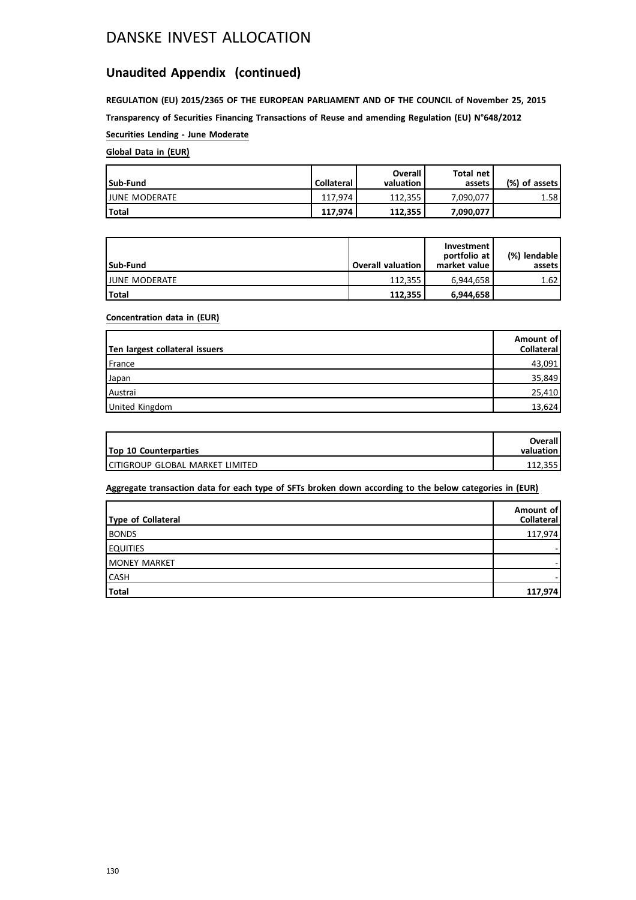# DANSKE INVEST ALLOCATION

## Unaudited Appendix (continued)

**REGULATION (EU) 2015/2365 OF THE EUROPEAN PARLIAMENT AND OF THE COUNCIL of November 25, 2015**

**Transparency of Securities Financing Transactions of Reuse and amending Regulation (EU) N°648/2012**

**Securities Lending - June Moderate**

**Global Data in (EUR)**

| Sub-Fund | Collateral | Overall valuation | Total net assets | (%) of assets |
|---|---|---|---|---|
| JUNE MODERATE | 117,974 | 112,355 | 7,090,077 | 1.58 |
| **Total** | **117,974** | **112,355** | **7,090,077** | |

| Sub-Fund | Overall valuation | Investment portfolio at market value | (%) lendable assets |
|---|---|---|---|
| JUNE MODERATE | 112,355 | 6,944,658 | 1.62 |
| **Total** | **112,355** | **6,944,658** | |

**Concentration data in (EUR)**

| Ten largest collateral issuers | Amount of Collateral |
|---|---|
| France | 43,091 |
| Japan | 35,849 |
| Austrai | 25,410 |
| United Kingdom | 13,624 |

| Top 10 Counterparties | Overall valuation |
|---|---|
| CITIGROUP GLOBAL MARKET LIMITED | 112,355 |

**Aggregate transaction data for each type of SFTs broken down according to the below categories in (EUR)**

| Type of Collateral | Amount of Collateral |
|---|---|
| BONDS | 117,974 |
| EQUITIES | - |
| MONEY MARKET | - |
| CASH | - |
| **Total** | **117,974** |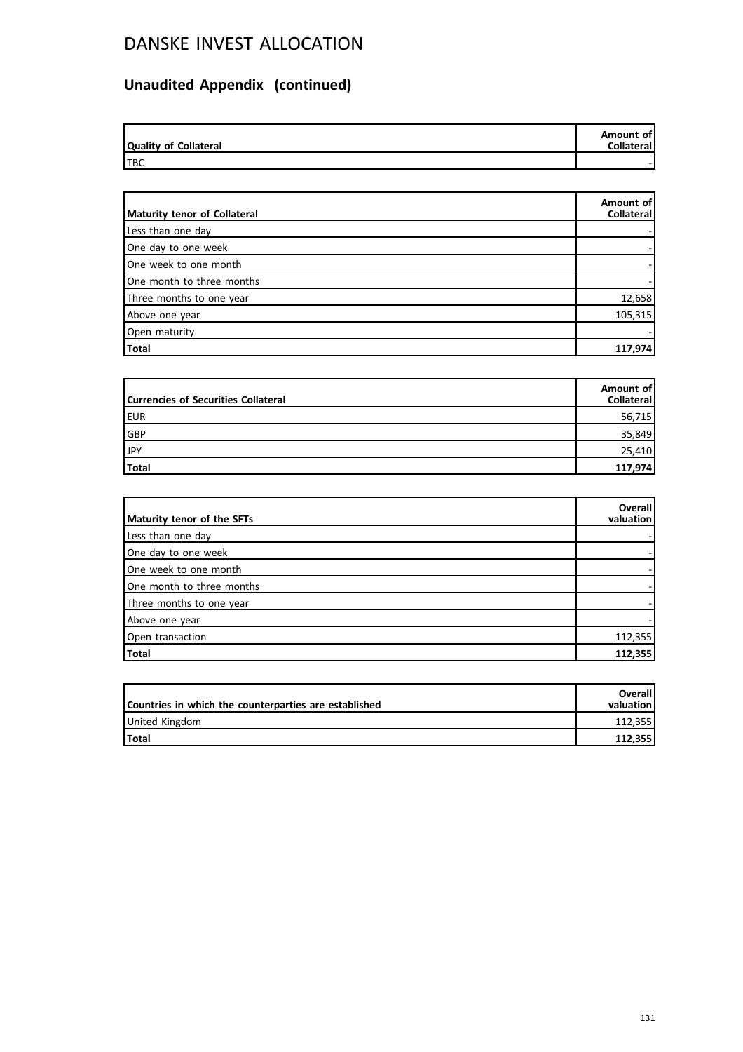# DANSKE INVEST ALLOCATION

## Unaudited Appendix (continued)

| Quality of Collateral | Amount of Collateral |
|---|---|
| TBC | - |

| Maturity tenor of Collateral | Amount of Collateral |
|---|---|
| Less than one day | - |
| One day to one week | - |
| One week to one month | - |
| One month to three months | - |
| Three months to one year | 12,658 |
| Above one year | 105,315 |
| Open maturity | - |
| **Total** | **117,974** |

| Currencies of Securities Collateral | Amount of Collateral |
|---|---|
| EUR | 56,715 |
| GBP | 35,849 |
| JPY | 25,410 |
| **Total** | **117,974** |

| Maturity tenor of the SFTs | Overall valuation |
|---|---|
| Less than one day | - |
| One day to one week | - |
| One week to one month | - |
| One month to three months | - |
| Three months to one year | - |
| Above one year | - |
| Open transaction | 112,355 |
| **Total** | **112,355** |

| Countries in which the counterparties are established | Overall valuation |
|---|---|
| United Kingdom | 112,355 |
| **Total** | **112,355** |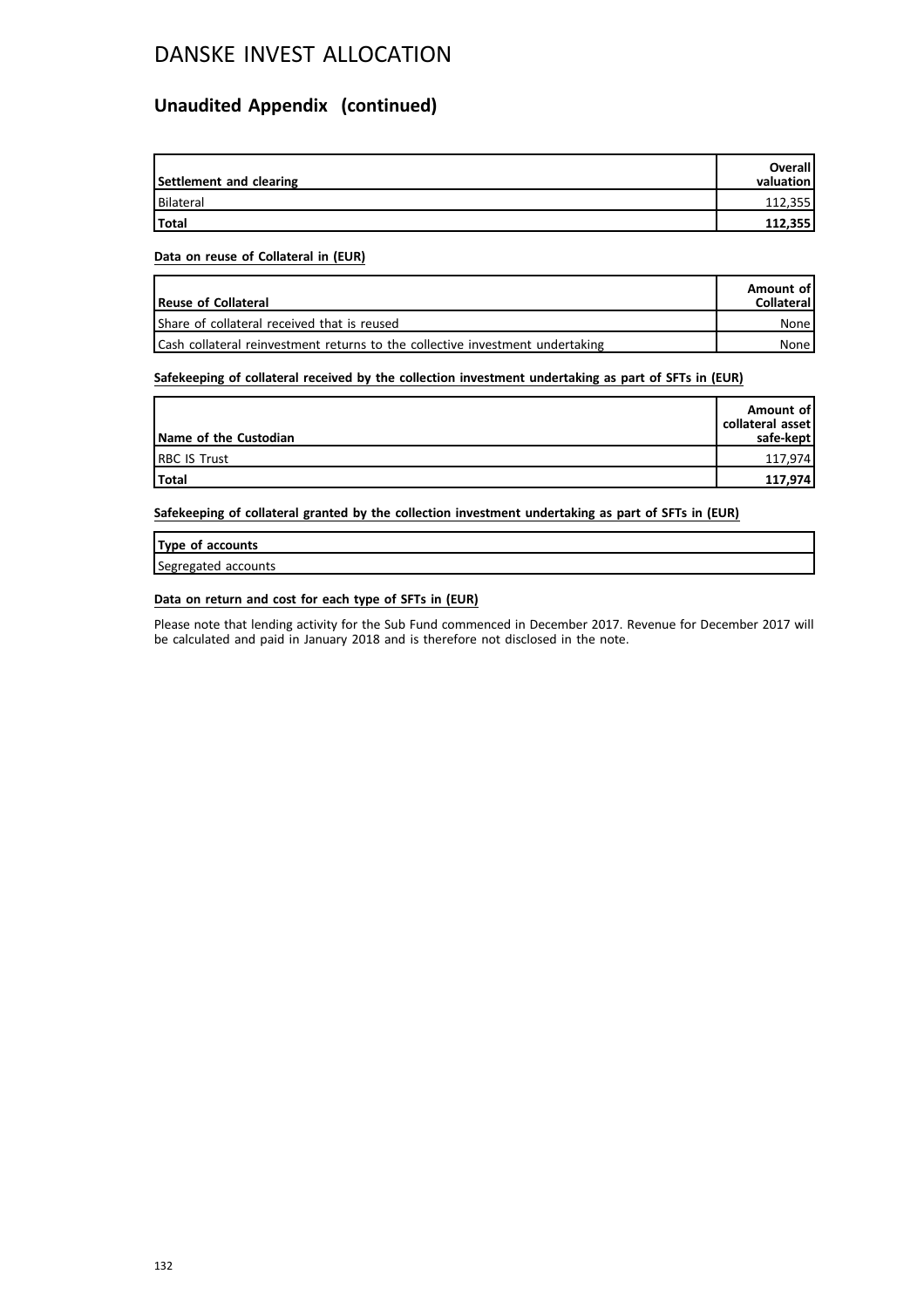# DANSKE INVEST ALLOCATION

## Unaudited Appendix (continued)

| Settlement and clearing | Overall valuation |
|---|---|
| Bilateral | 112,355 |
| **Total** | **112,355** |

**Data on reuse of Collateral in (EUR)**

| Reuse of Collateral | Amount of Collateral |
|---|---|
| Share of collateral received that is reused | None |
| Cash collateral reinvestment returns to the collective investment undertaking | None |

**Safekeeping of collateral received by the collection investment undertaking as part of SFTs in (EUR)**

| Name of the Custodian | Amount of collateral asset safe-kept |
|---|---|
| RBC IS Trust | 117,974 |
| **Total** | **117,974** |

**Safekeeping of collateral granted by the collection investment undertaking as part of SFTs in (EUR)**

| Type of accounts |
|---|
| Segregated accounts |

**Data on return and cost for each type of SFTs in (EUR)**

Please note that lending activity for the Sub Fund commenced in December 2017. Revenue for December 2017 will be calculated and paid in January 2018 and is therefore not disclosed in the note.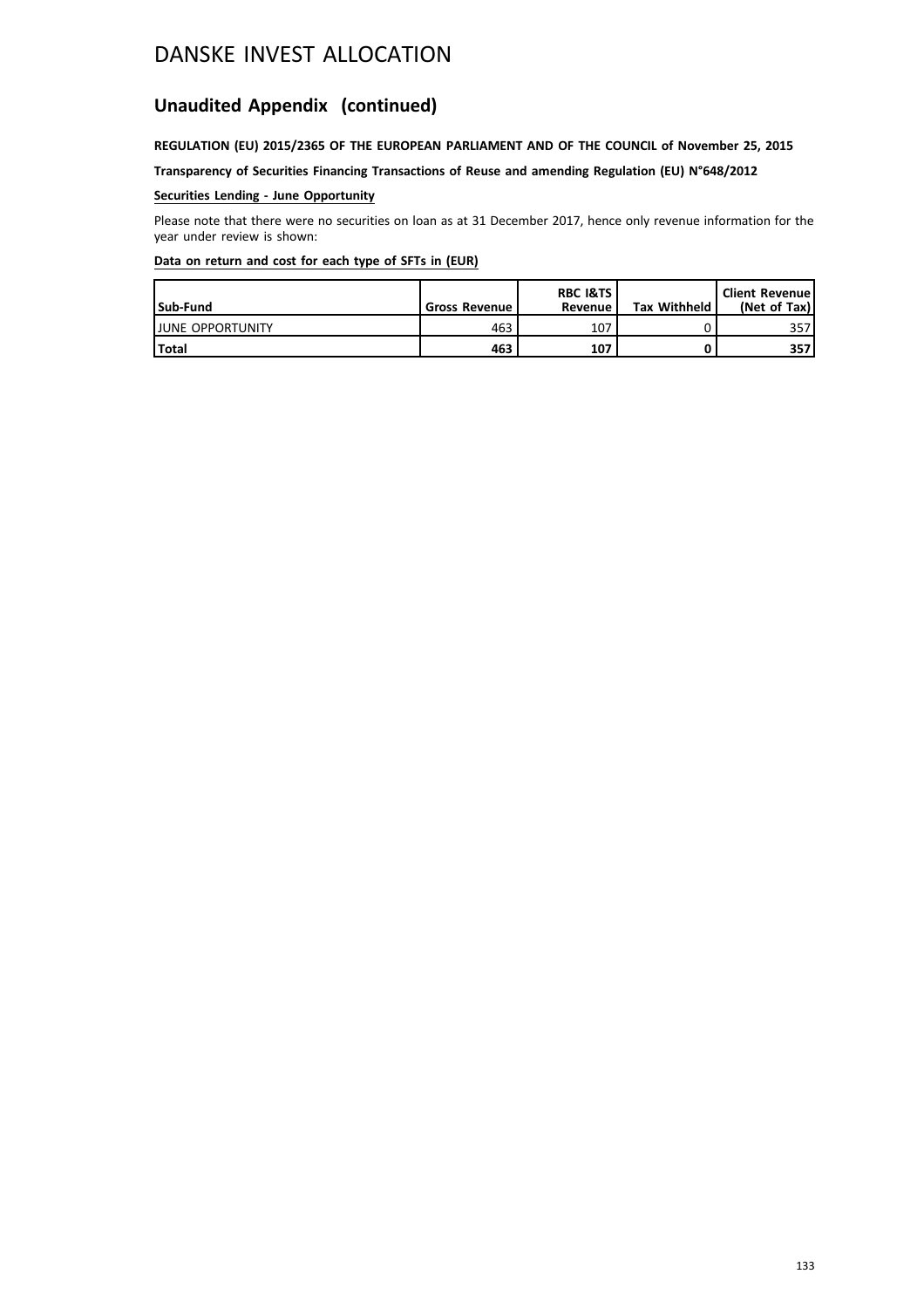# DANSKE INVEST ALLOCATION

## Unaudited Appendix (continued)

**REGULATION (EU) 2015/2365 OF THE EUROPEAN PARLIAMENT AND OF THE COUNCIL of November 25, 2015**

**Transparency of Securities Financing Transactions of Reuse and amending Regulation (EU) N°648/2012**

**Securities Lending - June Opportunity**

Please note that there were no securities on loan as at 31 December 2017, hence only revenue information for the year under review is shown:

**Data on return and cost for each type of SFTs in (EUR)**

| Sub-Fund | Gross Revenue | RBC I&TS Revenue | Tax Withheld | Client Revenue (Net of Tax) |
|---|---|---|---|---|
| JUNE OPPORTUNITY | 463 | 107 | 0 | 357 |
| **Total** | **463** | **107** | **0** | **357** |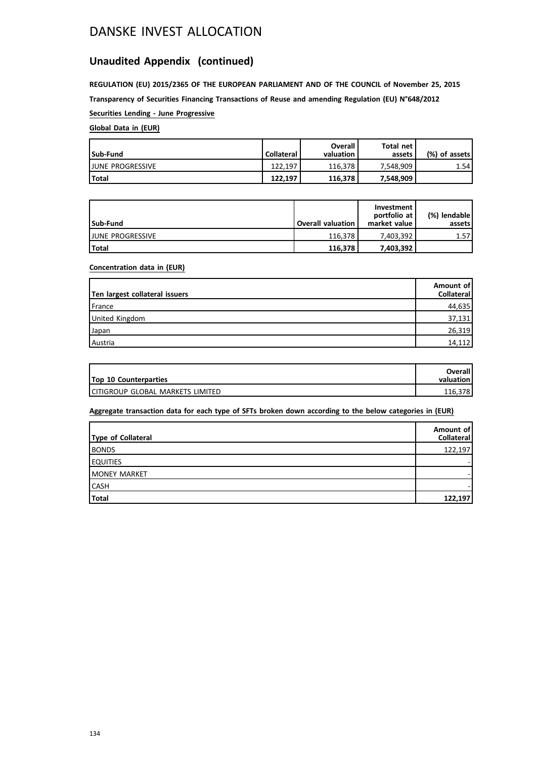# DANSKE INVEST ALLOCATION

## Unaudited Appendix (continued)

**REGULATION (EU) 2015/2365 OF THE EUROPEAN PARLIAMENT AND OF THE COUNCIL of November 25, 2015**

**Transparency of Securities Financing Transactions of Reuse and amending Regulation (EU) N°648/2012**

**Securities Lending - June Progressive**

**Global Data in (EUR)**

| Sub-Fund | Collateral | Overall valuation | Total net assets | (%) of assets |
|---|---|---|---|---|
| JUNE PROGRESSIVE | 122,197 | 116,378 | 7,548,909 | 1.54 |
| **Total** | **122,197** | **116,378** | **7,548,909** | |

| Sub-Fund | Overall valuation | Investment portfolio at market value | (%) lendable assets |
|---|---|---|---|
| JUNE PROGRESSIVE | 116,378 | 7,403,392 | 1.57 |
| **Total** | **116,378** | **7,403,392** | |

**Concentration data in (EUR)**

| Ten largest collateral issuers | Amount of Collateral |
|---|---|
| France | 44,635 |
| United Kingdom | 37,131 |
| Japan | 26,319 |
| Austria | 14,112 |

| Top 10 Counterparties | Overall valuation |
|---|---|
| CITIGROUP GLOBAL MARKETS LIMITED | 116,378 |

**Aggregate transaction data for each type of SFTs broken down according to the below categories in (EUR)**

| Type of Collateral | Amount of Collateral |
|---|---|
| BONDS | 122,197 |
| EQUITIES | - |
| MONEY MARKET | - |
| CASH | - |
| **Total** | **122,197** |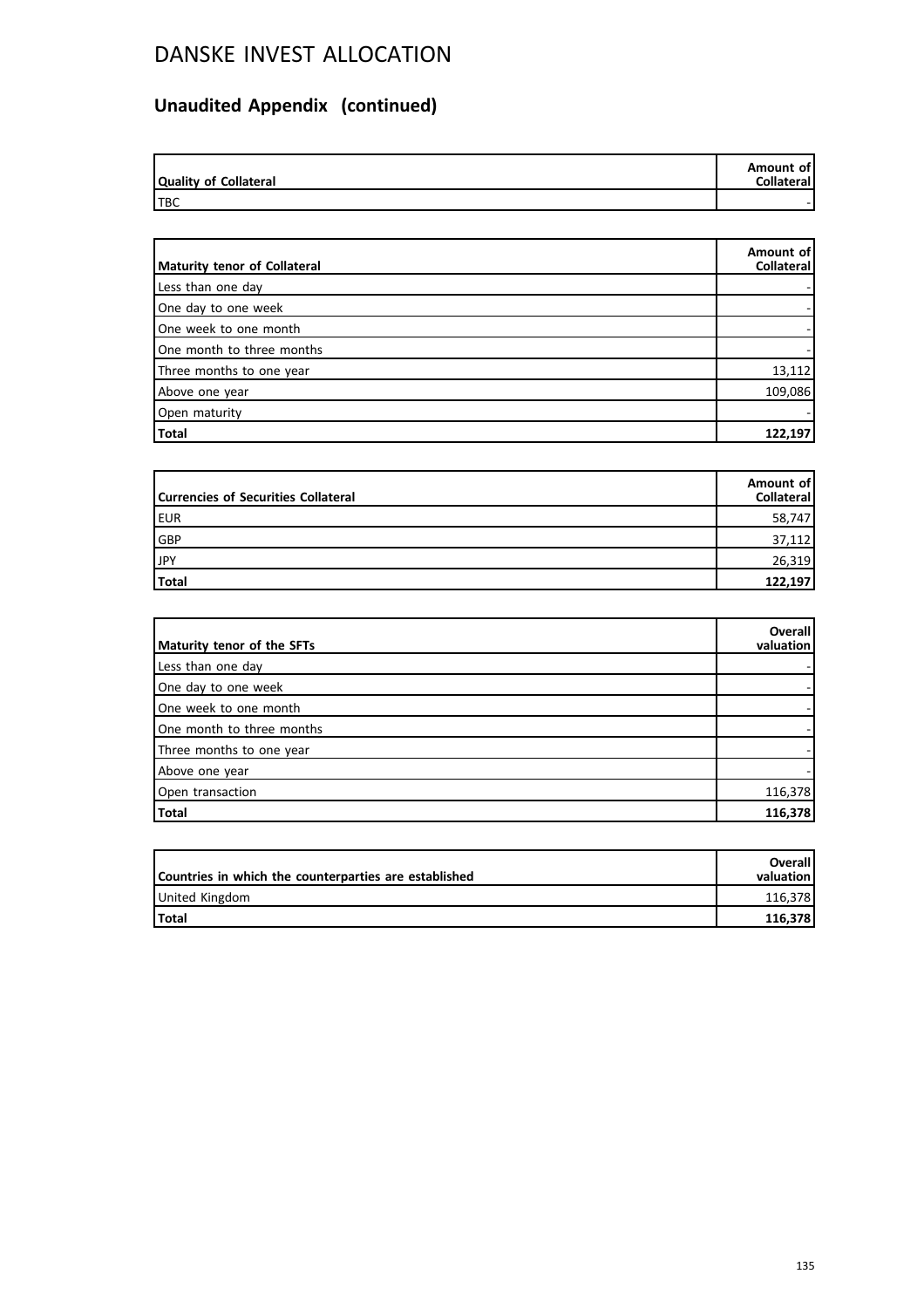# DANSKE INVEST ALLOCATION

## Unaudited Appendix (continued)

| Quality of Collateral | Amount of Collateral |
|---|---|
| TBC | - |

| Maturity tenor of Collateral | Amount of Collateral |
|---|---|
| Less than one day | - |
| One day to one week | - |
| One week to one month | - |
| One month to three months | - |
| Three months to one year | 13,112 |
| Above one year | 109,086 |
| Open maturity | - |
| **Total** | **122,197** |

| Currencies of Securities Collateral | Amount of Collateral |
|---|---|
| EUR | 58,747 |
| GBP | 37,112 |
| JPY | 26,319 |
| **Total** | **122,197** |

| Maturity tenor of the SFTs | Overall valuation |
|---|---|
| Less than one day | - |
| One day to one week | - |
| One week to one month | - |
| One month to three months | - |
| Three months to one year | - |
| Above one year | - |
| Open transaction | 116,378 |
| **Total** | **116,378** |

| Countries in which the counterparties are established | Overall valuation |
|---|---|
| United Kingdom | 116,378 |
| **Total** | **116,378** |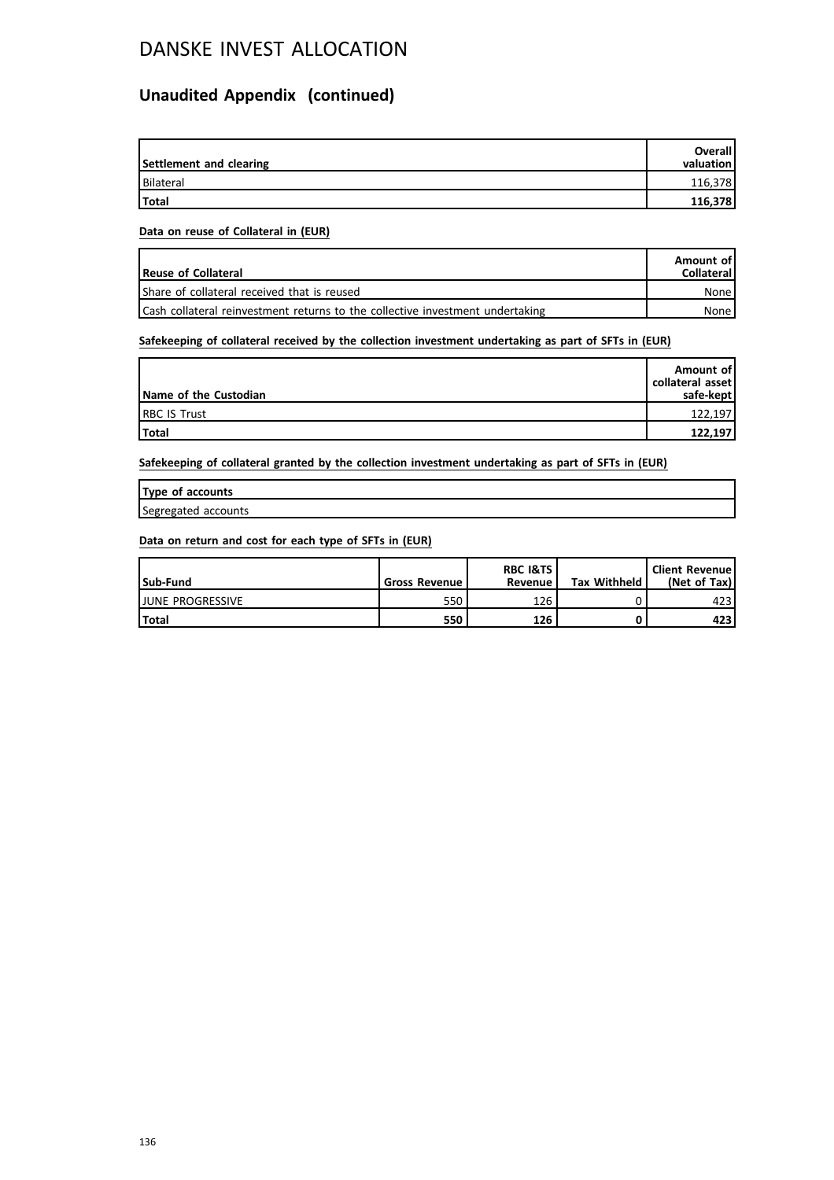# DANSKE INVEST ALLOCATION

## Unaudited Appendix (continued)

| Settlement and clearing | Overall valuation |
|---|---|
| Bilateral | 116,378 |
| **Total** | **116,378** |

**Data on reuse of Collateral in (EUR)**

| Reuse of Collateral | Amount of Collateral |
|---|---|
| Share of collateral received that is reused | None |
| Cash collateral reinvestment returns to the collective investment undertaking | None |

**Safekeeping of collateral received by the collection investment undertaking as part of SFTs in (EUR)**

| Name of the Custodian | Amount of collateral asset safe-kept |
|---|---|
| RBC IS Trust | 122,197 |
| **Total** | **122,197** |

**Safekeeping of collateral granted by the collection investment undertaking as part of SFTs in (EUR)**

| Type of accounts |
|---|
| Segregated accounts |

**Data on return and cost for each type of SFTs in (EUR)**

| Sub-Fund | Gross Revenue | RBC I&TS Revenue | Tax Withheld | Client Revenue (Net of Tax) |
|---|---|---|---|---|
| JUNE PROGRESSIVE | 550 | 126 | 0 | 423 |
| **Total** | **550** | **126** | **0** | **423** |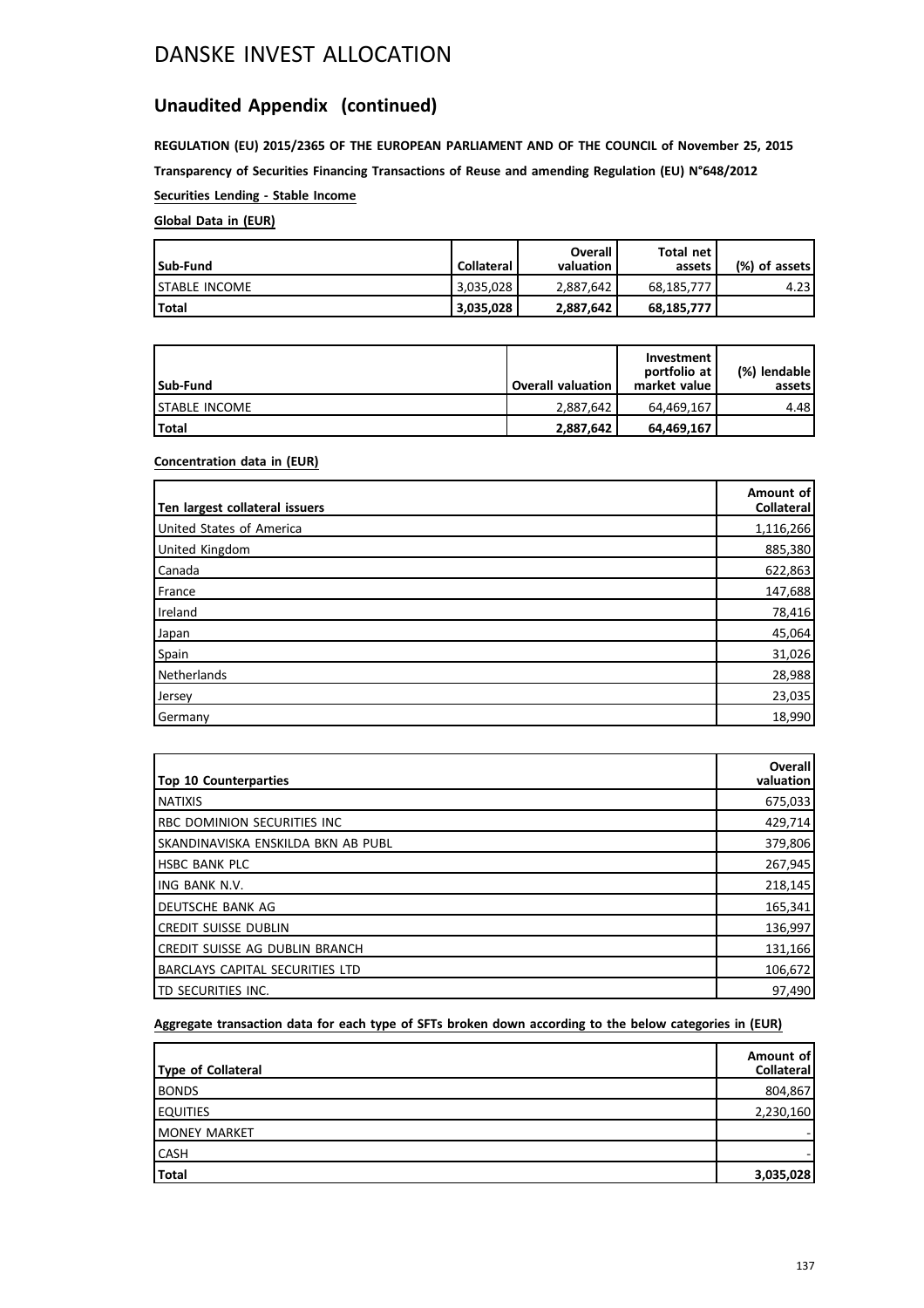# DANSKE INVEST ALLOCATION

## Unaudited Appendix (continued)

**REGULATION (EU) 2015/2365 OF THE EUROPEAN PARLIAMENT AND OF THE COUNCIL of November 25, 2015**

**Transparency of Securities Financing Transactions of Reuse and amending Regulation (EU) N°648/2012**

**Securities Lending - Stable Income**

**Global Data in (EUR)**

| Sub-Fund | Collateral | Overall valuation | Total net assets | (%) of assets |
|---|---|---|---|---|
| STABLE INCOME | 3,035,028 | 2,887,642 | 68,185,777 | 4.23 |
| **Total** | **3,035,028** | **2,887,642** | **68,185,777** | |

| Sub-Fund | Overall valuation | Investment portfolio at market value | (%) lendable assets |
|---|---|---|---|
| STABLE INCOME | 2,887,642 | 64,469,167 | 4.48 |
| **Total** | **2,887,642** | **64,469,167** | |

**Concentration data in (EUR)**

| Ten largest collateral issuers | Amount of Collateral |
|---|---|
| United States of America | 1,116,266 |
| United Kingdom | 885,380 |
| Canada | 622,863 |
| France | 147,688 |
| Ireland | 78,416 |
| Japan | 45,064 |
| Spain | 31,026 |
| Netherlands | 28,988 |
| Jersey | 23,035 |
| Germany | 18,990 |

| Top 10 Counterparties | Overall valuation |
|---|---|
| NATIXIS | 675,033 |
| RBC DOMINION SECURITIES INC | 429,714 |
| SKANDINAVISKA ENSKILDA BKN AB PUBL | 379,806 |
| HSBC BANK PLC | 267,945 |
| ING BANK N.V. | 218,145 |
| DEUTSCHE BANK AG | 165,341 |
| CREDIT SUISSE DUBLIN | 136,997 |
| CREDIT SUISSE AG DUBLIN BRANCH | 131,166 |
| BARCLAYS CAPITAL SECURITIES LTD | 106,672 |
| TD SECURITIES INC. | 97,490 |

**Aggregate transaction data for each type of SFTs broken down according to the below categories in (EUR)**

| Type of Collateral | Amount of Collateral |
|---|---|
| BONDS | 804,867 |
| EQUITIES | 2,230,160 |
| MONEY MARKET | - |
| CASH | - |
| **Total** | **3,035,028** |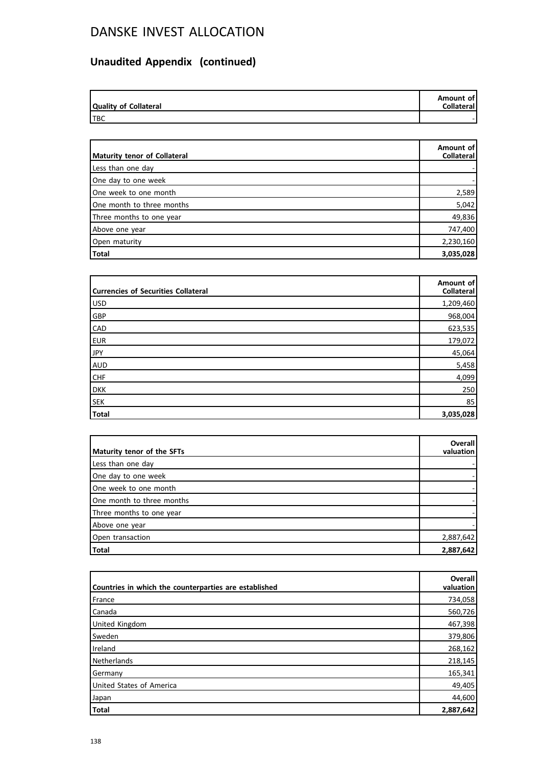# DANSKE INVEST ALLOCATION

## Unaudited Appendix (continued)

| Quality of Collateral | Amount of Collateral |
|---|---|
| TBC | - |

| Maturity tenor of Collateral | Amount of Collateral |
|---|---|
| Less than one day | - |
| One day to one week | - |
| One week to one month | 2,589 |
| One month to three months | 5,042 |
| Three months to one year | 49,836 |
| Above one year | 747,400 |
| Open maturity | 2,230,160 |
| **Total** | **3,035,028** |

| Currencies of Securities Collateral | Amount of Collateral |
|---|---|
| USD | 1,209,460 |
| GBP | 968,004 |
| CAD | 623,535 |
| EUR | 179,072 |
| JPY | 45,064 |
| AUD | 5,458 |
| CHF | 4,099 |
| DKK | 250 |
| SEK | 85 |
| **Total** | **3,035,028** |

| Maturity tenor of the SFTs | Overall valuation |
|---|---|
| Less than one day | - |
| One day to one week | - |
| One week to one month | - |
| One month to three months | - |
| Three months to one year | - |
| Above one year | - |
| Open transaction | 2,887,642 |
| **Total** | **2,887,642** |

| Countries in which the counterparties are established | Overall valuation |
|---|---|
| France | 734,058 |
| Canada | 560,726 |
| United Kingdom | 467,398 |
| Sweden | 379,806 |
| Ireland | 268,162 |
| Netherlands | 218,145 |
| Germany | 165,341 |
| United States of America | 49,405 |
| Japan | 44,600 |
| **Total** | **2,887,642** |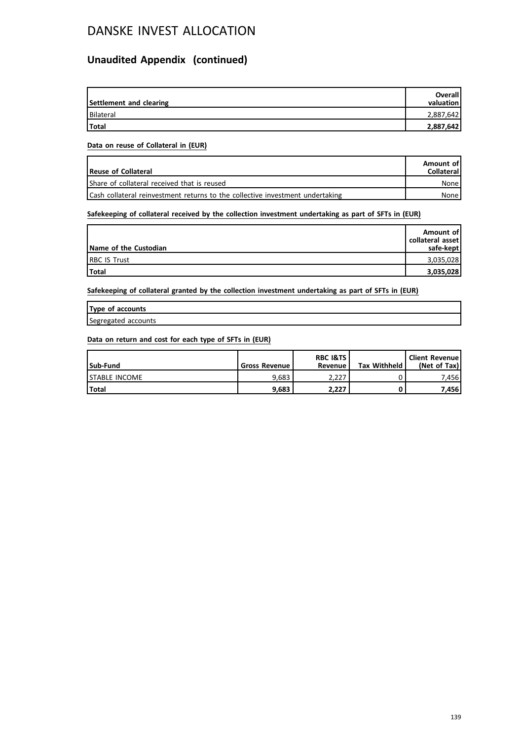# DANSKE INVEST ALLOCATION

## Unaudited Appendix (continued)

| Settlement and clearing | Overall valuation |
|---|---|
| Bilateral | 2,887,642 |
| **Total** | **2,887,642** |

**Data on reuse of Collateral in (EUR)**

| Reuse of Collateral | Amount of Collateral |
|---|---|
| Share of collateral received that is reused | None |
| Cash collateral reinvestment returns to the collective investment undertaking | None |

**Safekeeping of collateral received by the collection investment undertaking as part of SFTs in (EUR)**

| Name of the Custodian | Amount of collateral asset safe-kept |
|---|---|
| RBC IS Trust | 3,035,028 |
| **Total** | **3,035,028** |

**Safekeeping of collateral granted by the collection investment undertaking as part of SFTs in (EUR)**

| Type of accounts |
|---|
| Segregated accounts |

**Data on return and cost for each type of SFTs in (EUR)**

| Sub-Fund | Gross Revenue | RBC I&TS Revenue | Tax Withheld | Client Revenue (Net of Tax) |
|---|---|---|---|---|
| STABLE INCOME | 9,683 | 2,227 | 0 | 7,456 |
| **Total** | **9,683** | **2,227** | **0** | **7,456** |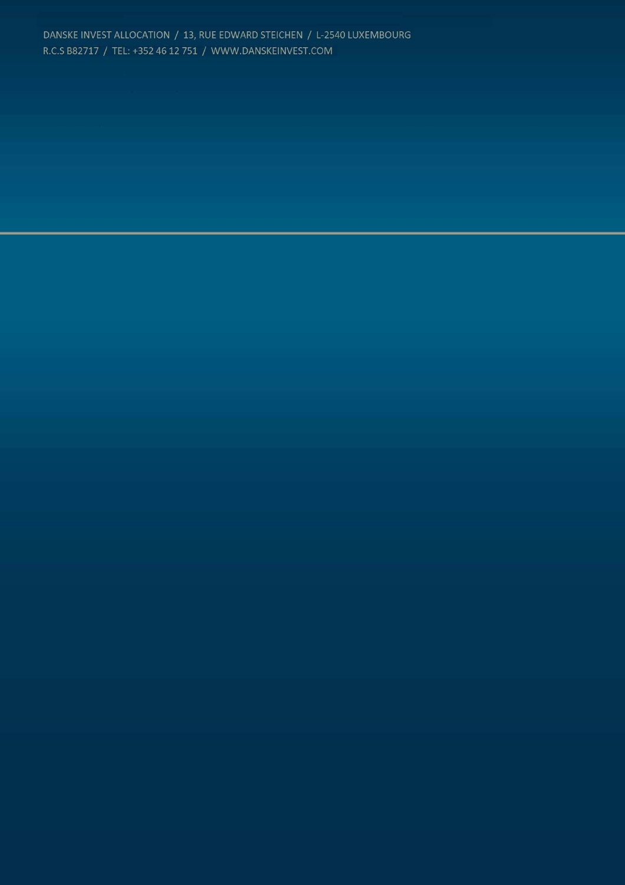DANSKE INVEST ALLOCATION / 13, RUE EDWARD STEICHEN / L-2540 LUXEMBOURG

R.C.S B82717 / TEL: +352 46 12 751 / WWW.DANSKEINVEST.COM